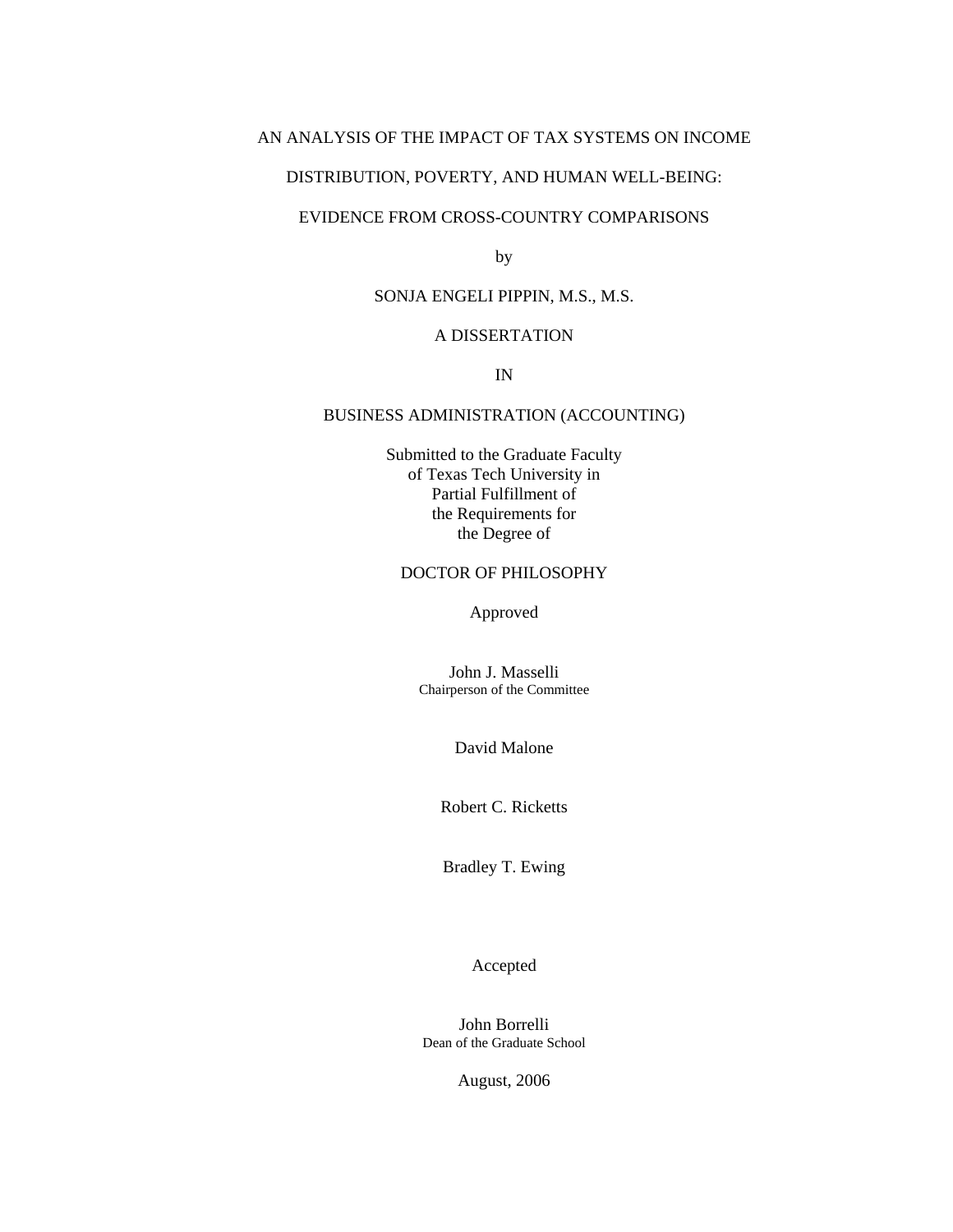# AN ANALYSIS OF THE IMPACT OF TAX SYSTEMS ON INCOME DISTRIBUTION, POVERTY, AND HUMAN WELL-BEING: EVIDENCE FROM CROSS-COUNTRY COMPARISONS

by

SONJA ENGELI PIPPIN, M.S., M.S.

A DISSERTATION

IN

BUSINESS ADMINISTRATION (ACCOUNTING)

Submitted to the Graduate Faculty
of Texas Tech University in
Partial Fulfillment of
the Requirements for
the Degree of

DOCTOR OF PHILOSOPHY

Approved

John J. Masselli
Chairperson of the Committee

David Malone

Robert C. Ricketts

Bradley T. Ewing

Accepted

John Borrelli
Dean of the Graduate School

August, 2006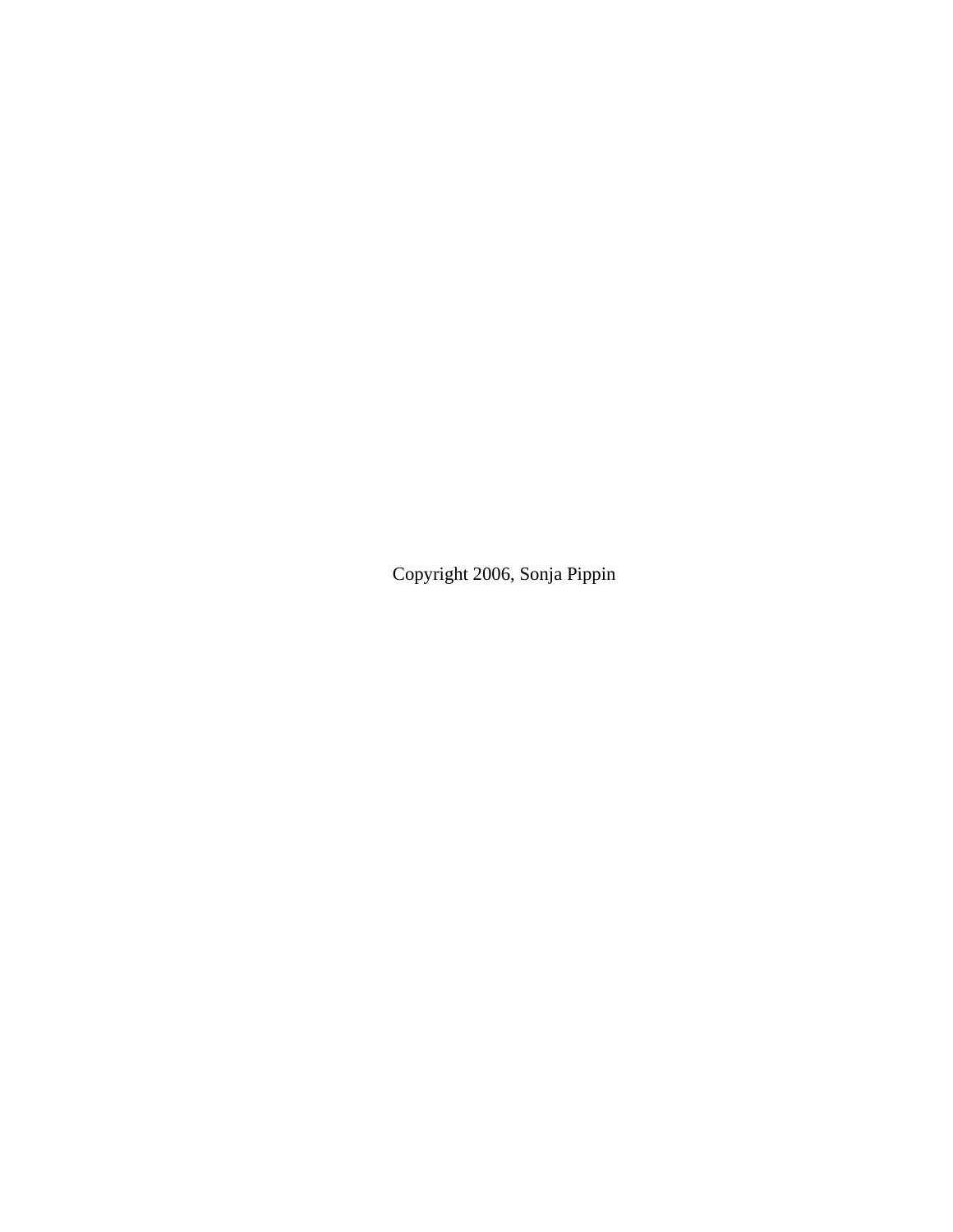Copyright 2006, Sonja Pippin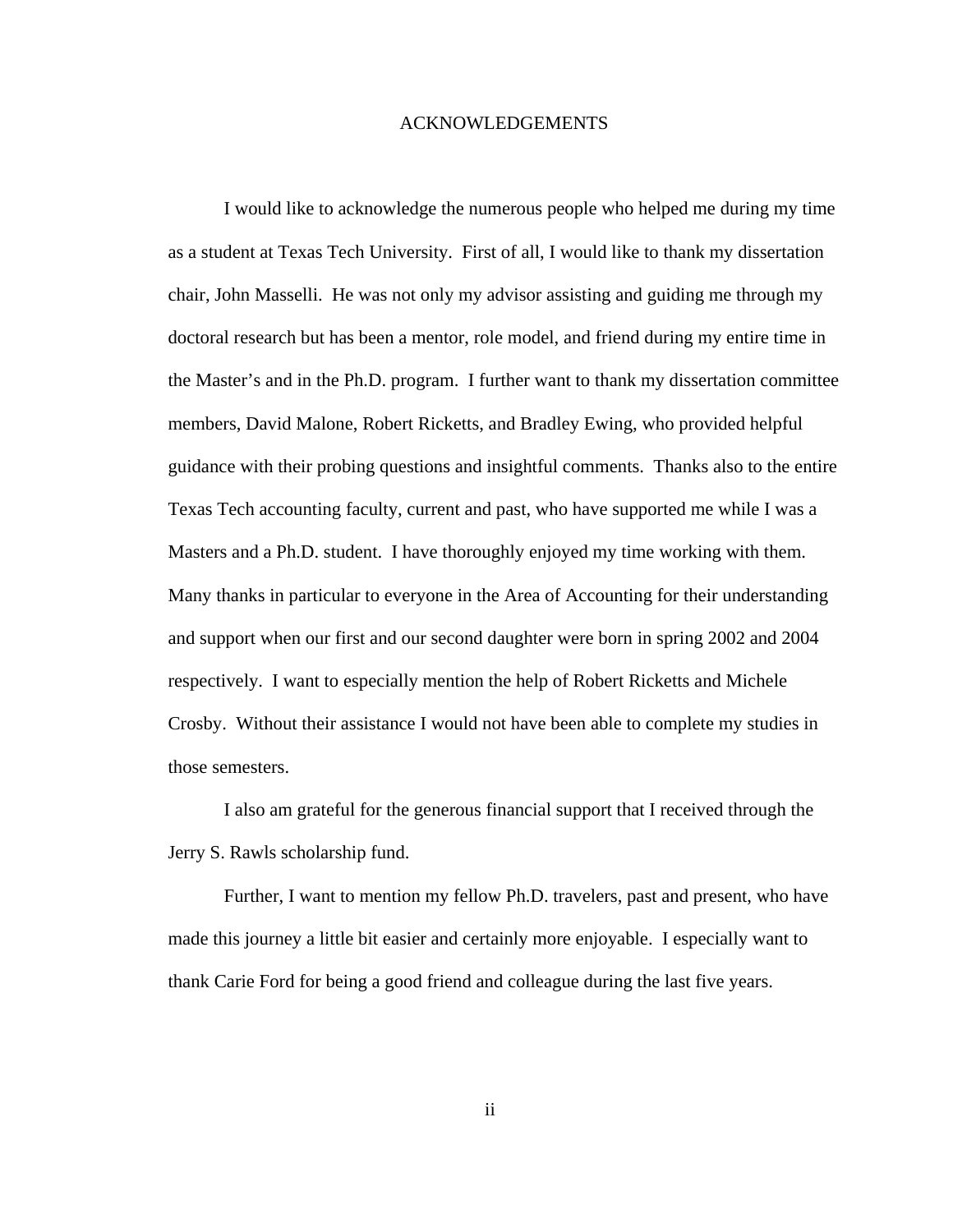# ACKNOWLEDGEMENTS

I would like to acknowledge the numerous people who helped me during my time as a student at Texas Tech University. First of all, I would like to thank my dissertation chair, John Masselli. He was not only my advisor assisting and guiding me through my doctoral research but has been a mentor, role model, and friend during my entire time in the Master's and in the Ph.D. program. I further want to thank my dissertation committee members, David Malone, Robert Ricketts, and Bradley Ewing, who provided helpful guidance with their probing questions and insightful comments. Thanks also to the entire Texas Tech accounting faculty, current and past, who have supported me while I was a Masters and a Ph.D. student. I have thoroughly enjoyed my time working with them. Many thanks in particular to everyone in the Area of Accounting for their understanding and support when our first and our second daughter were born in spring 2002 and 2004 respectively. I want to especially mention the help of Robert Ricketts and Michele Crosby. Without their assistance I would not have been able to complete my studies in those semesters.

I also am grateful for the generous financial support that I received through the Jerry S. Rawls scholarship fund.

Further, I want to mention my fellow Ph.D. travelers, past and present, who have made this journey a little bit easier and certainly more enjoyable. I especially want to thank Carie Ford for being a good friend and colleague during the last five years.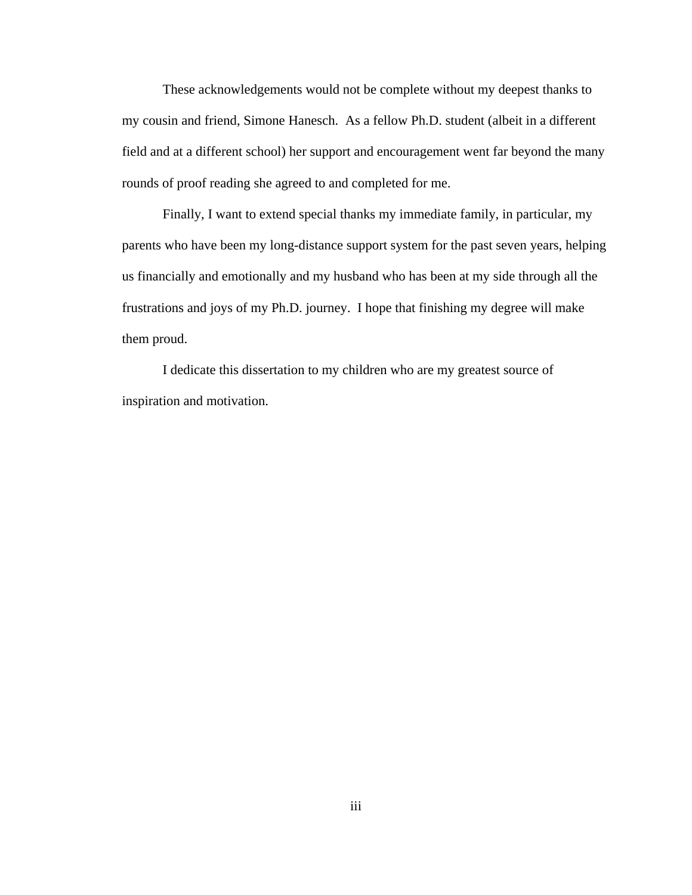These acknowledgements would not be complete without my deepest thanks to my cousin and friend, Simone Hanesch. As a fellow Ph.D. student (albeit in a different field and at a different school) her support and encouragement went far beyond the many rounds of proof reading she agreed to and completed for me.

Finally, I want to extend special thanks my immediate family, in particular, my parents who have been my long-distance support system for the past seven years, helping us financially and emotionally and my husband who has been at my side through all the frustrations and joys of my Ph.D. journey. I hope that finishing my degree will make them proud.

I dedicate this dissertation to my children who are my greatest source of inspiration and motivation.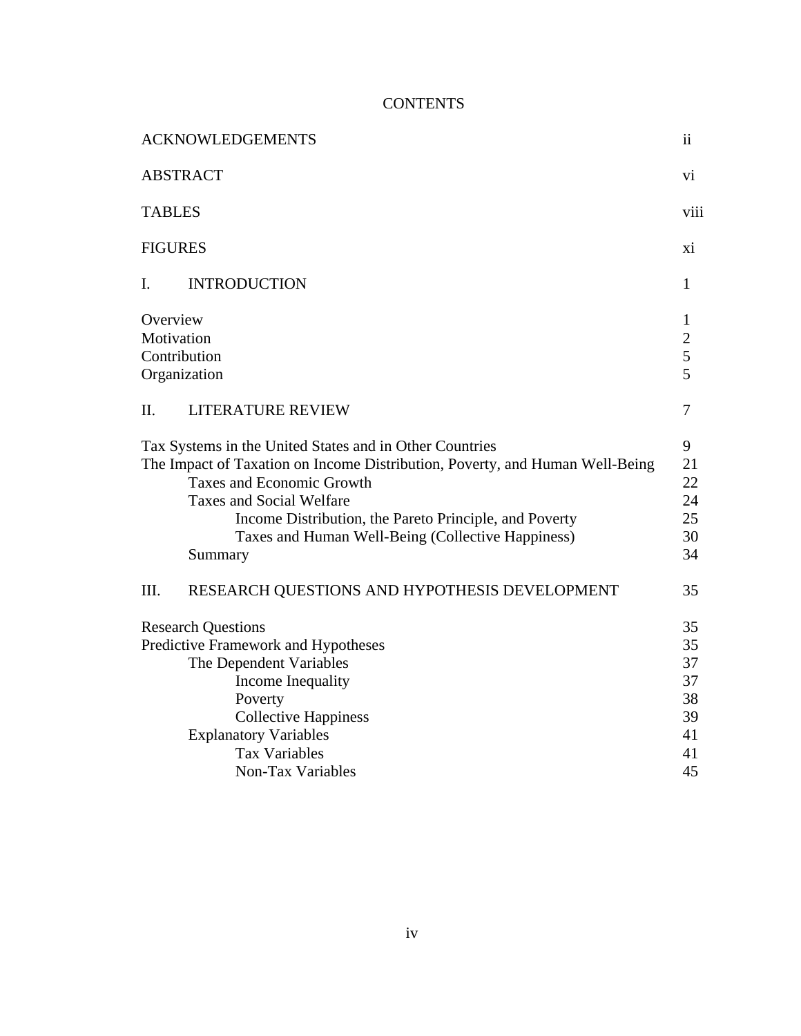# CONTENTS

| | |
|---|---|
| ACKNOWLEDGEMENTS | ii |
| ABSTRACT | vi |
| TABLES | viii |
| FIGURES | xi |
| I. INTRODUCTION | 1 |
| Overview | 1 |
| Motivation | 2 |
| Contribution | 5 |
| Organization | 5 |
| II. LITERATURE REVIEW | 7 |
| Tax Systems in the United States and in Other Countries | 9 |
| The Impact of Taxation on Income Distribution, Poverty, and Human Well-Being | 21 |
| Taxes and Economic Growth | 22 |
| Taxes and Social Welfare | 24 |
| Income Distribution, the Pareto Principle, and Poverty | 25 |
| Taxes and Human Well-Being (Collective Happiness) | 30 |
| Summary | 34 |
| III. RESEARCH QUESTIONS AND HYPOTHESIS DEVELOPMENT | 35 |
| Research Questions | 35 |
| Predictive Framework and Hypotheses | 35 |
| The Dependent Variables | 37 |
| Income Inequality | 37 |
| Poverty | 38 |
| Collective Happiness | 39 |
| Explanatory Variables | 41 |
| Tax Variables | 41 |
| Non-Tax Variables | 45 |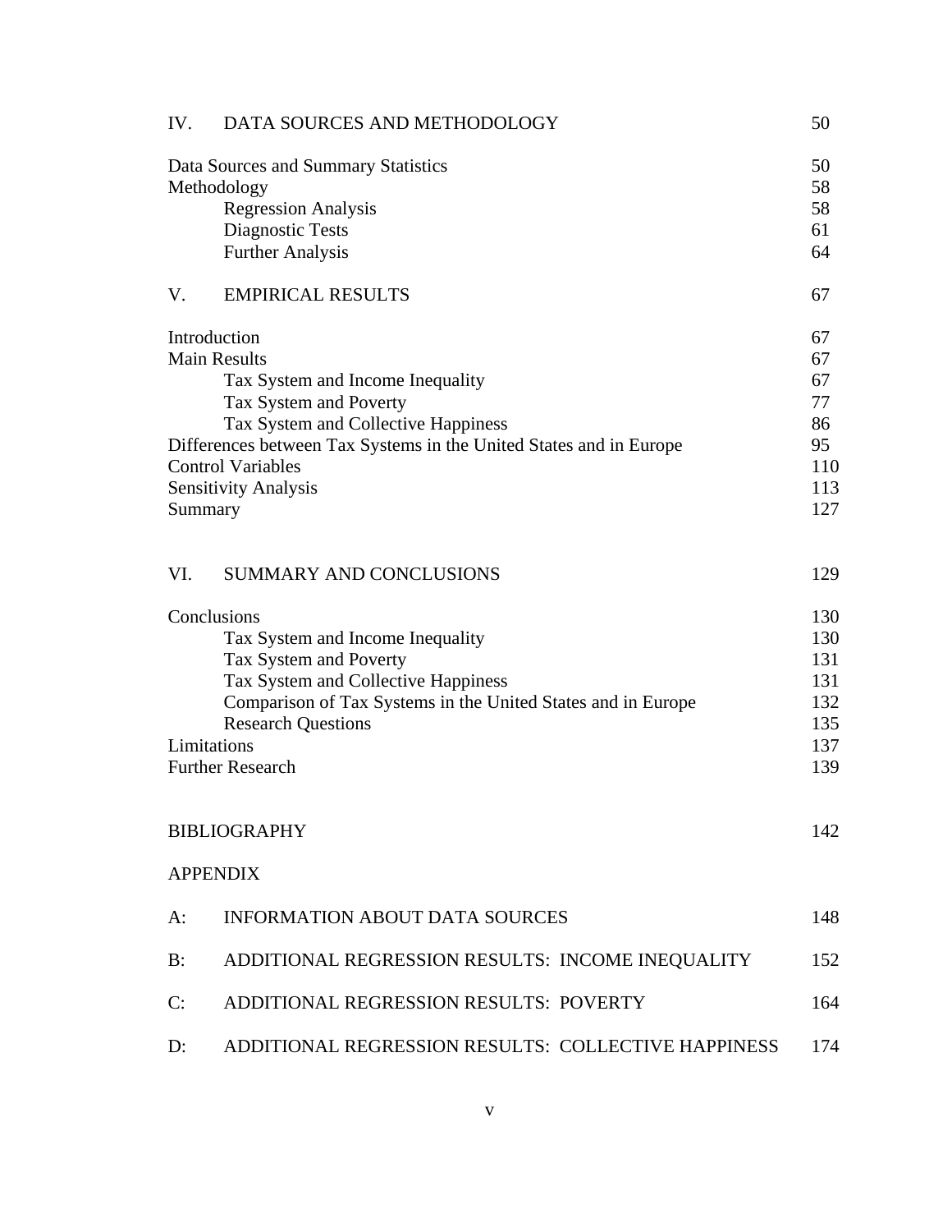| | | |
|---|---|---|
| IV. | DATA SOURCES AND METHODOLOGY | 50 |
| | Data Sources and Summary Statistics | 50 |
| | Methodology | 58 |
| | Regression Analysis | 58 |
| | Diagnostic Tests | 61 |
| | Further Analysis | 64 |
| V. | EMPIRICAL RESULTS | 67 |
| | Introduction | 67 |
| | Main Results | 67 |
| | Tax System and Income Inequality | 67 |
| | Tax System and Poverty | 77 |
| | Tax System and Collective Happiness | 86 |
| | Differences between Tax Systems in the United States and in Europe | 95 |
| | Control Variables | 110 |
| | Sensitivity Analysis | 113 |
| | Summary | 127 |
| VI. | SUMMARY AND CONCLUSIONS | 129 |
| | Conclusions | 130 |
| | Tax System and Income Inequality | 130 |
| | Tax System and Poverty | 131 |
| | Tax System and Collective Happiness | 131 |
| | Comparison of Tax Systems in the United States and in Europe | 132 |
| | Research Questions | 135 |
| | Limitations | 137 |
| | Further Research | 139 |
| | BIBLIOGRAPHY | 142 |
| | APPENDIX | |
| A: | INFORMATION ABOUT DATA SOURCES | 148 |
| B: | ADDITIONAL REGRESSION RESULTS: INCOME INEQUALITY | 152 |
| C: | ADDITIONAL REGRESSION RESULTS: POVERTY | 164 |
| D: | ADDITIONAL REGRESSION RESULTS: COLLECTIVE HAPPINESS | 174 |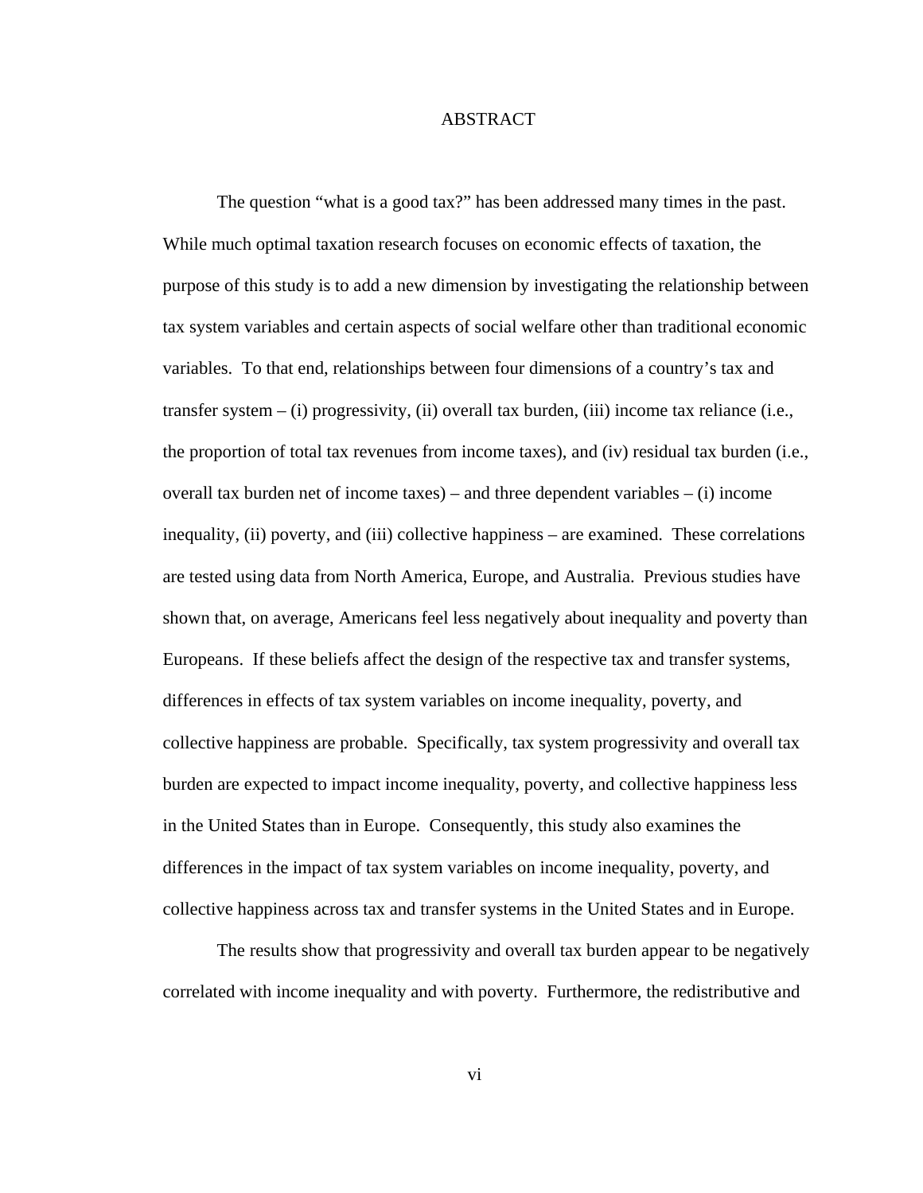# ABSTRACT

The question “what is a good tax?” has been addressed many times in the past. While much optimal taxation research focuses on economic effects of taxation, the purpose of this study is to add a new dimension by investigating the relationship between tax system variables and certain aspects of social welfare other than traditional economic variables. To that end, relationships between four dimensions of a country’s tax and transfer system – (i) progressivity, (ii) overall tax burden, (iii) income tax reliance (i.e., the proportion of total tax revenues from income taxes), and (iv) residual tax burden (i.e., overall tax burden net of income taxes) – and three dependent variables – (i) income inequality, (ii) poverty, and (iii) collective happiness – are examined. These correlations are tested using data from North America, Europe, and Australia. Previous studies have shown that, on average, Americans feel less negatively about inequality and poverty than Europeans. If these beliefs affect the design of the respective tax and transfer systems, differences in effects of tax system variables on income inequality, poverty, and collective happiness are probable. Specifically, tax system progressivity and overall tax burden are expected to impact income inequality, poverty, and collective happiness less in the United States than in Europe. Consequently, this study also examines the differences in the impact of tax system variables on income inequality, poverty, and collective happiness across tax and transfer systems in the United States and in Europe.

The results show that progressivity and overall tax burden appear to be negatively correlated with income inequality and with poverty. Furthermore, the redistributive and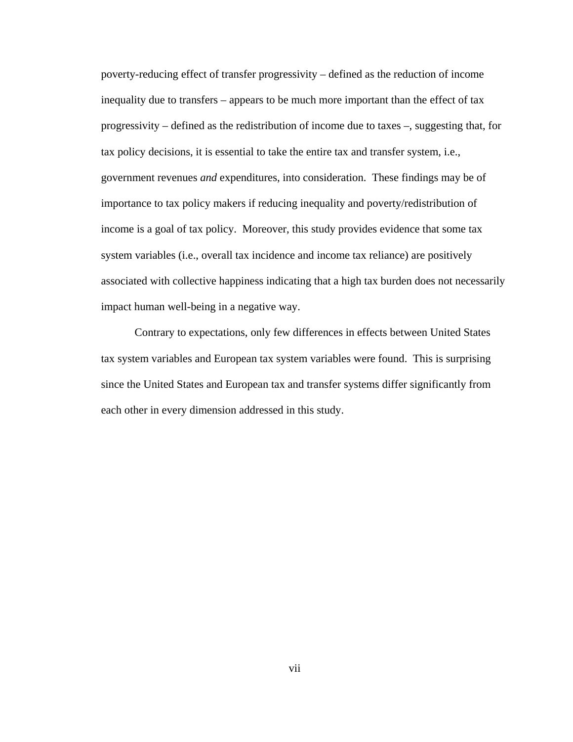poverty-reducing effect of transfer progressivity – defined as the reduction of income inequality due to transfers – appears to be much more important than the effect of tax progressivity – defined as the redistribution of income due to taxes –, suggesting that, for tax policy decisions, it is essential to take the entire tax and transfer system, i.e., government revenues *and* expenditures, into consideration. These findings may be of importance to tax policy makers if reducing inequality and poverty/redistribution of income is a goal of tax policy. Moreover, this study provides evidence that some tax system variables (i.e., overall tax incidence and income tax reliance) are positively associated with collective happiness indicating that a high tax burden does not necessarily impact human well-being in a negative way.

Contrary to expectations, only few differences in effects between United States tax system variables and European tax system variables were found. This is surprising since the United States and European tax and transfer systems differ significantly from each other in every dimension addressed in this study.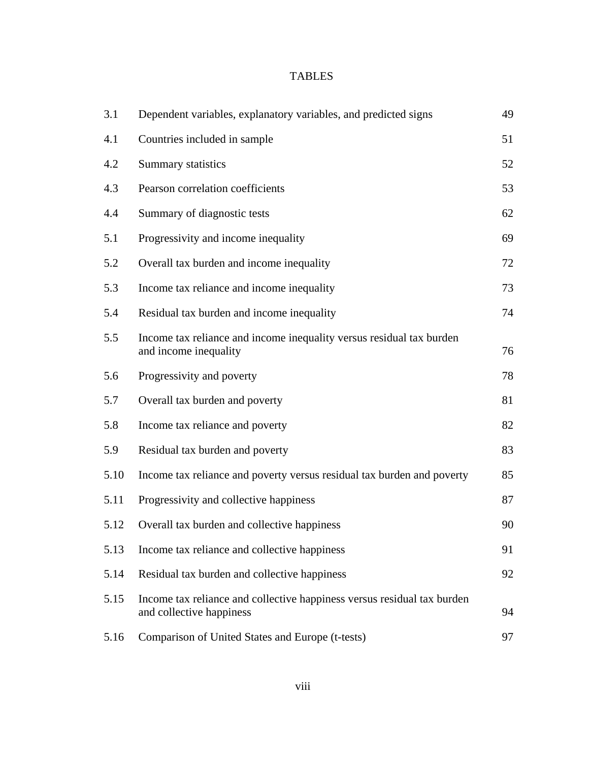# TABLES

| | | |
|---|---|---|
| 3.1 | Dependent variables, explanatory variables, and predicted signs | 49 |
| 4.1 | Countries included in sample | 51 |
| 4.2 | Summary statistics | 52 |
| 4.3 | Pearson correlation coefficients | 53 |
| 4.4 | Summary of diagnostic tests | 62 |
| 5.1 | Progressivity and income inequality | 69 |
| 5.2 | Overall tax burden and income inequality | 72 |
| 5.3 | Income tax reliance and income inequality | 73 |
| 5.4 | Residual tax burden and income inequality | 74 |
| 5.5 | Income tax reliance and income inequality versus residual tax burden and income inequality | 76 |
| 5.6 | Progressivity and poverty | 78 |
| 5.7 | Overall tax burden and poverty | 81 |
| 5.8 | Income tax reliance and poverty | 82 |
| 5.9 | Residual tax burden and poverty | 83 |
| 5.10 | Income tax reliance and poverty versus residual tax burden and poverty | 85 |
| 5.11 | Progressivity and collective happiness | 87 |
| 5.12 | Overall tax burden and collective happiness | 90 |
| 5.13 | Income tax reliance and collective happiness | 91 |
| 5.14 | Residual tax burden and collective happiness | 92 |
| 5.15 | Income tax reliance and collective happiness versus residual tax burden and collective happiness | 94 |
| 5.16 | Comparison of United States and Europe (t-tests) | 97 |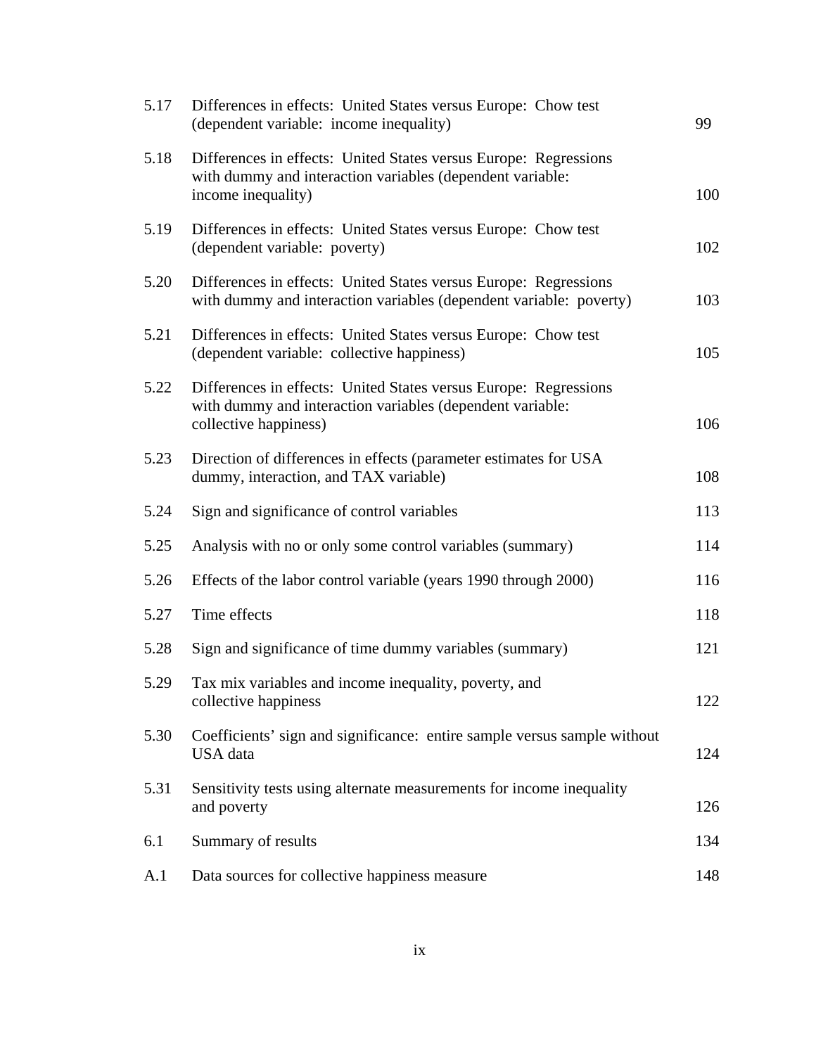| | | |
|---|---|---|
| 5.17 | Differences in effects: United States versus Europe: Chow test (dependent variable: income inequality) | 99 |
| 5.18 | Differences in effects: United States versus Europe: Regressions with dummy and interaction variables (dependent variable: income inequality) | 100 |
| 5.19 | Differences in effects: United States versus Europe: Chow test (dependent variable: poverty) | 102 |
| 5.20 | Differences in effects: United States versus Europe: Regressions with dummy and interaction variables (dependent variable: poverty) | 103 |
| 5.21 | Differences in effects: United States versus Europe: Chow test (dependent variable: collective happiness) | 105 |
| 5.22 | Differences in effects: United States versus Europe: Regressions with dummy and interaction variables (dependent variable: collective happiness) | 106 |
| 5.23 | Direction of differences in effects (parameter estimates for USA dummy, interaction, and TAX variable) | 108 |
| 5.24 | Sign and significance of control variables | 113 |
| 5.25 | Analysis with no or only some control variables (summary) | 114 |
| 5.26 | Effects of the labor control variable (years 1990 through 2000) | 116 |
| 5.27 | Time effects | 118 |
| 5.28 | Sign and significance of time dummy variables (summary) | 121 |
| 5.29 | Tax mix variables and income inequality, poverty, and collective happiness | 122 |
| 5.30 | Coefficients' sign and significance: entire sample versus sample without USA data | 124 |
| 5.31 | Sensitivity tests using alternate measurements for income inequality and poverty | 126 |
| 6.1 | Summary of results | 134 |
| A.1 | Data sources for collective happiness measure | 148 |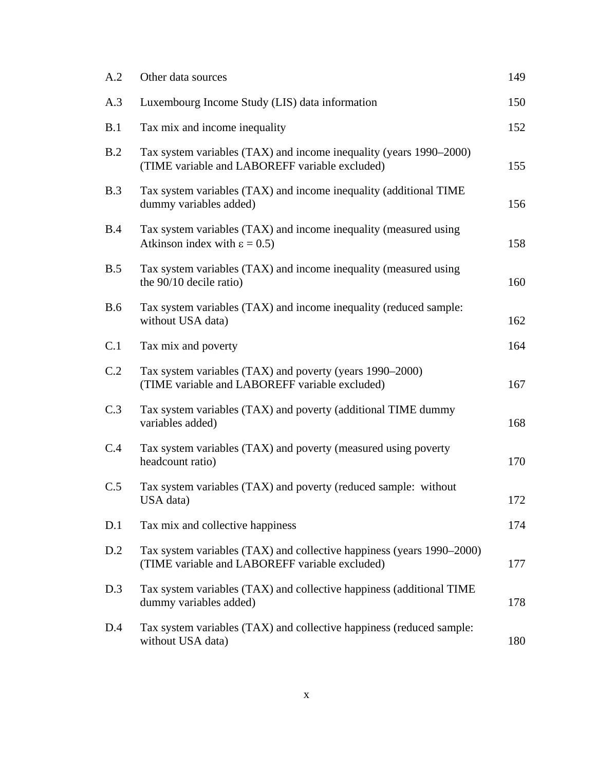| | | |
|---|---|---|
| A.2 | Other data sources | 149 |
| A.3 | Luxembourg Income Study (LIS) data information | 150 |
| B.1 | Tax mix and income inequality | 152 |
| B.2 | Tax system variables (TAX) and income inequality (years 1990–2000) (TIME variable and LABOREFF variable excluded) | 155 |
| B.3 | Tax system variables (TAX) and income inequality (additional TIME dummy variables added) | 156 |
| B.4 | Tax system variables (TAX) and income inequality (measured using Atkinson index with $\varepsilon = 0.5$) | 158 |
| B.5 | Tax system variables (TAX) and income inequality (measured using the 90/10 decile ratio) | 160 |
| B.6 | Tax system variables (TAX) and income inequality (reduced sample: without USA data) | 162 |
| C.1 | Tax mix and poverty | 164 |
| C.2 | Tax system variables (TAX) and poverty (years 1990–2000) (TIME variable and LABOREFF variable excluded) | 167 |
| C.3 | Tax system variables (TAX) and poverty (additional TIME dummy variables added) | 168 |
| C.4 | Tax system variables (TAX) and poverty (measured using poverty headcount ratio) | 170 |
| C.5 | Tax system variables (TAX) and poverty (reduced sample: without USA data) | 172 |
| D.1 | Tax mix and collective happiness | 174 |
| D.2 | Tax system variables (TAX) and collective happiness (years 1990–2000) (TIME variable and LABOREFF variable excluded) | 177 |
| D.3 | Tax system variables (TAX) and collective happiness (additional TIME dummy variables added) | 178 |
| D.4 | Tax system variables (TAX) and collective happiness (reduced sample: without USA data) | 180 |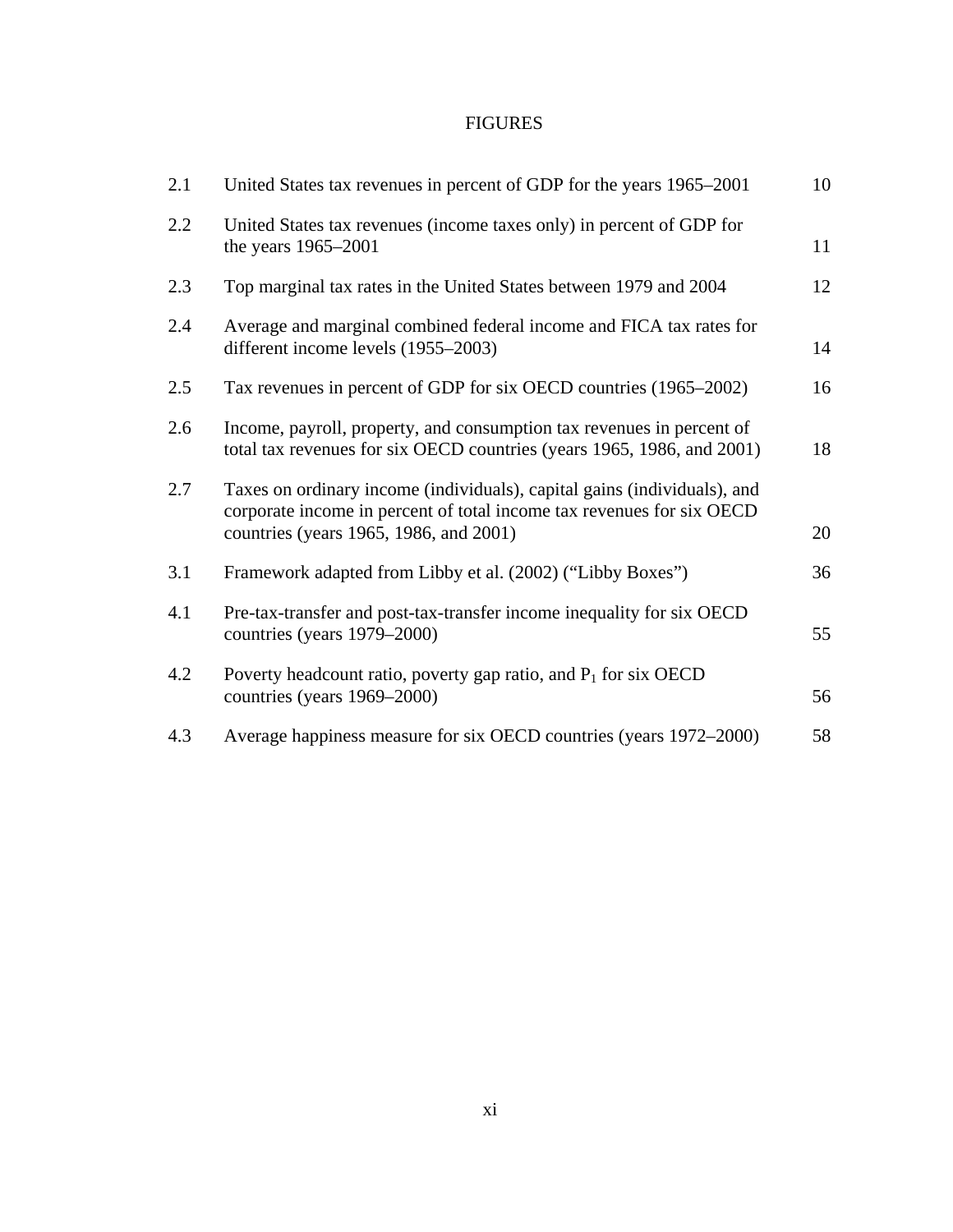# FIGURES

| | | |
|---|---|---|
| 2.1 | United States tax revenues in percent of GDP for the years 1965–2001 | 10 |
| 2.2 | United States tax revenues (income taxes only) in percent of GDP for the years 1965–2001 | 11 |
| 2.3 | Top marginal tax rates in the United States between 1979 and 2004 | 12 |
| 2.4 | Average and marginal combined federal income and FICA tax rates for different income levels (1955–2003) | 14 |
| 2.5 | Tax revenues in percent of GDP for six OECD countries (1965–2002) | 16 |
| 2.6 | Income, payroll, property, and consumption tax revenues in percent of total tax revenues for six OECD countries (years 1965, 1986, and 2001) | 18 |
| 2.7 | Taxes on ordinary income (individuals), capital gains (individuals), and corporate income in percent of total income tax revenues for six OECD countries (years 1965, 1986, and 2001) | 20 |
| 3.1 | Framework adapted from Libby et al. (2002) ("Libby Boxes") | 36 |
| 4.1 | Pre-tax-transfer and post-tax-transfer income inequality for six OECD countries (years 1979–2000) | 55 |
| 4.2 | Poverty headcount ratio, poverty gap ratio, and $P_1$ for six OECD countries (years 1969–2000) | 56 |
| 4.3 | Average happiness measure for six OECD countries (years 1972–2000) | 58 |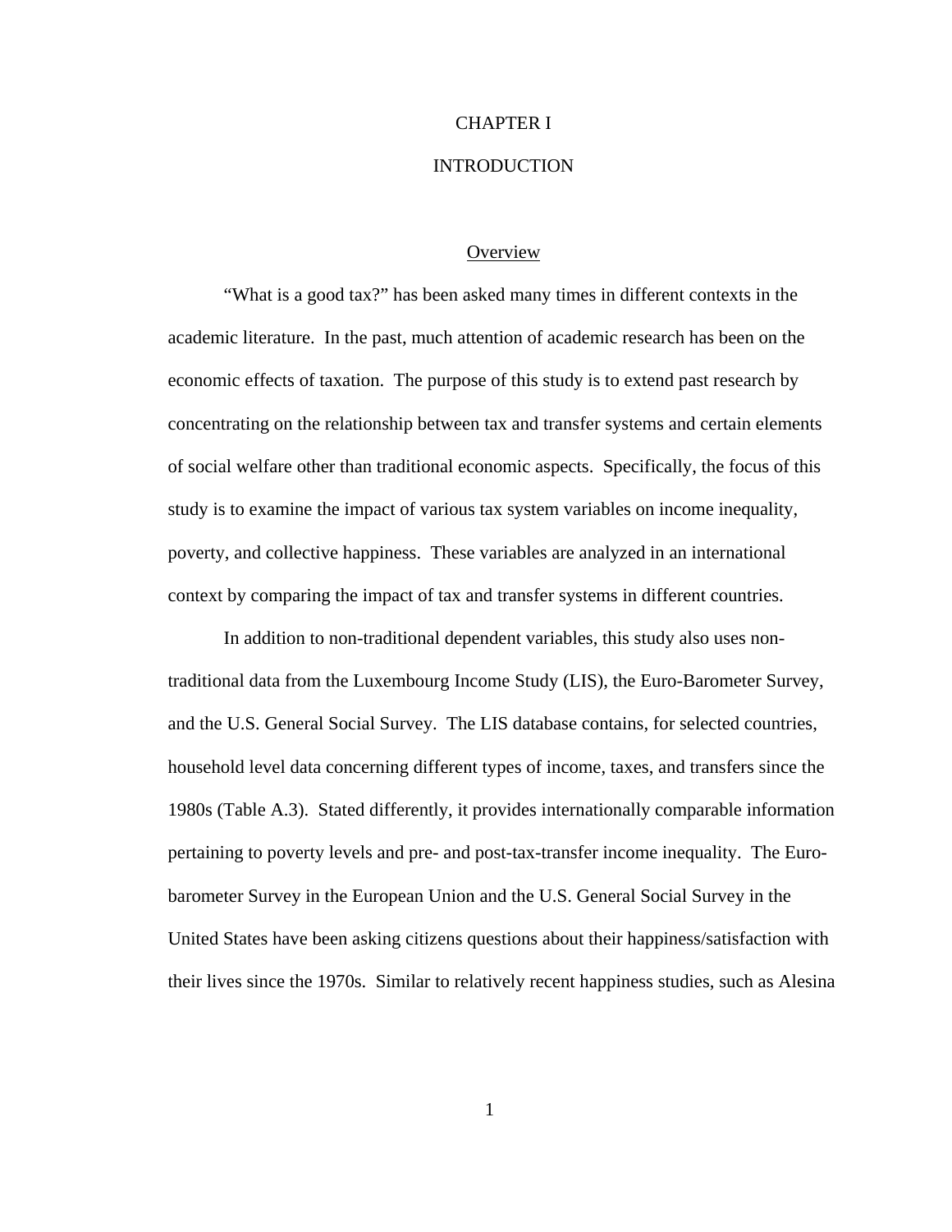# CHAPTER I

# INTRODUCTION

## Overview

"What is a good tax?" has been asked many times in different contexts in the academic literature. In the past, much attention of academic research has been on the economic effects of taxation. The purpose of this study is to extend past research by concentrating on the relationship between tax and transfer systems and certain elements of social welfare other than traditional economic aspects. Specifically, the focus of this study is to examine the impact of various tax system variables on income inequality, poverty, and collective happiness. These variables are analyzed in an international context by comparing the impact of tax and transfer systems in different countries.

In addition to non-traditional dependent variables, this study also uses non-traditional data from the Luxembourg Income Study (LIS), the Euro-Barometer Survey, and the U.S. General Social Survey. The LIS database contains, for selected countries, household level data concerning different types of income, taxes, and transfers since the 1980s (Table A.3). Stated differently, it provides internationally comparable information pertaining to poverty levels and pre- and post-tax-transfer income inequality. The Euro-barometer Survey in the European Union and the U.S. General Social Survey in the United States have been asking citizens questions about their happiness/satisfaction with their lives since the 1970s. Similar to relatively recent happiness studies, such as Alesina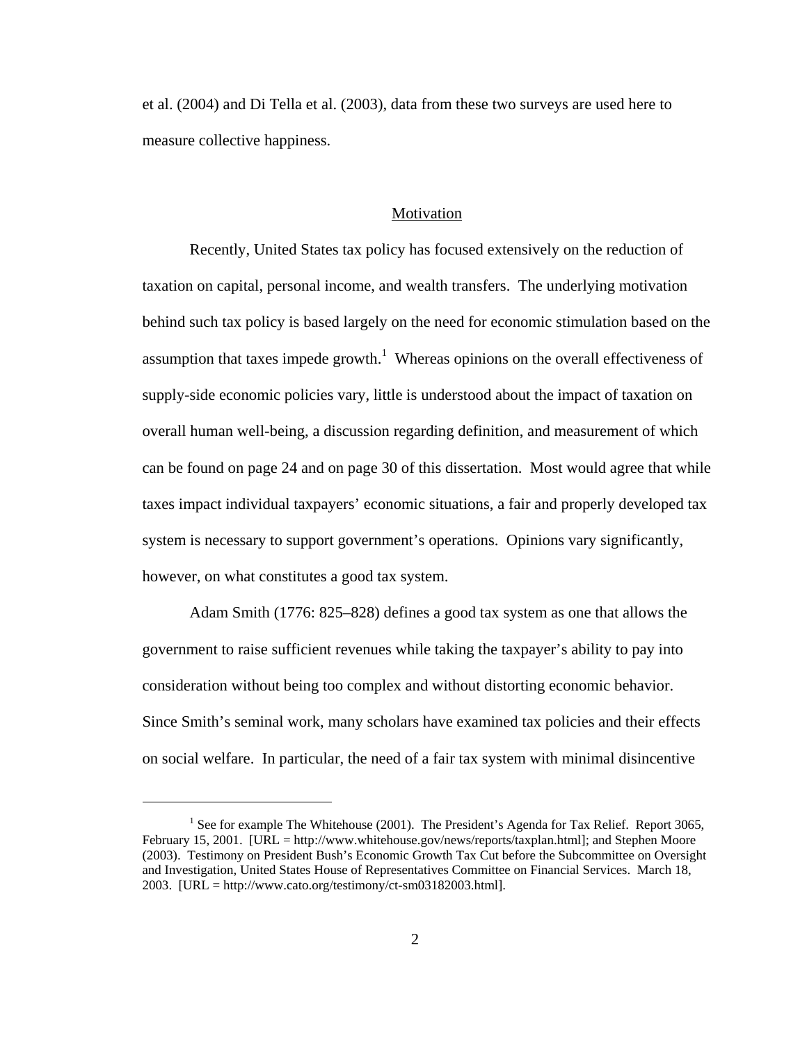et al. (2004) and Di Tella et al. (2003), data from these two surveys are used here to measure collective happiness.

## Motivation

Recently, United States tax policy has focused extensively on the reduction of taxation on capital, personal income, and wealth transfers. The underlying motivation behind such tax policy is based largely on the need for economic stimulation based on the assumption that taxes impede growth.[1] Whereas opinions on the overall effectiveness of supply-side economic policies vary, little is understood about the impact of taxation on overall human well-being, a discussion regarding definition, and measurement of which can be found on page 24 and on page 30 of this dissertation. Most would agree that while taxes impact individual taxpayers' economic situations, a fair and properly developed tax system is necessary to support government's operations. Opinions vary significantly, however, on what constitutes a good tax system.

Adam Smith (1776: 825–828) defines a good tax system as one that allows the government to raise sufficient revenues while taking the taxpayer's ability to pay into consideration without being too complex and without distorting economic behavior. Since Smith's seminal work, many scholars have examined tax policies and their effects on social welfare. In particular, the need of a fair tax system with minimal disincentive

---

[1] See for example The Whitehouse (2001). The President's Agenda for Tax Relief. Report 3065, February 15, 2001. [URL = http://www.whitehouse.gov/news/reports/taxplan.html]; and Stephen Moore (2003). Testimony on President Bush's Economic Growth Tax Cut before the Subcommittee on Oversight and Investigation, United States House of Representatives Committee on Financial Services. March 18, 2003. [URL = http://www.cato.org/testimony/ct-sm03182003.html].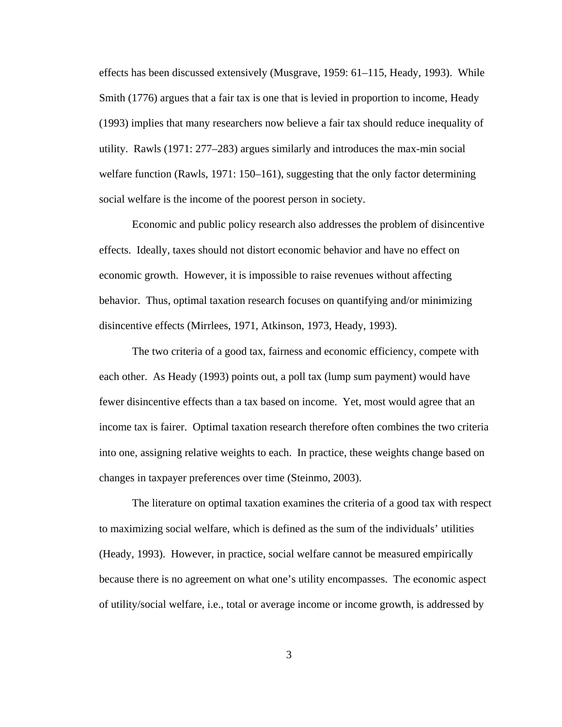effects has been discussed extensively (Musgrave, 1959: 61–115, Heady, 1993). While Smith (1776) argues that a fair tax is one that is levied in proportion to income, Heady (1993) implies that many researchers now believe a fair tax should reduce inequality of utility. Rawls (1971: 277–283) argues similarly and introduces the max-min social welfare function (Rawls, 1971: 150–161), suggesting that the only factor determining social welfare is the income of the poorest person in society.

Economic and public policy research also addresses the problem of disincentive effects. Ideally, taxes should not distort economic behavior and have no effect on economic growth. However, it is impossible to raise revenues without affecting behavior. Thus, optimal taxation research focuses on quantifying and/or minimizing disincentive effects (Mirrlees, 1971, Atkinson, 1973, Heady, 1993).

The two criteria of a good tax, fairness and economic efficiency, compete with each other. As Heady (1993) points out, a poll tax (lump sum payment) would have fewer disincentive effects than a tax based on income. Yet, most would agree that an income tax is fairer. Optimal taxation research therefore often combines the two criteria into one, assigning relative weights to each. In practice, these weights change based on changes in taxpayer preferences over time (Steinmo, 2003).

The literature on optimal taxation examines the criteria of a good tax with respect to maximizing social welfare, which is defined as the sum of the individuals' utilities (Heady, 1993). However, in practice, social welfare cannot be measured empirically because there is no agreement on what one's utility encompasses. The economic aspect of utility/social welfare, i.e., total or average income or income growth, is addressed by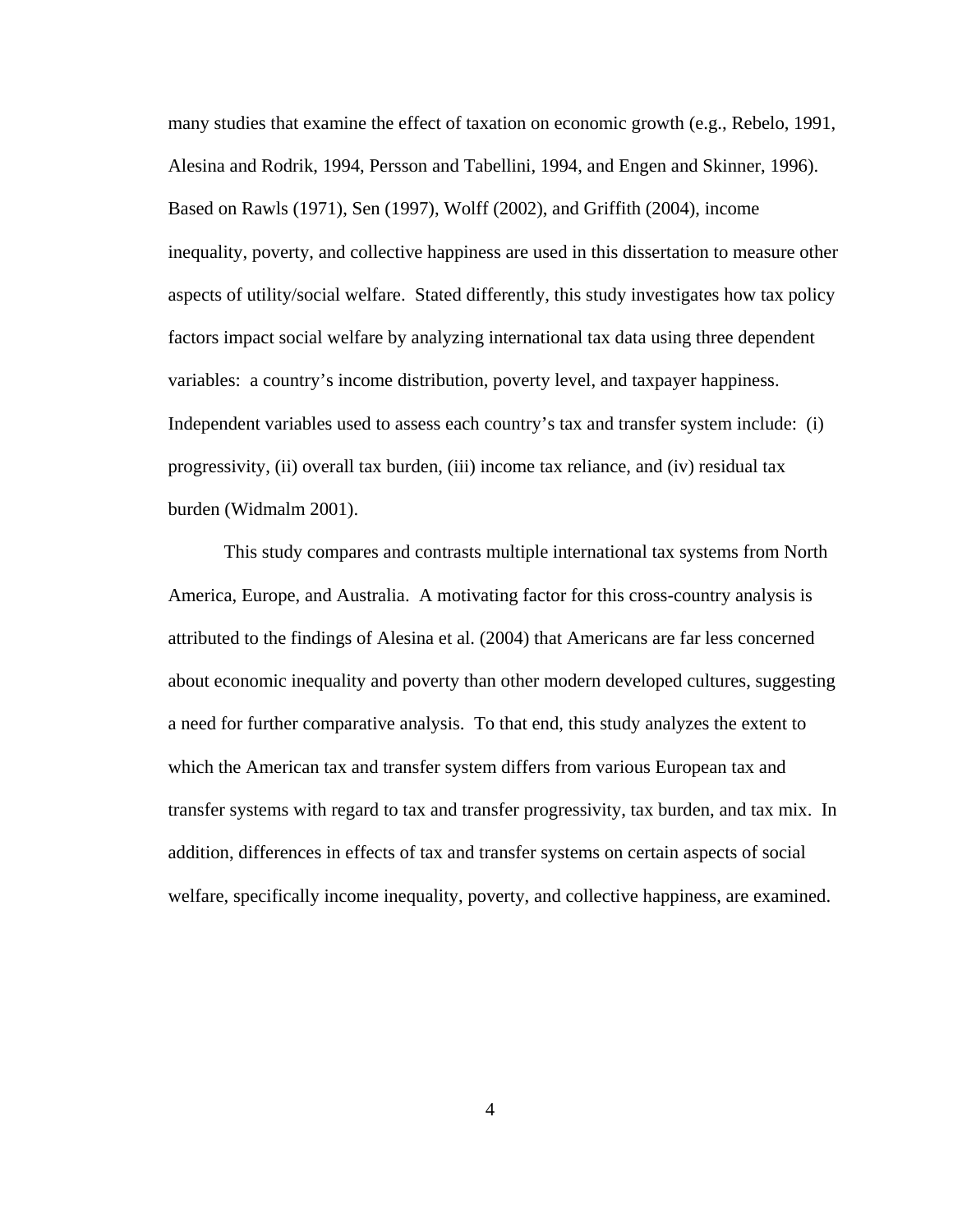many studies that examine the effect of taxation on economic growth (e.g., Rebelo, 1991, Alesina and Rodrik, 1994, Persson and Tabellini, 1994, and Engen and Skinner, 1996). Based on Rawls (1971), Sen (1997), Wolff (2002), and Griffith (2004), income inequality, poverty, and collective happiness are used in this dissertation to measure other aspects of utility/social welfare. Stated differently, this study investigates how tax policy factors impact social welfare by analyzing international tax data using three dependent variables: a country's income distribution, poverty level, and taxpayer happiness. Independent variables used to assess each country's tax and transfer system include: (i) progressivity, (ii) overall tax burden, (iii) income tax reliance, and (iv) residual tax burden (Widmalm 2001).

This study compares and contrasts multiple international tax systems from North America, Europe, and Australia. A motivating factor for this cross-country analysis is attributed to the findings of Alesina et al. (2004) that Americans are far less concerned about economic inequality and poverty than other modern developed cultures, suggesting a need for further comparative analysis. To that end, this study analyzes the extent to which the American tax and transfer system differs from various European tax and transfer systems with regard to tax and transfer progressivity, tax burden, and tax mix. In addition, differences in effects of tax and transfer systems on certain aspects of social welfare, specifically income inequality, poverty, and collective happiness, are examined.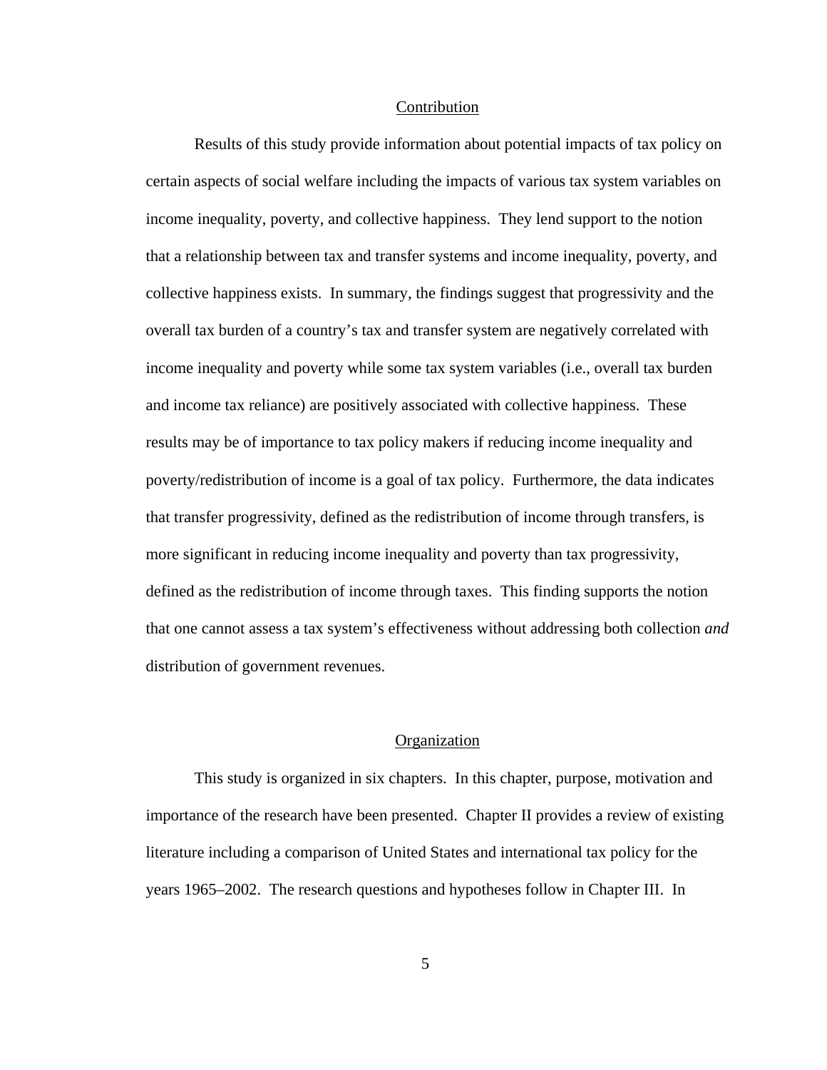## Contribution

Results of this study provide information about potential impacts of tax policy on certain aspects of social welfare including the impacts of various tax system variables on income inequality, poverty, and collective happiness. They lend support to the notion that a relationship between tax and transfer systems and income inequality, poverty, and collective happiness exists. In summary, the findings suggest that progressivity and the overall tax burden of a country's tax and transfer system are negatively correlated with income inequality and poverty while some tax system variables (i.e., overall tax burden and income tax reliance) are positively associated with collective happiness. These results may be of importance to tax policy makers if reducing income inequality and poverty/redistribution of income is a goal of tax policy. Furthermore, the data indicates that transfer progressivity, defined as the redistribution of income through transfers, is more significant in reducing income inequality and poverty than tax progressivity, defined as the redistribution of income through taxes. This finding supports the notion that one cannot assess a tax system's effectiveness without addressing both collection *and* distribution of government revenues.

## Organization

This study is organized in six chapters. In this chapter, purpose, motivation and importance of the research have been presented. Chapter II provides a review of existing literature including a comparison of United States and international tax policy for the years 1965–2002. The research questions and hypotheses follow in Chapter III. In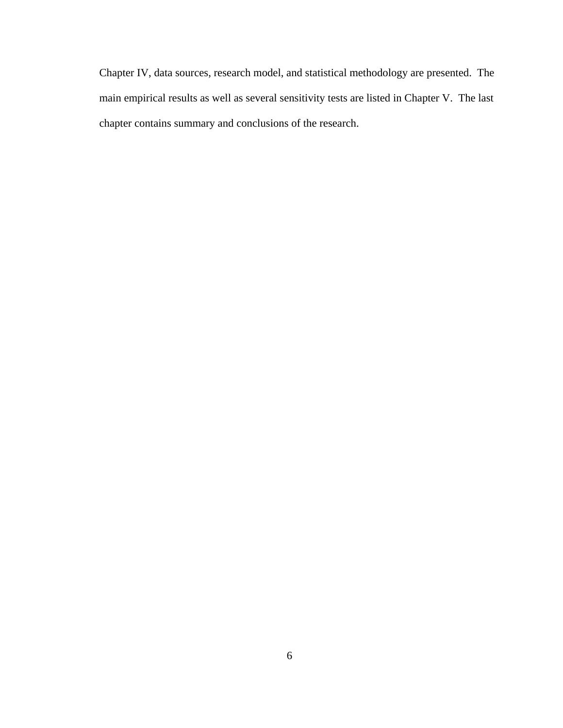Chapter IV, data sources, research model, and statistical methodology are presented. The main empirical results as well as several sensitivity tests are listed in Chapter V. The last chapter contains summary and conclusions of the research.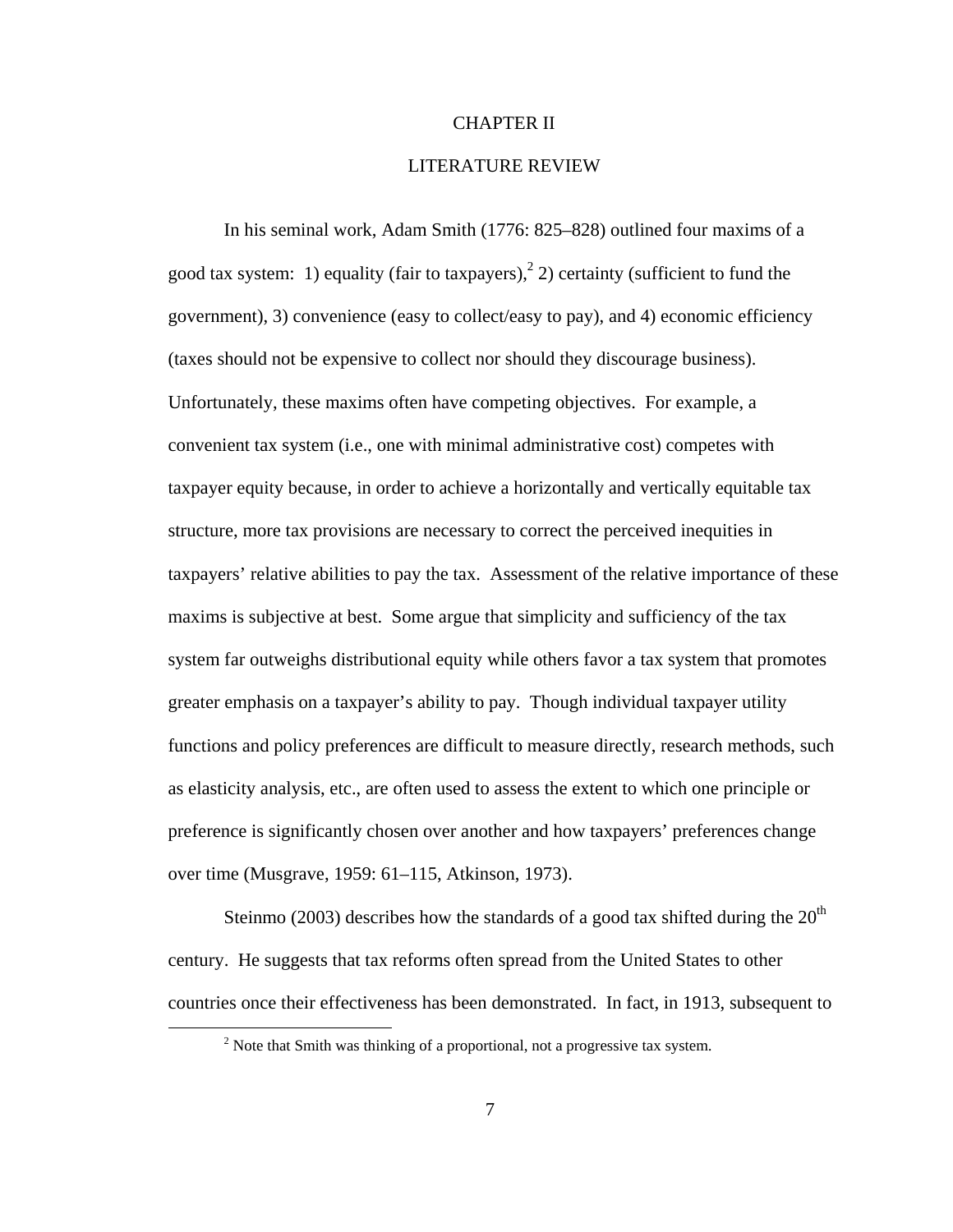# CHAPTER II

# LITERATURE REVIEW

In his seminal work, Adam Smith (1776: 825–828) outlined four maxims of a good tax system: 1) equality (fair to taxpayers),[2] 2) certainty (sufficient to fund the government), 3) convenience (easy to collect/easy to pay), and 4) economic efficiency (taxes should not be expensive to collect nor should they discourage business). Unfortunately, these maxims often have competing objectives. For example, a convenient tax system (i.e., one with minimal administrative cost) competes with taxpayer equity because, in order to achieve a horizontally and vertically equitable tax structure, more tax provisions are necessary to correct the perceived inequities in taxpayers' relative abilities to pay the tax. Assessment of the relative importance of these maxims is subjective at best. Some argue that simplicity and sufficiency of the tax system far outweighs distributional equity while others favor a tax system that promotes greater emphasis on a taxpayer's ability to pay. Though individual taxpayer utility functions and policy preferences are difficult to measure directly, research methods, such as elasticity analysis, etc., are often used to assess the extent to which one principle or preference is significantly chosen over another and how taxpayers' preferences change over time (Musgrave, 1959: 61–115, Atkinson, 1973).

Steinmo (2003) describes how the standards of a good tax shifted during the 20th century. He suggests that tax reforms often spread from the United States to other countries once their effectiveness has been demonstrated. In fact, in 1913, subsequent to

[2] Note that Smith was thinking of a proportional, not a progressive tax system.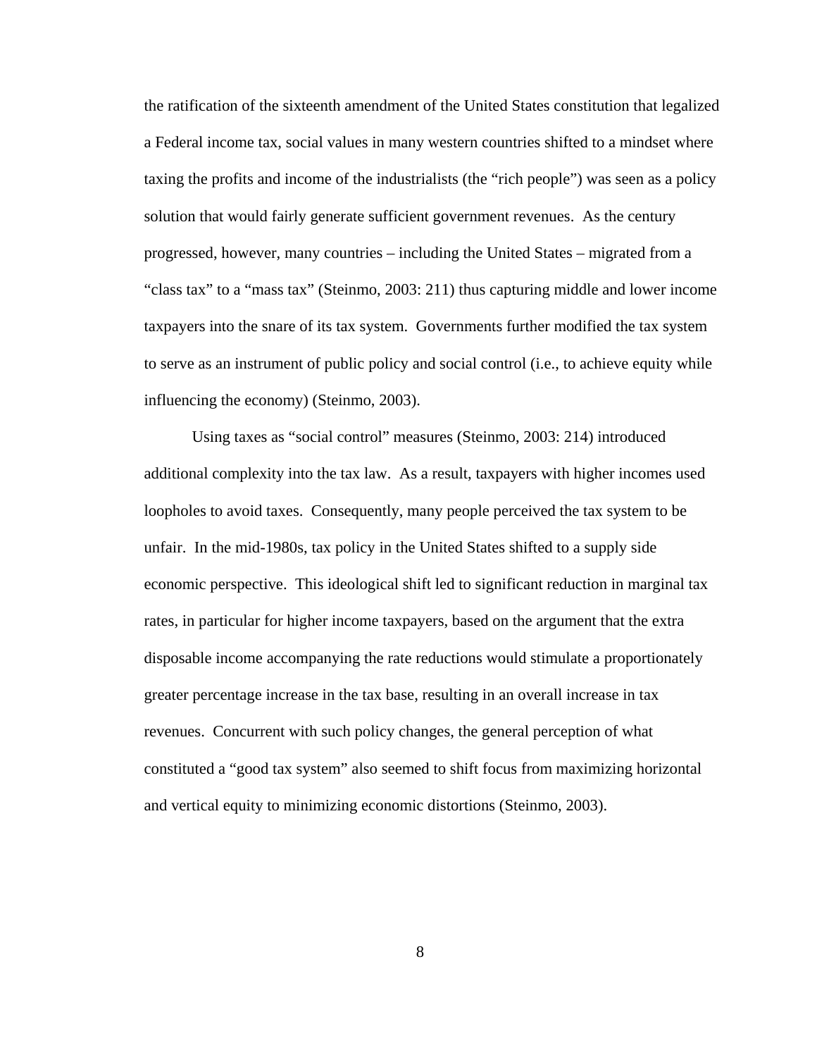the ratification of the sixteenth amendment of the United States constitution that legalized a Federal income tax, social values in many western countries shifted to a mindset where taxing the profits and income of the industrialists (the "rich people") was seen as a policy solution that would fairly generate sufficient government revenues. As the century progressed, however, many countries – including the United States – migrated from a "class tax" to a "mass tax" (Steinmo, 2003: 211) thus capturing middle and lower income taxpayers into the snare of its tax system. Governments further modified the tax system to serve as an instrument of public policy and social control (i.e., to achieve equity while influencing the economy) (Steinmo, 2003).

Using taxes as "social control" measures (Steinmo, 2003: 214) introduced additional complexity into the tax law. As a result, taxpayers with higher incomes used loopholes to avoid taxes. Consequently, many people perceived the tax system to be unfair. In the mid-1980s, tax policy in the United States shifted to a supply side economic perspective. This ideological shift led to significant reduction in marginal tax rates, in particular for higher income taxpayers, based on the argument that the extra disposable income accompanying the rate reductions would stimulate a proportionately greater percentage increase in the tax base, resulting in an overall increase in tax revenues. Concurrent with such policy changes, the general perception of what constituted a "good tax system" also seemed to shift focus from maximizing horizontal and vertical equity to minimizing economic distortions (Steinmo, 2003).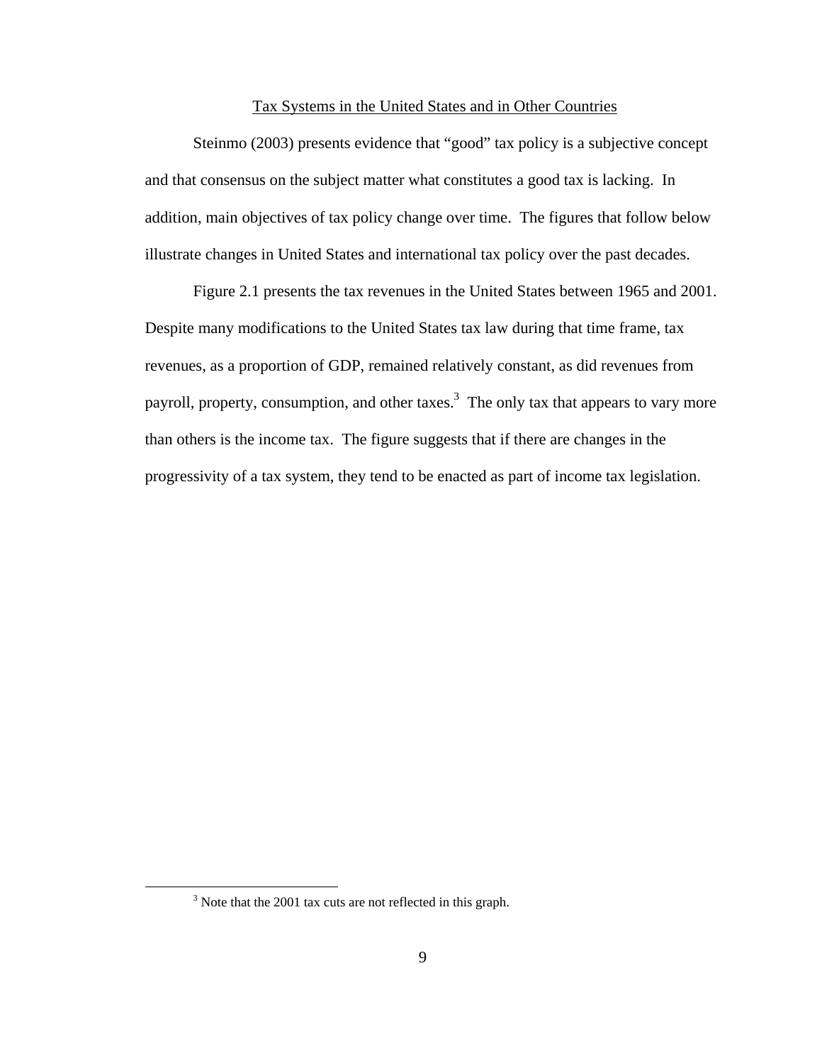## Tax Systems in the United States and in Other Countries

Steinmo (2003) presents evidence that "good" tax policy is a subjective concept and that consensus on the subject matter what constitutes a good tax is lacking. In addition, main objectives of tax policy change over time. The figures that follow below illustrate changes in United States and international tax policy over the past decades.

Figure 2.1 presents the tax revenues in the United States between 1965 and 2001. Despite many modifications to the United States tax law during that time frame, tax revenues, as a proportion of GDP, remained relatively constant, as did revenues from payroll, property, consumption, and other taxes.[3] The only tax that appears to vary more than others is the income tax. The figure suggests that if there are changes in the progressivity of a tax system, they tend to be enacted as part of income tax legislation.

---

[3] Note that the 2001 tax cuts are not reflected in this graph.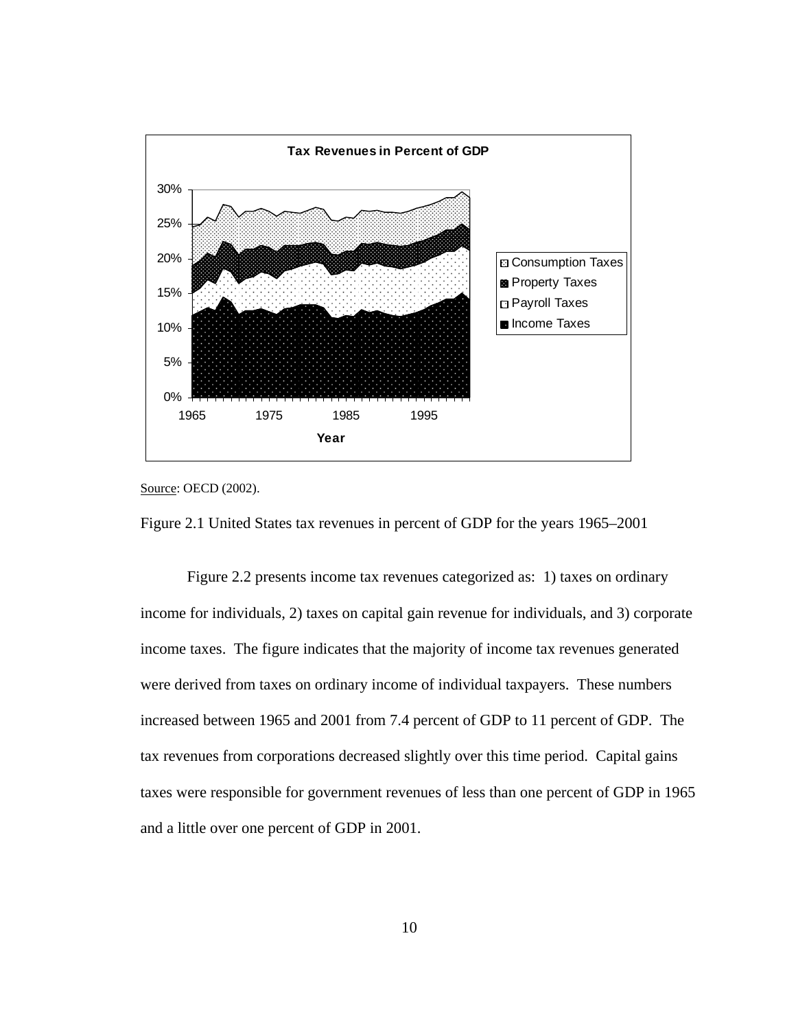Source: OECD (2002).

Figure 2.1 United States tax revenues in percent of GDP for the years 1965–2001

Figure 2.2 presents income tax revenues categorized as: 1) taxes on ordinary income for individuals, 2) taxes on capital gain revenue for individuals, and 3) corporate income taxes. The figure indicates that the majority of income tax revenues generated were derived from taxes on ordinary income of individual taxpayers. These numbers increased between 1965 and 2001 from 7.4 percent of GDP to 11 percent of GDP. The tax revenues from corporations decreased slightly over this time period. Capital gains taxes were responsible for government revenues of less than one percent of GDP in 1965 and a little over one percent of GDP in 2001.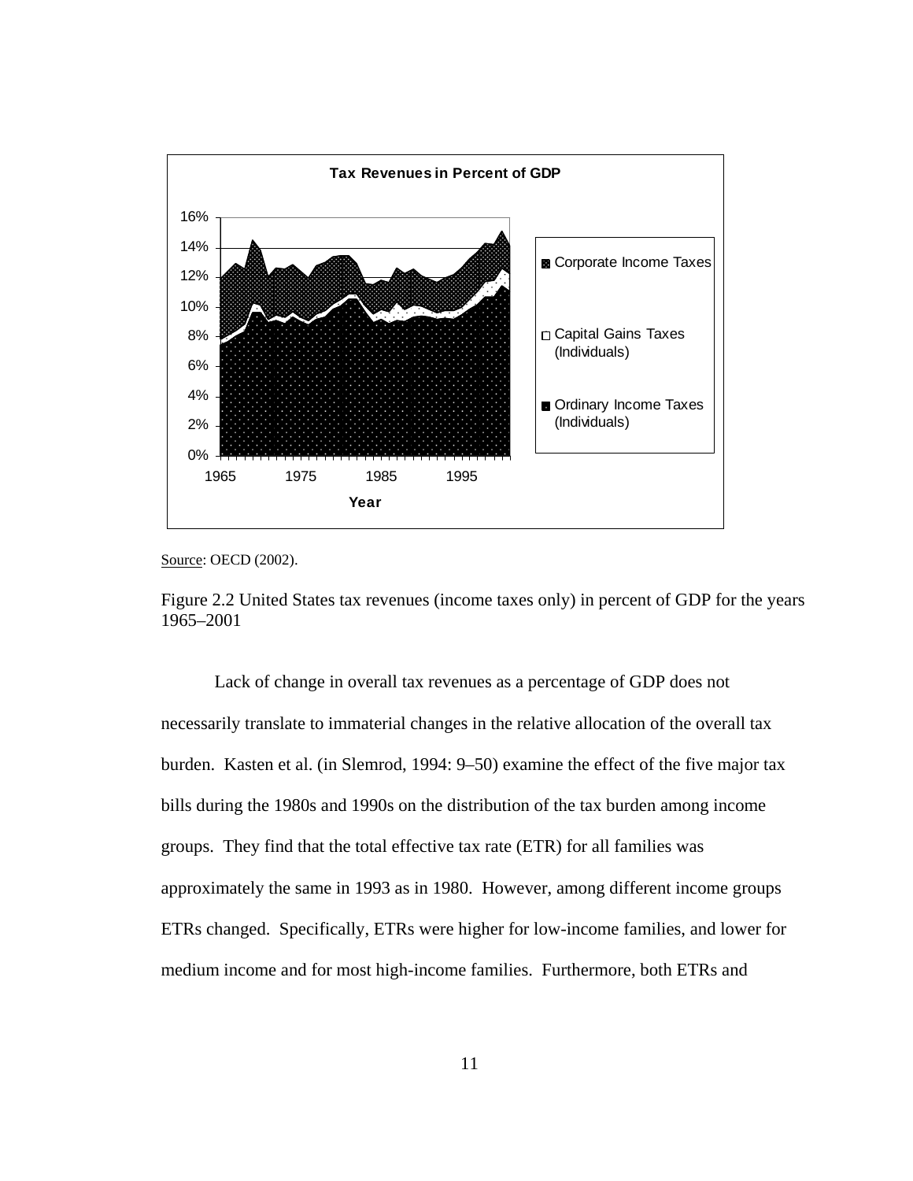Source: OECD (2002).

Figure 2.2 United States tax revenues (income taxes only) in percent of GDP for the years 1965–2001

Lack of change in overall tax revenues as a percentage of GDP does not necessarily translate to immaterial changes in the relative allocation of the overall tax burden. Kasten et al. (in Slemrod, 1994: 9–50) examine the effect of the five major tax bills during the 1980s and 1990s on the distribution of the tax burden among income groups. They find that the total effective tax rate (ETR) for all families was approximately the same in 1993 as in 1980. However, among different income groups ETRs changed. Specifically, ETRs were higher for low-income families, and lower for medium income and for most high-income families. Furthermore, both ETRs and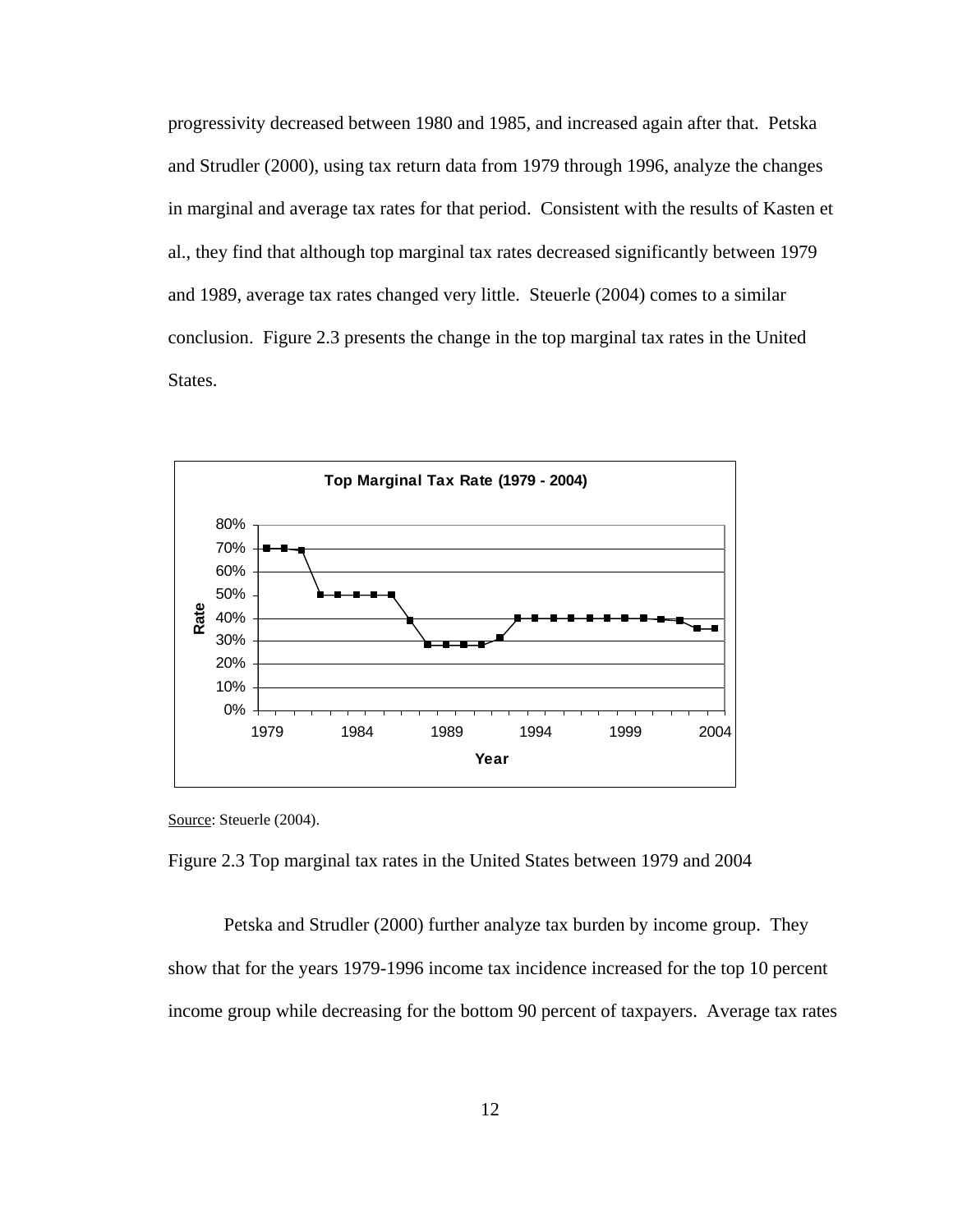progressivity decreased between 1980 and 1985, and increased again after that. Petska and Strudler (2000), using tax return data from 1979 through 1996, analyze the changes in marginal and average tax rates for that period. Consistent with the results of Kasten et al., they find that although top marginal tax rates decreased significantly between 1979 and 1989, average tax rates changed very little. Steuerle (2004) comes to a similar conclusion. Figure 2.3 presents the change in the top marginal tax rates in the United States.

Source: Steuerle (2004).

Figure 2.3 Top marginal tax rates in the United States between 1979 and 2004

Petska and Strudler (2000) further analyze tax burden by income group. They show that for the years 1979-1996 income tax incidence increased for the top 10 percent income group while decreasing for the bottom 90 percent of taxpayers. Average tax rates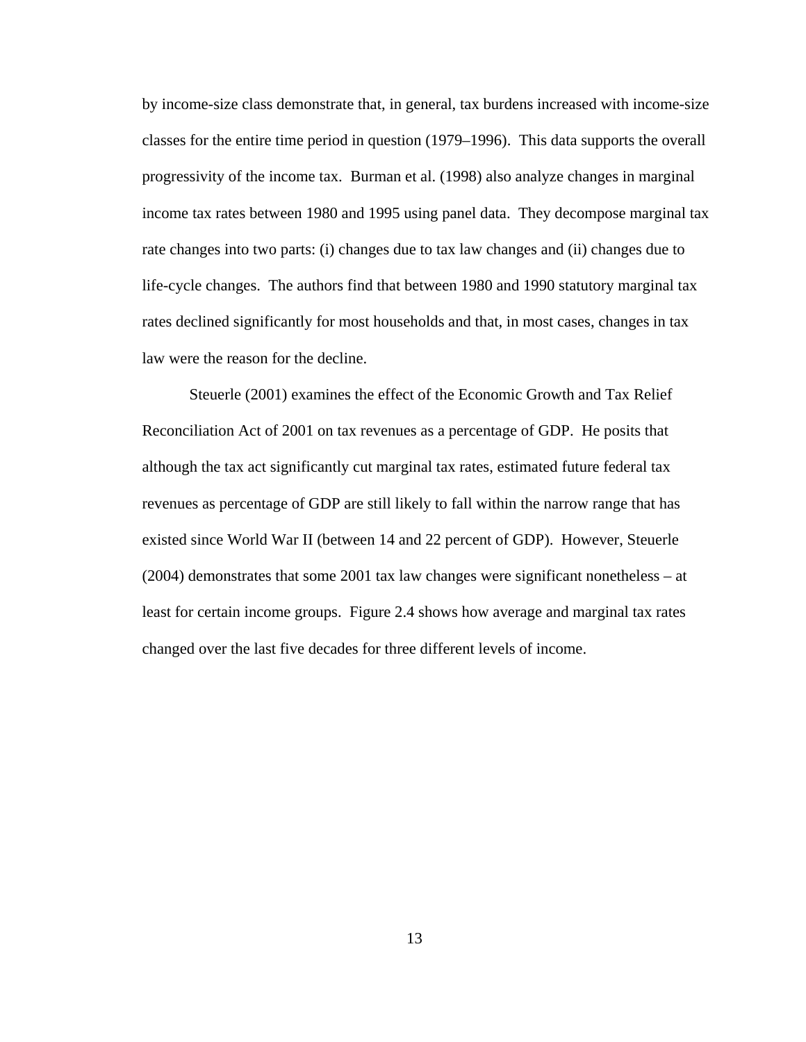by income-size class demonstrate that, in general, tax burdens increased with income-size classes for the entire time period in question (1979–1996). This data supports the overall progressivity of the income tax. Burman et al. (1998) also analyze changes in marginal income tax rates between 1980 and 1995 using panel data. They decompose marginal tax rate changes into two parts: (i) changes due to tax law changes and (ii) changes due to life-cycle changes. The authors find that between 1980 and 1990 statutory marginal tax rates declined significantly for most households and that, in most cases, changes in tax law were the reason for the decline.

Steuerle (2001) examines the effect of the Economic Growth and Tax Relief Reconciliation Act of 2001 on tax revenues as a percentage of GDP. He posits that although the tax act significantly cut marginal tax rates, estimated future federal tax revenues as percentage of GDP are still likely to fall within the narrow range that has existed since World War II (between 14 and 22 percent of GDP). However, Steuerle (2004) demonstrates that some 2001 tax law changes were significant nonetheless – at least for certain income groups. Figure 2.4 shows how average and marginal tax rates changed over the last five decades for three different levels of income.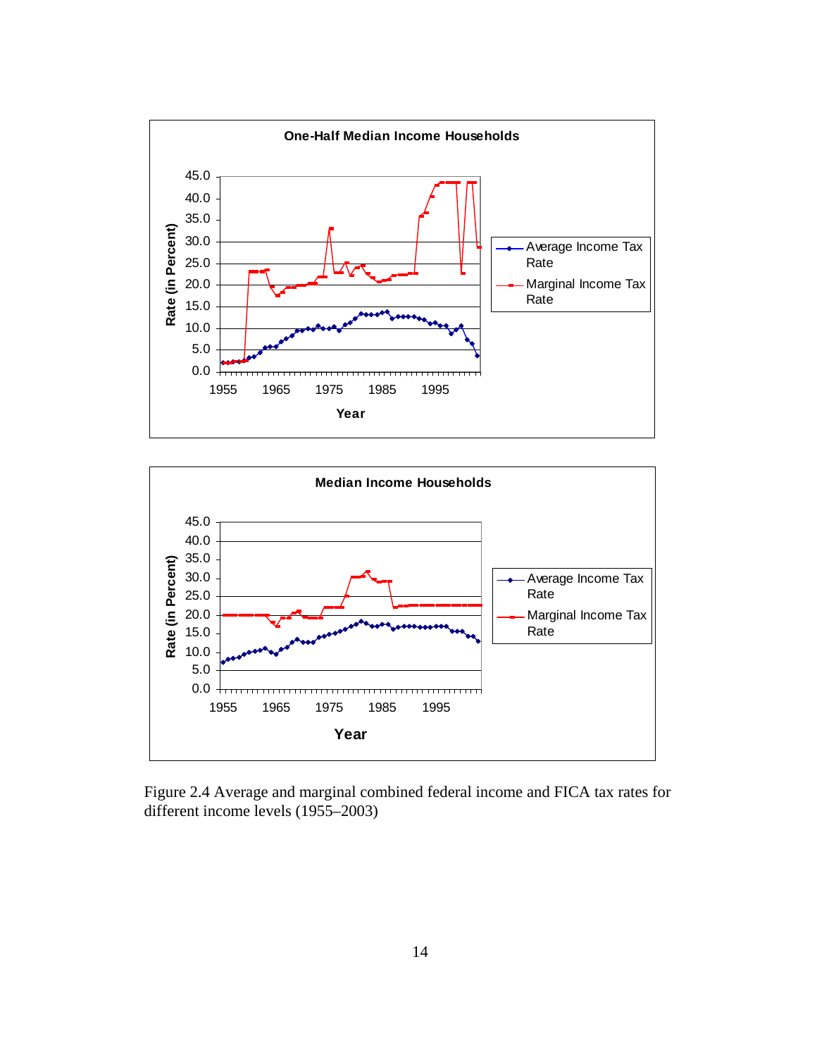Figure 2.4 Average and marginal combined federal income and FICA tax rates for different income levels (1955–2003)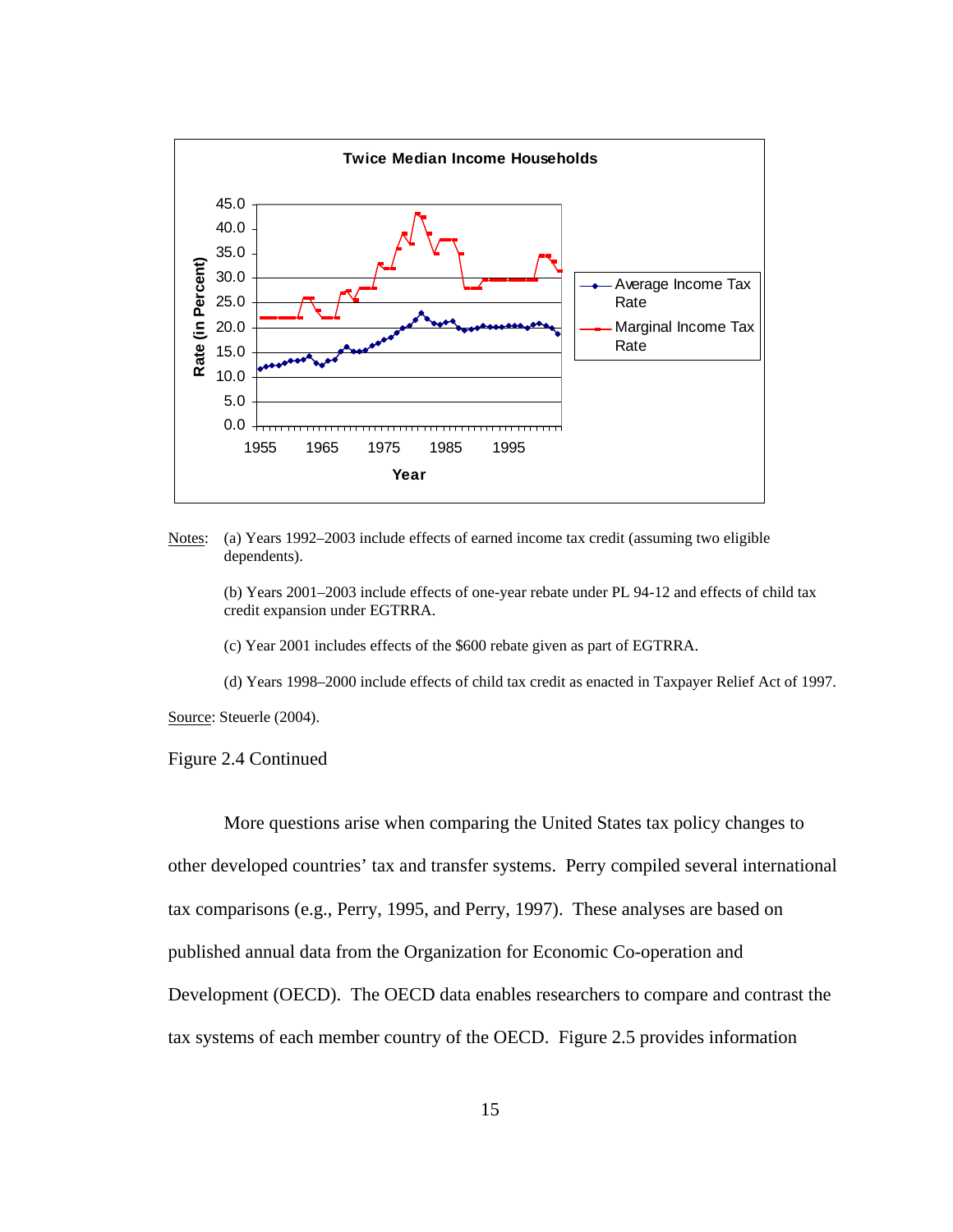Notes: (a) Years 1992–2003 include effects of earned income tax credit (assuming two eligible dependents).

(b) Years 2001–2003 include effects of one-year rebate under PL 94-12 and effects of child tax credit expansion under EGTRRA.

(c) Year 2001 includes effects of the $600 rebate given as part of EGTRRA.

(d) Years 1998–2000 include effects of child tax credit as enacted in Taxpayer Relief Act of 1997.

Source: Steuerle (2004).

Figure 2.4 Continued

More questions arise when comparing the United States tax policy changes to other developed countries' tax and transfer systems. Perry compiled several international tax comparisons (e.g., Perry, 1995, and Perry, 1997). These analyses are based on published annual data from the Organization for Economic Co-operation and Development (OECD). The OECD data enables researchers to compare and contrast the tax systems of each member country of the OECD. Figure 2.5 provides information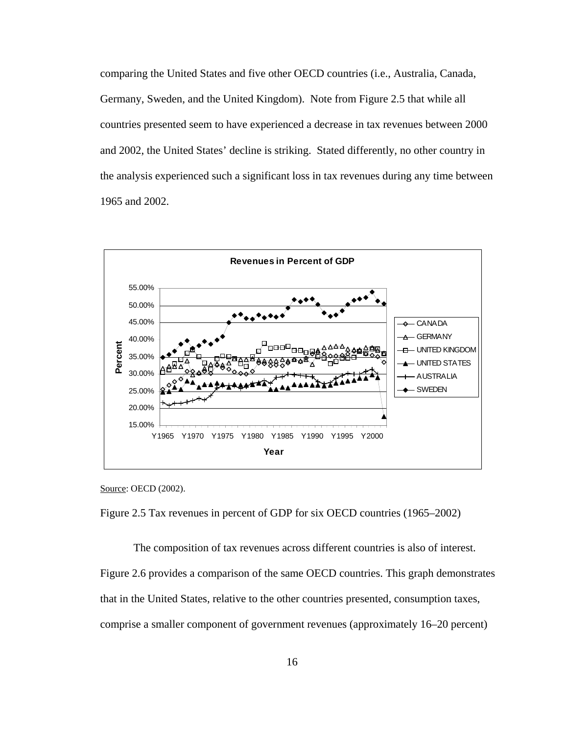comparing the United States and five other OECD countries (i.e., Australia, Canada, Germany, Sweden, and the United Kingdom). Note from Figure 2.5 that while all countries presented seem to have experienced a decrease in tax revenues between 2000 and 2002, the United States' decline is striking. Stated differently, no other country in the analysis experienced such a significant loss in tax revenues during any time between 1965 and 2002.

Source: OECD (2002).

Figure 2.5 Tax revenues in percent of GDP for six OECD countries (1965–2002)

The composition of tax revenues across different countries is also of interest. Figure 2.6 provides a comparison of the same OECD countries. This graph demonstrates that in the United States, relative to the other countries presented, consumption taxes, comprise a smaller component of government revenues (approximately 16–20 percent)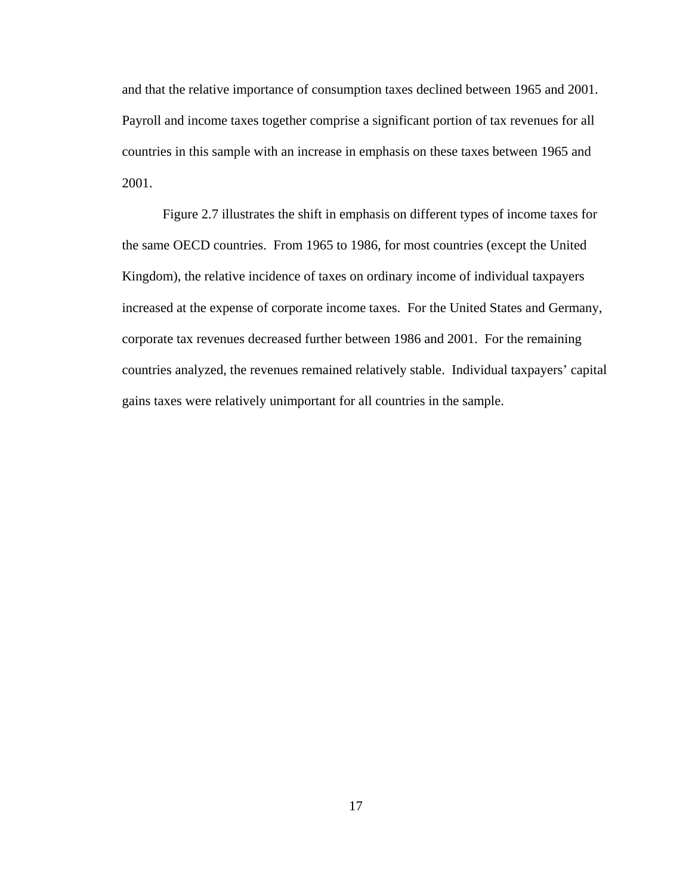and that the relative importance of consumption taxes declined between 1965 and 2001. Payroll and income taxes together comprise a significant portion of tax revenues for all countries in this sample with an increase in emphasis on these taxes between 1965 and 2001.

Figure 2.7 illustrates the shift in emphasis on different types of income taxes for the same OECD countries. From 1965 to 1986, for most countries (except the United Kingdom), the relative incidence of taxes on ordinary income of individual taxpayers increased at the expense of corporate income taxes. For the United States and Germany, corporate tax revenues decreased further between 1986 and 2001. For the remaining countries analyzed, the revenues remained relatively stable. Individual taxpayers' capital gains taxes were relatively unimportant for all countries in the sample.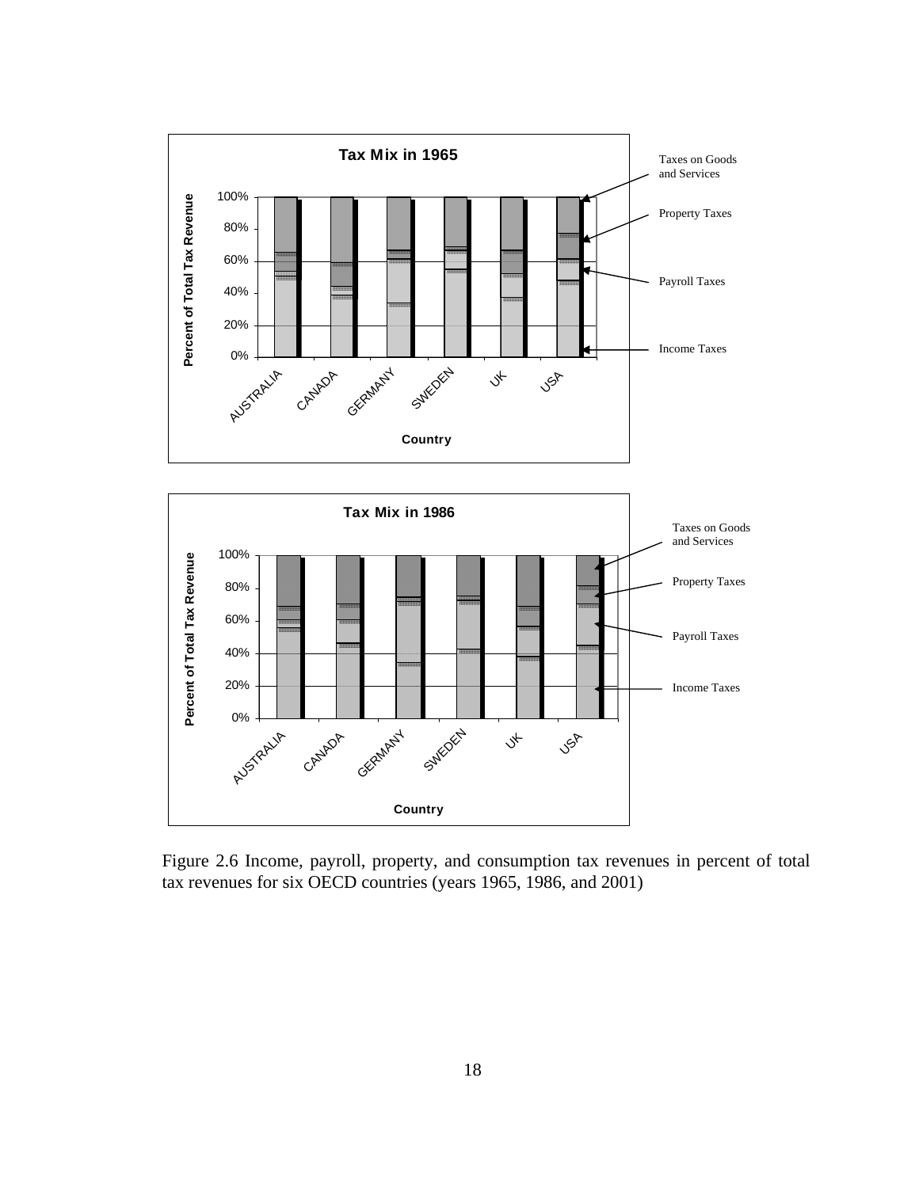Figure 2.6 Income, payroll, property, and consumption tax revenues in percent of total tax revenues for six OECD countries (years 1965, 1986, and 2001)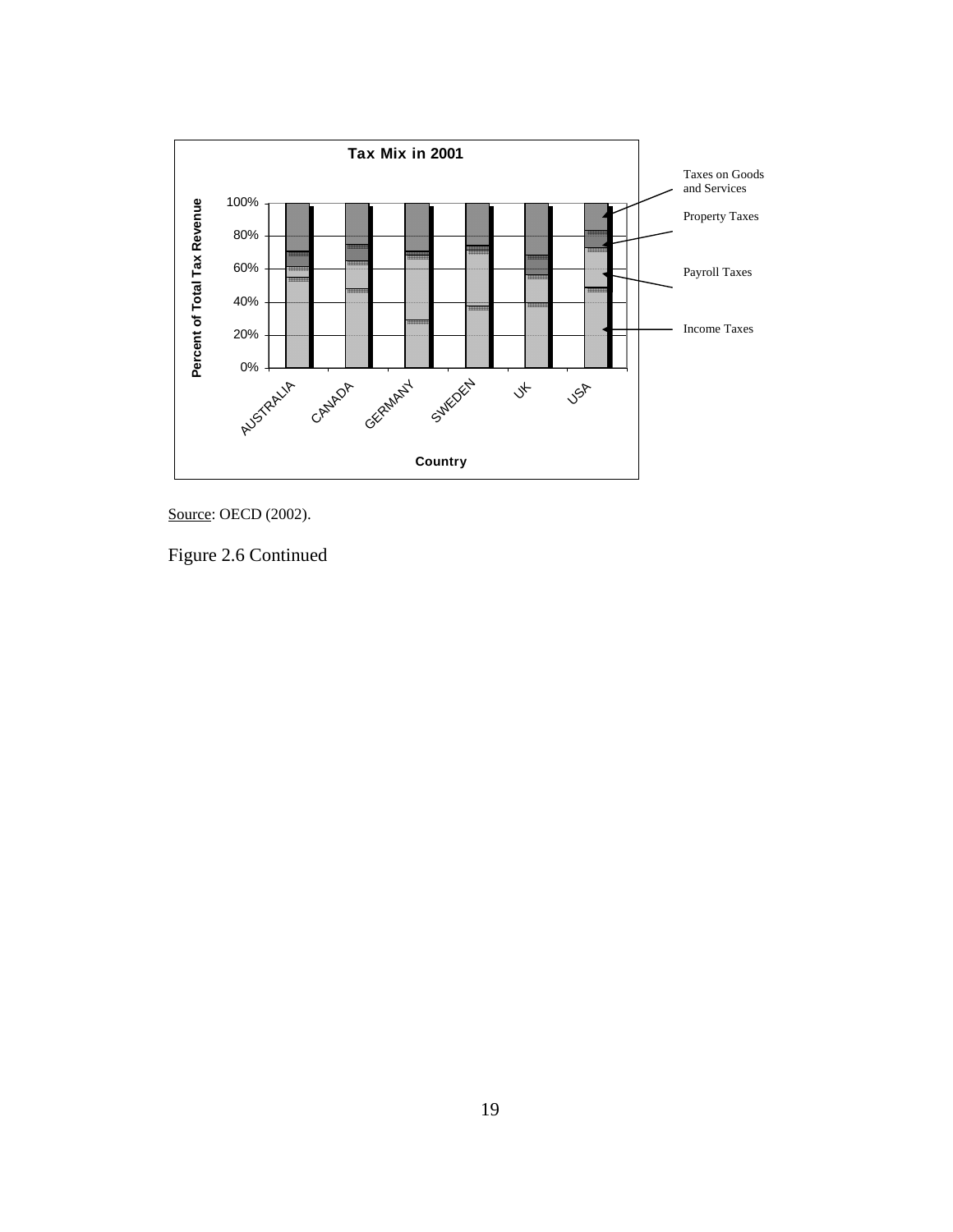**Tax Mix in 2001**

Percent of Total Tax Revenue: 0%, 20%, 40%, 60%, 80%, 100%

Country: AUSTRALIA, CANADA, GERMANY, SWEDEN, UK, USA

Taxes on Goods and Services

Property Taxes

Payroll Taxes

Income Taxes

Source: OECD (2002).

Figure 2.6 Continued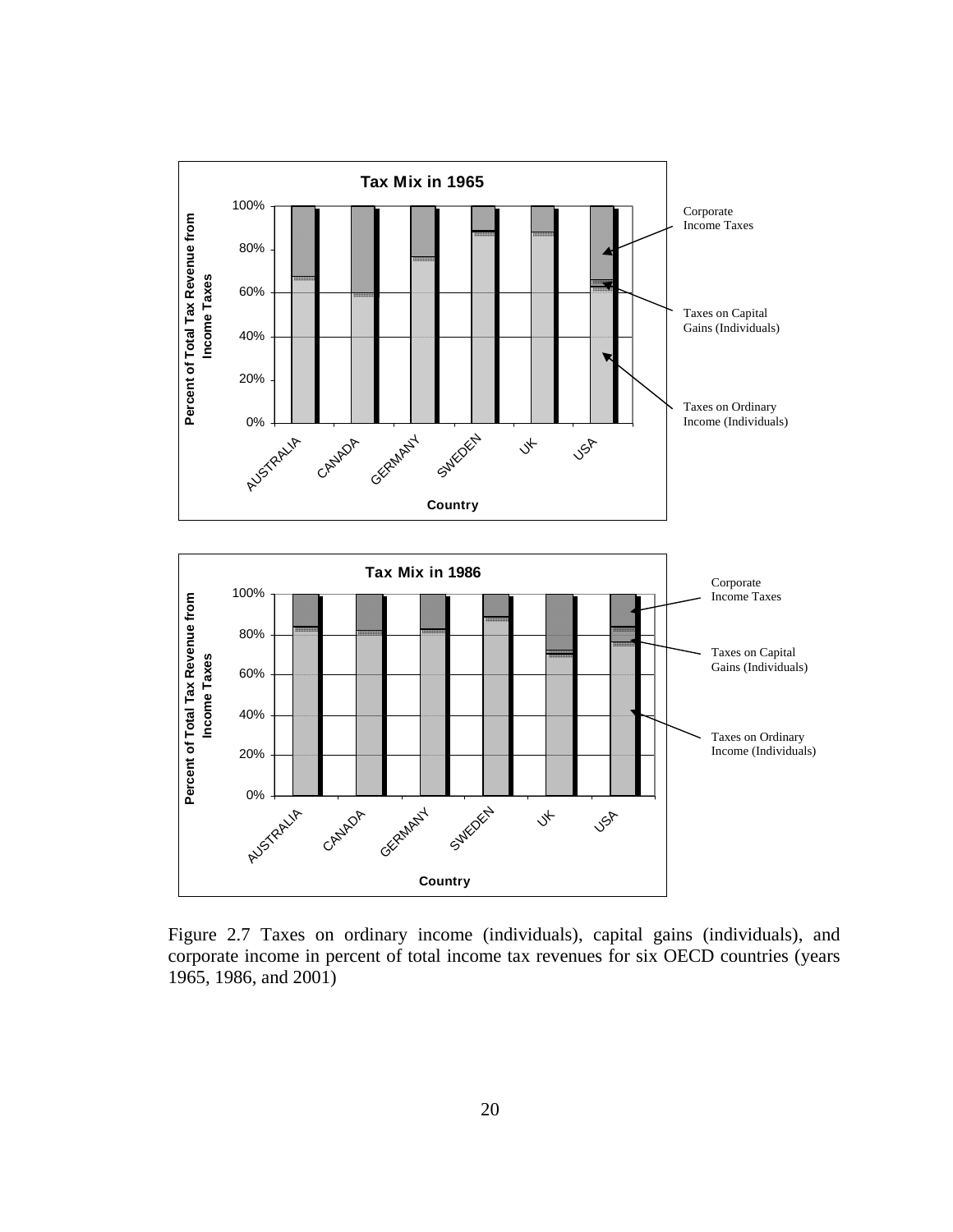Figure 2.7 Taxes on ordinary income (individuals), capital gains (individuals), and corporate income in percent of total income tax revenues for six OECD countries (years 1965, 1986, and 2001)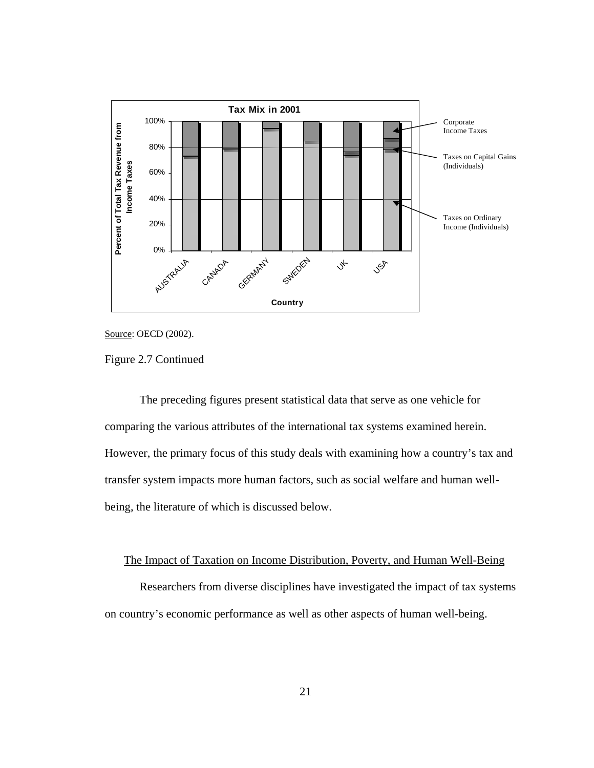Source: OECD (2002).

Figure 2.7 Continued

The preceding figures present statistical data that serve as one vehicle for comparing the various attributes of the international tax systems examined herein. However, the primary focus of this study deals with examining how a country's tax and transfer system impacts more human factors, such as social welfare and human well-being, the literature of which is discussed below.

## The Impact of Taxation on Income Distribution, Poverty, and Human Well-Being

Researchers from diverse disciplines have investigated the impact of tax systems on country's economic performance as well as other aspects of human well-being.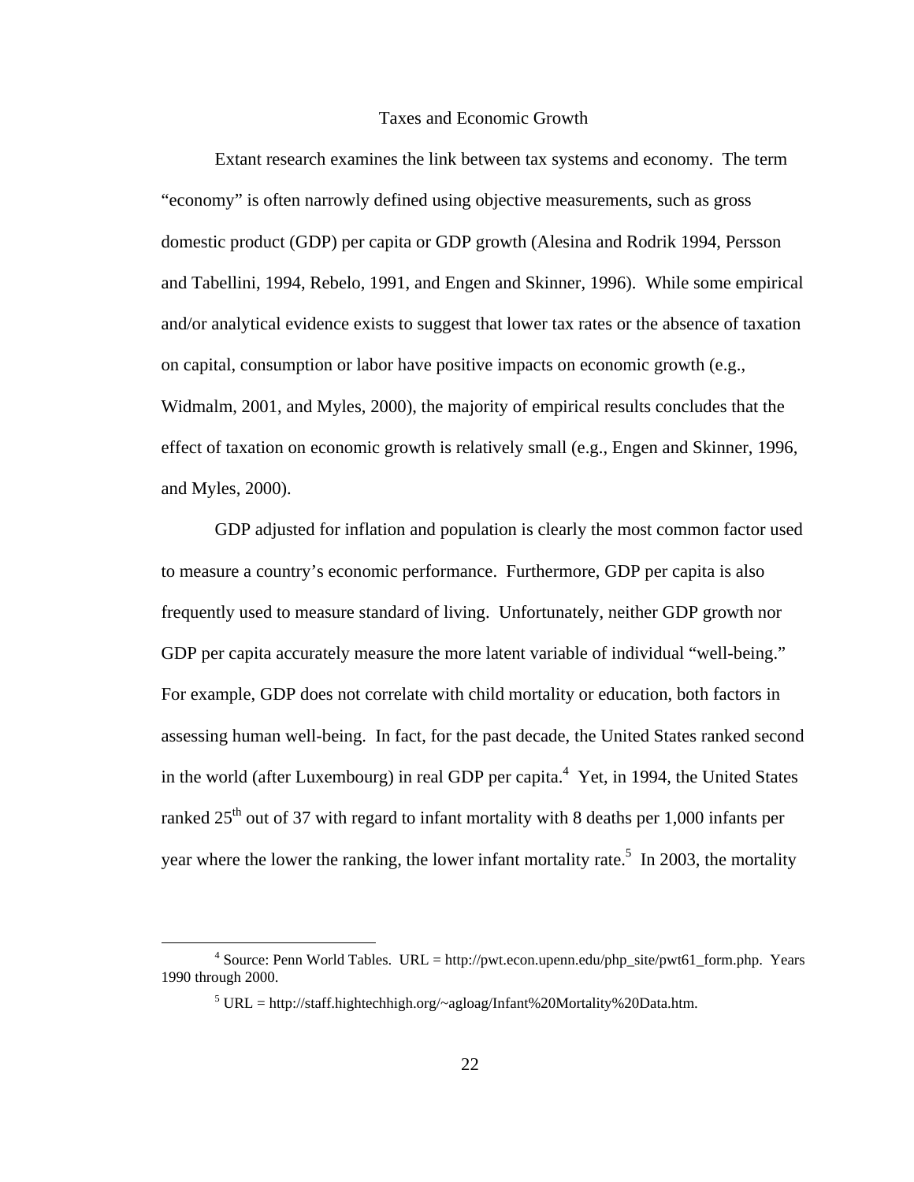## Taxes and Economic Growth

Extant research examines the link between tax systems and economy. The term "economy" is often narrowly defined using objective measurements, such as gross domestic product (GDP) per capita or GDP growth (Alesina and Rodrik 1994, Persson and Tabellini, 1994, Rebelo, 1991, and Engen and Skinner, 1996). While some empirical and/or analytical evidence exists to suggest that lower tax rates or the absence of taxation on capital, consumption or labor have positive impacts on economic growth (e.g., Widmalm, 2001, and Myles, 2000), the majority of empirical results concludes that the effect of taxation on economic growth is relatively small (e.g., Engen and Skinner, 1996, and Myles, 2000).

GDP adjusted for inflation and population is clearly the most common factor used to measure a country's economic performance. Furthermore, GDP per capita is also frequently used to measure standard of living. Unfortunately, neither GDP growth nor GDP per capita accurately measure the more latent variable of individual "well-being." For example, GDP does not correlate with child mortality or education, both factors in assessing human well-being. In fact, for the past decade, the United States ranked second in the world (after Luxembourg) in real GDP per capita.[4] Yet, in 1994, the United States ranked 25th out of 37 with regard to infant mortality with 8 deaths per 1,000 infants per year where the lower the ranking, the lower infant mortality rate.[5] In 2003, the mortality

---

[4] Source: Penn World Tables. URL = http://pwt.econ.upenn.edu/php_site/pwt61_form.php. Years 1990 through 2000.

[5] URL = http://staff.hightechhigh.org/~agloag/Infant%20Mortality%20Data.htm.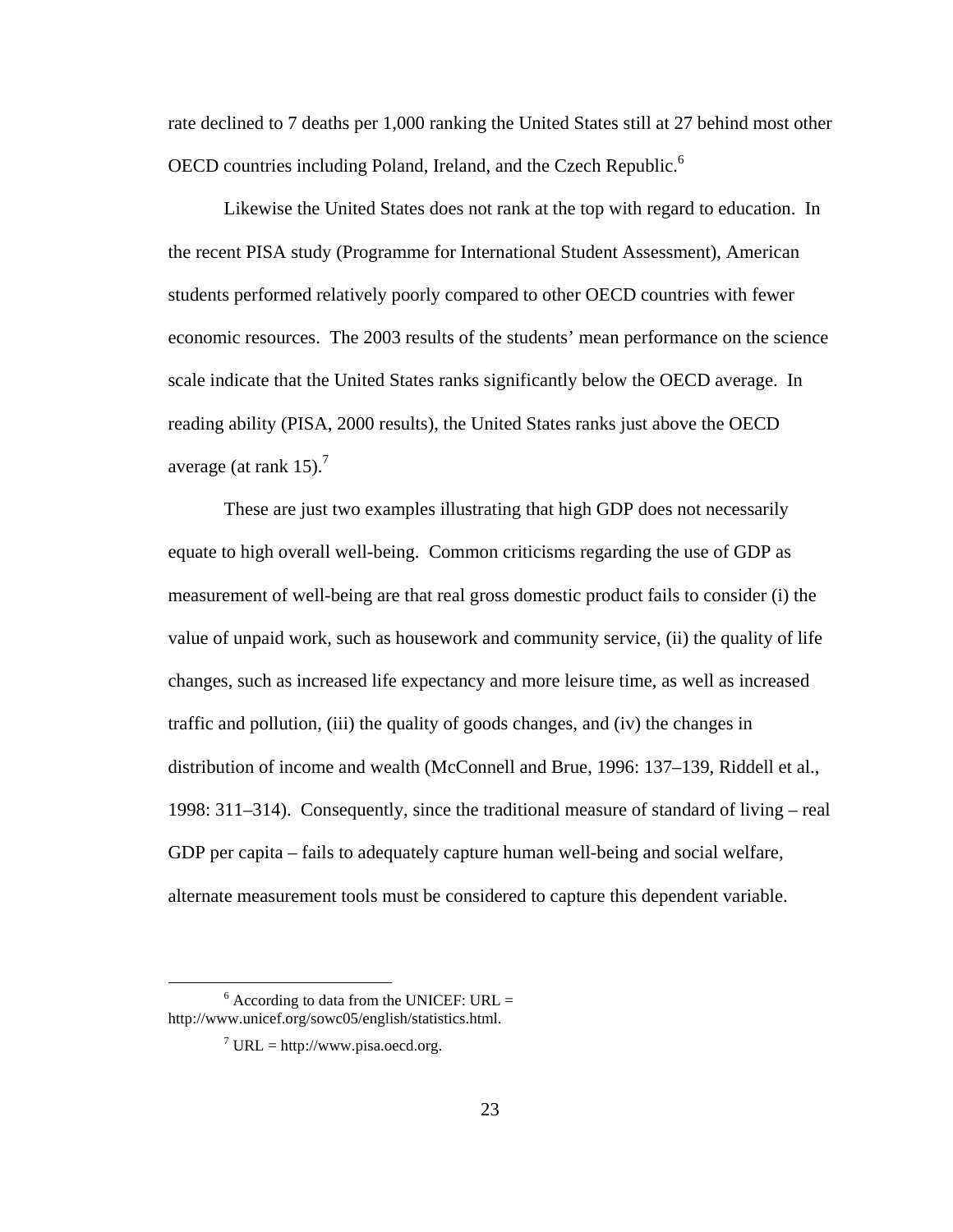rate declined to 7 deaths per 1,000 ranking the United States still at 27 behind most other OECD countries including Poland, Ireland, and the Czech Republic.[6]

Likewise the United States does not rank at the top with regard to education. In the recent PISA study (Programme for International Student Assessment), American students performed relatively poorly compared to other OECD countries with fewer economic resources. The 2003 results of the students' mean performance on the science scale indicate that the United States ranks significantly below the OECD average. In reading ability (PISA, 2000 results), the United States ranks just above the OECD average (at rank 15).[7]

These are just two examples illustrating that high GDP does not necessarily equate to high overall well-being. Common criticisms regarding the use of GDP as measurement of well-being are that real gross domestic product fails to consider (i) the value of unpaid work, such as housework and community service, (ii) the quality of life changes, such as increased life expectancy and more leisure time, as well as increased traffic and pollution, (iii) the quality of goods changes, and (iv) the changes in distribution of income and wealth (McConnell and Brue, 1996: 137–139, Riddell et al., 1998: 311–314). Consequently, since the traditional measure of standard of living – real GDP per capita – fails to adequately capture human well-being and social welfare, alternate measurement tools must be considered to capture this dependent variable.

---

[6] According to data from the UNICEF: URL = http://www.unicef.org/sowc05/english/statistics.html.

[7] URL = http://www.pisa.oecd.org.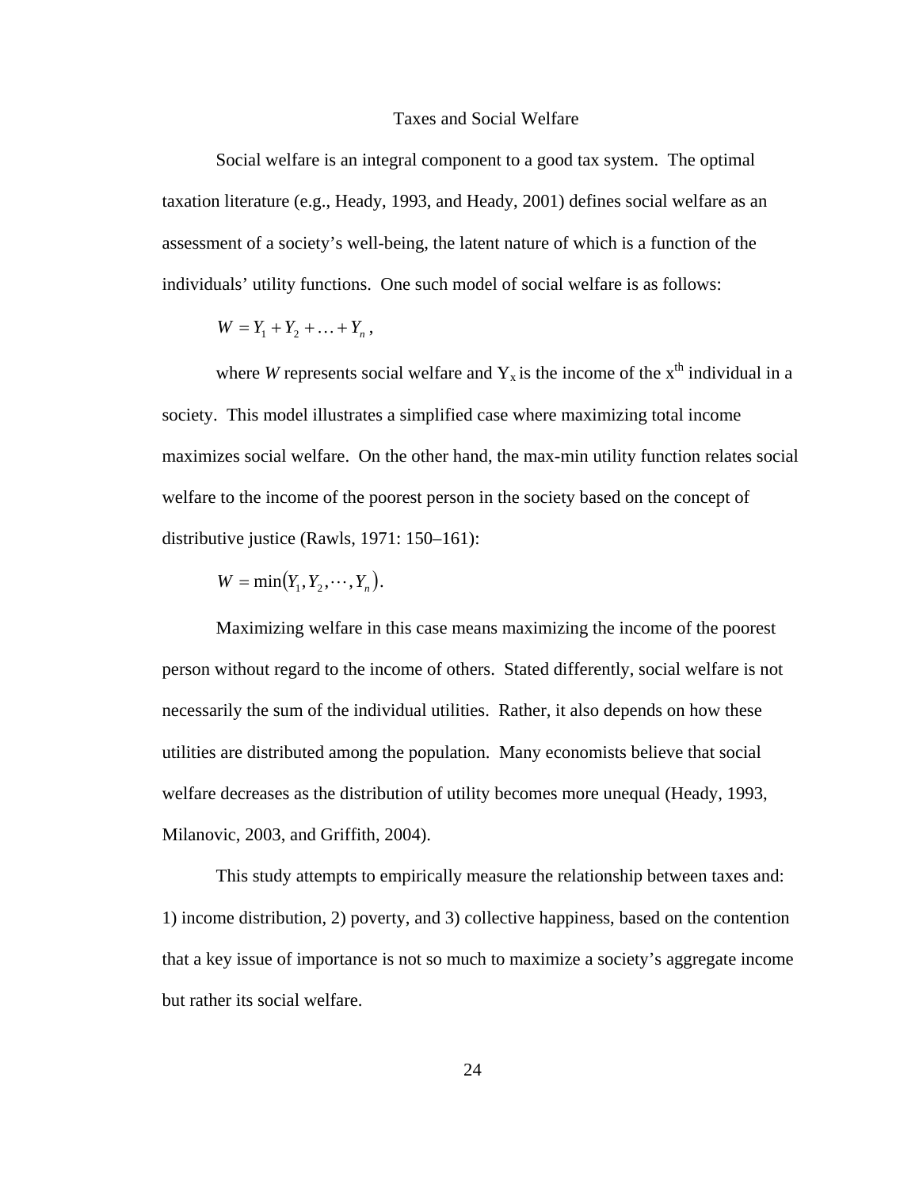## Taxes and Social Welfare

Social welfare is an integral component to a good tax system. The optimal taxation literature (e.g., Heady, 1993, and Heady, 2001) defines social welfare as an assessment of a society's well-being, the latent nature of which is a function of the individuals' utility functions. One such model of social welfare is as follows:

$$W = Y_1 + Y_2 + \ldots + Y_n \,,$$

where $W$ represents social welfare and $Y_x$ is the income of the $x^{th}$ individual in a society. This model illustrates a simplified case where maximizing total income maximizes social welfare. On the other hand, the max-min utility function relates social welfare to the income of the poorest person in the society based on the concept of distributive justice (Rawls, 1971: 150–161):

$$W = \min(Y_1, Y_2, \cdots, Y_n).$$

Maximizing welfare in this case means maximizing the income of the poorest person without regard to the income of others. Stated differently, social welfare is not necessarily the sum of the individual utilities. Rather, it also depends on how these utilities are distributed among the population. Many economists believe that social welfare decreases as the distribution of utility becomes more unequal (Heady, 1993, Milanovic, 2003, and Griffith, 2004).

This study attempts to empirically measure the relationship between taxes and: 1) income distribution, 2) poverty, and 3) collective happiness, based on the contention that a key issue of importance is not so much to maximize a society's aggregate income but rather its social welfare.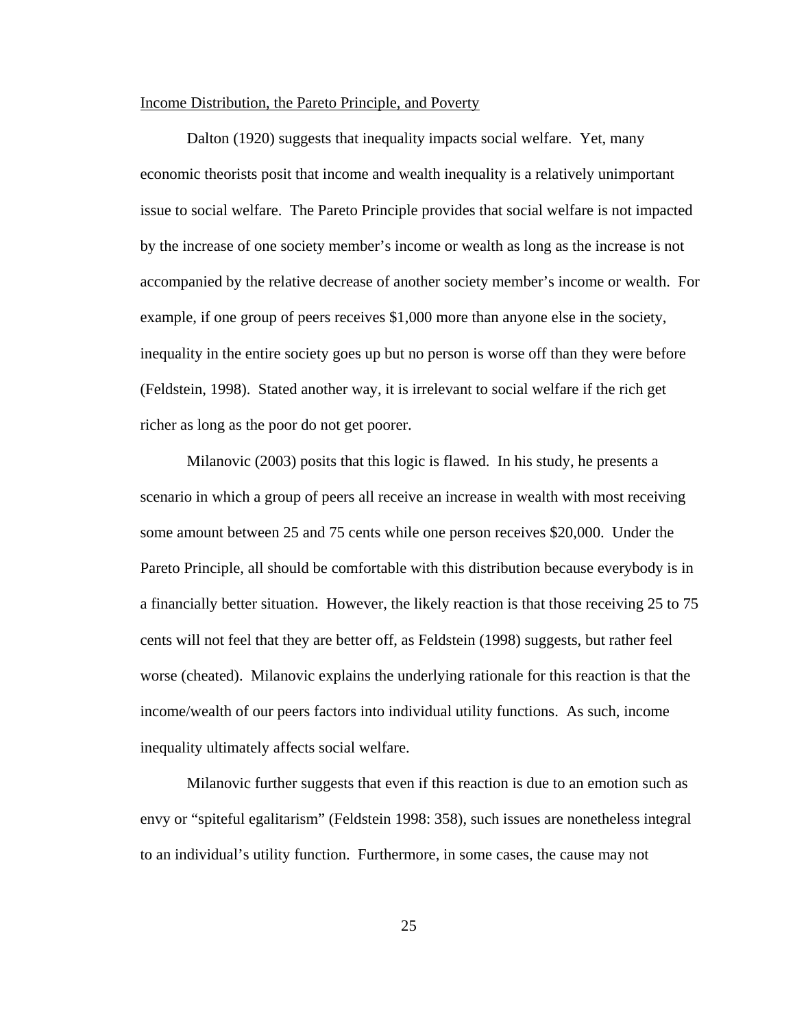Income Distribution, the Pareto Principle, and Poverty

Dalton (1920) suggests that inequality impacts social welfare. Yet, many economic theorists posit that income and wealth inequality is a relatively unimportant issue to social welfare. The Pareto Principle provides that social welfare is not impacted by the increase of one society member's income or wealth as long as the increase is not accompanied by the relative decrease of another society member's income or wealth. For example, if one group of peers receives $1,000 more than anyone else in the society, inequality in the entire society goes up but no person is worse off than they were before (Feldstein, 1998). Stated another way, it is irrelevant to social welfare if the rich get richer as long as the poor do not get poorer.

Milanovic (2003) posits that this logic is flawed. In his study, he presents a scenario in which a group of peers all receive an increase in wealth with most receiving some amount between 25 and 75 cents while one person receives $20,000. Under the Pareto Principle, all should be comfortable with this distribution because everybody is in a financially better situation. However, the likely reaction is that those receiving 25 to 75 cents will not feel that they are better off, as Feldstein (1998) suggests, but rather feel worse (cheated). Milanovic explains the underlying rationale for this reaction is that the income/wealth of our peers factors into individual utility functions. As such, income inequality ultimately affects social welfare.

Milanovic further suggests that even if this reaction is due to an emotion such as envy or "spiteful egalitarism" (Feldstein 1998: 358), such issues are nonetheless integral to an individual's utility function. Furthermore, in some cases, the cause may not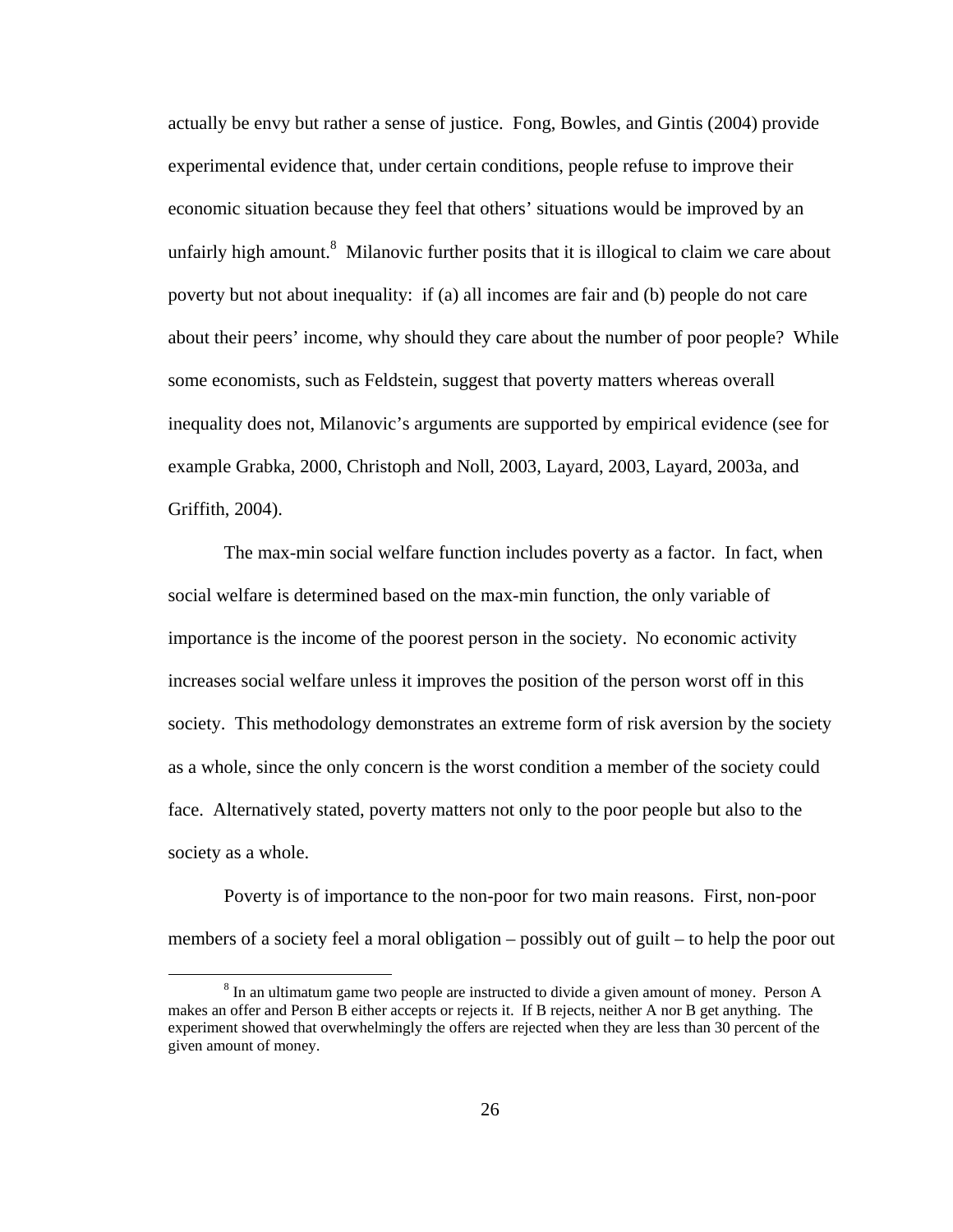actually be envy but rather a sense of justice. Fong, Bowles, and Gintis (2004) provide experimental evidence that, under certain conditions, people refuse to improve their economic situation because they feel that others' situations would be improved by an unfairly high amount.[8] Milanovic further posits that it is illogical to claim we care about poverty but not about inequality: if (a) all incomes are fair and (b) people do not care about their peers' income, why should they care about the number of poor people? While some economists, such as Feldstein, suggest that poverty matters whereas overall inequality does not, Milanovic's arguments are supported by empirical evidence (see for example Grabka, 2000, Christoph and Noll, 2003, Layard, 2003, Layard, 2003a, and Griffith, 2004).

The max-min social welfare function includes poverty as a factor. In fact, when social welfare is determined based on the max-min function, the only variable of importance is the income of the poorest person in the society. No economic activity increases social welfare unless it improves the position of the person worst off in this society. This methodology demonstrates an extreme form of risk aversion by the society as a whole, since the only concern is the worst condition a member of the society could face. Alternatively stated, poverty matters not only to the poor people but also to the society as a whole.

Poverty is of importance to the non-poor for two main reasons. First, non-poor members of a society feel a moral obligation – possibly out of guilt – to help the poor out

[8] In an ultimatum game two people are instructed to divide a given amount of money. Person A makes an offer and Person B either accepts or rejects it. If B rejects, neither A nor B get anything. The experiment showed that overwhelmingly the offers are rejected when they are less than 30 percent of the given amount of money.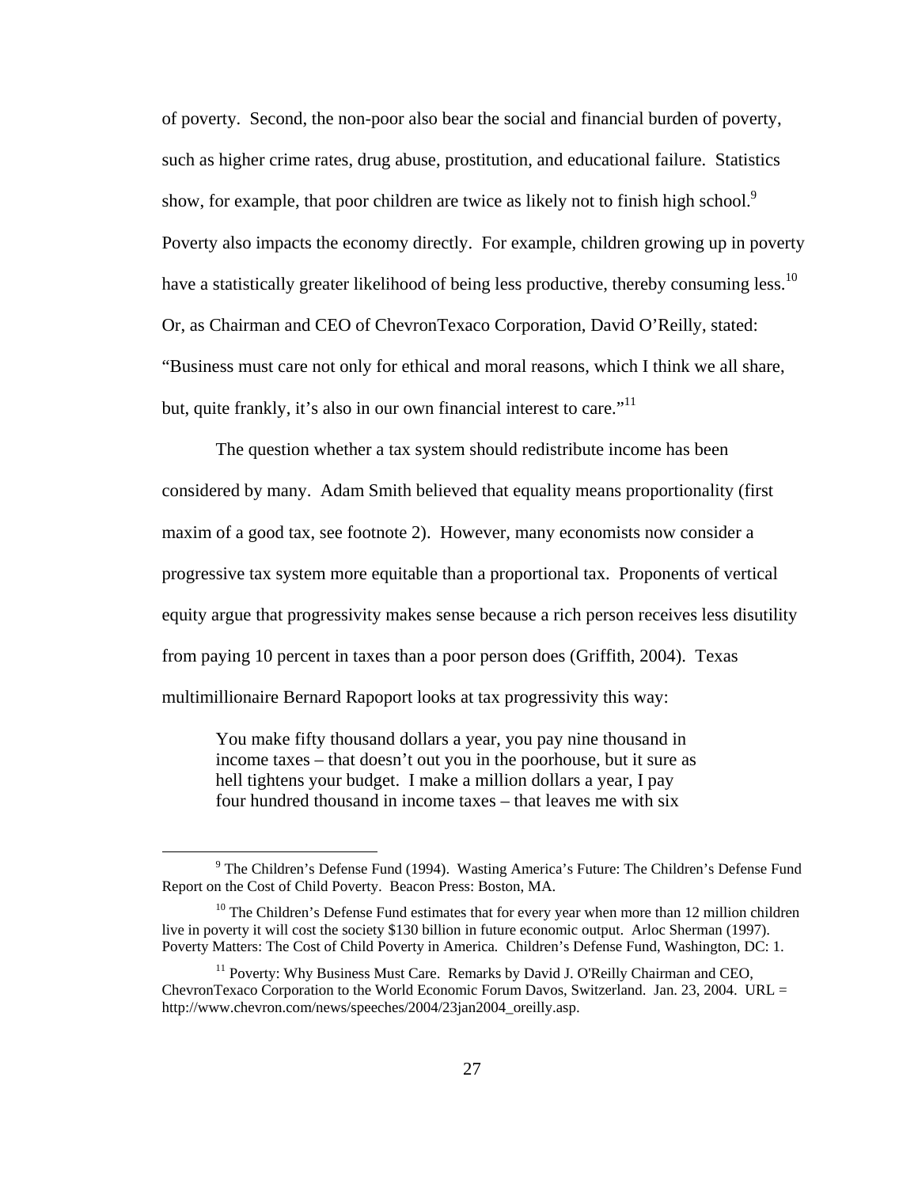of poverty. Second, the non-poor also bear the social and financial burden of poverty, such as higher crime rates, drug abuse, prostitution, and educational failure. Statistics show, for example, that poor children are twice as likely not to finish high school.[9] Poverty also impacts the economy directly. For example, children growing up in poverty have a statistically greater likelihood of being less productive, thereby consuming less.[10] Or, as Chairman and CEO of ChevronTexaco Corporation, David O'Reilly, stated: "Business must care not only for ethical and moral reasons, which I think we all share, but, quite frankly, it's also in our own financial interest to care."[11]

The question whether a tax system should redistribute income has been considered by many. Adam Smith believed that equality means proportionality (first maxim of a good tax, see footnote 2). However, many economists now consider a progressive tax system more equitable than a proportional tax. Proponents of vertical equity argue that progressivity makes sense because a rich person receives less disutility from paying 10 percent in taxes than a poor person does (Griffith, 2004). Texas multimillionaire Bernard Rapoport looks at tax progressivity this way:

> You make fifty thousand dollars a year, you pay nine thousand in income taxes – that doesn't out you in the poorhouse, but it sure as hell tightens your budget. I make a million dollars a year, I pay four hundred thousand in income taxes – that leaves me with six

---

[9] The Children's Defense Fund (1994). Wasting America's Future: The Children's Defense Fund Report on the Cost of Child Poverty. Beacon Press: Boston, MA.

[10] The Children's Defense Fund estimates that for every year when more than 12 million children live in poverty it will cost the society \$130 billion in future economic output. Arloc Sherman (1997). Poverty Matters: The Cost of Child Poverty in America. Children's Defense Fund, Washington, DC: 1.

[11] Poverty: Why Business Must Care. Remarks by David J. O'Reilly Chairman and CEO, ChevronTexaco Corporation to the World Economic Forum Davos, Switzerland. Jan. 23, 2004. URL = http://www.chevron.com/news/speeches/2004/23jan2004_oreilly.asp.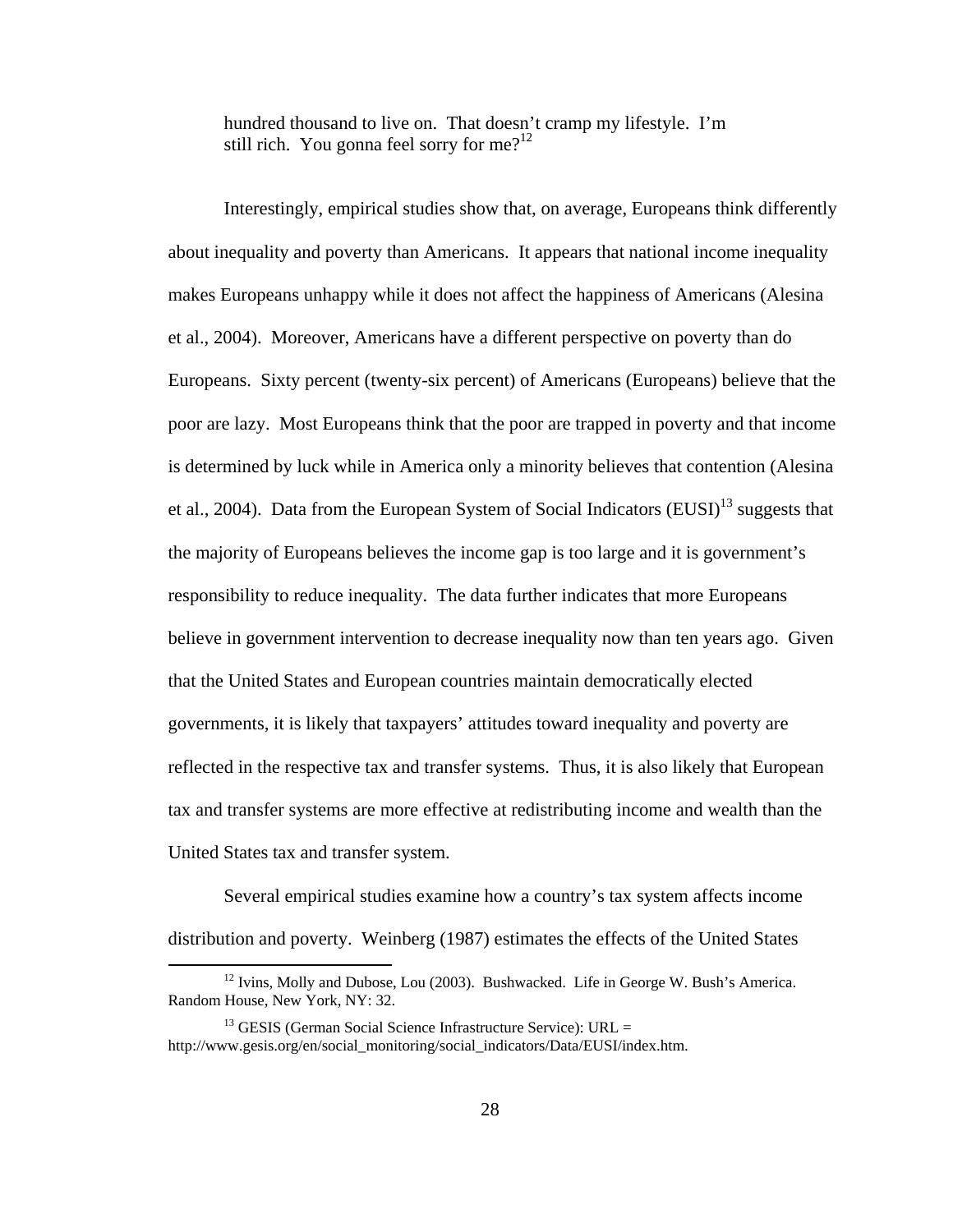> hundred thousand to live on. That doesn't cramp my lifestyle. I'm still rich. You gonna feel sorry for me?[12]

Interestingly, empirical studies show that, on average, Europeans think differently about inequality and poverty than Americans. It appears that national income inequality makes Europeans unhappy while it does not affect the happiness of Americans (Alesina et al., 2004). Moreover, Americans have a different perspective on poverty than do Europeans. Sixty percent (twenty-six percent) of Americans (Europeans) believe that the poor are lazy. Most Europeans think that the poor are trapped in poverty and that income is determined by luck while in America only a minority believes that contention (Alesina et al., 2004). Data from the European System of Social Indicators (EUSI)[13] suggests that the majority of Europeans believes the income gap is too large and it is government's responsibility to reduce inequality. The data further indicates that more Europeans believe in government intervention to decrease inequality now than ten years ago. Given that the United States and European countries maintain democratically elected governments, it is likely that taxpayers' attitudes toward inequality and poverty are reflected in the respective tax and transfer systems. Thus, it is also likely that European tax and transfer systems are more effective at redistributing income and wealth than the United States tax and transfer system.

Several empirical studies examine how a country's tax system affects income distribution and poverty. Weinberg (1987) estimates the effects of the United States

[12] Ivins, Molly and Dubose, Lou (2003). Bushwacked. Life in George W. Bush's America. Random House, New York, NY: 32.

[13] GESIS (German Social Science Infrastructure Service): URL = http://www.gesis.org/en/social_monitoring/social_indicators/Data/EUSI/index.htm.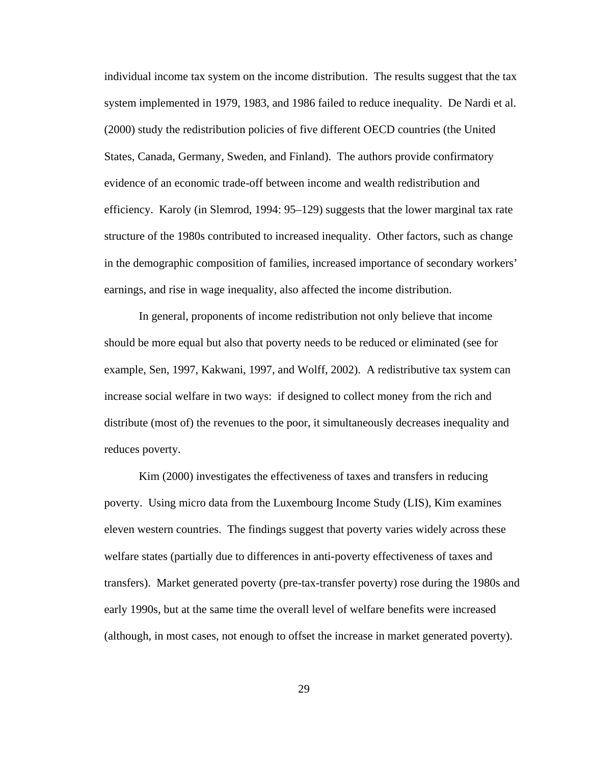individual income tax system on the income distribution. The results suggest that the tax system implemented in 1979, 1983, and 1986 failed to reduce inequality. De Nardi et al. (2000) study the redistribution policies of five different OECD countries (the United States, Canada, Germany, Sweden, and Finland). The authors provide confirmatory evidence of an economic trade-off between income and wealth redistribution and efficiency. Karoly (in Slemrod, 1994: 95–129) suggests that the lower marginal tax rate structure of the 1980s contributed to increased inequality. Other factors, such as change in the demographic composition of families, increased importance of secondary workers' earnings, and rise in wage inequality, also affected the income distribution.

In general, proponents of income redistribution not only believe that income should be more equal but also that poverty needs to be reduced or eliminated (see for example, Sen, 1997, Kakwani, 1997, and Wolff, 2002). A redistributive tax system can increase social welfare in two ways: if designed to collect money from the rich and distribute (most of) the revenues to the poor, it simultaneously decreases inequality and reduces poverty.

Kim (2000) investigates the effectiveness of taxes and transfers in reducing poverty. Using micro data from the Luxembourg Income Study (LIS), Kim examines eleven western countries. The findings suggest that poverty varies widely across these welfare states (partially due to differences in anti-poverty effectiveness of taxes and transfers). Market generated poverty (pre-tax-transfer poverty) rose during the 1980s and early 1990s, but at the same time the overall level of welfare benefits were increased (although, in most cases, not enough to offset the increase in market generated poverty).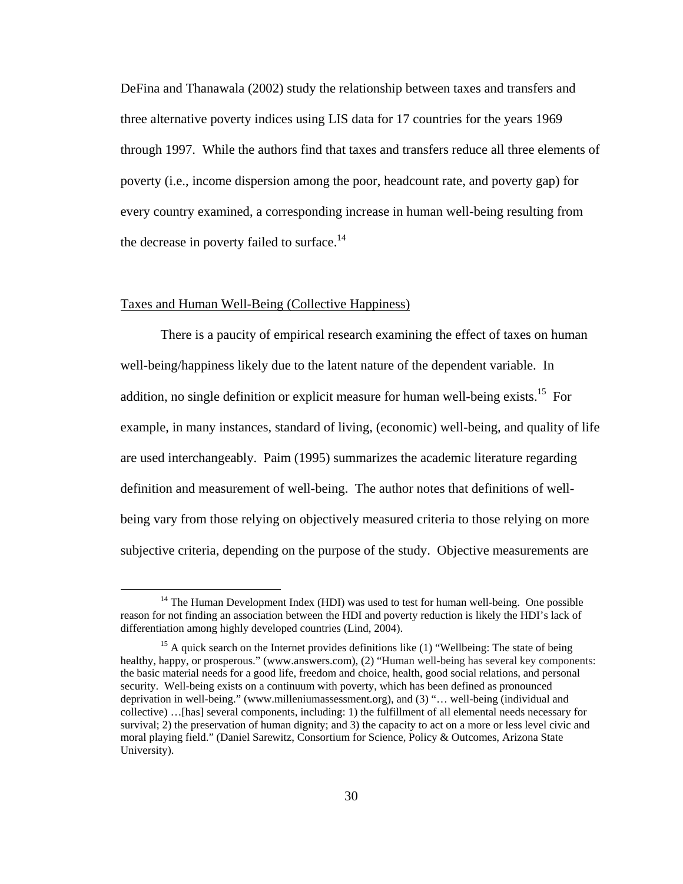DeFina and Thanawala (2002) study the relationship between taxes and transfers and three alternative poverty indices using LIS data for 17 countries for the years 1969 through 1997. While the authors find that taxes and transfers reduce all three elements of poverty (i.e., income dispersion among the poor, headcount rate, and poverty gap) for every country examined, a corresponding increase in human well-being resulting from the decrease in poverty failed to surface.[14]

Taxes and Human Well-Being (Collective Happiness)

There is a paucity of empirical research examining the effect of taxes on human well-being/happiness likely due to the latent nature of the dependent variable. In addition, no single definition or explicit measure for human well-being exists.[15] For example, in many instances, standard of living, (economic) well-being, and quality of life are used interchangeably. Paim (1995) summarizes the academic literature regarding definition and measurement of well-being. The author notes that definitions of well-being vary from those relying on objectively measured criteria to those relying on more subjective criteria, depending on the purpose of the study. Objective measurements are

---

[14] The Human Development Index (HDI) was used to test for human well-being. One possible reason for not finding an association between the HDI and poverty reduction is likely the HDI's lack of differentiation among highly developed countries (Lind, 2004).

[15] A quick search on the Internet provides definitions like (1) "Wellbeing: The state of being healthy, happy, or prosperous." (www.answers.com), (2) "Human well-being has several key components: the basic material needs for a good life, freedom and choice, health, good social relations, and personal security. Well-being exists on a continuum with poverty, which has been defined as pronounced deprivation in well-being." (www.milleniumassessment.org), and (3) "… well-being (individual and collective) …[has] several components, including: 1) the fulfillment of all elemental needs necessary for survival; 2) the preservation of human dignity; and 3) the capacity to act on a more or less level civic and moral playing field." (Daniel Sarewitz, Consortium for Science, Policy & Outcomes, Arizona State University).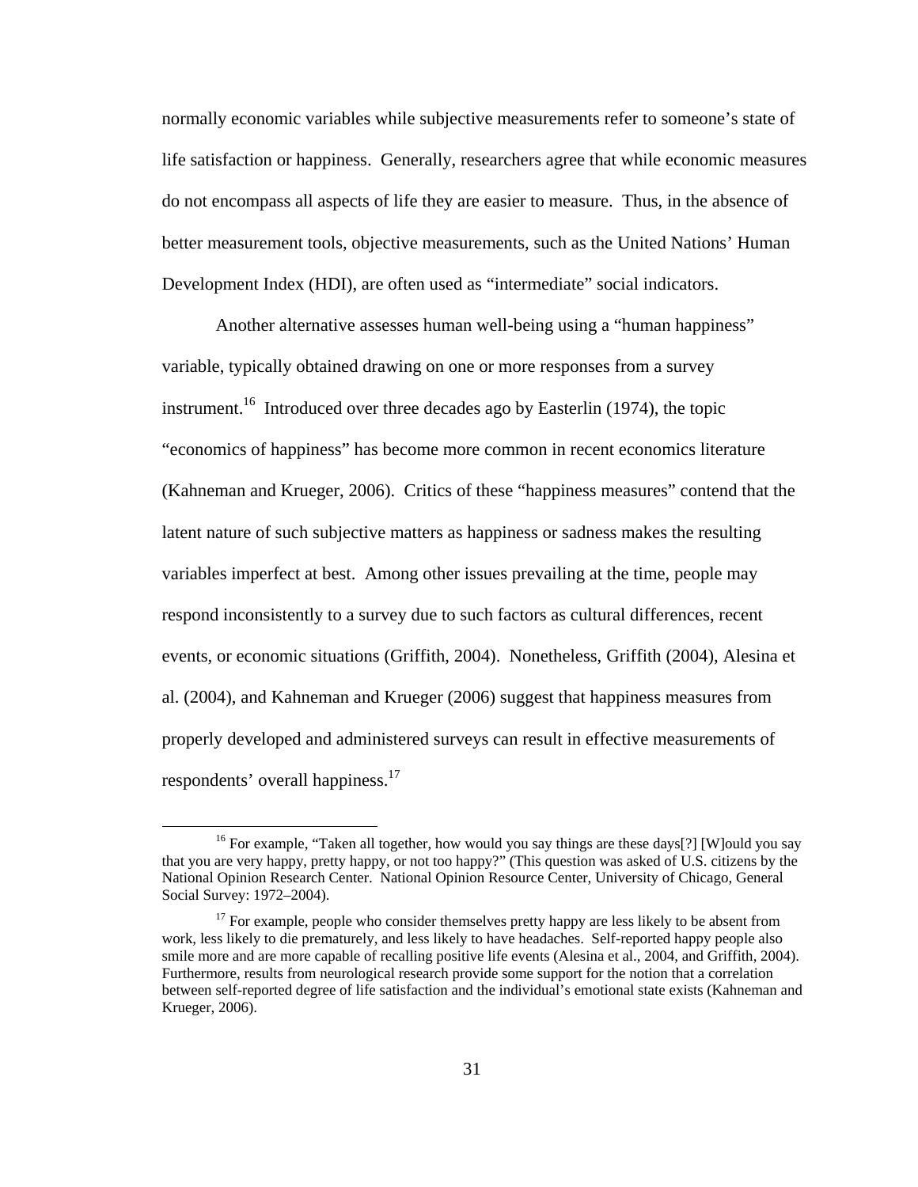normally economic variables while subjective measurements refer to someone's state of life satisfaction or happiness. Generally, researchers agree that while economic measures do not encompass all aspects of life they are easier to measure. Thus, in the absence of better measurement tools, objective measurements, such as the United Nations' Human Development Index (HDI), are often used as "intermediate" social indicators.

Another alternative assesses human well-being using a "human happiness" variable, typically obtained drawing on one or more responses from a survey instrument.[16] Introduced over three decades ago by Easterlin (1974), the topic "economics of happiness" has become more common in recent economics literature (Kahneman and Krueger, 2006). Critics of these "happiness measures" contend that the latent nature of such subjective matters as happiness or sadness makes the resulting variables imperfect at best. Among other issues prevailing at the time, people may respond inconsistently to a survey due to such factors as cultural differences, recent events, or economic situations (Griffith, 2004). Nonetheless, Griffith (2004), Alesina et al. (2004), and Kahneman and Krueger (2006) suggest that happiness measures from properly developed and administered surveys can result in effective measurements of respondents' overall happiness.[17]

[16] For example, "Taken all together, how would you say things are these days[?] [W]ould you say that you are very happy, pretty happy, or not too happy?" (This question was asked of U.S. citizens by the National Opinion Research Center. National Opinion Resource Center, University of Chicago, General Social Survey: 1972–2004).

[17] For example, people who consider themselves pretty happy are less likely to be absent from work, less likely to die prematurely, and less likely to have headaches. Self-reported happy people also smile more and are more capable of recalling positive life events (Alesina et al., 2004, and Griffith, 2004). Furthermore, results from neurological research provide some support for the notion that a correlation between self-reported degree of life satisfaction and the individual's emotional state exists (Kahneman and Krueger, 2006).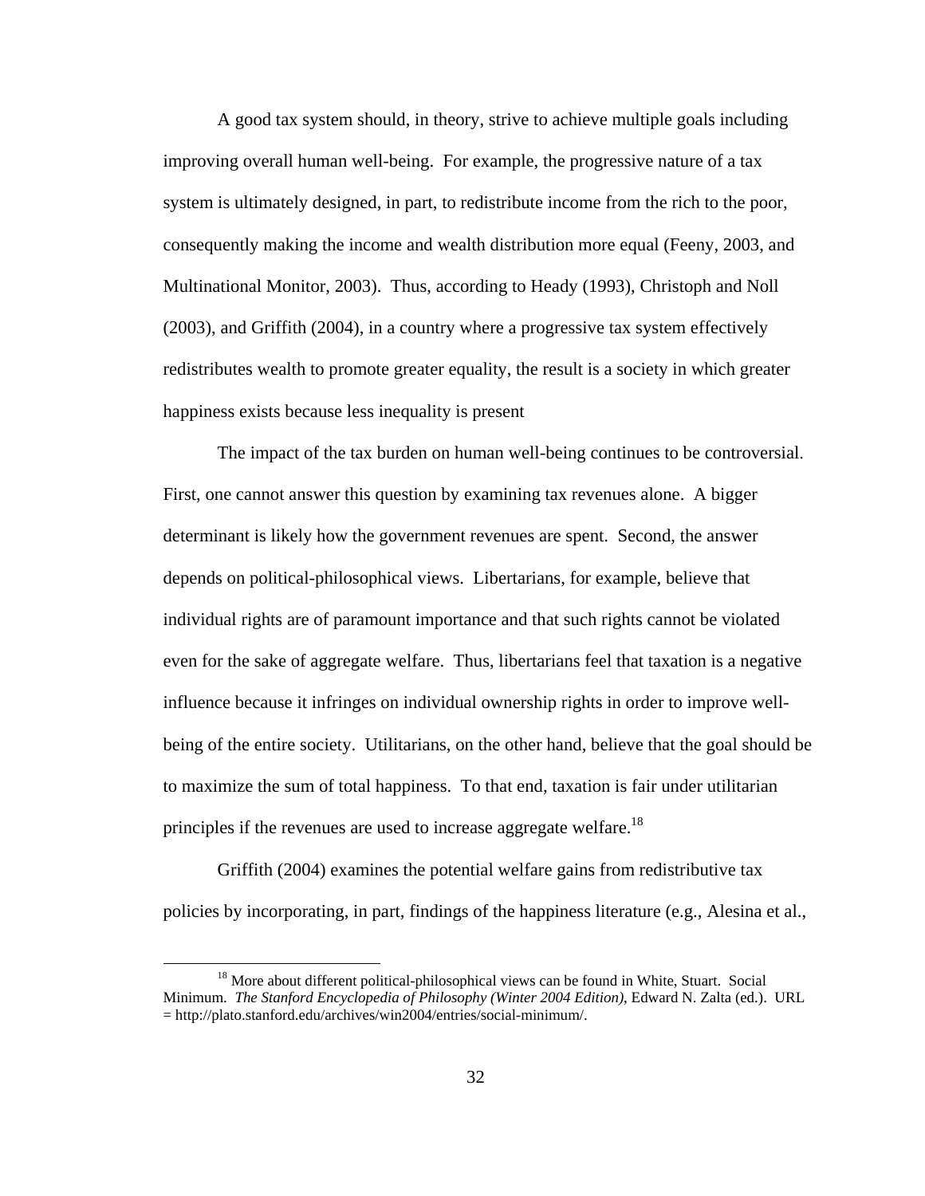A good tax system should, in theory, strive to achieve multiple goals including improving overall human well-being. For example, the progressive nature of a tax system is ultimately designed, in part, to redistribute income from the rich to the poor, consequently making the income and wealth distribution more equal (Feeny, 2003, and Multinational Monitor, 2003). Thus, according to Heady (1993), Christoph and Noll (2003), and Griffith (2004), in a country where a progressive tax system effectively redistributes wealth to promote greater equality, the result is a society in which greater happiness exists because less inequality is present

The impact of the tax burden on human well-being continues to be controversial. First, one cannot answer this question by examining tax revenues alone. A bigger determinant is likely how the government revenues are spent. Second, the answer depends on political-philosophical views. Libertarians, for example, believe that individual rights are of paramount importance and that such rights cannot be violated even for the sake of aggregate welfare. Thus, libertarians feel that taxation is a negative influence because it infringes on individual ownership rights in order to improve well-being of the entire society. Utilitarians, on the other hand, believe that the goal should be to maximize the sum of total happiness. To that end, taxation is fair under utilitarian principles if the revenues are used to increase aggregate welfare.[18]

Griffith (2004) examines the potential welfare gains from redistributive tax policies by incorporating, in part, findings of the happiness literature (e.g., Alesina et al.,

[18] More about different political-philosophical views can be found in White, Stuart. Social Minimum. *The Stanford Encyclopedia of Philosophy (Winter 2004 Edition)*, Edward N. Zalta (ed.). URL = http://plato.stanford.edu/archives/win2004/entries/social-minimum/.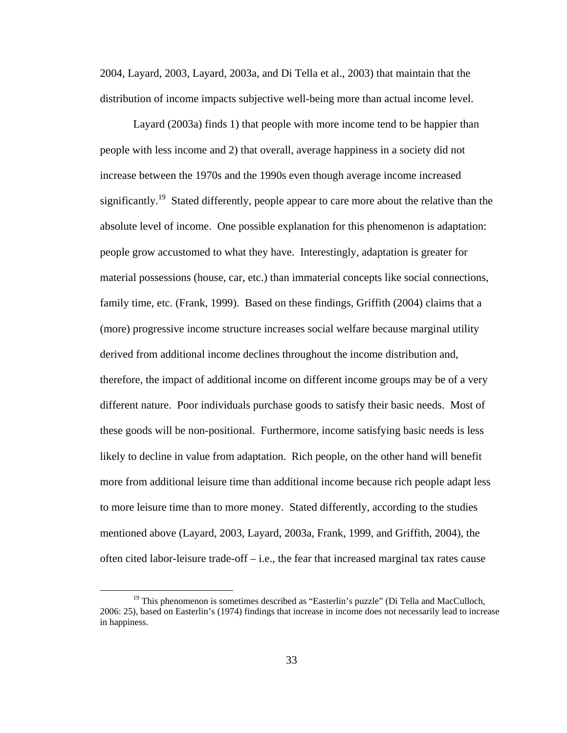2004, Layard, 2003, Layard, 2003a, and Di Tella et al., 2003) that maintain that the distribution of income impacts subjective well-being more than actual income level.

Layard (2003a) finds 1) that people with more income tend to be happier than people with less income and 2) that overall, average happiness in a society did not increase between the 1970s and the 1990s even though average income increased significantly.[19] Stated differently, people appear to care more about the relative than the absolute level of income. One possible explanation for this phenomenon is adaptation: people grow accustomed to what they have. Interestingly, adaptation is greater for material possessions (house, car, etc.) than immaterial concepts like social connections, family time, etc. (Frank, 1999). Based on these findings, Griffith (2004) claims that a (more) progressive income structure increases social welfare because marginal utility derived from additional income declines throughout the income distribution and, therefore, the impact of additional income on different income groups may be of a very different nature. Poor individuals purchase goods to satisfy their basic needs. Most of these goods will be non-positional. Furthermore, income satisfying basic needs is less likely to decline in value from adaptation. Rich people, on the other hand will benefit more from additional leisure time than additional income because rich people adapt less to more leisure time than to more money. Stated differently, according to the studies mentioned above (Layard, 2003, Layard, 2003a, Frank, 1999, and Griffith, 2004), the often cited labor-leisure trade-off – i.e., the fear that increased marginal tax rates cause

[19] This phenomenon is sometimes described as "Easterlin's puzzle" (Di Tella and MacCulloch, 2006: 25), based on Easterlin's (1974) findings that increase in income does not necessarily lead to increase in happiness.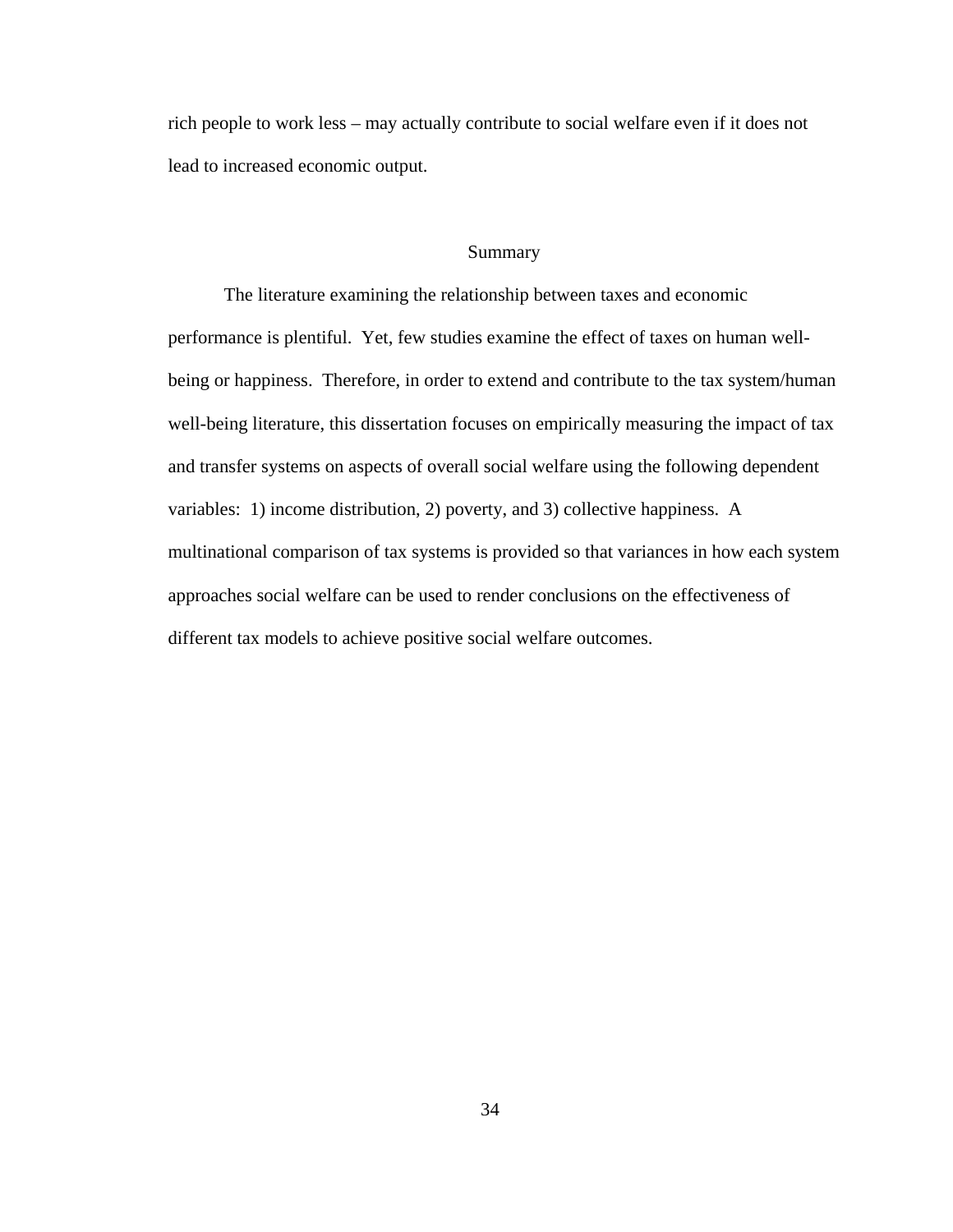rich people to work less – may actually contribute to social welfare even if it does not lead to increased economic output.

## Summary

The literature examining the relationship between taxes and economic performance is plentiful. Yet, few studies examine the effect of taxes on human well-being or happiness. Therefore, in order to extend and contribute to the tax system/human well-being literature, this dissertation focuses on empirically measuring the impact of tax and transfer systems on aspects of overall social welfare using the following dependent variables: 1) income distribution, 2) poverty, and 3) collective happiness. A multinational comparison of tax systems is provided so that variances in how each system approaches social welfare can be used to render conclusions on the effectiveness of different tax models to achieve positive social welfare outcomes.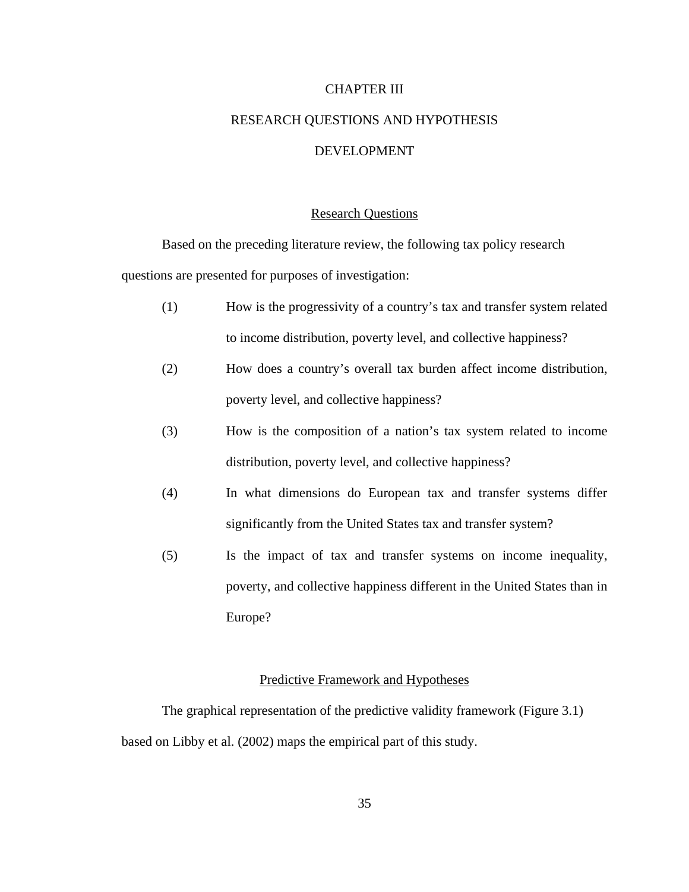# CHAPTER III

# RESEARCH QUESTIONS AND HYPOTHESIS DEVELOPMENT

## Research Questions

Based on the preceding literature review, the following tax policy research questions are presented for purposes of investigation:

(1) How is the progressivity of a country's tax and transfer system related to income distribution, poverty level, and collective happiness?

(2) How does a country's overall tax burden affect income distribution, poverty level, and collective happiness?

(3) How is the composition of a nation's tax system related to income distribution, poverty level, and collective happiness?

(4) In what dimensions do European tax and transfer systems differ significantly from the United States tax and transfer system?

(5) Is the impact of tax and transfer systems on income inequality, poverty, and collective happiness different in the United States than in Europe?

## Predictive Framework and Hypotheses

The graphical representation of the predictive validity framework (Figure 3.1) based on Libby et al. (2002) maps the empirical part of this study.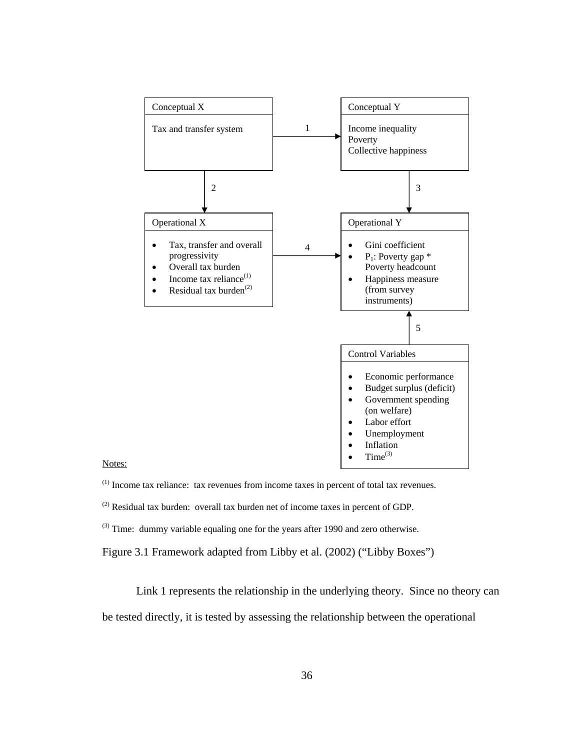Conceptual X

Tax and transfer system

→ 1 →

Conceptual Y

Income inequality
Poverty
Collective happiness

↓ 2 (Conceptual X → Operational X)

↓ 3 (Conceptual Y → Operational Y)

Operational X

- Tax, transfer and overall progressivity
- Overall tax burden
- Income tax reliance[(1)]
- Residual tax burden[(2)]

→ 4 →

Operational Y

- Gini coefficient
- $P_1$: Poverty gap * Poverty headcount
- Happiness measure (from survey instruments)

↑ 5 (Control Variables → Operational Y)

Control Variables

- Economic performance
- Budget surplus (deficit)
- Government spending (on welfare)
- Labor effort
- Unemployment
- Inflation
- Time[(3)]

Notes:

[(1)] Income tax reliance: tax revenues from income taxes in percent of total tax revenues.

[(2)] Residual tax burden: overall tax burden net of income taxes in percent of GDP.

[(3)] Time: dummy variable equaling one for the years after 1990 and zero otherwise.

Figure 3.1 Framework adapted from Libby et al. (2002) ("Libby Boxes")

Link 1 represents the relationship in the underlying theory. Since no theory can be tested directly, it is tested by assessing the relationship between the operational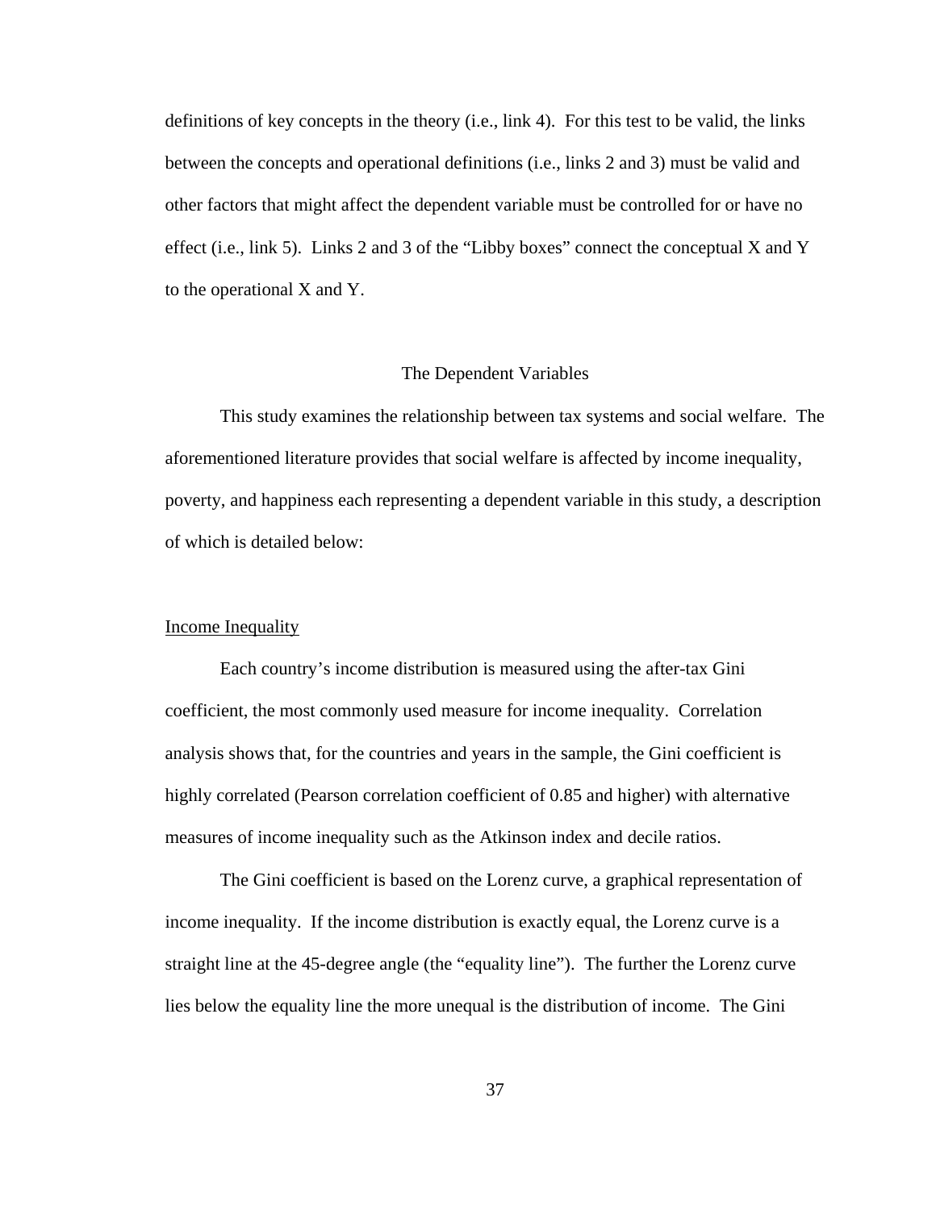definitions of key concepts in the theory (i.e., link 4). For this test to be valid, the links between the concepts and operational definitions (i.e., links 2 and 3) must be valid and other factors that might affect the dependent variable must be controlled for or have no effect (i.e., link 5). Links 2 and 3 of the "Libby boxes" connect the conceptual X and Y to the operational X and Y.

## The Dependent Variables

This study examines the relationship between tax systems and social welfare. The aforementioned literature provides that social welfare is affected by income inequality, poverty, and happiness each representing a dependent variable in this study, a description of which is detailed below:

### Income Inequality

Each country's income distribution is measured using the after-tax Gini coefficient, the most commonly used measure for income inequality. Correlation analysis shows that, for the countries and years in the sample, the Gini coefficient is highly correlated (Pearson correlation coefficient of 0.85 and higher) with alternative measures of income inequality such as the Atkinson index and decile ratios.

The Gini coefficient is based on the Lorenz curve, a graphical representation of income inequality. If the income distribution is exactly equal, the Lorenz curve is a straight line at the 45-degree angle (the "equality line"). The further the Lorenz curve lies below the equality line the more unequal is the distribution of income. The Gini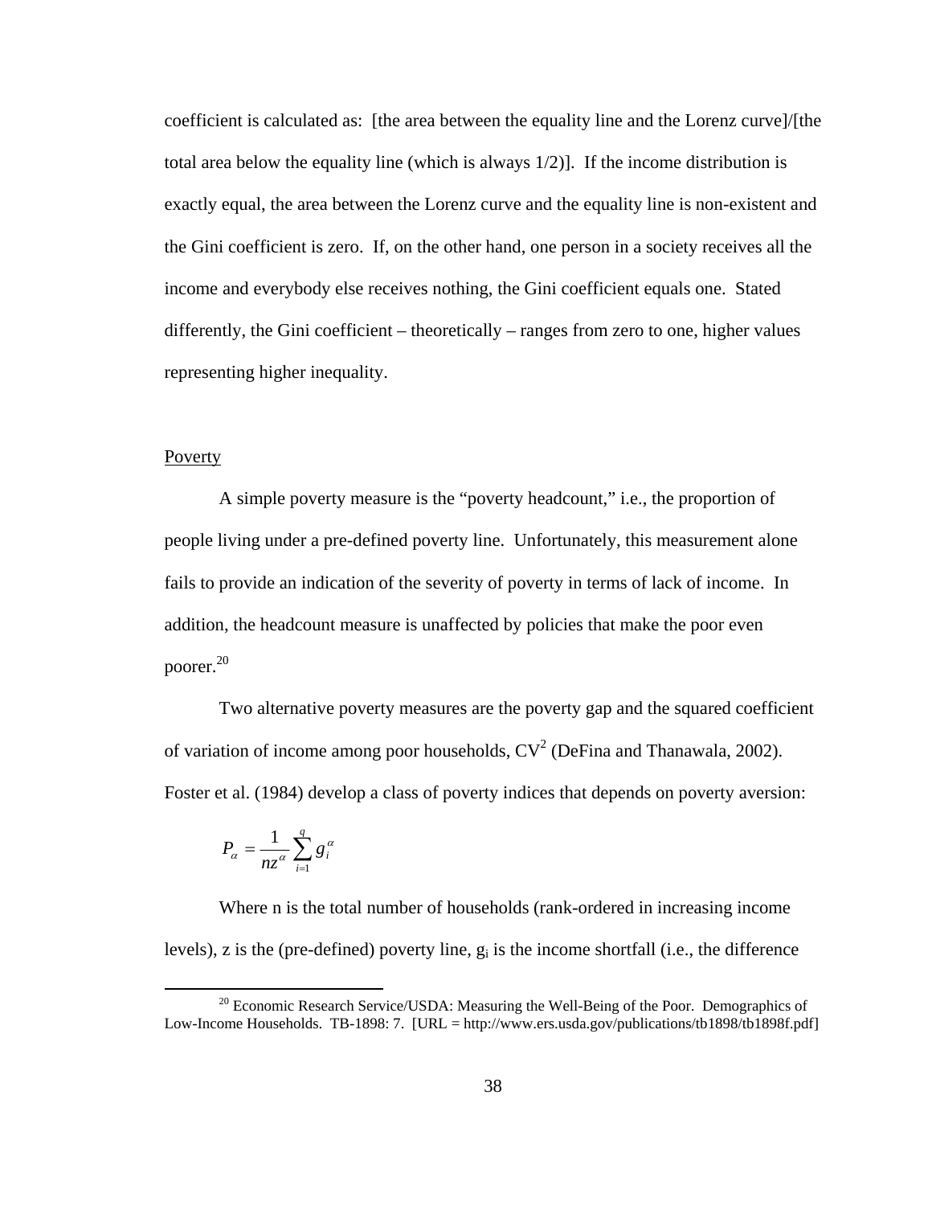coefficient is calculated as: [the area between the equality line and the Lorenz curve]/[the total area below the equality line (which is always 1/2)]. If the income distribution is exactly equal, the area between the Lorenz curve and the equality line is non-existent and the Gini coefficient is zero. If, on the other hand, one person in a society receives all the income and everybody else receives nothing, the Gini coefficient equals one. Stated differently, the Gini coefficient – theoretically – ranges from zero to one, higher values representing higher inequality.

<u>Poverty</u>

A simple poverty measure is the "poverty headcount," i.e., the proportion of people living under a pre-defined poverty line. Unfortunately, this measurement alone fails to provide an indication of the severity of poverty in terms of lack of income. In addition, the headcount measure is unaffected by policies that make the poor even poorer.[20]

Two alternative poverty measures are the poverty gap and the squared coefficient of variation of income among poor households, $CV^2$ (DeFina and Thanawala, 2002). Foster et al. (1984) develop a class of poverty indices that depends on poverty aversion:

$$P_\alpha = \frac{1}{nz^\alpha} \sum_{i=1}^{q} g_i^\alpha$$

Where n is the total number of households (rank-ordered in increasing income levels), z is the (pre-defined) poverty line, $g_i$ is the income shortfall (i.e., the difference

---

[20] Economic Research Service/USDA: Measuring the Well-Being of the Poor. Demographics of Low-Income Households. TB-1898: 7. [URL = http://www.ers.usda.gov/publications/tb1898/tb1898f.pdf]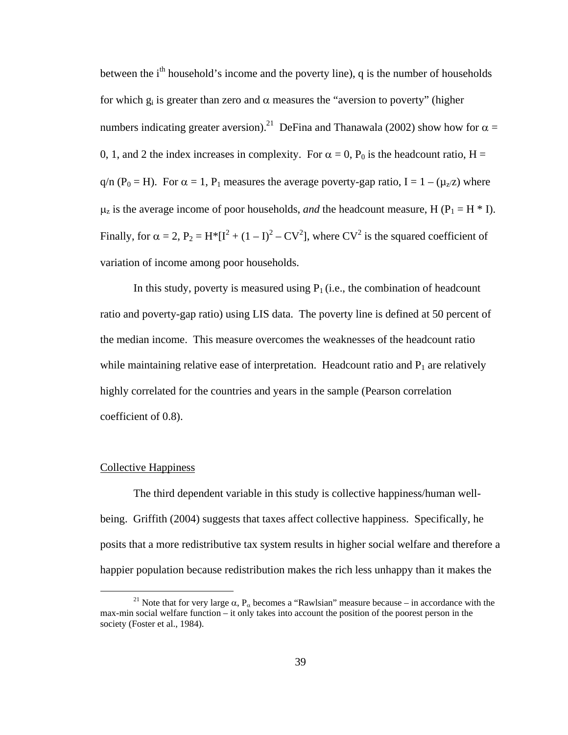between the $i^{th}$ household's income and the poverty line), q is the number of households for which $g_i$ is greater than zero and $\alpha$ measures the "aversion to poverty" (higher numbers indicating greater aversion).[21] DeFina and Thanawala (2002) show how for $\alpha$ = 0, 1, and 2 the index increases in complexity. For $\alpha = 0$, $P_0$ is the headcount ratio, $H = q/n$ ($P_0 = H$). For $\alpha = 1$, $P_1$ measures the average poverty-gap ratio, $I = 1 - (\mu_z/z)$ where $\mu_z$ is the average income of poor households, *and* the headcount measure, H ($P_1 = H * I$). Finally, for $\alpha = 2$, $P_2 = H*[I^2 + (1 - I)^2 - CV^2]$, where $CV^2$ is the squared coefficient of variation of income among poor households.

In this study, poverty is measured using $P_1$ (i.e., the combination of headcount ratio and poverty-gap ratio) using LIS data. The poverty line is defined at 50 percent of the median income. This measure overcomes the weaknesses of the headcount ratio while maintaining relative ease of interpretation. Headcount ratio and $P_1$ are relatively highly correlated for the countries and years in the sample (Pearson correlation coefficient of 0.8).

Collective Happiness

The third dependent variable in this study is collective happiness/human well-being. Griffith (2004) suggests that taxes affect collective happiness. Specifically, he posits that a more redistributive tax system results in higher social welfare and therefore a happier population because redistribution makes the rich less unhappy than it makes the

[21] Note that for very large $\alpha$, $P_\alpha$ becomes a "Rawlsian" measure because – in accordance with the max-min social welfare function – it only takes into account the position of the poorest person in the society (Foster et al., 1984).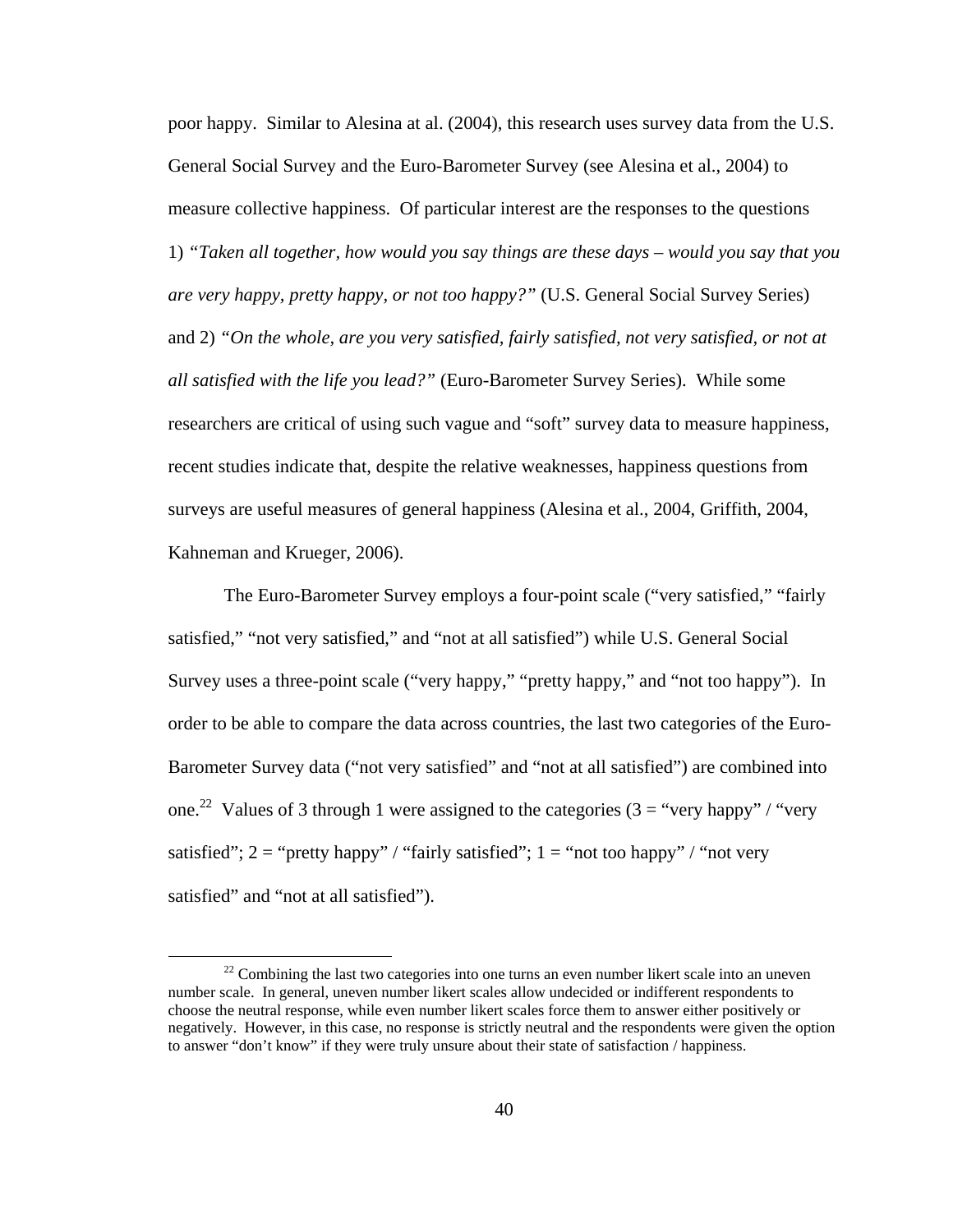poor happy. Similar to Alesina at al. (2004), this research uses survey data from the U.S. General Social Survey and the Euro-Barometer Survey (see Alesina et al., 2004) to measure collective happiness. Of particular interest are the responses to the questions 1) *"Taken all together, how would you say things are these days – would you say that you are very happy, pretty happy, or not too happy?"* (U.S. General Social Survey Series) and 2) *"On the whole, are you very satisfied, fairly satisfied, not very satisfied, or not at all satisfied with the life you lead?"* (Euro-Barometer Survey Series). While some researchers are critical of using such vague and "soft" survey data to measure happiness, recent studies indicate that, despite the relative weaknesses, happiness questions from surveys are useful measures of general happiness (Alesina et al., 2004, Griffith, 2004, Kahneman and Krueger, 2006).

The Euro-Barometer Survey employs a four-point scale ("very satisfied," "fairly satisfied," "not very satisfied," and "not at all satisfied") while U.S. General Social Survey uses a three-point scale ("very happy," "pretty happy," and "not too happy"). In order to be able to compare the data across countries, the last two categories of the Euro-Barometer Survey data ("not very satisfied" and "not at all satisfied") are combined into one.[22] Values of 3 through 1 were assigned to the categories (3 = "very happy" / "very satisfied"; 2 = "pretty happy" / "fairly satisfied"; 1 = "not too happy" / "not very satisfied" and "not at all satisfied").

[22] Combining the last two categories into one turns an even number likert scale into an uneven number scale. In general, uneven number likert scales allow undecided or indifferent respondents to choose the neutral response, while even number likert scales force them to answer either positively or negatively. However, in this case, no response is strictly neutral and the respondents were given the option to answer "don't know" if they were truly unsure about their state of satisfaction / happiness.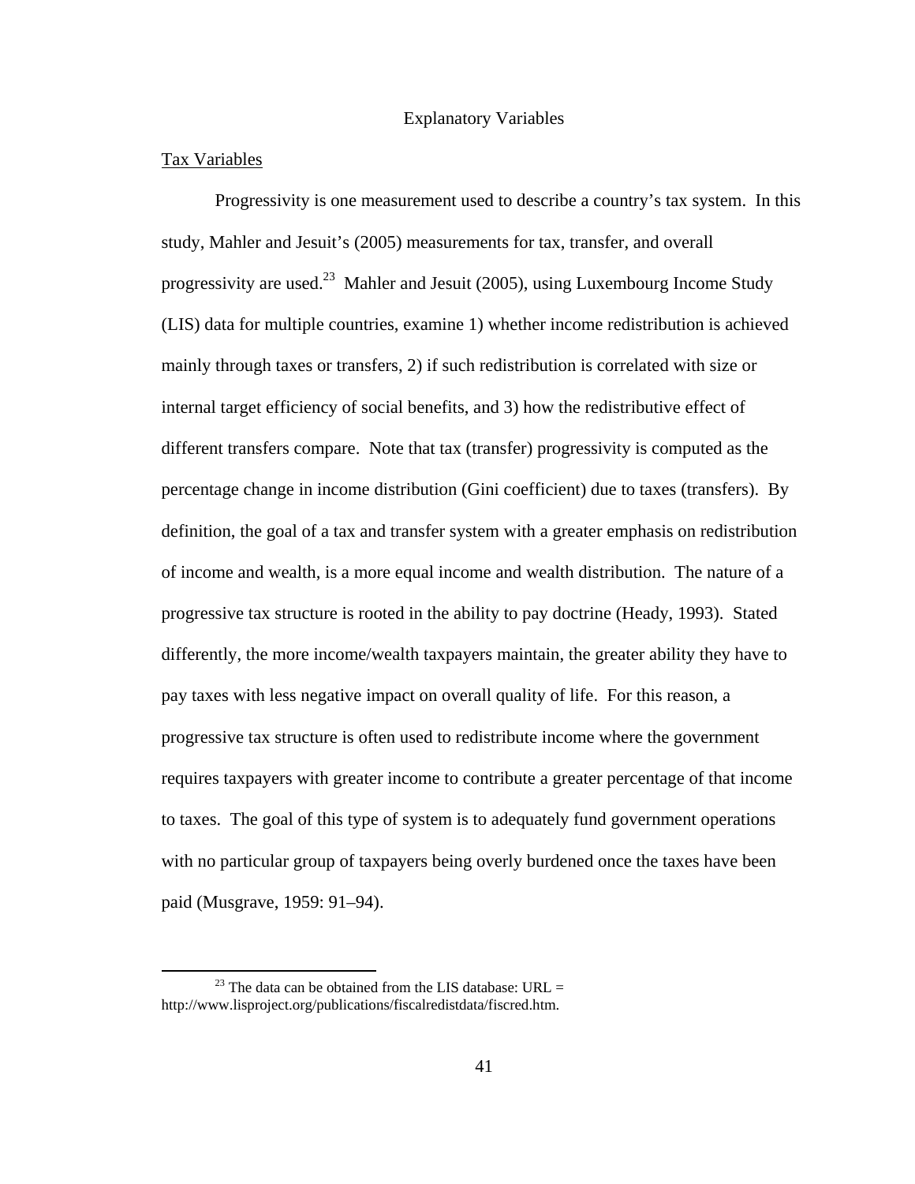## Explanatory Variables

### Tax Variables

Progressivity is one measurement used to describe a country's tax system. In this study, Mahler and Jesuit's (2005) measurements for tax, transfer, and overall progressivity are used.[23] Mahler and Jesuit (2005), using Luxembourg Income Study (LIS) data for multiple countries, examine 1) whether income redistribution is achieved mainly through taxes or transfers, 2) if such redistribution is correlated with size or internal target efficiency of social benefits, and 3) how the redistributive effect of different transfers compare. Note that tax (transfer) progressivity is computed as the percentage change in income distribution (Gini coefficient) due to taxes (transfers). By definition, the goal of a tax and transfer system with a greater emphasis on redistribution of income and wealth, is a more equal income and wealth distribution. The nature of a progressive tax structure is rooted in the ability to pay doctrine (Heady, 1993). Stated differently, the more income/wealth taxpayers maintain, the greater ability they have to pay taxes with less negative impact on overall quality of life. For this reason, a progressive tax structure is often used to redistribute income where the government requires taxpayers with greater income to contribute a greater percentage of that income to taxes. The goal of this type of system is to adequately fund government operations with no particular group of taxpayers being overly burdened once the taxes have been paid (Musgrave, 1959: 91–94).

[23] The data can be obtained from the LIS database: URL = http://www.lisproject.org/publications/fiscalredistdata/fiscred.htm.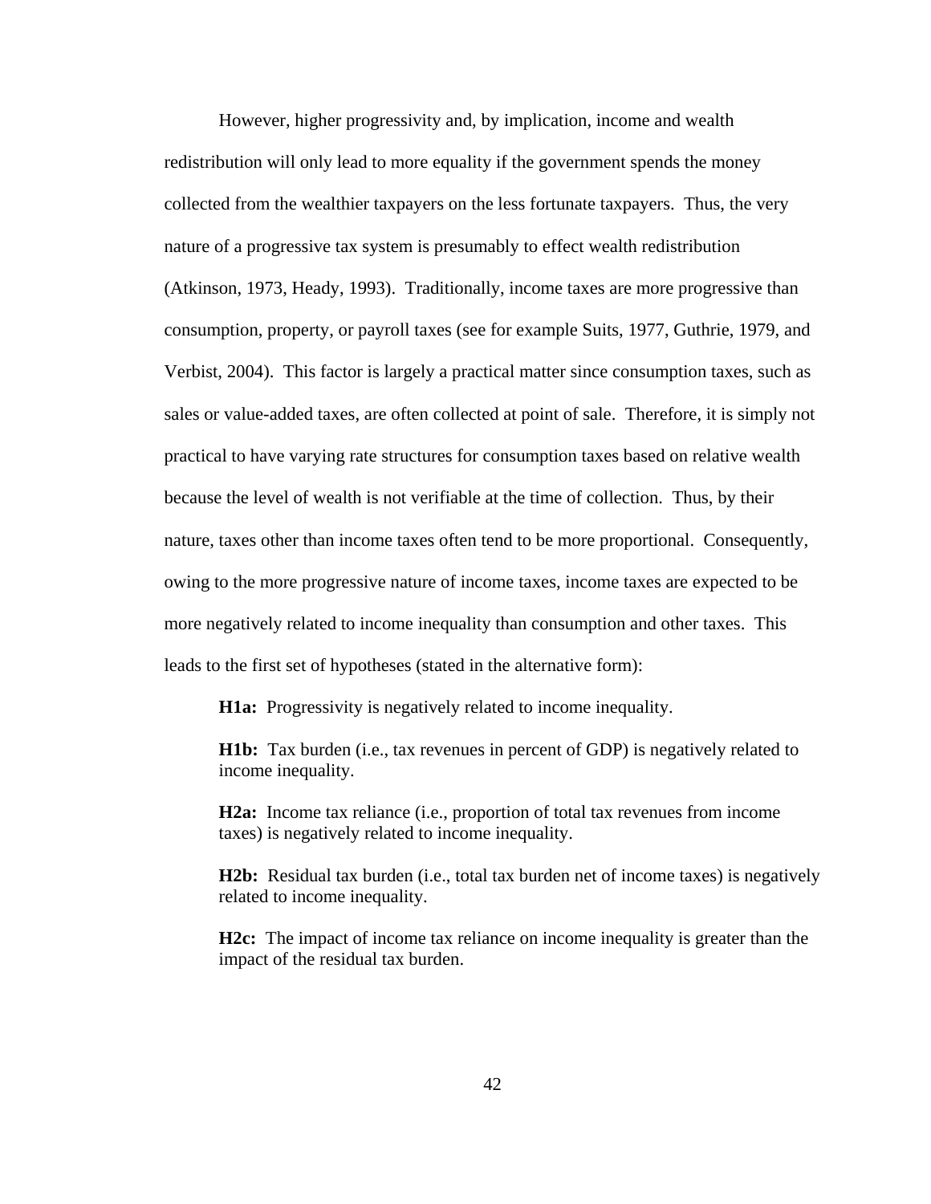However, higher progressivity and, by implication, income and wealth redistribution will only lead to more equality if the government spends the money collected from the wealthier taxpayers on the less fortunate taxpayers. Thus, the very nature of a progressive tax system is presumably to effect wealth redistribution (Atkinson, 1973, Heady, 1993). Traditionally, income taxes are more progressive than consumption, property, or payroll taxes (see for example Suits, 1977, Guthrie, 1979, and Verbist, 2004). This factor is largely a practical matter since consumption taxes, such as sales or value-added taxes, are often collected at point of sale. Therefore, it is simply not practical to have varying rate structures for consumption taxes based on relative wealth because the level of wealth is not verifiable at the time of collection. Thus, by their nature, taxes other than income taxes often tend to be more proportional. Consequently, owing to the more progressive nature of income taxes, income taxes are expected to be more negatively related to income inequality than consumption and other taxes. This leads to the first set of hypotheses (stated in the alternative form):

**H1a:** Progressivity is negatively related to income inequality.

**H1b:** Tax burden (i.e., tax revenues in percent of GDP) is negatively related to income inequality.

**H2a:** Income tax reliance (i.e., proportion of total tax revenues from income taxes) is negatively related to income inequality.

**H2b:** Residual tax burden (i.e., total tax burden net of income taxes) is negatively related to income inequality.

**H2c:** The impact of income tax reliance on income inequality is greater than the impact of the residual tax burden.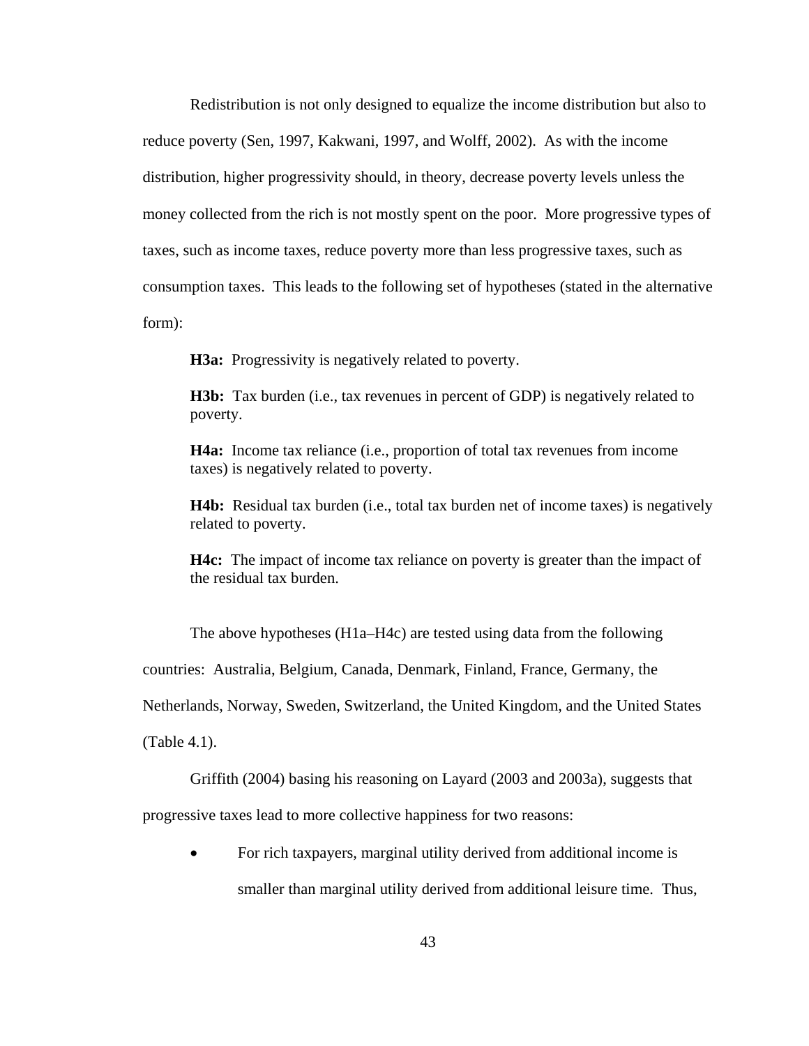Redistribution is not only designed to equalize the income distribution but also to reduce poverty (Sen, 1997, Kakwani, 1997, and Wolff, 2002). As with the income distribution, higher progressivity should, in theory, decrease poverty levels unless the money collected from the rich is not mostly spent on the poor. More progressive types of taxes, such as income taxes, reduce poverty more than less progressive taxes, such as consumption taxes. This leads to the following set of hypotheses (stated in the alternative form):

> **H3a:** Progressivity is negatively related to poverty.
>
> **H3b:** Tax burden (i.e., tax revenues in percent of GDP) is negatively related to poverty.
>
> **H4a:** Income tax reliance (i.e., proportion of total tax revenues from income taxes) is negatively related to poverty.
>
> **H4b:** Residual tax burden (i.e., total tax burden net of income taxes) is negatively related to poverty.
>
> **H4c:** The impact of income tax reliance on poverty is greater than the impact of the residual tax burden.

The above hypotheses (H1a–H4c) are tested using data from the following countries: Australia, Belgium, Canada, Denmark, Finland, France, Germany, the Netherlands, Norway, Sweden, Switzerland, the United Kingdom, and the United States (Table 4.1).

Griffith (2004) basing his reasoning on Layard (2003 and 2003a), suggests that progressive taxes lead to more collective happiness for two reasons:

- For rich taxpayers, marginal utility derived from additional income is smaller than marginal utility derived from additional leisure time. Thus,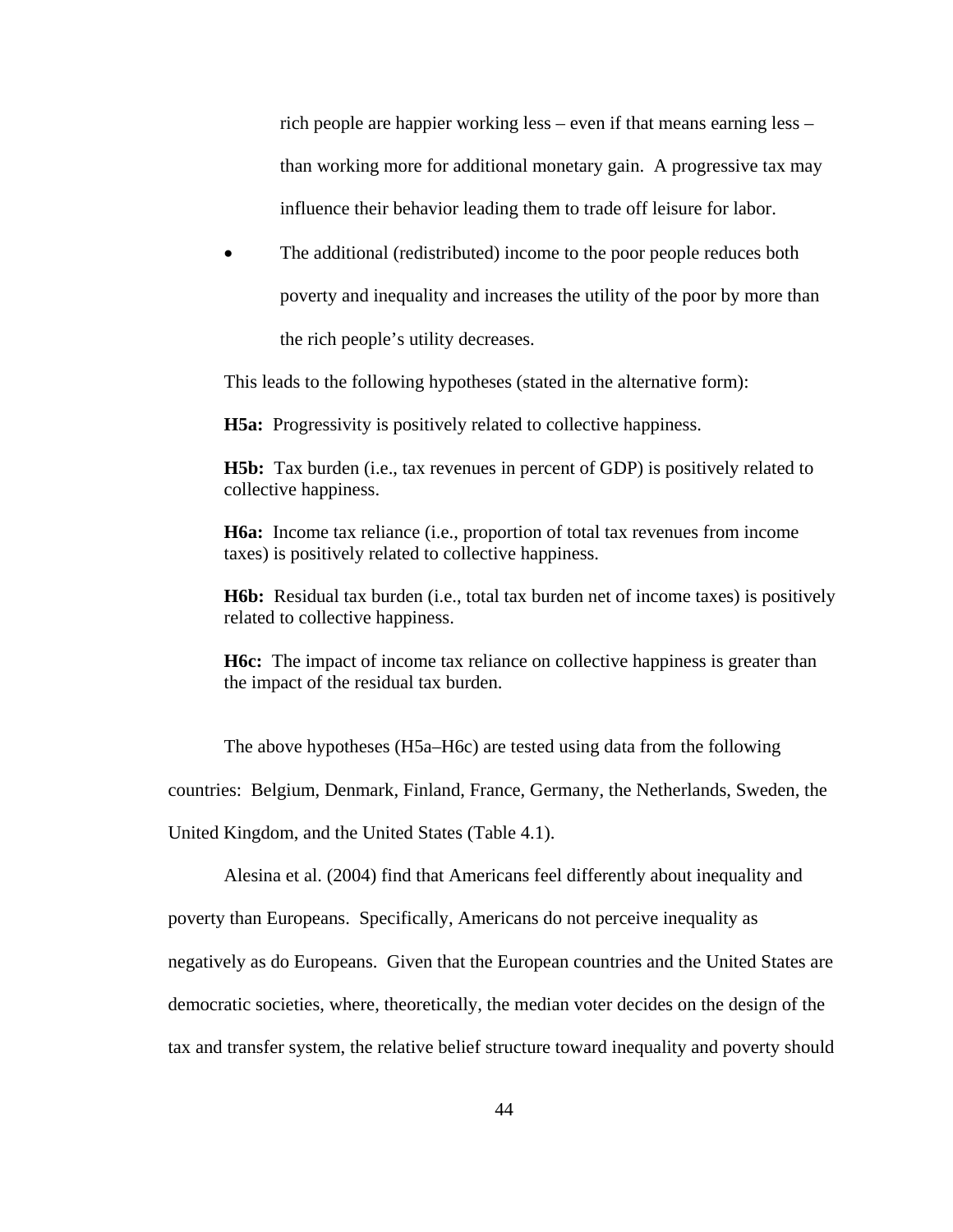rich people are happier working less – even if that means earning less – than working more for additional monetary gain. A progressive tax may influence their behavior leading them to trade off leisure for labor.

- The additional (redistributed) income to the poor people reduces both poverty and inequality and increases the utility of the poor by more than the rich people's utility decreases.

This leads to the following hypotheses (stated in the alternative form):

**H5a:** Progressivity is positively related to collective happiness.

**H5b:** Tax burden (i.e., tax revenues in percent of GDP) is positively related to collective happiness.

**H6a:** Income tax reliance (i.e., proportion of total tax revenues from income taxes) is positively related to collective happiness.

**H6b:** Residual tax burden (i.e., total tax burden net of income taxes) is positively related to collective happiness.

**H6c:** The impact of income tax reliance on collective happiness is greater than the impact of the residual tax burden.

The above hypotheses (H5a–H6c) are tested using data from the following countries: Belgium, Denmark, Finland, France, Germany, the Netherlands, Sweden, the United Kingdom, and the United States (Table 4.1).

Alesina et al. (2004) find that Americans feel differently about inequality and poverty than Europeans. Specifically, Americans do not perceive inequality as negatively as do Europeans. Given that the European countries and the United States are democratic societies, where, theoretically, the median voter decides on the design of the tax and transfer system, the relative belief structure toward inequality and poverty should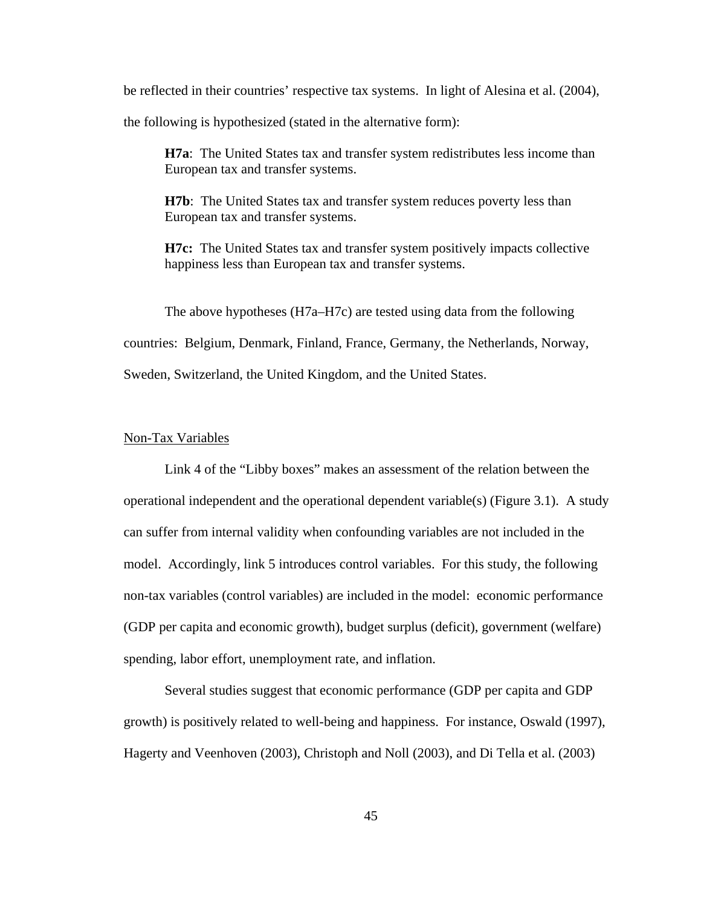be reflected in their countries' respective tax systems. In light of Alesina et al. (2004), the following is hypothesized (stated in the alternative form):

> **H7a**: The United States tax and transfer system redistributes less income than European tax and transfer systems.
>
> **H7b**: The United States tax and transfer system reduces poverty less than European tax and transfer systems.
>
> **H7c:** The United States tax and transfer system positively impacts collective happiness less than European tax and transfer systems.

The above hypotheses (H7a–H7c) are tested using data from the following countries: Belgium, Denmark, Finland, France, Germany, the Netherlands, Norway, Sweden, Switzerland, the United Kingdom, and the United States.

<u>Non-Tax Variables</u>

Link 4 of the "Libby boxes" makes an assessment of the relation between the operational independent and the operational dependent variable(s) (Figure 3.1). A study can suffer from internal validity when confounding variables are not included in the model. Accordingly, link 5 introduces control variables. For this study, the following non-tax variables (control variables) are included in the model: economic performance (GDP per capita and economic growth), budget surplus (deficit), government (welfare) spending, labor effort, unemployment rate, and inflation.

Several studies suggest that economic performance (GDP per capita and GDP growth) is positively related to well-being and happiness. For instance, Oswald (1997), Hagerty and Veenhoven (2003), Christoph and Noll (2003), and Di Tella et al. (2003)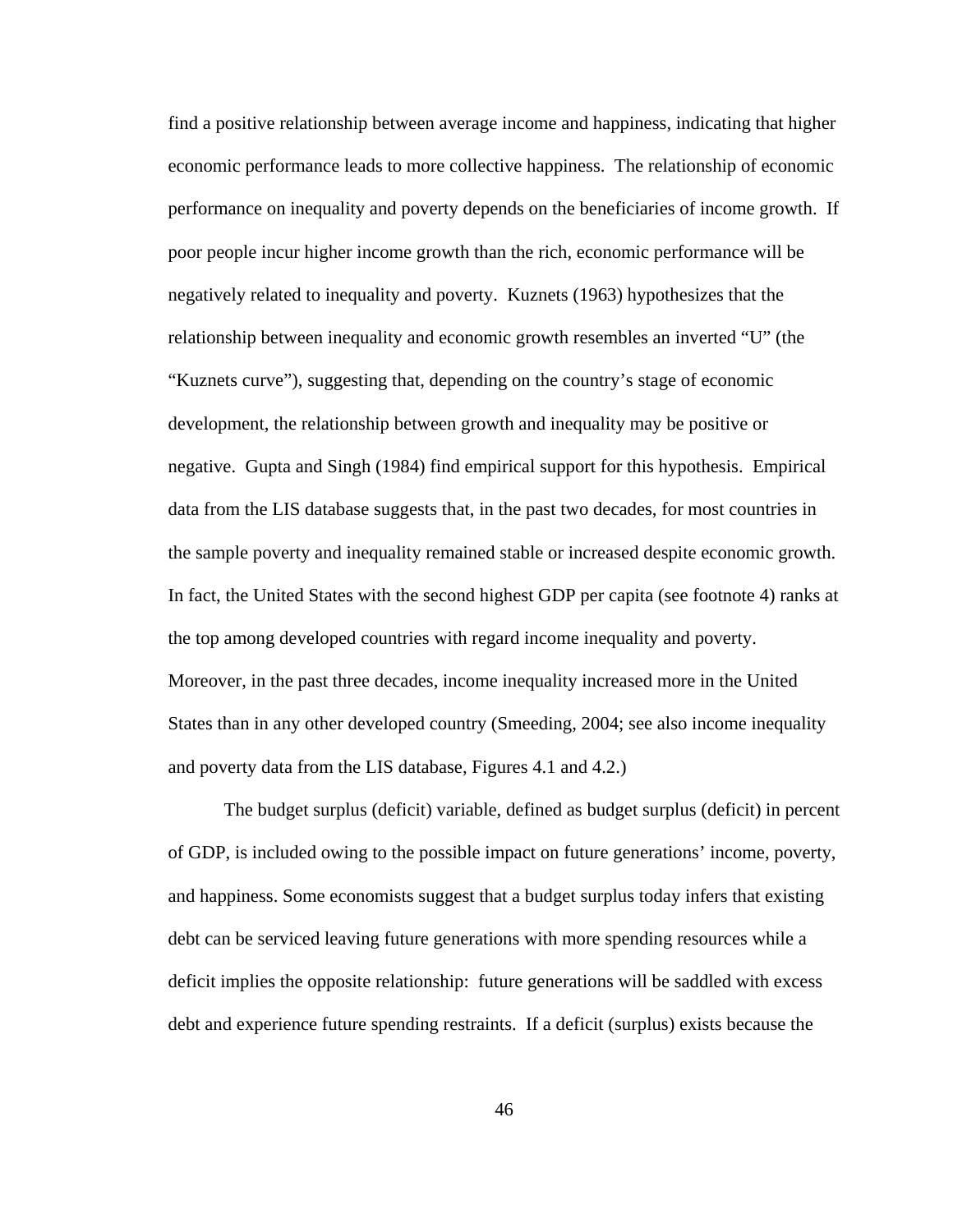find a positive relationship between average income and happiness, indicating that higher economic performance leads to more collective happiness. The relationship of economic performance on inequality and poverty depends on the beneficiaries of income growth. If poor people incur higher income growth than the rich, economic performance will be negatively related to inequality and poverty. Kuznets (1963) hypothesizes that the relationship between inequality and economic growth resembles an inverted "U" (the "Kuznets curve"), suggesting that, depending on the country's stage of economic development, the relationship between growth and inequality may be positive or negative. Gupta and Singh (1984) find empirical support for this hypothesis. Empirical data from the LIS database suggests that, in the past two decades, for most countries in the sample poverty and inequality remained stable or increased despite economic growth. In fact, the United States with the second highest GDP per capita (see footnote 4) ranks at the top among developed countries with regard income inequality and poverty. Moreover, in the past three decades, income inequality increased more in the United States than in any other developed country (Smeeding, 2004; see also income inequality and poverty data from the LIS database, Figures 4.1 and 4.2.)

The budget surplus (deficit) variable, defined as budget surplus (deficit) in percent of GDP, is included owing to the possible impact on future generations' income, poverty, and happiness. Some economists suggest that a budget surplus today infers that existing debt can be serviced leaving future generations with more spending resources while a deficit implies the opposite relationship: future generations will be saddled with excess debt and experience future spending restraints. If a deficit (surplus) exists because the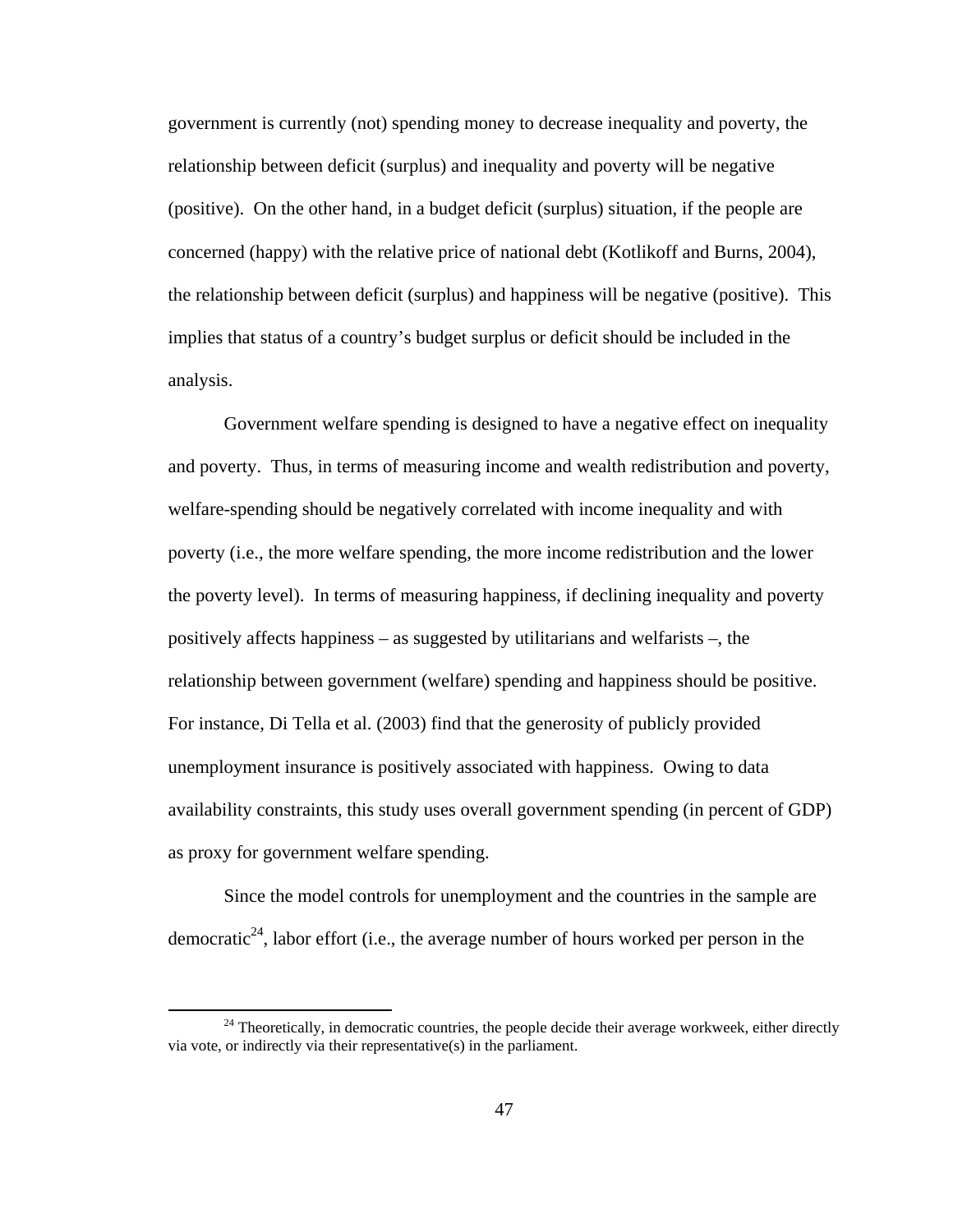government is currently (not) spending money to decrease inequality and poverty, the relationship between deficit (surplus) and inequality and poverty will be negative (positive). On the other hand, in a budget deficit (surplus) situation, if the people are concerned (happy) with the relative price of national debt (Kotlikoff and Burns, 2004), the relationship between deficit (surplus) and happiness will be negative (positive). This implies that status of a country's budget surplus or deficit should be included in the analysis.

Government welfare spending is designed to have a negative effect on inequality and poverty. Thus, in terms of measuring income and wealth redistribution and poverty, welfare-spending should be negatively correlated with income inequality and with poverty (i.e., the more welfare spending, the more income redistribution and the lower the poverty level). In terms of measuring happiness, if declining inequality and poverty positively affects happiness – as suggested by utilitarians and welfarists –, the relationship between government (welfare) spending and happiness should be positive. For instance, Di Tella et al. (2003) find that the generosity of publicly provided unemployment insurance is positively associated with happiness. Owing to data availability constraints, this study uses overall government spending (in percent of GDP) as proxy for government welfare spending.

Since the model controls for unemployment and the countries in the sample are democratic[24], labor effort (i.e., the average number of hours worked per person in the

[24] Theoretically, in democratic countries, the people decide their average workweek, either directly via vote, or indirectly via their representative(s) in the parliament.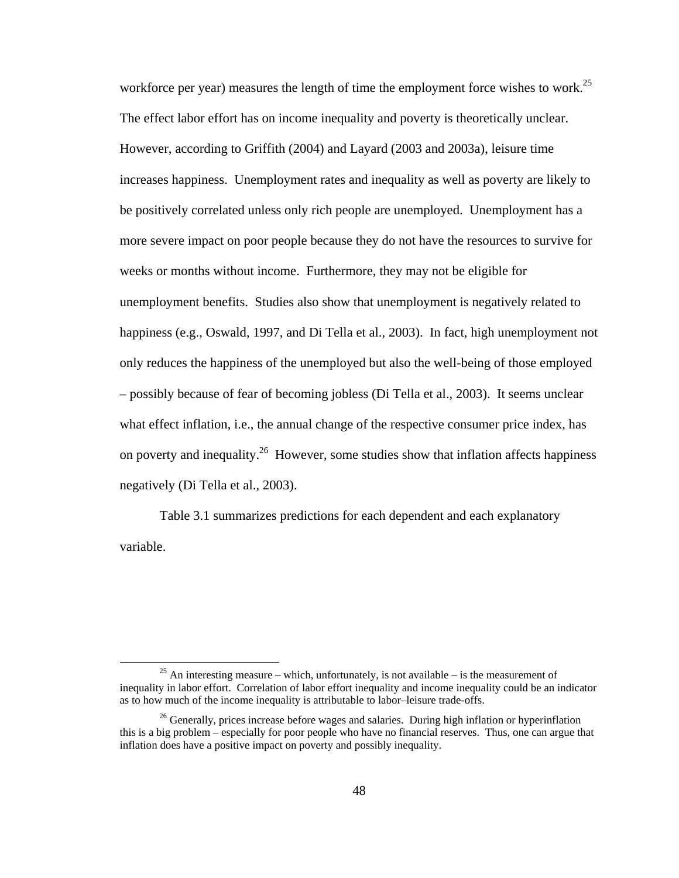workforce per year) measures the length of time the employment force wishes to work.[25] The effect labor effort has on income inequality and poverty is theoretically unclear. However, according to Griffith (2004) and Layard (2003 and 2003a), leisure time increases happiness. Unemployment rates and inequality as well as poverty are likely to be positively correlated unless only rich people are unemployed. Unemployment has a more severe impact on poor people because they do not have the resources to survive for weeks or months without income. Furthermore, they may not be eligible for unemployment benefits. Studies also show that unemployment is negatively related to happiness (e.g., Oswald, 1997, and Di Tella et al., 2003). In fact, high unemployment not only reduces the happiness of the unemployed but also the well-being of those employed – possibly because of fear of becoming jobless (Di Tella et al., 2003). It seems unclear what effect inflation, i.e., the annual change of the respective consumer price index, has on poverty and inequality.[26] However, some studies show that inflation affects happiness negatively (Di Tella et al., 2003).

Table 3.1 summarizes predictions for each dependent and each explanatory variable.

---

[25] An interesting measure – which, unfortunately, is not available – is the measurement of inequality in labor effort. Correlation of labor effort inequality and income inequality could be an indicator as to how much of the income inequality is attributable to labor–leisure trade-offs.

[26] Generally, prices increase before wages and salaries. During high inflation or hyperinflation this is a big problem – especially for poor people who have no financial reserves. Thus, one can argue that inflation does have a positive impact on poverty and possibly inequality.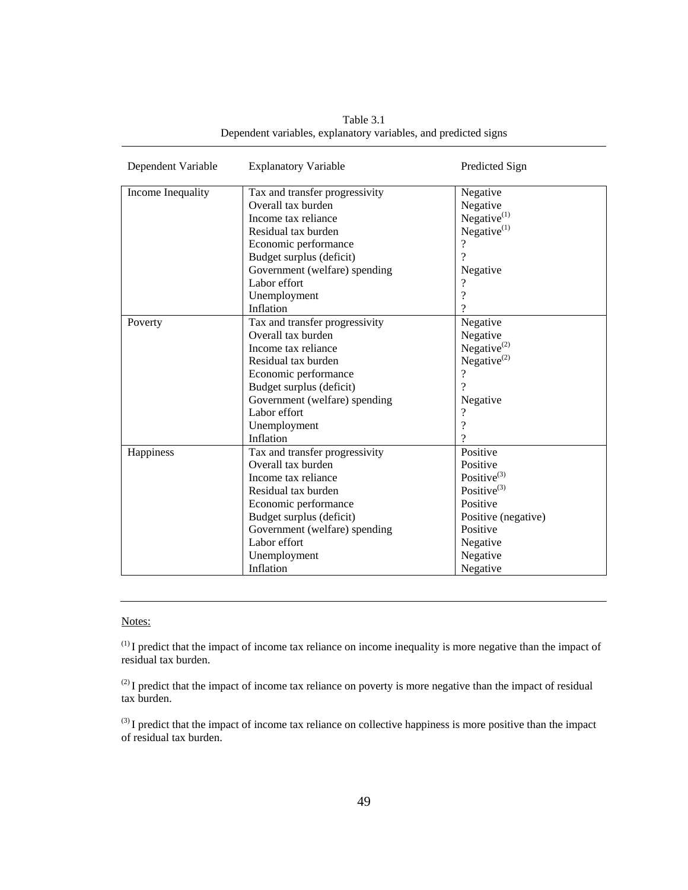Table 3.1
Dependent variables, explanatory variables, and predicted signs

| Dependent Variable | Explanatory Variable | Predicted Sign |
|---|---|---|
| Income Inequality | Tax and transfer progressivity | Negative |
| | Overall tax burden | Negative |
| | Income tax reliance | Negative[(1)] |
| | Residual tax burden | Negative[(1)] |
| | Economic performance | ? |
| | Budget surplus (deficit) | ? |
| | Government (welfare) spending | Negative |
| | Labor effort | ? |
| | Unemployment | ? |
| | Inflation | ? |
| Poverty | Tax and transfer progressivity | Negative |
| | Overall tax burden | Negative |
| | Income tax reliance | Negative[(2)] |
| | Residual tax burden | Negative[(2)] |
| | Economic performance | ? |
| | Budget surplus (deficit) | ? |
| | Government (welfare) spending | Negative |
| | Labor effort | ? |
| | Unemployment | ? |
| | Inflation | ? |
| Happiness | Tax and transfer progressivity | Positive |
| | Overall tax burden | Positive |
| | Income tax reliance | Positive[(3)] |
| | Residual tax burden | Positive[(3)] |
| | Economic performance | Positive |
| | Budget surplus (deficit) | Positive (negative) |
| | Government (welfare) spending | Positive |
| | Labor effort | Negative |
| | Unemployment | Negative |
| | Inflation | Negative |

Notes:

[(1)] I predict that the impact of income tax reliance on income inequality is more negative than the impact of residual tax burden.

[(2)] I predict that the impact of income tax reliance on poverty is more negative than the impact of residual tax burden.

[(3)] I predict that the impact of income tax reliance on collective happiness is more positive than the impact of residual tax burden.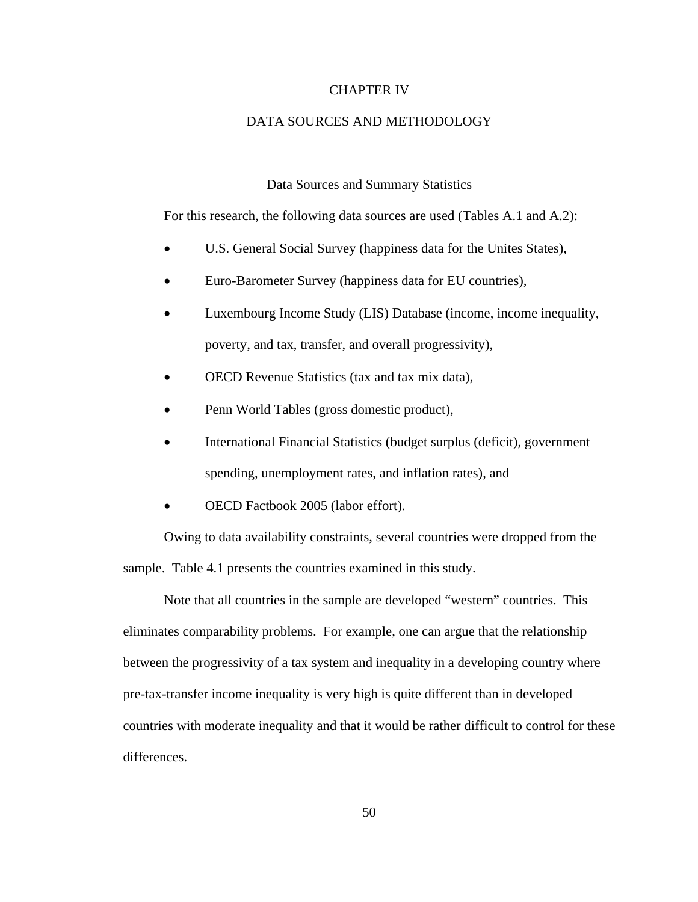# CHAPTER IV

# DATA SOURCES AND METHODOLOGY

## Data Sources and Summary Statistics

For this research, the following data sources are used (Tables A.1 and A.2):

- U.S. General Social Survey (happiness data for the Unites States),
- Euro-Barometer Survey (happiness data for EU countries),
- Luxembourg Income Study (LIS) Database (income, income inequality, poverty, and tax, transfer, and overall progressivity),
- OECD Revenue Statistics (tax and tax mix data),
- Penn World Tables (gross domestic product),
- International Financial Statistics (budget surplus (deficit), government spending, unemployment rates, and inflation rates), and
- OECD Factbook 2005 (labor effort).

Owing to data availability constraints, several countries were dropped from the sample. Table 4.1 presents the countries examined in this study.

Note that all countries in the sample are developed "western" countries. This eliminates comparability problems. For example, one can argue that the relationship between the progressivity of a tax system and inequality in a developing country where pre-tax-transfer income inequality is very high is quite different than in developed countries with moderate inequality and that it would be rather difficult to control for these differences.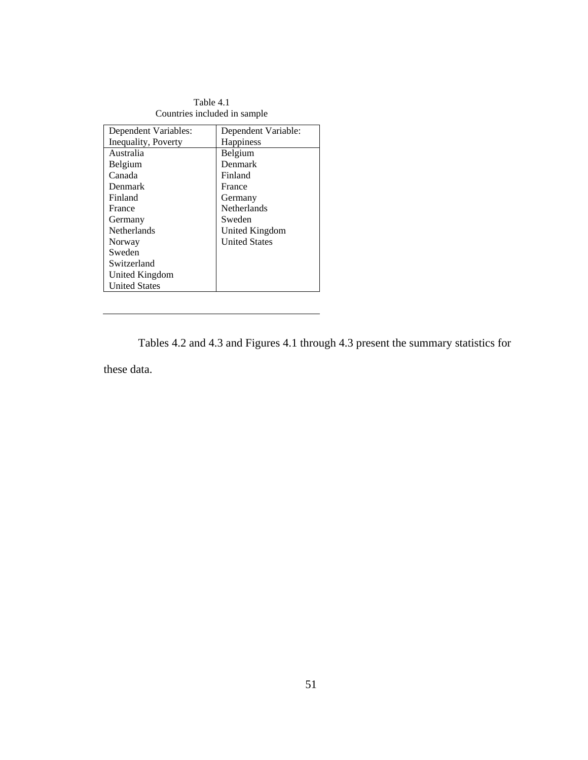Table 4.1
Countries included in sample

| Dependent Variables: Inequality, Poverty | Dependent Variable: Happiness |
|---|---|
| Australia | Belgium |
| Belgium | Denmark |
| Canada | Finland |
| Denmark | France |
| Finland | Germany |
| France | Netherlands |
| Germany | Sweden |
| Netherlands | United Kingdom |
| Norway | United States |
| Sweden | |
| Switzerland | |
| United Kingdom | |
| United States | |

Tables 4.2 and 4.3 and Figures 4.1 through 4.3 present the summary statistics for these data.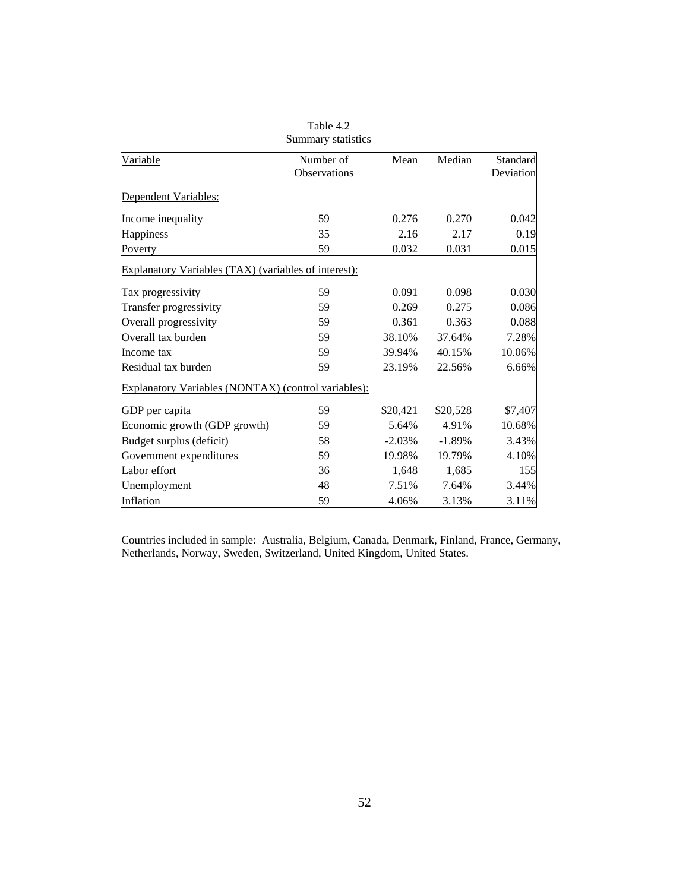Table 4.2
Summary statistics

| Variable | Number of Observations | Mean | Median | Standard Deviation |
|---|---|---|---|---|
| Dependent Variables: | | | | |
| Income inequality | 59 | 0.276 | 0.270 | 0.042 |
| Happiness | 35 | 2.16 | 2.17 | 0.19 |
| Poverty | 59 | 0.032 | 0.031 | 0.015 |
| Explanatory Variables (TAX) (variables of interest): | | | | |
| Tax progressivity | 59 | 0.091 | 0.098 | 0.030 |
| Transfer progressivity | 59 | 0.269 | 0.275 | 0.086 |
| Overall progressivity | 59 | 0.361 | 0.363 | 0.088 |
| Overall tax burden | 59 | 38.10% | 37.64% | 7.28% |
| Income tax | 59 | 39.94% | 40.15% | 10.06% |
| Residual tax burden | 59 | 23.19% | 22.56% | 6.66% |
| Explanatory Variables (NONTAX) (control variables): | | | | |
| GDP per capita | 59 | $20,421 | $20,528 | $7,407 |
| Economic growth (GDP growth) | 59 | 5.64% | 4.91% | 10.68% |
| Budget surplus (deficit) | 58 | -2.03% | -1.89% | 3.43% |
| Government expenditures | 59 | 19.98% | 19.79% | 4.10% |
| Labor effort | 36 | 1,648 | 1,685 | 155 |
| Unemployment | 48 | 7.51% | 7.64% | 3.44% |
| Inflation | 59 | 4.06% | 3.13% | 3.11% |

Countries included in sample: Australia, Belgium, Canada, Denmark, Finland, France, Germany, Netherlands, Norway, Sweden, Switzerland, United Kingdom, United States.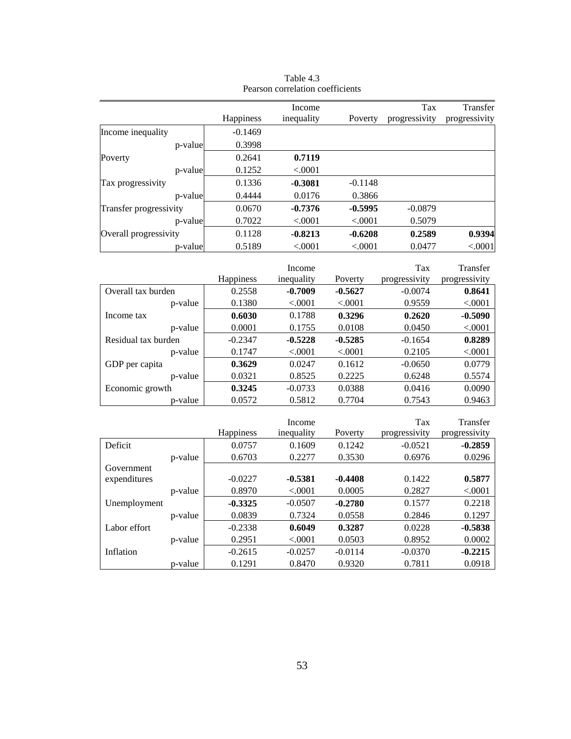Table 4.3
Pearson correlation coefficients

| | Happiness | Income inequality | Poverty | Tax progressivity | Transfer progressivity |
|---|---|---|---|---|---|
| Income inequality | -0.1469 | | | | |
| p-value | 0.3998 | | | | |
| Poverty | 0.2641 | **0.7119** | | | |
| p-value | 0.1252 | <.0001 | | | |
| Tax progressivity | 0.1336 | **-0.3081** | -0.1148 | | |
| p-value | 0.4444 | 0.0176 | 0.3866 | | |
| Transfer progressivity | 0.0670 | **-0.7376** | **-0.5995** | -0.0879 | |
| p-value | 0.7022 | <.0001 | <.0001 | 0.5079 | |
| Overall progressivity | 0.1128 | **-0.8213** | **-0.6208** | **0.2589** | **0.9394** |
| p-value | 0.5189 | <.0001 | <.0001 | 0.0477 | <.0001 |

| | Happiness | Income inequality | Poverty | Tax progressivity | Transfer progressivity |
|---|---|---|---|---|---|
| Overall tax burden | 0.2558 | **-0.7009** | **-0.5627** | -0.0074 | **0.8641** |
| p-value | 0.1380 | <.0001 | <.0001 | 0.9559 | <.0001 |
| Income tax | **0.6030** | 0.1788 | **0.3296** | **0.2620** | **-0.5090** |
| p-value | 0.0001 | 0.1755 | 0.0108 | 0.0450 | <.0001 |
| Residual tax burden | -0.2347 | **-0.5228** | **-0.5285** | -0.1654 | **0.8289** |
| p-value | 0.1747 | <.0001 | <.0001 | 0.2105 | <.0001 |
| GDP per capita | **0.3629** | 0.0247 | 0.1612 | -0.0650 | 0.0779 |
| p-value | 0.0321 | 0.8525 | 0.2225 | 0.6248 | 0.5574 |
| Economic growth | **0.3245** | -0.0733 | 0.0388 | 0.0416 | 0.0090 |
| p-value | 0.0572 | 0.5812 | 0.7704 | 0.7543 | 0.9463 |

| | Happiness | Income inequality | Poverty | Tax progressivity | Transfer progressivity |
|---|---|---|---|---|---|
| Deficit | 0.0757 | 0.1609 | 0.1242 | -0.0521 | **-0.2859** |
| p-value | 0.6703 | 0.2277 | 0.3530 | 0.6976 | 0.0296 |
| Government expenditures | -0.0227 | **-0.5381** | **-0.4408** | 0.1422 | **0.5877** |
| p-value | 0.8970 | <.0001 | 0.0005 | 0.2827 | <.0001 |
| Unemployment | **-0.3325** | -0.0507 | **-0.2780** | 0.1577 | 0.2218 |
| p-value | 0.0839 | 0.7324 | 0.0558 | 0.2846 | 0.1297 |
| Labor effort | -0.2338 | **0.6049** | **0.3287** | 0.0228 | **-0.5838** |
| p-value | 0.2951 | <.0001 | 0.0503 | 0.8952 | 0.0002 |
| Inflation | -0.2615 | -0.0257 | -0.0114 | -0.0370 | **-0.2215** |
| p-value | 0.1291 | 0.8470 | 0.9320 | 0.7811 | 0.0918 |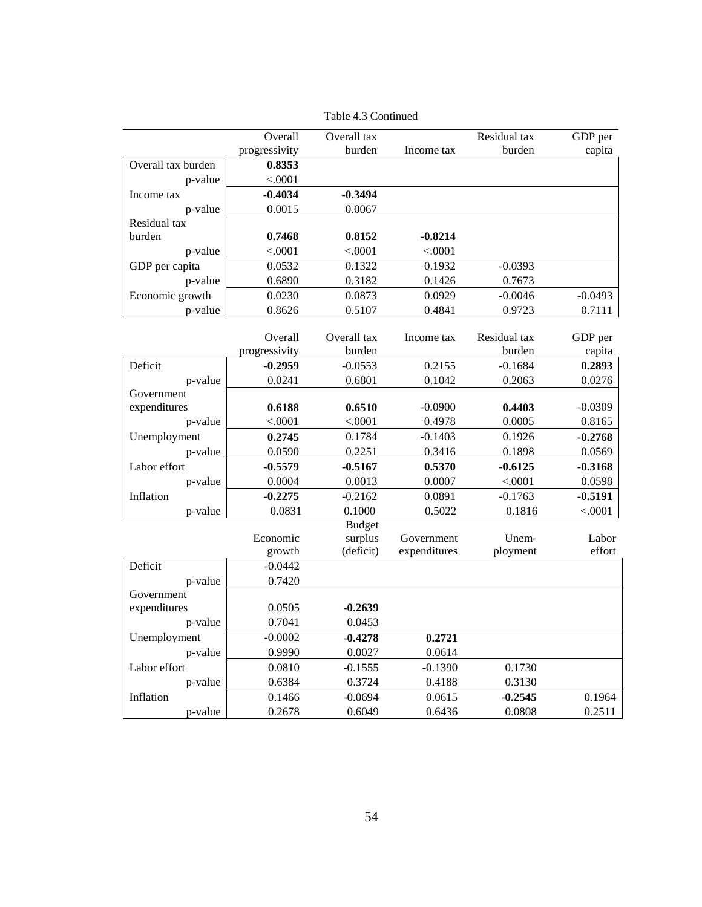Table 4.3 Continued

| | Overall progressivity | Overall tax burden | Income tax | Residual tax burden | GDP per capita |
|---|---|---|---|---|---|
| Overall tax burden | **0.8353** | | | | |
| p-value | <.0001 | | | | |
| Income tax | **-0.4034** | **-0.3494** | | | |
| p-value | 0.0015 | 0.0067 | | | |
| Residual tax burden | **0.7468** | **0.8152** | **-0.8214** | | |
| p-value | <.0001 | <.0001 | <.0001 | | |
| GDP per capita | 0.0532 | 0.1322 | 0.1932 | -0.0393 | |
| p-value | 0.6890 | 0.3182 | 0.1426 | 0.7673 | |
| Economic growth | 0.0230 | 0.0873 | 0.0929 | -0.0046 | -0.0493 |
| p-value | 0.8626 | 0.5107 | 0.4841 | 0.9723 | 0.7111 |

| | Overall progressivity | Overall tax burden | Income tax | Residual tax burden | GDP per capita |
|---|---|---|---|---|---|
| Deficit | **-0.2959** | -0.0553 | 0.2155 | -0.1684 | **0.2893** |
| p-value | 0.0241 | 0.6801 | 0.1042 | 0.2063 | 0.0276 |
| Government expenditures | **0.6188** | **0.6510** | -0.0900 | **0.4403** | -0.0309 |
| p-value | <.0001 | <.0001 | 0.4978 | 0.0005 | 0.8165 |
| Unemployment | **0.2745** | 0.1784 | -0.1403 | 0.1926 | **-0.2768** |
| p-value | 0.0590 | 0.2251 | 0.3416 | 0.1898 | 0.0569 |
| Labor effort | **-0.5579** | **-0.5167** | **0.5370** | **-0.6125** | **-0.3168** |
| p-value | 0.0004 | 0.0013 | 0.0007 | <.0001 | 0.0598 |
| Inflation | **-0.2275** | -0.2162 | 0.0891 | -0.1763 | **-0.5191** |
| p-value | 0.0831 | 0.1000 | 0.5022 | 0.1816 | <.0001 |

| | Economic growth | Budget surplus (deficit) | Government expenditures | Unem-ployment | Labor effort |
|---|---|---|---|---|---|
| Deficit | -0.0442 | | | | |
| p-value | 0.7420 | | | | |
| Government expenditures | 0.0505 | **-0.2639** | | | |
| p-value | 0.7041 | 0.0453 | | | |
| Unemployment | -0.0002 | **-0.4278** | **0.2721** | | |
| p-value | 0.9990 | 0.0027 | 0.0614 | | |
| Labor effort | 0.0810 | -0.1555 | -0.1390 | 0.1730 | |
| p-value | 0.6384 | 0.3724 | 0.4188 | 0.3130 | |
| Inflation | 0.1466 | -0.0694 | 0.0615 | **-0.2545** | 0.1964 |
| p-value | 0.2678 | 0.6049 | 0.6436 | 0.0808 | 0.2511 |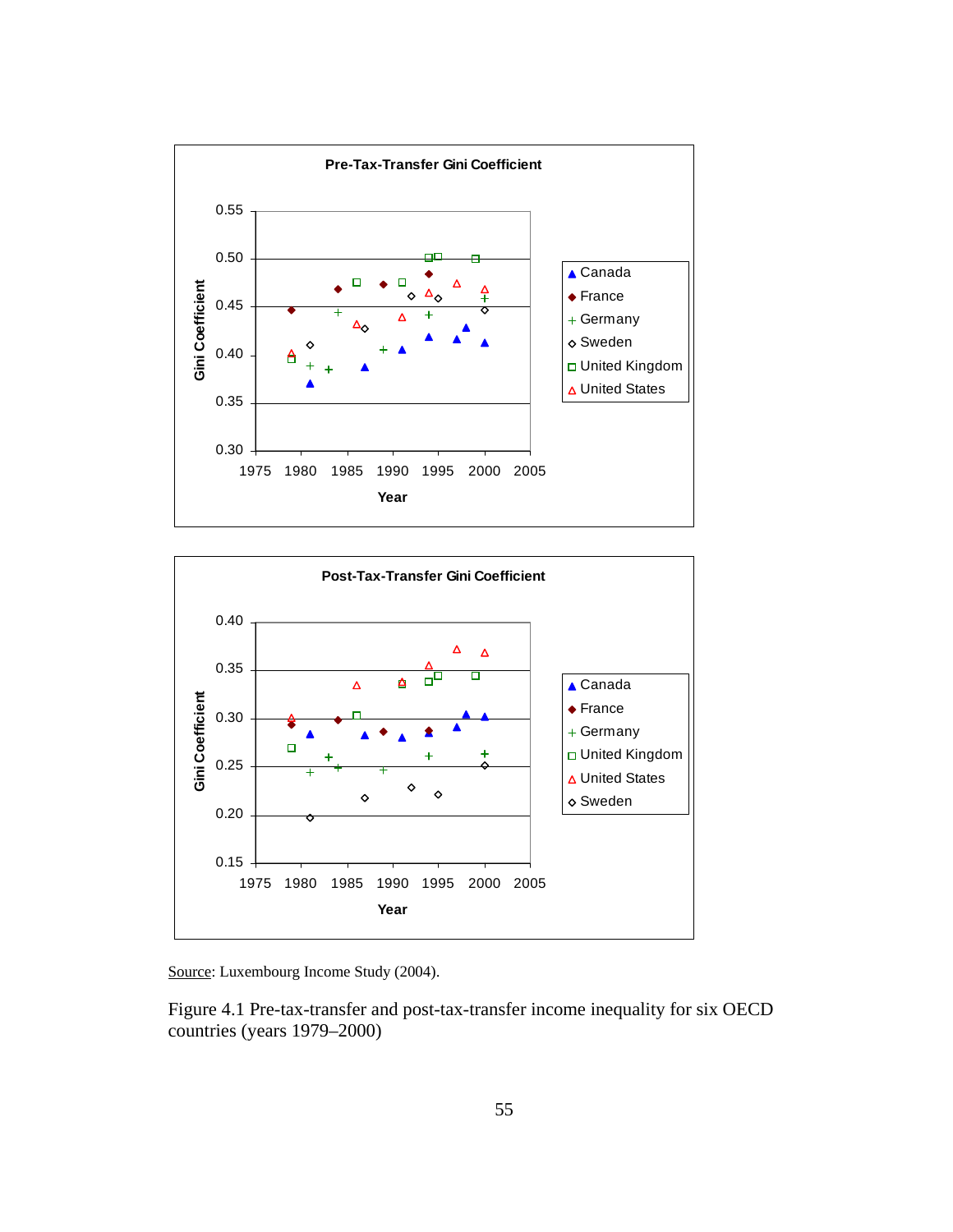Source: Luxembourg Income Study (2004).

Figure 4.1 Pre-tax-transfer and post-tax-transfer income inequality for six OECD countries (years 1979–2000)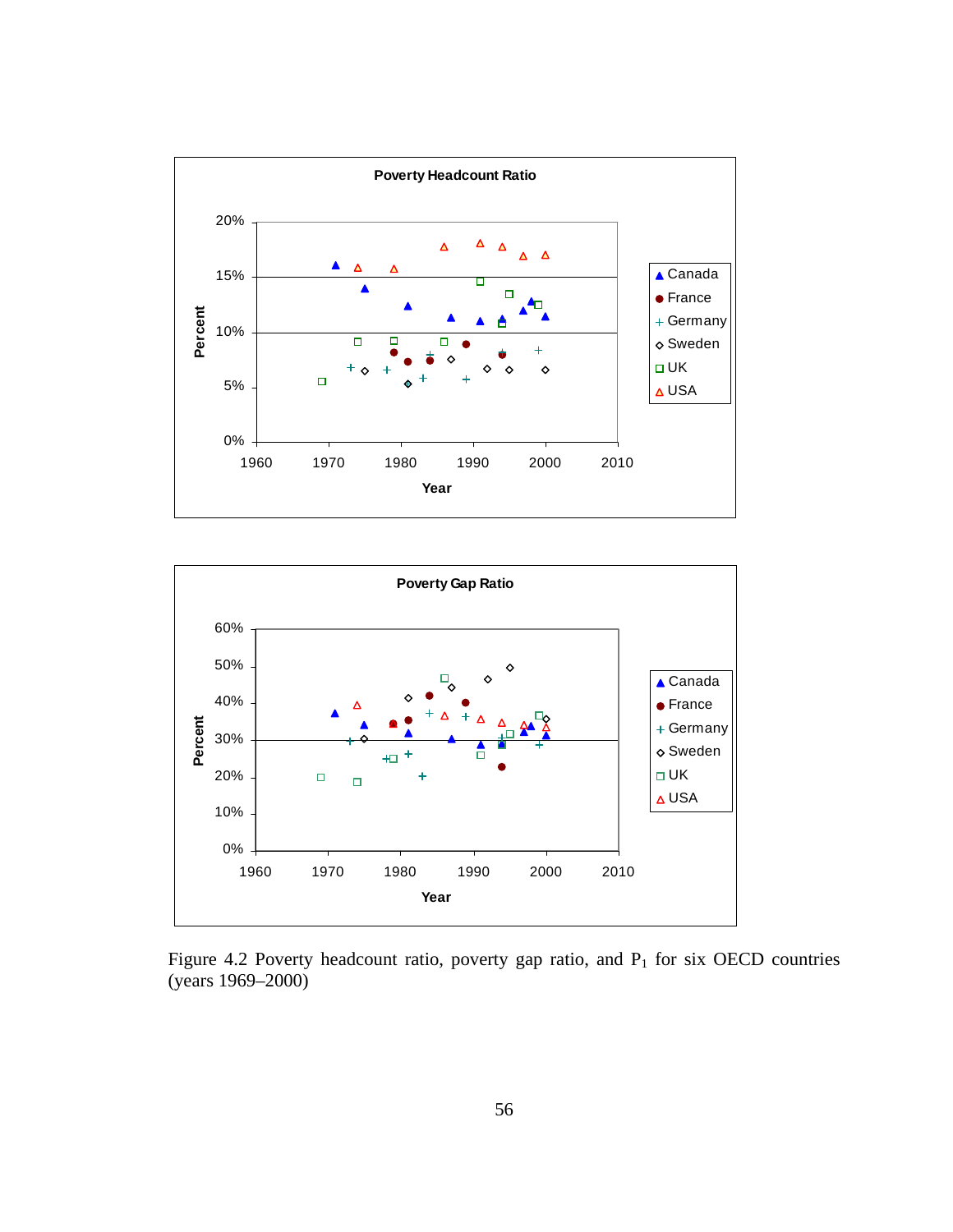Figure 4.2 Poverty headcount ratio, poverty gap ratio, and $P_1$ for six OECD countries (years 1969–2000)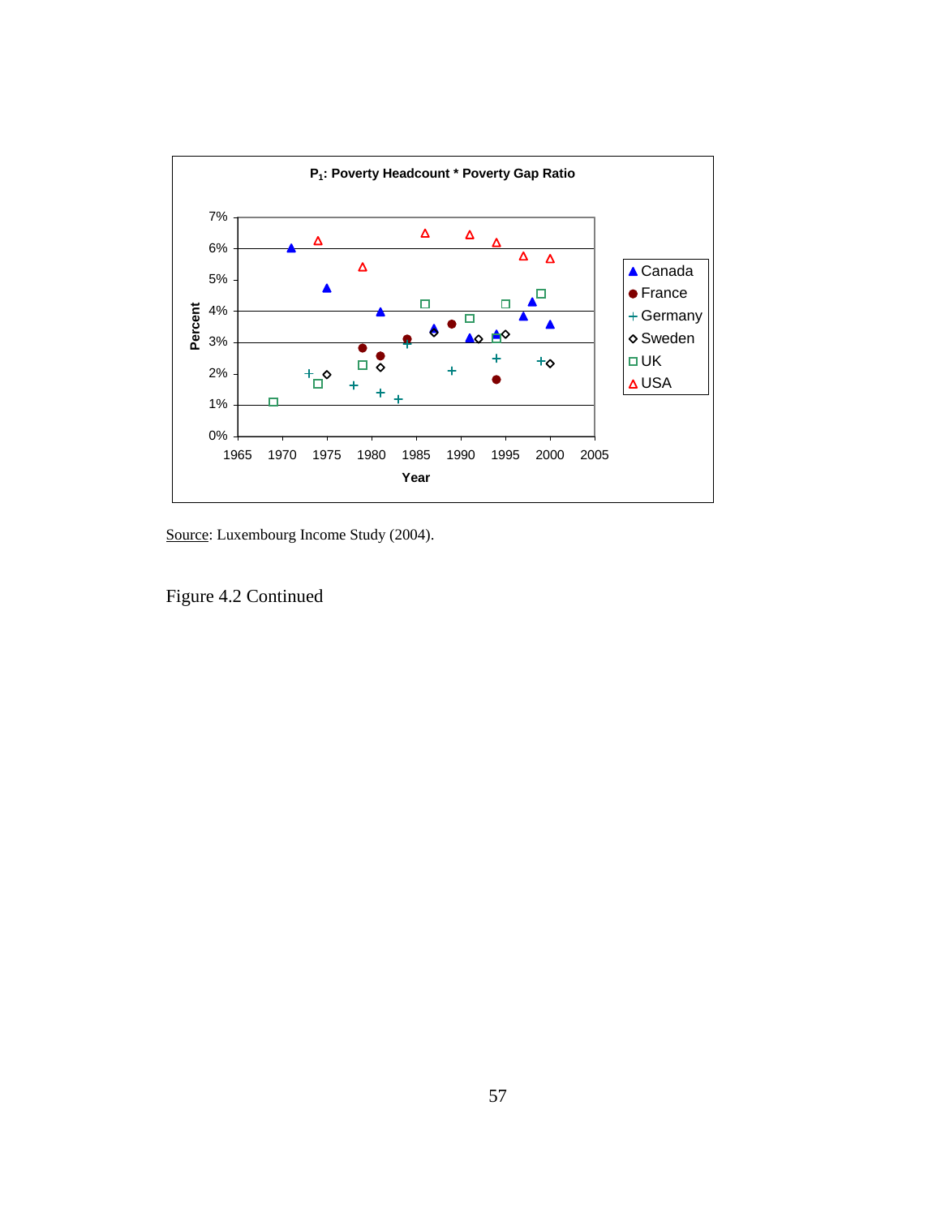**$P_1$: Poverty Headcount * Poverty Gap Ratio**

Source: Luxembourg Income Study (2004).

Figure 4.2 Continued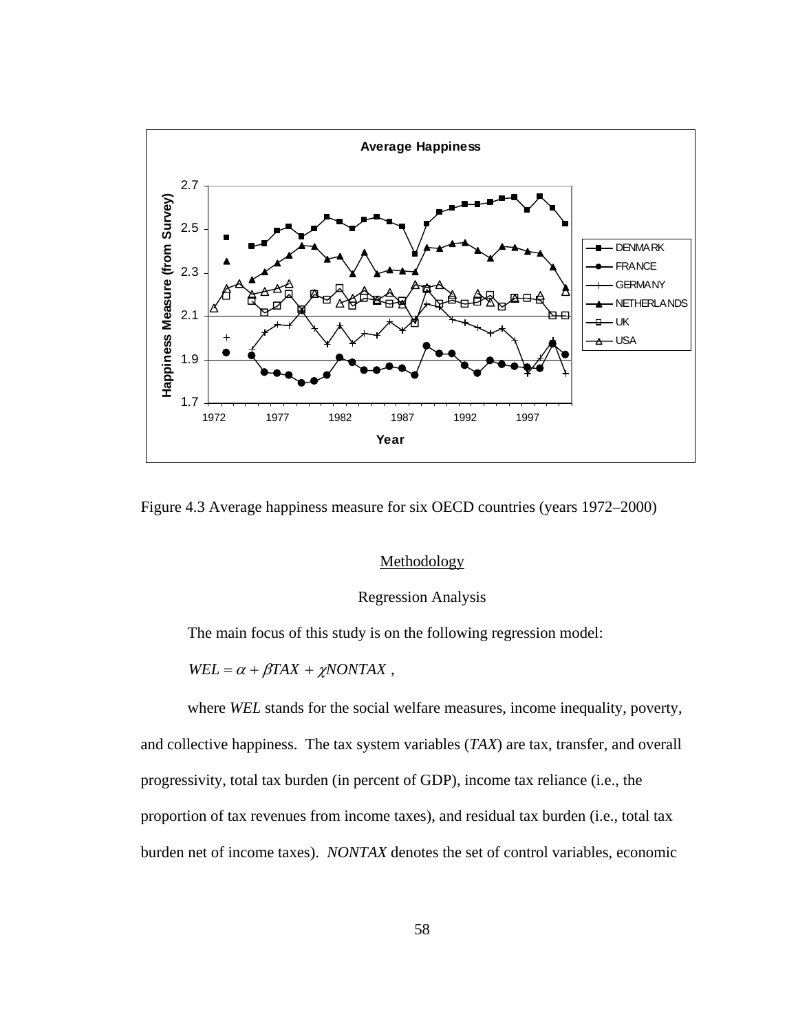Figure 4.3 Average happiness measure for six OECD countries (years 1972–2000)

## Methodology

### Regression Analysis

The main focus of this study is on the following regression model:

$WEL = \alpha + \beta TAX + \chi NONTAX$ ,

where *WEL* stands for the social welfare measures, income inequality, poverty, and collective happiness. The tax system variables (*TAX*) are tax, transfer, and overall progressivity, total tax burden (in percent of GDP), income tax reliance (i.e., the proportion of tax revenues from income taxes), and residual tax burden (i.e., total tax burden net of income taxes). *NONTAX* denotes the set of control variables, economic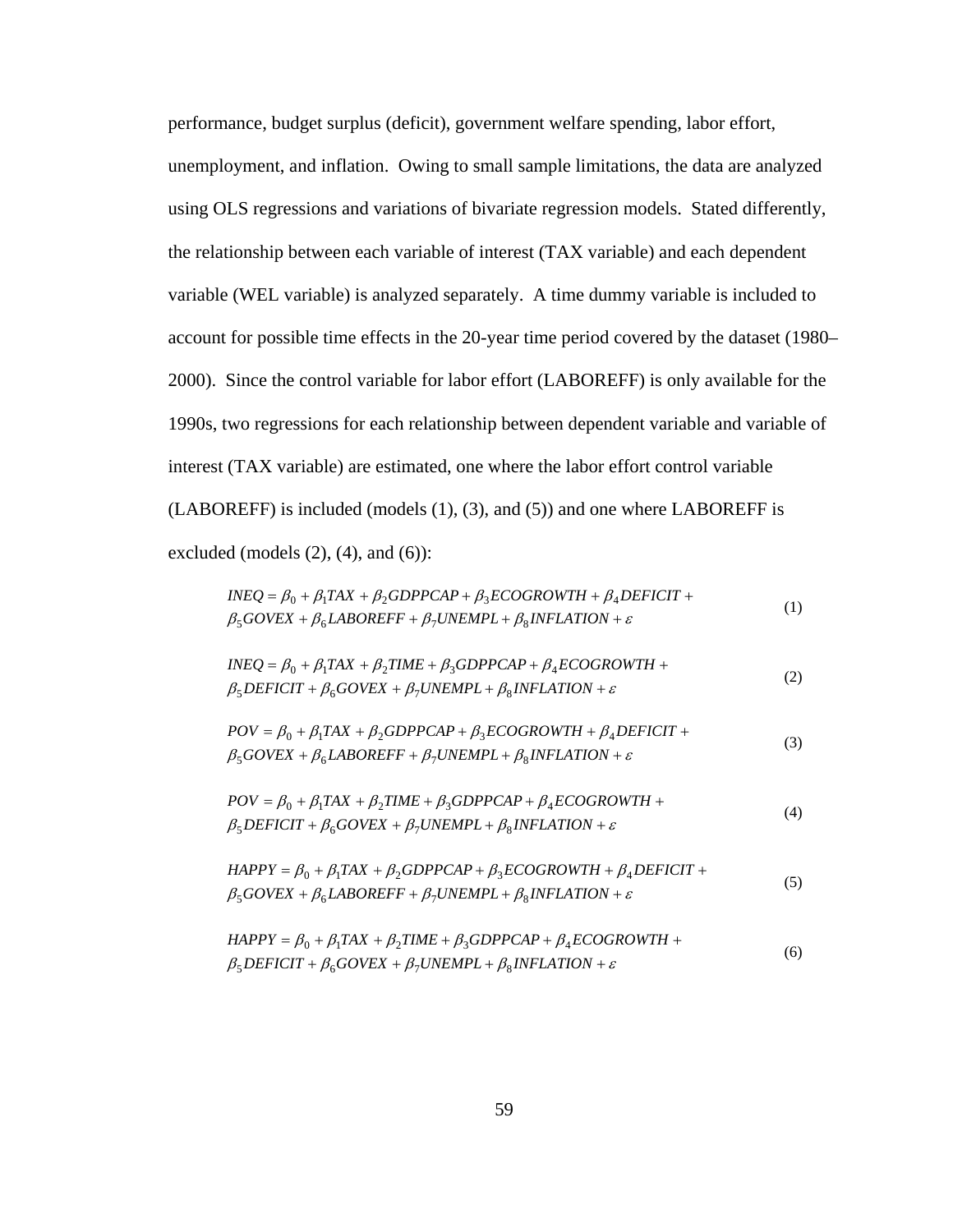performance, budget surplus (deficit), government welfare spending, labor effort, unemployment, and inflation. Owing to small sample limitations, the data are analyzed using OLS regressions and variations of bivariate regression models. Stated differently, the relationship between each variable of interest (TAX variable) and each dependent variable (WEL variable) is analyzed separately. A time dummy variable is included to account for possible time effects in the 20-year time period covered by the dataset (1980–2000). Since the control variable for labor effort (LABOREFF) is only available for the 1990s, two regressions for each relationship between dependent variable and variable of interest (TAX variable) are estimated, one where the labor effort control variable (LABOREFF) is included (models (1), (3), and (5)) and one where LABOREFF is excluded (models (2), (4), and (6)):

$$INEQ = \beta_0 + \beta_1 TAX + \beta_2 GDPPCAP + \beta_3 ECOGROWTH + \beta_4 DEFICIT + \beta_5 GOVEX + \beta_6 LABOREFF + \beta_7 UNEMPL + \beta_8 INFLATION + \varepsilon \tag{1}$$

$$INEQ = \beta_0 + \beta_1 TAX + \beta_2 TIME + \beta_3 GDPPCAP + \beta_4 ECOGROWTH + \beta_5 DEFICIT + \beta_6 GOVEX + \beta_7 UNEMPL + \beta_8 INFLATION + \varepsilon \tag{2}$$

$$POV = \beta_0 + \beta_1 TAX + \beta_2 GDPPCAP + \beta_3 ECOGROWTH + \beta_4 DEFICIT + \beta_5 GOVEX + \beta_6 LABOREFF + \beta_7 UNEMPL + \beta_8 INFLATION + \varepsilon \tag{3}$$

$$POV = \beta_0 + \beta_1 TAX + \beta_2 TIME + \beta_3 GDPPCAP + \beta_4 ECOGROWTH + \beta_5 DEFICIT + \beta_6 GOVEX + \beta_7 UNEMPL + \beta_8 INFLATION + \varepsilon \tag{4}$$

$$HAPPY = \beta_0 + \beta_1 TAX + \beta_2 GDPPCAP + \beta_3 ECOGROWTH + \beta_4 DEFICIT + \beta_5 GOVEX + \beta_6 LABOREFF + \beta_7 UNEMPL + \beta_8 INFLATION + \varepsilon \tag{5}$$

$$HAPPY = \beta_0 + \beta_1 TAX + \beta_2 TIME + \beta_3 GDPPCAP + \beta_4 ECOGROWTH + \beta_5 DEFICIT + \beta_6 GOVEX + \beta_7 UNEMPL + \beta_8 INFLATION + \varepsilon \tag{6}$$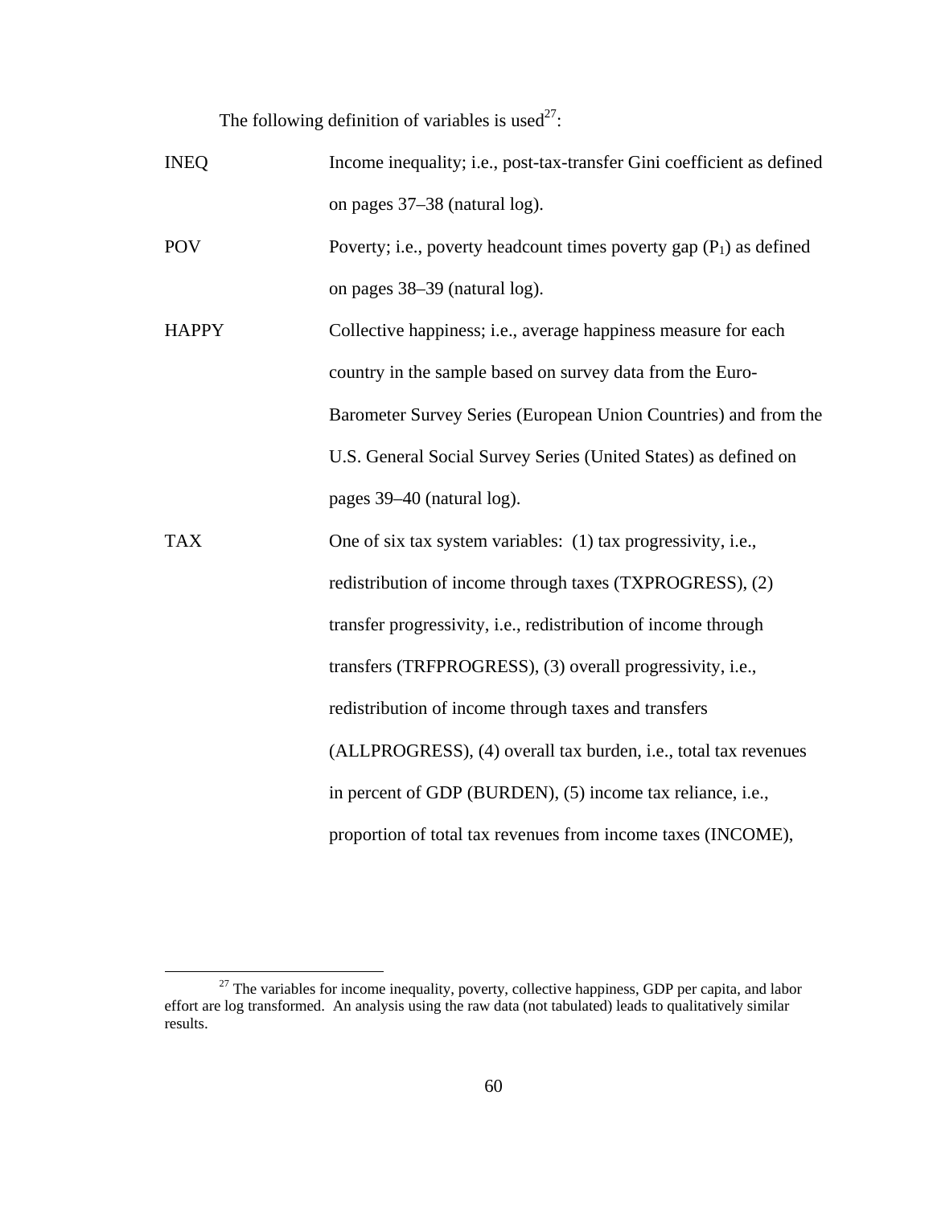The following definition of variables is used[27]:

| | |
|---|---|
| INEQ | Income inequality; i.e., post-tax-transfer Gini coefficient as defined on pages 37–38 (natural log). |
| POV | Poverty; i.e., poverty headcount times poverty gap ($P_1$) as defined on pages 38–39 (natural log). |
| HAPPY | Collective happiness; i.e., average happiness measure for each country in the sample based on survey data from the Euro-Barometer Survey Series (European Union Countries) and from the U.S. General Social Survey Series (United States) as defined on pages 39–40 (natural log). |
| TAX | One of six tax system variables: (1) tax progressivity, i.e., redistribution of income through taxes (TXPROGRESS), (2) transfer progressivity, i.e., redistribution of income through transfers (TRFPROGRESS), (3) overall progressivity, i.e., redistribution of income through taxes and transfers (ALLPROGRESS), (4) overall tax burden, i.e., total tax revenues in percent of GDP (BURDEN), (5) income tax reliance, i.e., proportion of total tax revenues from income taxes (INCOME), |

[27] The variables for income inequality, poverty, collective happiness, GDP per capita, and labor effort are log transformed. An analysis using the raw data (not tabulated) leads to qualitatively similar results.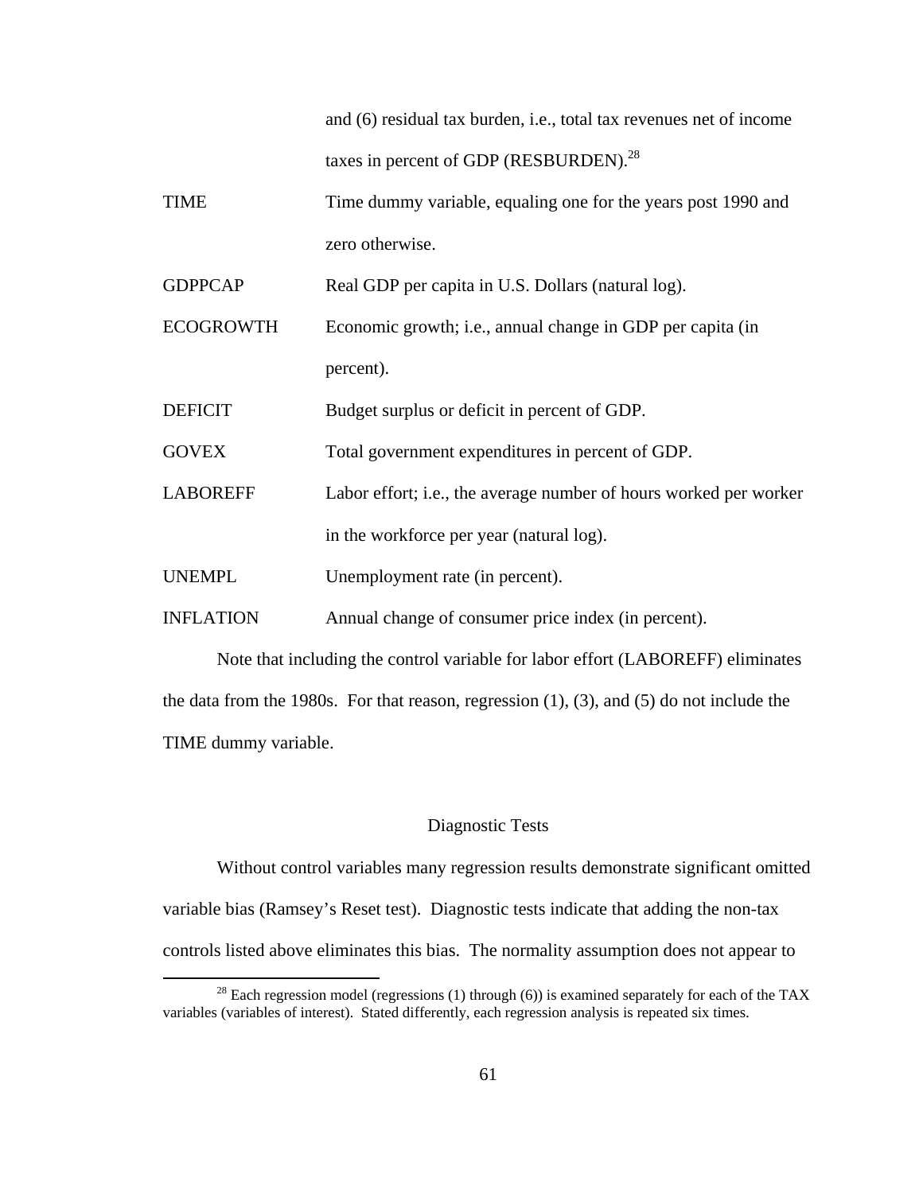and (6) residual tax burden, i.e., total tax revenues net of income taxes in percent of GDP (RESBURDEN).[28]

TIME — Time dummy variable, equaling one for the years post 1990 and zero otherwise.

GDPPCAP — Real GDP per capita in U.S. Dollars (natural log).

ECOGROWTH — Economic growth; i.e., annual change in GDP per capita (in percent).

DEFICIT — Budget surplus or deficit in percent of GDP.

GOVEX — Total government expenditures in percent of GDP.

LABOREFF — Labor effort; i.e., the average number of hours worked per worker in the workforce per year (natural log).

UNEMPL — Unemployment rate (in percent).

INFLATION — Annual change of consumer price index (in percent).

Note that including the control variable for labor effort (LABOREFF) eliminates the data from the 1980s. For that reason, regression (1), (3), and (5) do not include the TIME dummy variable.

## Diagnostic Tests

Without control variables many regression results demonstrate significant omitted variable bias (Ramsey's Reset test). Diagnostic tests indicate that adding the non-tax controls listed above eliminates this bias. The normality assumption does not appear to

[28] Each regression model (regressions (1) through (6)) is examined separately for each of the TAX variables (variables of interest). Stated differently, each regression analysis is repeated six times.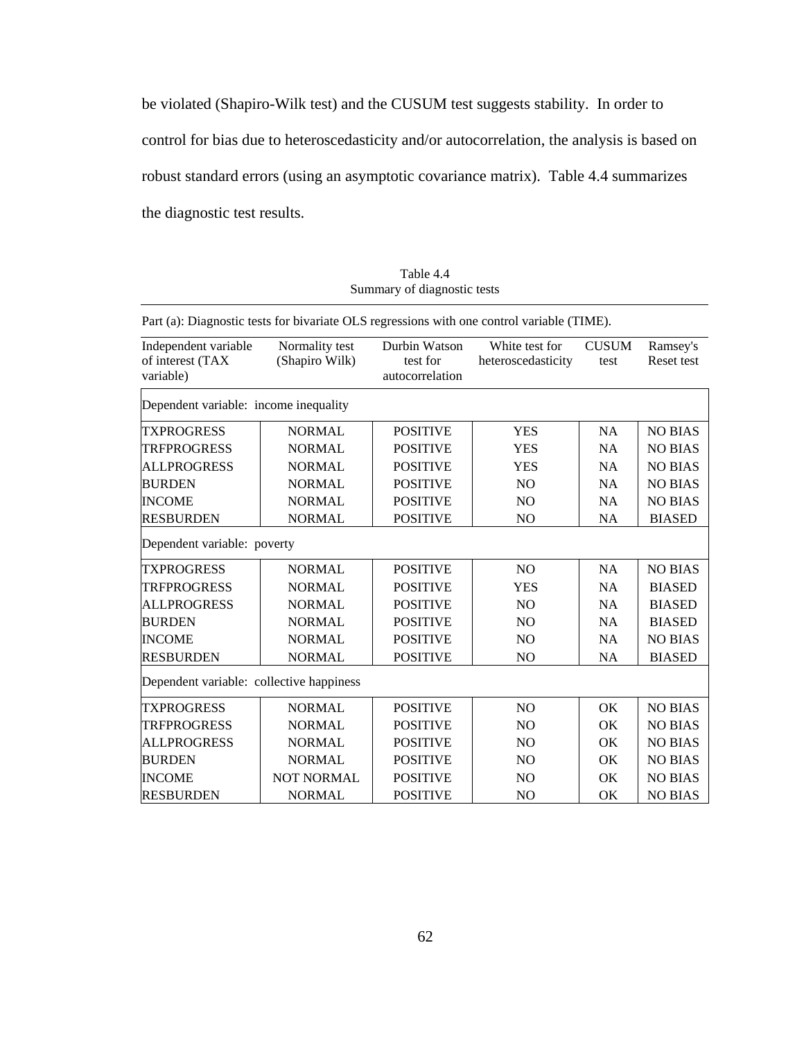be violated (Shapiro-Wilk test) and the CUSUM test suggests stability. In order to control for bias due to heteroscedasticity and/or autocorrelation, the analysis is based on robust standard errors (using an asymptotic covariance matrix). Table 4.4 summarizes the diagnostic test results.

Table 4.4
Summary of diagnostic tests

Part (a): Diagnostic tests for bivariate OLS regressions with one control variable (TIME).

| Independent variable of interest (TAX variable) | Normality test (Shapiro Wilk) | Durbin Watson test for autocorrelation | White test for heteroscedasticity | CUSUM test | Ramsey's Reset test |
|---|---|---|---|---|---|
| Dependent variable: income inequality | | | | | |
| TXPROGRESS | NORMAL | POSITIVE | YES | NA | NO BIAS |
| TRFPROGRESS | NORMAL | POSITIVE | YES | NA | NO BIAS |
| ALLPROGRESS | NORMAL | POSITIVE | YES | NA | NO BIAS |
| BURDEN | NORMAL | POSITIVE | NO | NA | NO BIAS |
| INCOME | NORMAL | POSITIVE | NO | NA | NO BIAS |
| RESBURDEN | NORMAL | POSITIVE | NO | NA | BIASED |
| Dependent variable: poverty | | | | | |
| TXPROGRESS | NORMAL | POSITIVE | NO | NA | NO BIAS |
| TRFPROGRESS | NORMAL | POSITIVE | YES | NA | BIASED |
| ALLPROGRESS | NORMAL | POSITIVE | NO | NA | BIASED |
| BURDEN | NORMAL | POSITIVE | NO | NA | BIASED |
| INCOME | NORMAL | POSITIVE | NO | NA | NO BIAS |
| RESBURDEN | NORMAL | POSITIVE | NO | NA | BIASED |
| Dependent variable: collective happiness | | | | | |
| TXPROGRESS | NORMAL | POSITIVE | NO | OK | NO BIAS |
| TRFPROGRESS | NORMAL | POSITIVE | NO | OK | NO BIAS |
| ALLPROGRESS | NORMAL | POSITIVE | NO | OK | NO BIAS |
| BURDEN | NORMAL | POSITIVE | NO | OK | NO BIAS |
| INCOME | NOT NORMAL | POSITIVE | NO | OK | NO BIAS |
| RESBURDEN | NORMAL | POSITIVE | NO | OK | NO BIAS |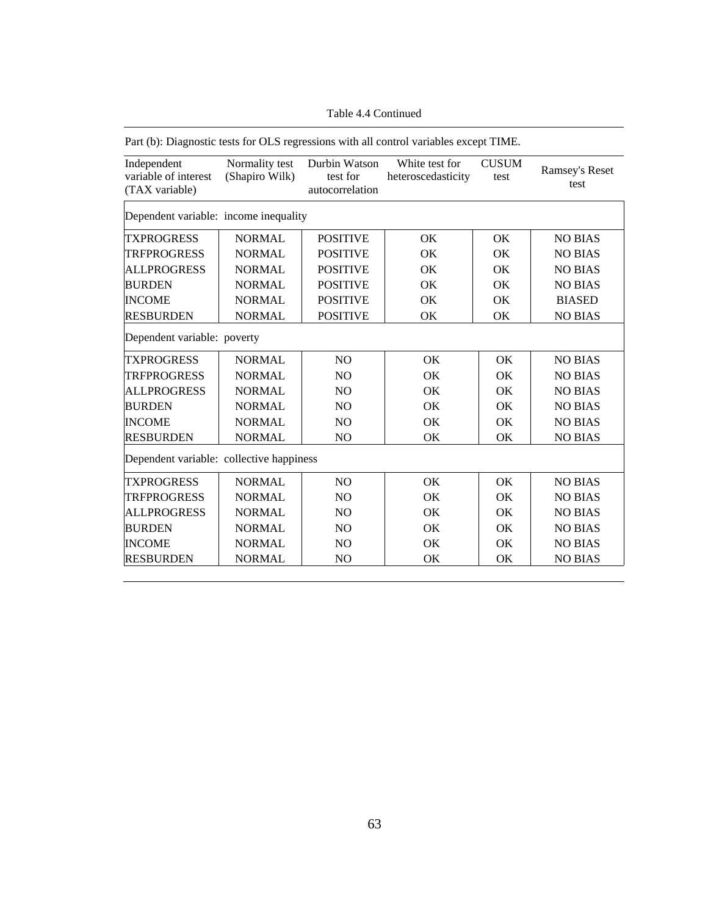Table 4.4 Continued

Part (b): Diagnostic tests for OLS regressions with all control variables except TIME.

| Independent variable of interest (TAX variable) | Normality test (Shapiro Wilk) | Durbin Watson test for autocorrelation | White test for heteroscedasticity | CUSUM test | Ramsey's Reset test |
|---|---|---|---|---|---|
| Dependent variable: income inequality | | | | | |
| TXPROGRESS | NORMAL | POSITIVE | OK | OK | NO BIAS |
| TRFPROGRESS | NORMAL | POSITIVE | OK | OK | NO BIAS |
| ALLPROGRESS | NORMAL | POSITIVE | OK | OK | NO BIAS |
| BURDEN | NORMAL | POSITIVE | OK | OK | NO BIAS |
| INCOME | NORMAL | POSITIVE | OK | OK | BIASED |
| RESBURDEN | NORMAL | POSITIVE | OK | OK | NO BIAS |
| Dependent variable: poverty | | | | | |
| TXPROGRESS | NORMAL | NO | OK | OK | NO BIAS |
| TRFPROGRESS | NORMAL | NO | OK | OK | NO BIAS |
| ALLPROGRESS | NORMAL | NO | OK | OK | NO BIAS |
| BURDEN | NORMAL | NO | OK | OK | NO BIAS |
| INCOME | NORMAL | NO | OK | OK | NO BIAS |
| RESBURDEN | NORMAL | NO | OK | OK | NO BIAS |
| Dependent variable: collective happiness | | | | | |
| TXPROGRESS | NORMAL | NO | OK | OK | NO BIAS |
| TRFPROGRESS | NORMAL | NO | OK | OK | NO BIAS |
| ALLPROGRESS | NORMAL | NO | OK | OK | NO BIAS |
| BURDEN | NORMAL | NO | OK | OK | NO BIAS |
| INCOME | NORMAL | NO | OK | OK | NO BIAS |
| RESBURDEN | NORMAL | NO | OK | OK | NO BIAS |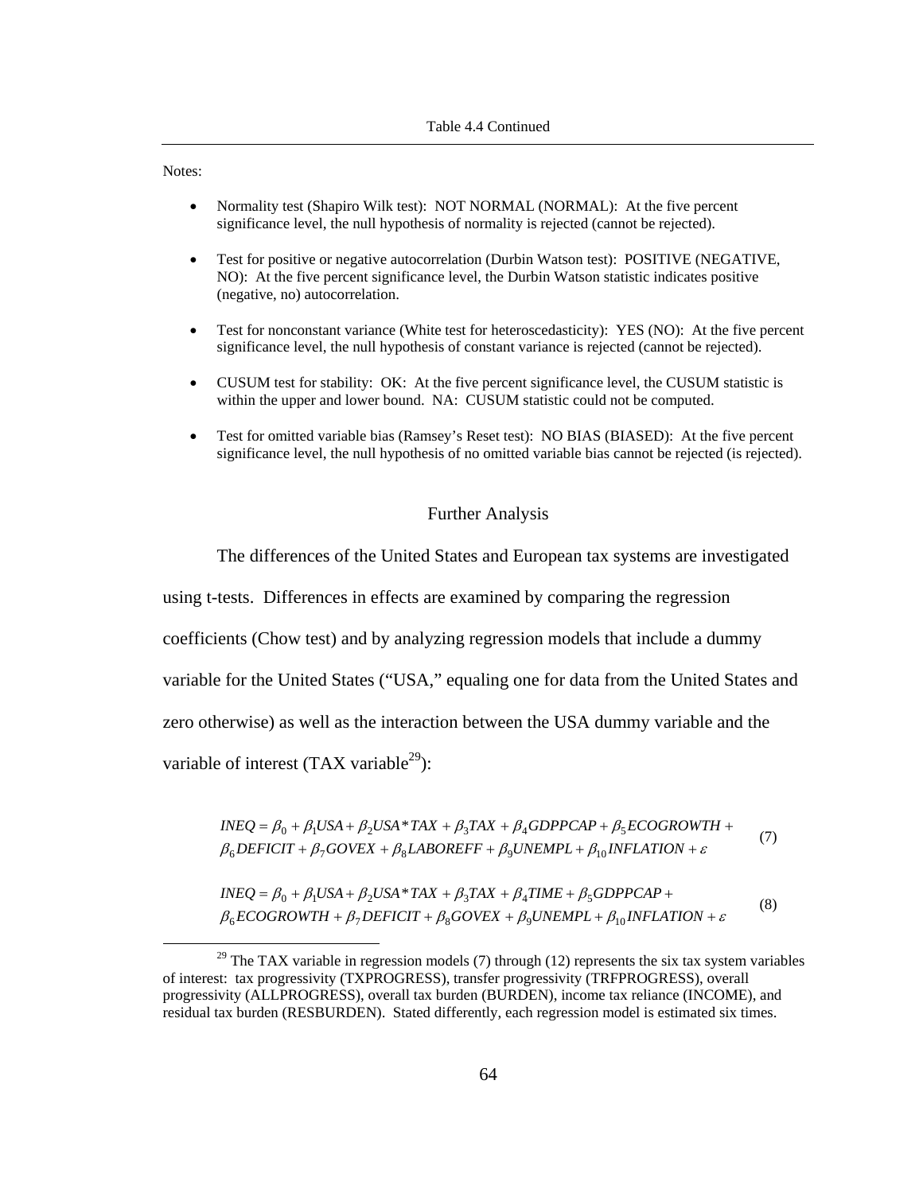Table 4.4 Continued

Notes:

- Normality test (Shapiro Wilk test): NOT NORMAL (NORMAL): At the five percent significance level, the null hypothesis of normality is rejected (cannot be rejected).
- Test for positive or negative autocorrelation (Durbin Watson test): POSITIVE (NEGATIVE, NO): At the five percent significance level, the Durbin Watson statistic indicates positive (negative, no) autocorrelation.
- Test for nonconstant variance (White test for heteroscedasticity): YES (NO): At the five percent significance level, the null hypothesis of constant variance is rejected (cannot be rejected).
- CUSUM test for stability: OK: At the five percent significance level, the CUSUM statistic is within the upper and lower bound. NA: CUSUM statistic could not be computed.
- Test for omitted variable bias (Ramsey's Reset test): NO BIAS (BIASED): At the five percent significance level, the null hypothesis of no omitted variable bias cannot be rejected (is rejected).

## Further Analysis

The differences of the United States and European tax systems are investigated using t-tests. Differences in effects are examined by comparing the regression coefficients (Chow test) and by analyzing regression models that include a dummy variable for the United States ("USA," equaling one for data from the United States and zero otherwise) as well as the interaction between the USA dummy variable and the variable of interest (TAX variable[29]):

$$INEQ = \beta_0 + \beta_1 USA + \beta_2 USA*TAX + \beta_3 TAX + \beta_4 GDPPCAP + \beta_5 ECOGROWTH + \beta_6 DEFICIT + \beta_7 GOVEX + \beta_8 LABOREFF + \beta_9 UNEMPL + \beta_{10} INFLATION + \varepsilon \quad (7)$$

$$INEQ = \beta_0 + \beta_1 USA + \beta_2 USA*TAX + \beta_3 TAX + \beta_4 TIME + \beta_5 GDPPCAP + \beta_6 ECOGROWTH + \beta_7 DEFICIT + \beta_8 GOVEX + \beta_9 UNEMPL + \beta_{10} INFLATION + \varepsilon \quad (8)$$

[29] The TAX variable in regression models (7) through (12) represents the six tax system variables of interest: tax progressivity (TXPROGRESS), transfer progressivity (TRFPROGRESS), overall progressivity (ALLPROGRESS), overall tax burden (BURDEN), income tax reliance (INCOME), and residual tax burden (RESBURDEN). Stated differently, each regression model is estimated six times.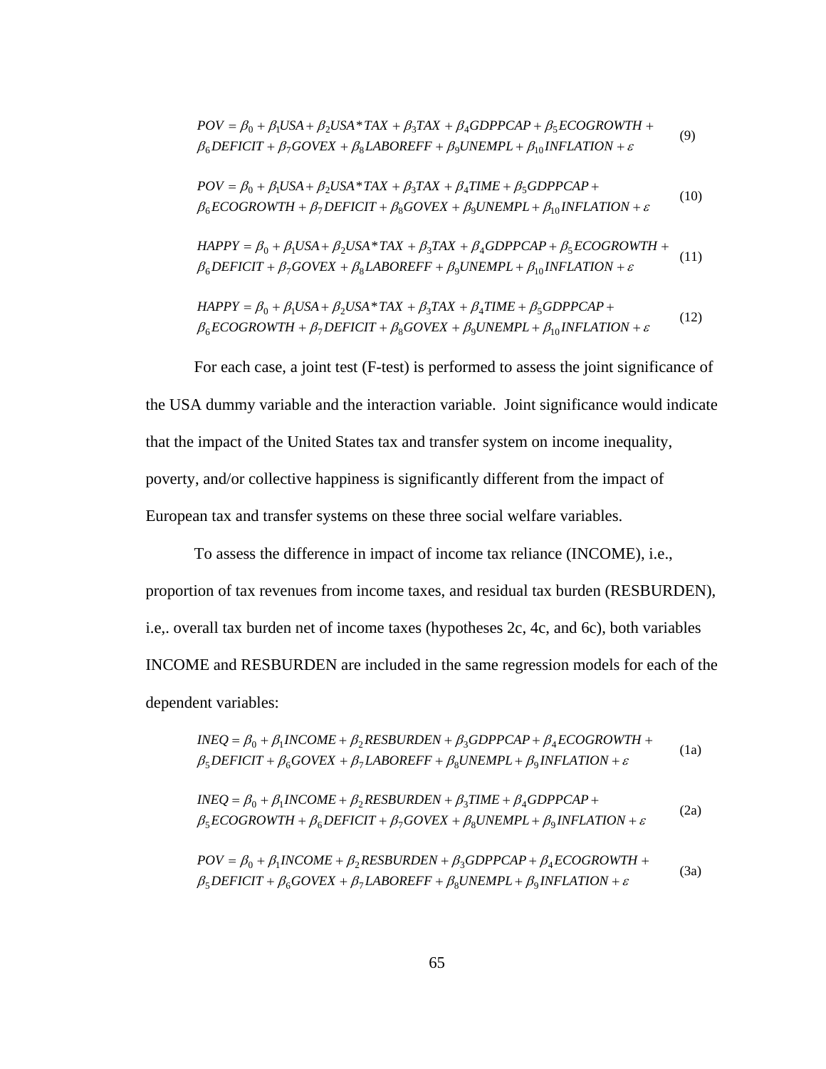$$POV = \beta_0 + \beta_1 USA + \beta_2 USA*TAX + \beta_3 TAX + \beta_4 GDPPCAP + \beta_5 ECOGROWTH + \beta_6 DEFICIT + \beta_7 GOVEX + \beta_8 LABOREFF + \beta_9 UNEMPL + \beta_{10} INFLATION + \varepsilon \quad (9)$$

$$POV = \beta_0 + \beta_1 USA + \beta_2 USA*TAX + \beta_3 TAX + \beta_4 TIME + \beta_5 GDPPCAP + \beta_6 ECOGROWTH + \beta_7 DEFICIT + \beta_8 GOVEX + \beta_9 UNEMPL + \beta_{10} INFLATION + \varepsilon \quad (10)$$

$$HAPPY = \beta_0 + \beta_1 USA + \beta_2 USA*TAX + \beta_3 TAX + \beta_4 GDPPCAP + \beta_5 ECOGROWTH + \beta_6 DEFICIT + \beta_7 GOVEX + \beta_8 LABOREFF + \beta_9 UNEMPL + \beta_{10} INFLATION + \varepsilon \quad (11)$$

$$HAPPY = \beta_0 + \beta_1 USA + \beta_2 USA*TAX + \beta_3 TAX + \beta_4 TIME + \beta_5 GDPPCAP + \beta_6 ECOGROWTH + \beta_7 DEFICIT + \beta_8 GOVEX + \beta_9 UNEMPL + \beta_{10} INFLATION + \varepsilon \quad (12)$$

For each case, a joint test (F-test) is performed to assess the joint significance of the USA dummy variable and the interaction variable. Joint significance would indicate that the impact of the United States tax and transfer system on income inequality, poverty, and/or collective happiness is significantly different from the impact of European tax and transfer systems on these three social welfare variables.

To assess the difference in impact of income tax reliance (INCOME), i.e., proportion of tax revenues from income taxes, and residual tax burden (RESBURDEN), i.e,. overall tax burden net of income taxes (hypotheses 2c, 4c, and 6c), both variables INCOME and RESBURDEN are included in the same regression models for each of the dependent variables:

$$INEQ = \beta_0 + \beta_1 INCOME + \beta_2 RESBURDEN + \beta_3 GDPPCAP + \beta_4 ECOGROWTH + \beta_5 DEFICIT + \beta_6 GOVEX + \beta_7 LABOREFF + \beta_8 UNEMPL + \beta_9 INFLATION + \varepsilon \quad (1a)$$

$$INEQ = \beta_0 + \beta_1 INCOME + \beta_2 RESBURDEN + \beta_3 TIME + \beta_4 GDPPCAP + \beta_5 ECOGROWTH + \beta_6 DEFICIT + \beta_7 GOVEX + \beta_8 UNEMPL + \beta_9 INFLATION + \varepsilon \quad (2a)$$

$$POV = \beta_0 + \beta_1 INCOME + \beta_2 RESBURDEN + \beta_3 GDPPCAP + \beta_4 ECOGROWTH + \beta_5 DEFICIT + \beta_6 GOVEX + \beta_7 LABOREFF + \beta_8 UNEMPL + \beta_9 INFLATION + \varepsilon \quad (3a)$$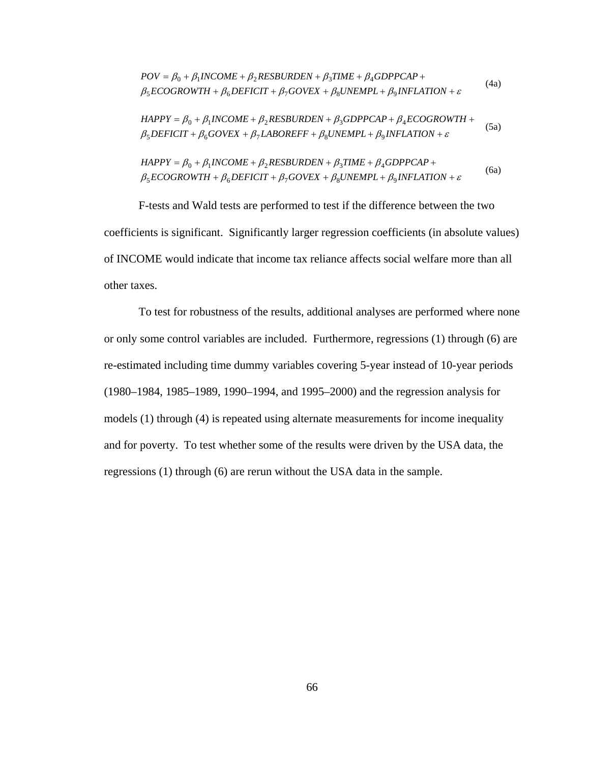$$POV = \beta_0 + \beta_1 INCOME + \beta_2 RESBURDEN + \beta_3 TIME + \beta_4 GDPPCAP + \beta_5 ECOGROWTH + \beta_6 DEFICIT + \beta_7 GOVEX + \beta_8 UNEMPL + \beta_9 INFLATION + \varepsilon \tag{4a}$$

$$HAPPY = \beta_0 + \beta_1 INCOME + \beta_2 RESBURDEN + \beta_3 GDPPCAP + \beta_4 ECOGROWTH + \beta_5 DEFICIT + \beta_6 GOVEX + \beta_7 LABOREFF + \beta_8 UNEMPL + \beta_9 INFLATION + \varepsilon \tag{5a}$$

$$HAPPY = \beta_0 + \beta_1 INCOME + \beta_2 RESBURDEN + \beta_3 TIME + \beta_4 GDPPCAP + \beta_5 ECOGROWTH + \beta_6 DEFICIT + \beta_7 GOVEX + \beta_8 UNEMPL + \beta_9 INFLATION + \varepsilon \tag{6a}$$

F-tests and Wald tests are performed to test if the difference between the two coefficients is significant. Significantly larger regression coefficients (in absolute values) of INCOME would indicate that income tax reliance affects social welfare more than all other taxes.

To test for robustness of the results, additional analyses are performed where none or only some control variables are included. Furthermore, regressions (1) through (6) are re-estimated including time dummy variables covering 5-year instead of 10-year periods (1980–1984, 1985–1989, 1990–1994, and 1995–2000) and the regression analysis for models (1) through (4) is repeated using alternate measurements for income inequality and for poverty. To test whether some of the results were driven by the USA data, the regressions (1) through (6) are rerun without the USA data in the sample.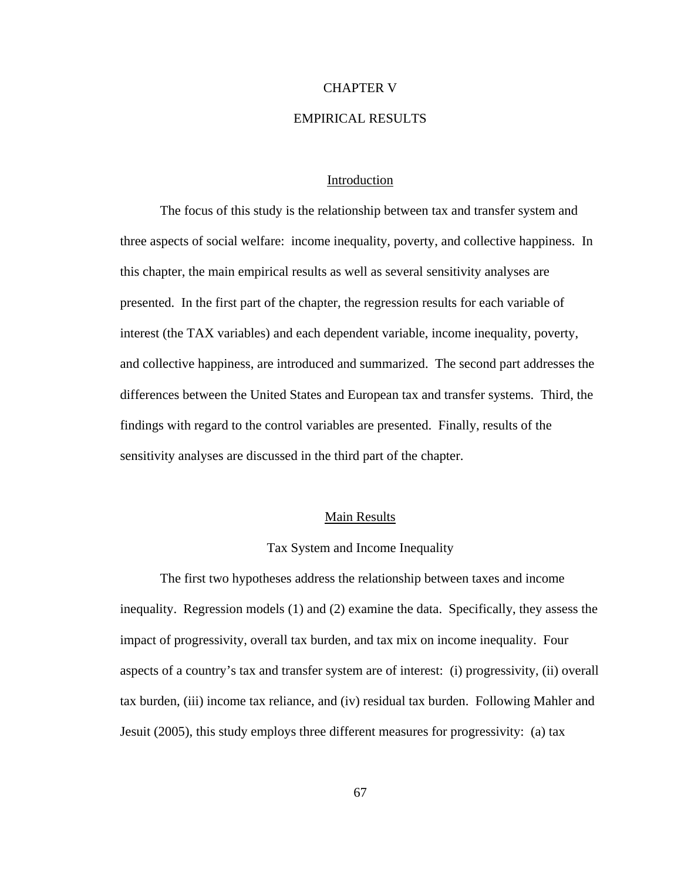# CHAPTER V

# EMPIRICAL RESULTS

## Introduction

The focus of this study is the relationship between tax and transfer system and three aspects of social welfare: income inequality, poverty, and collective happiness. In this chapter, the main empirical results as well as several sensitivity analyses are presented. In the first part of the chapter, the regression results for each variable of interest (the TAX variables) and each dependent variable, income inequality, poverty, and collective happiness, are introduced and summarized. The second part addresses the differences between the United States and European tax and transfer systems. Third, the findings with regard to the control variables are presented. Finally, results of the sensitivity analyses are discussed in the third part of the chapter.

## Main Results

### Tax System and Income Inequality

The first two hypotheses address the relationship between taxes and income inequality. Regression models (1) and (2) examine the data. Specifically, they assess the impact of progressivity, overall tax burden, and tax mix on income inequality. Four aspects of a country's tax and transfer system are of interest: (i) progressivity, (ii) overall tax burden, (iii) income tax reliance, and (iv) residual tax burden. Following Mahler and Jesuit (2005), this study employs three different measures for progressivity: (a) tax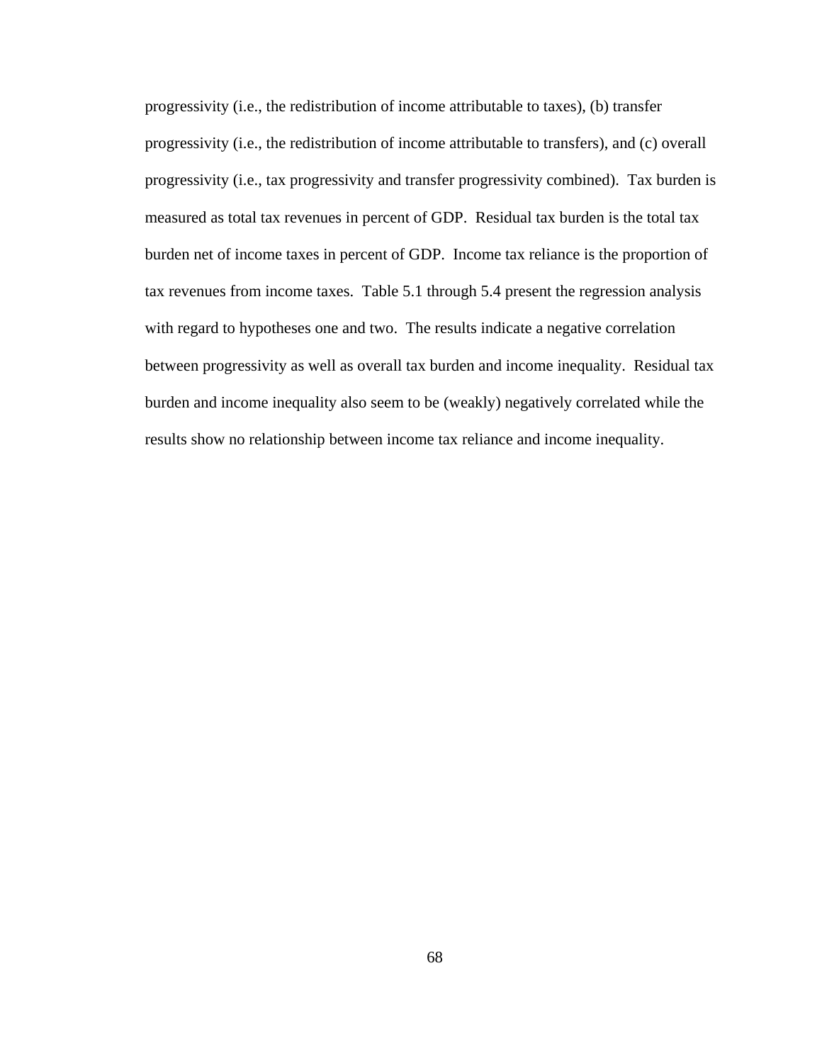progressivity (i.e., the redistribution of income attributable to taxes), (b) transfer progressivity (i.e., the redistribution of income attributable to transfers), and (c) overall progressivity (i.e., tax progressivity and transfer progressivity combined). Tax burden is measured as total tax revenues in percent of GDP. Residual tax burden is the total tax burden net of income taxes in percent of GDP. Income tax reliance is the proportion of tax revenues from income taxes. Table 5.1 through 5.4 present the regression analysis with regard to hypotheses one and two. The results indicate a negative correlation between progressivity as well as overall tax burden and income inequality. Residual tax burden and income inequality also seem to be (weakly) negatively correlated while the results show no relationship between income tax reliance and income inequality.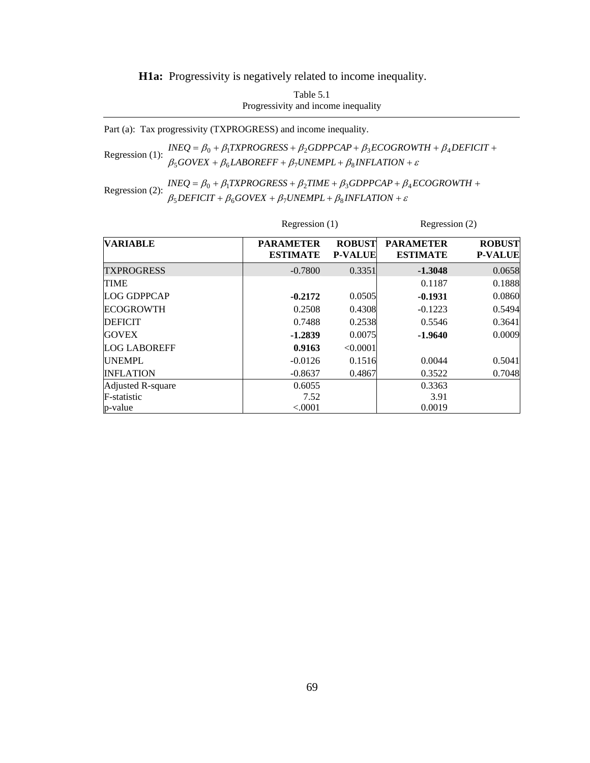**H1a:** Progressivity is negatively related to income inequality.

Table 5.1
Progressivity and income inequality

Part (a): Tax progressivity (TXPROGRESS) and income inequality.

Regression (1): $INEQ = \beta_0 + \beta_1 TXPROGRESS + \beta_2 GDPPCAP + \beta_3 ECOGROWTH + \beta_4 DEFICIT + \beta_5 GOVEX + \beta_6 LABOREFF + \beta_7 UNEMPL + \beta_8 INFLATION + \varepsilon$

Regression (2): $INEQ = \beta_0 + \beta_1 TXPROGRESS + \beta_2 TIME + \beta_3 GDPPCAP + \beta_4 ECOGROWTH + \beta_5 DEFICIT + \beta_6 GOVEX + \beta_7 UNEMPL + \beta_8 INFLATION + \varepsilon$

| | Regression (1) | | Regression (2) | |
|---|---|---|---|---|
| **VARIABLE** | **PARAMETER ESTIMATE** | **ROBUST P-VALUE** | **PARAMETER ESTIMATE** | **ROBUST P-VALUE** |
| TXPROGRESS | -0.7800 | 0.3351 | **-1.3048** | 0.0658 |
| TIME | | | 0.1187 | 0.1888 |
| LOG GDPPCAP | **-0.2172** | 0.0505 | **-0.1931** | 0.0860 |
| ECOGROWTH | 0.2508 | 0.4308 | -0.1223 | 0.5494 |
| DEFICIT | 0.7488 | 0.2538 | 0.5546 | 0.3641 |
| GOVEX | **-1.2839** | 0.0075 | **-1.9640** | 0.0009 |
| LOG LABOREFF | **0.9163** | <0.0001 | | |
| UNEMPL | -0.0126 | 0.1516 | 0.0044 | 0.5041 |
| INFLATION | -0.8637 | 0.4867 | 0.3522 | 0.7048 |
| Adjusted R-square | 0.6055 | | 0.3363 | |
| F-statistic | 7.52 | | 3.91 | |
| p-value | <.0001 | | 0.0019 | |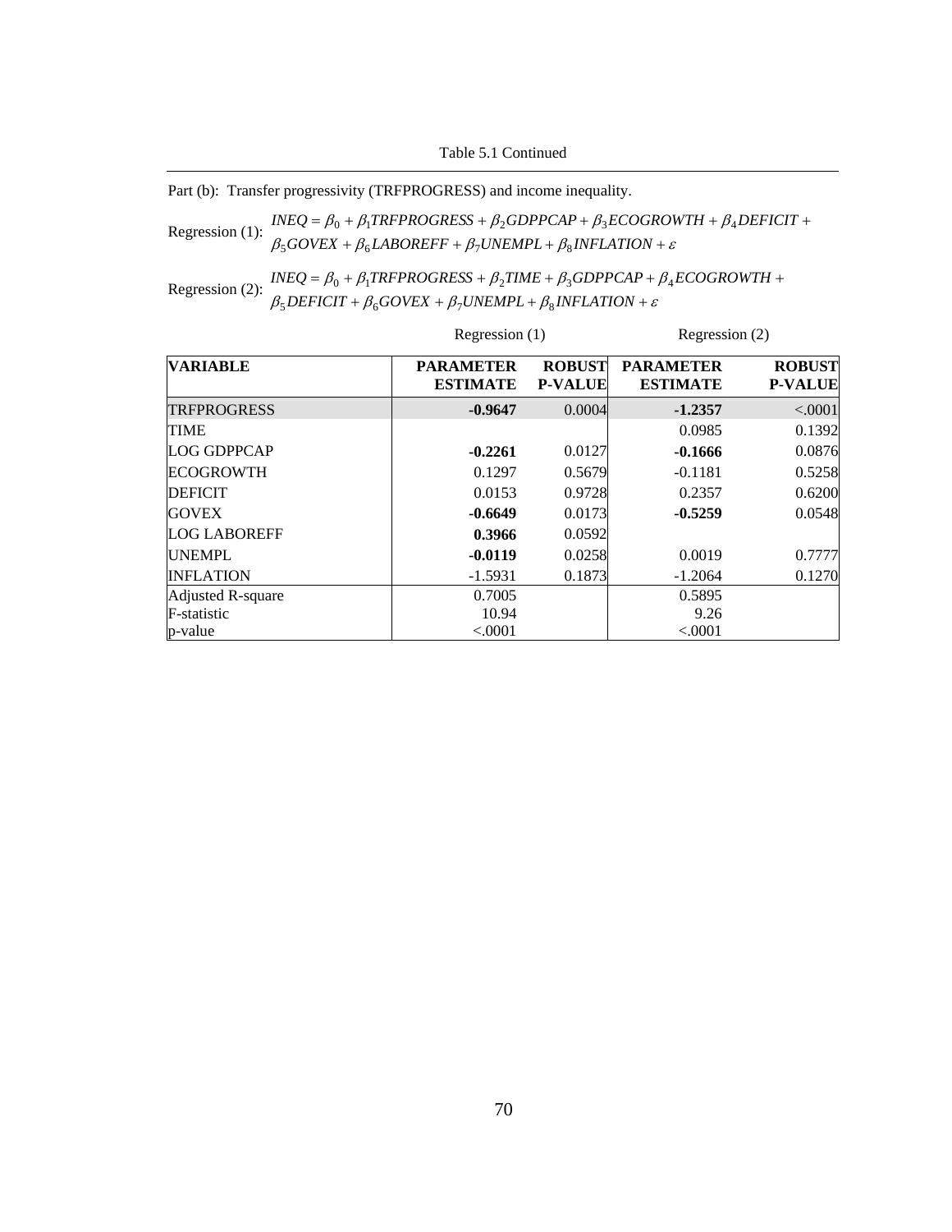Table 5.1 Continued

Part (b): Transfer progressivity (TRFPROGRESS) and income inequality.

Regression (1):
$$INEQ = \beta_0 + \beta_1 TRFPROGRESS + \beta_2 GDPPCAP + \beta_3 ECOGROWTH + \beta_4 DEFICIT + \beta_5 GOVEX + \beta_6 LABOREFF + \beta_7 UNEMPL + \beta_8 INFLATION + \varepsilon$$

Regression (2):
$$INEQ = \beta_0 + \beta_1 TRFPROGRESS + \beta_2 TIME + \beta_3 GDPPCAP + \beta_4 ECOGROWTH + \beta_5 DEFICIT + \beta_6 GOVEX + \beta_7 UNEMPL + \beta_8 INFLATION + \varepsilon$$

| | Regression (1) | | Regression (2) | |
|---|---|---|---|---|
| **VARIABLE** | **PARAMETER ESTIMATE** | **ROBUST P-VALUE** | **PARAMETER ESTIMATE** | **ROBUST P-VALUE** |
| TRFPROGRESS | **-0.9647** | 0.0004 | **-1.2357** | <.0001 |
| TIME | | | 0.0985 | 0.1392 |
| LOG GDPPCAP | **-0.2261** | 0.0127 | **-0.1666** | 0.0876 |
| ECOGROWTH | 0.1297 | 0.5679 | -0.1181 | 0.5258 |
| DEFICIT | 0.0153 | 0.9728 | 0.2357 | 0.6200 |
| GOVEX | **-0.6649** | 0.0173 | **-0.5259** | 0.0548 |
| LOG LABOREFF | **0.3966** | 0.0592 | | |
| UNEMPL | **-0.0119** | 0.0258 | 0.0019 | 0.7777 |
| INFLATION | -1.5931 | 0.1873 | -1.2064 | 0.1270 |
| Adjusted R-square | 0.7005 | | 0.5895 | |
| F-statistic | 10.94 | | 9.26 | |
| p-value | <.0001 | | <.0001 | |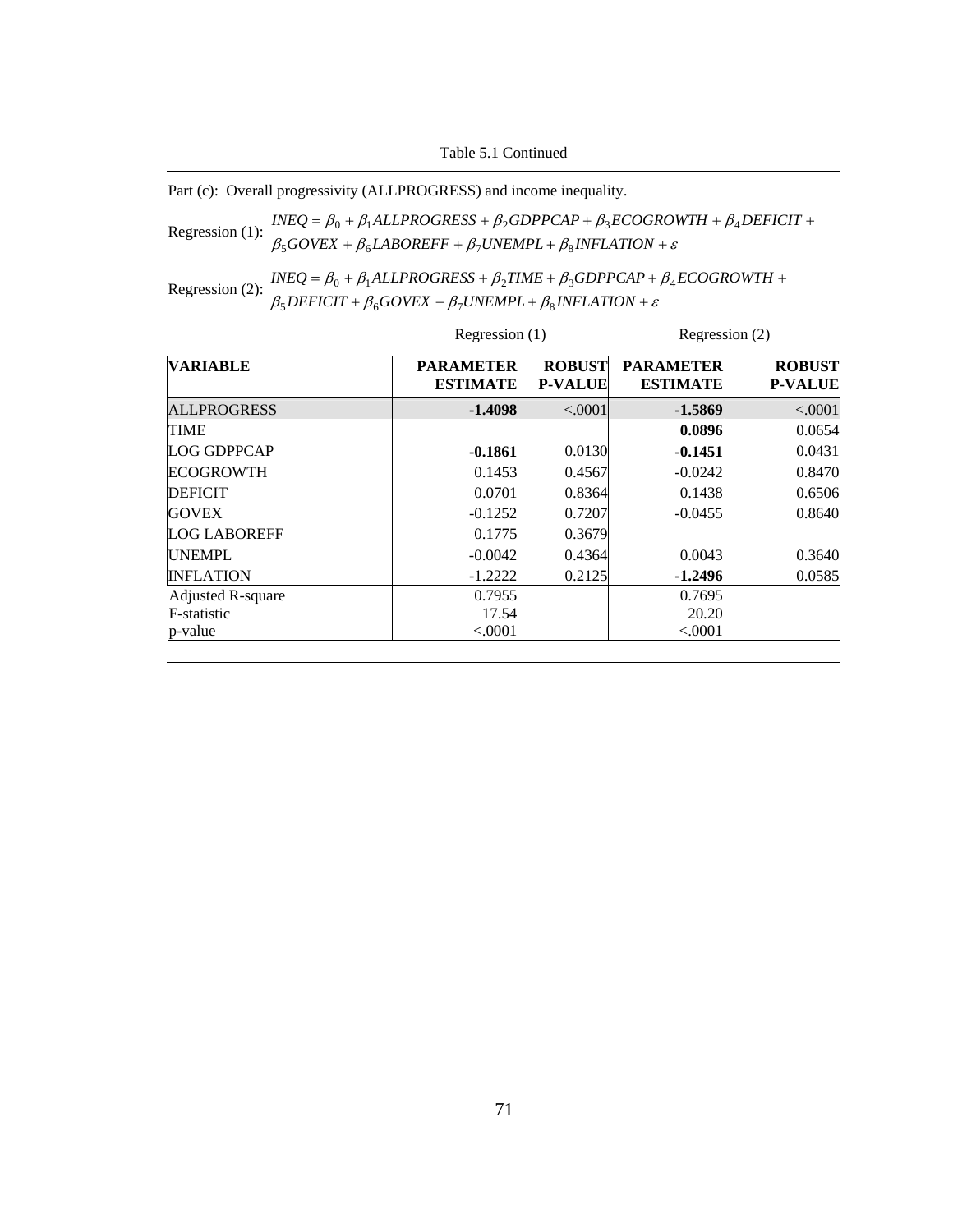Table 5.1 Continued

Part (c): Overall progressivity (ALLPROGRESS) and income inequality.

Regression (1): $INEQ = \beta_0 + \beta_1 ALLPROGRESS + \beta_2 GDPPCAP + \beta_3 ECOGROWTH + \beta_4 DEFICIT + \beta_5 GOVEX + \beta_6 LABOREFF + \beta_7 UNEMPL + \beta_8 INFLATION + \varepsilon$

Regression (2): $INEQ = \beta_0 + \beta_1 ALLPROGRESS + \beta_2 TIME + \beta_3 GDPPCAP + \beta_4 ECOGROWTH + \beta_5 DEFICIT + \beta_6 GOVEX + \beta_7 UNEMPL + \beta_8 INFLATION + \varepsilon$

| | Regression (1) | | Regression (2) | |
|---|---|---|---|---|
| **VARIABLE** | **PARAMETER ESTIMATE** | **ROBUST P-VALUE** | **PARAMETER ESTIMATE** | **ROBUST P-VALUE** |
| ALLPROGRESS | **-1.4098** | <.0001 | **-1.5869** | <.0001 |
| TIME | | | **0.0896** | 0.0654 |
| LOG GDPPCAP | **-0.1861** | 0.0130 | **-0.1451** | 0.0431 |
| ECOGROWTH | 0.1453 | 0.4567 | -0.0242 | 0.8470 |
| DEFICIT | 0.0701 | 0.8364 | 0.1438 | 0.6506 |
| GOVEX | -0.1252 | 0.7207 | -0.0455 | 0.8640 |
| LOG LABOREFF | 0.1775 | 0.3679 | | |
| UNEMPL | -0.0042 | 0.4364 | 0.0043 | 0.3640 |
| INFLATION | -1.2222 | 0.2125 | **-1.2496** | 0.0585 |
| Adjusted R-square | 0.7955 | | 0.7695 | |
| F-statistic | 17.54 | | 20.20 | |
| p-value | <.0001 | | <.0001 | |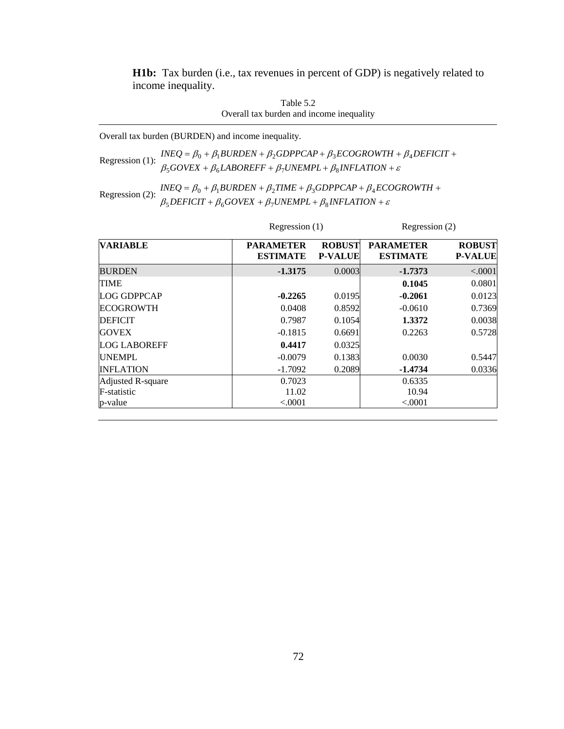**H1b:** Tax burden (i.e., tax revenues in percent of GDP) is negatively related to income inequality.

Table 5.2
Overall tax burden and income inequality

Overall tax burden (BURDEN) and income inequality.

Regression (1): $INEQ = \beta_0 + \beta_1 BURDEN + \beta_2 GDPPCAP + \beta_3 ECOGROWTH + \beta_4 DEFICIT + \beta_5 GOVEX + \beta_6 LABOREFF + \beta_7 UNEMPL + \beta_8 INFLATION + \varepsilon$

Regression (2): $INEQ = \beta_0 + \beta_1 BURDEN + \beta_2 TIME + \beta_3 GDPPCAP + \beta_4 ECOGROWTH + \beta_5 DEFICIT + \beta_6 GOVEX + \beta_7 UNEMPL + \beta_8 INFLATION + \varepsilon$

| | Regression (1) | | Regression (2) | |
|---|---|---|---|---|
| **VARIABLE** | **PARAMETER ESTIMATE** | **ROBUST P-VALUE** | **PARAMETER ESTIMATE** | **ROBUST P-VALUE** |
| BURDEN | **-1.3175** | 0.0003 | **-1.7373** | <.0001 |
| TIME | | | **0.1045** | 0.0801 |
| LOG GDPPCAP | **-0.2265** | 0.0195 | **-0.2061** | 0.0123 |
| ECOGROWTH | 0.0408 | 0.8592 | -0.0610 | 0.7369 |
| DEFICIT | 0.7987 | 0.1054 | **1.3372** | 0.0038 |
| GOVEX | -0.1815 | 0.6691 | 0.2263 | 0.5728 |
| LOG LABOREFF | **0.4417** | 0.0325 | | |
| UNEMPL | -0.0079 | 0.1383 | 0.0030 | 0.5447 |
| INFLATION | -1.7092 | 0.2089 | **-1.4734** | 0.0336 |
| Adjusted R-square | 0.7023 | | 0.6335 | |
| F-statistic | 11.02 | | 10.94 | |
| p-value | <.0001 | | <.0001 | |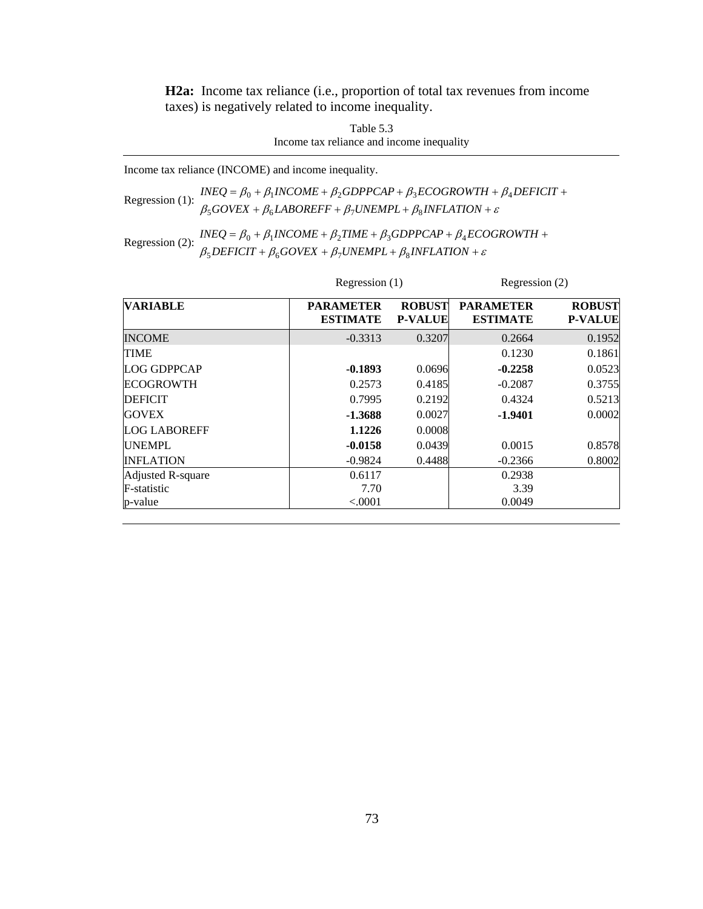**H2a:** Income tax reliance (i.e., proportion of total tax revenues from income taxes) is negatively related to income inequality.

Table 5.3
Income tax reliance and income inequality

Income tax reliance (INCOME) and income inequality.

Regression (1): $INEQ = \beta_0 + \beta_1 INCOME + \beta_2 GDPPCAP + \beta_3 ECOGROWTH + \beta_4 DEFICIT + \beta_5 GOVEX + \beta_6 LABOREFF + \beta_7 UNEMPL + \beta_8 INFLATION + \varepsilon$

Regression (2): $INEQ = \beta_0 + \beta_1 INCOME + \beta_2 TIME + \beta_3 GDPPCAP + \beta_4 ECOGROWTH + \beta_5 DEFICIT + \beta_6 GOVEX + \beta_7 UNEMPL + \beta_8 INFLATION + \varepsilon$

| | Regression (1) | | Regression (2) | |
|---|---|---|---|---|
| **VARIABLE** | **PARAMETER ESTIMATE** | **ROBUST P-VALUE** | **PARAMETER ESTIMATE** | **ROBUST P-VALUE** |
| INCOME | -0.3313 | 0.3207 | 0.2664 | 0.1952 |
| TIME | | | 0.1230 | 0.1861 |
| LOG GDPPCAP | **-0.1893** | 0.0696 | **-0.2258** | 0.0523 |
| ECOGROWTH | 0.2573 | 0.4185 | -0.2087 | 0.3755 |
| DEFICIT | 0.7995 | 0.2192 | 0.4324 | 0.5213 |
| GOVEX | **-1.3688** | 0.0027 | **-1.9401** | 0.0002 |
| LOG LABOREFF | **1.1226** | 0.0008 | | |
| UNEMPL | **-0.0158** | 0.0439 | 0.0015 | 0.8578 |
| INFLATION | -0.9824 | 0.4488 | -0.2366 | 0.8002 |
| Adjusted R-square | 0.6117 | | 0.2938 | |
| F-statistic | 7.70 | | 3.39 | |
| p-value | <.0001 | | 0.0049 | |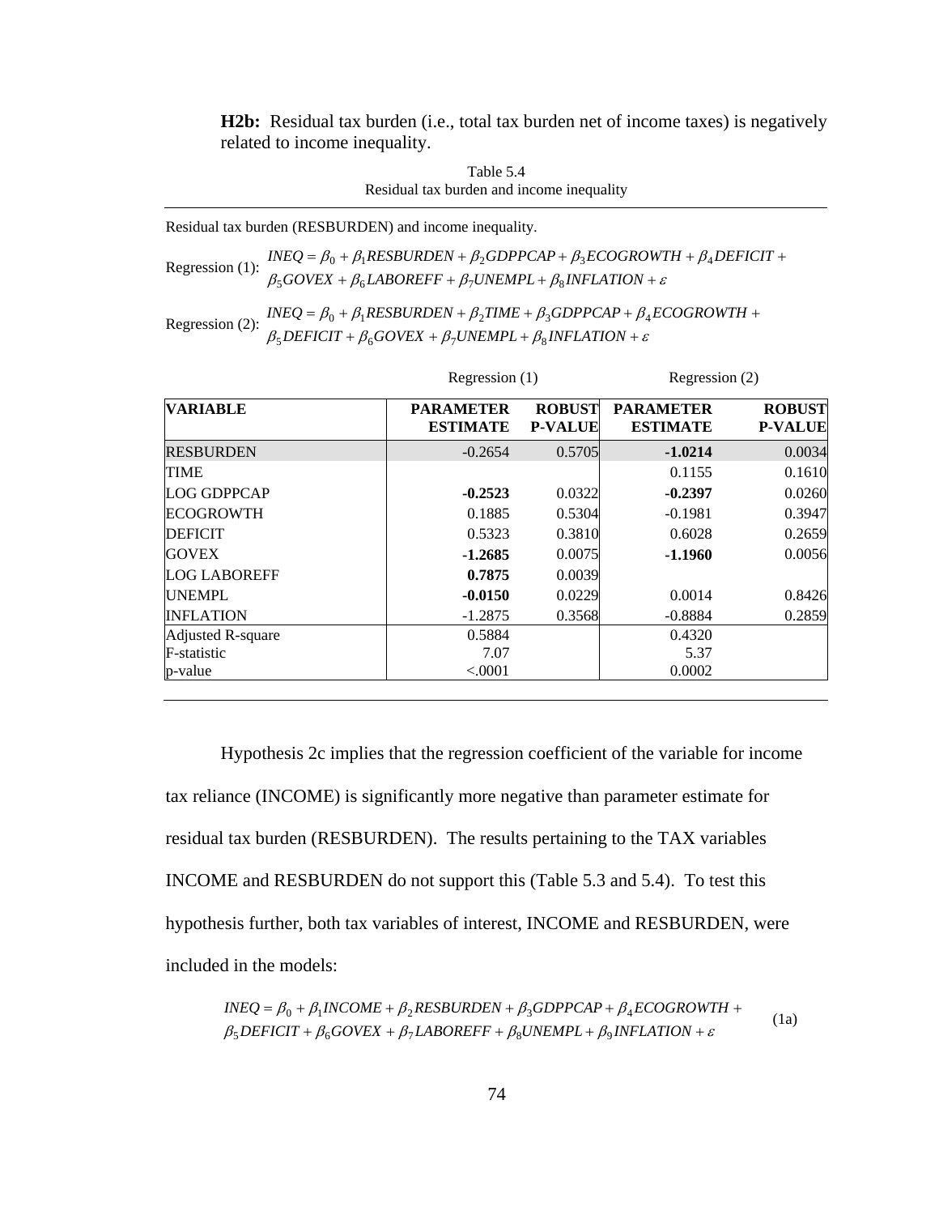**H2b:** Residual tax burden (i.e., total tax burden net of income taxes) is negatively related to income inequality.

Table 5.4
Residual tax burden and income inequality

Residual tax burden (RESBURDEN) and income inequality.

Regression (1): $INEQ = \beta_0 + \beta_1 RESBURDEN + \beta_2 GDPPCAP + \beta_3 ECOGROWTH + \beta_4 DEFICIT + \beta_5 GOVEX + \beta_6 LABOREFF + \beta_7 UNEMPL + \beta_8 INFLATION + \varepsilon$

Regression (2): $INEQ = \beta_0 + \beta_1 RESBURDEN + \beta_2 TIME + \beta_3 GDPPCAP + \beta_4 ECOGROWTH + \beta_5 DEFICIT + \beta_6 GOVEX + \beta_7 UNEMPL + \beta_8 INFLATION + \varepsilon$

| | Regression (1) | | Regression (2) | |
|---|---|---|---|---|
| **VARIABLE** | **PARAMETER ESTIMATE** | **ROBUST P-VALUE** | **PARAMETER ESTIMATE** | **ROBUST P-VALUE** |
| RESBURDEN | -0.2654 | 0.5705 | **-1.0214** | 0.0034 |
| TIME | | | 0.1155 | 0.1610 |
| LOG GDPPCAP | **-0.2523** | 0.0322 | **-0.2397** | 0.0260 |
| ECOGROWTH | 0.1885 | 0.5304 | -0.1981 | 0.3947 |
| DEFICIT | 0.5323 | 0.3810 | 0.6028 | 0.2659 |
| GOVEX | **-1.2685** | 0.0075 | **-1.1960** | 0.0056 |
| LOG LABOREFF | **0.7875** | 0.0039 | | |
| UNEMPL | **-0.0150** | 0.0229 | 0.0014 | 0.8426 |
| INFLATION | -1.2875 | 0.3568 | -0.8884 | 0.2859 |
| Adjusted R-square | 0.5884 | | 0.4320 | |
| F-statistic | 7.07 | | 5.37 | |
| p-value | <.0001 | | 0.0002 | |

Hypothesis 2c implies that the regression coefficient of the variable for income tax reliance (INCOME) is significantly more negative than parameter estimate for residual tax burden (RESBURDEN). The results pertaining to the TAX variables INCOME and RESBURDEN do not support this (Table 5.3 and 5.4). To test this hypothesis further, both tax variables of interest, INCOME and RESBURDEN, were included in the models:

$$INEQ = \beta_0 + \beta_1 INCOME + \beta_2 RESBURDEN + \beta_3 GDPPCAP + \beta_4 ECOGROWTH + \beta_5 DEFICIT + \beta_6 GOVEX + \beta_7 LABOREFF + \beta_8 UNEMPL + \beta_9 INFLATION + \varepsilon \qquad \text{(1a)}$$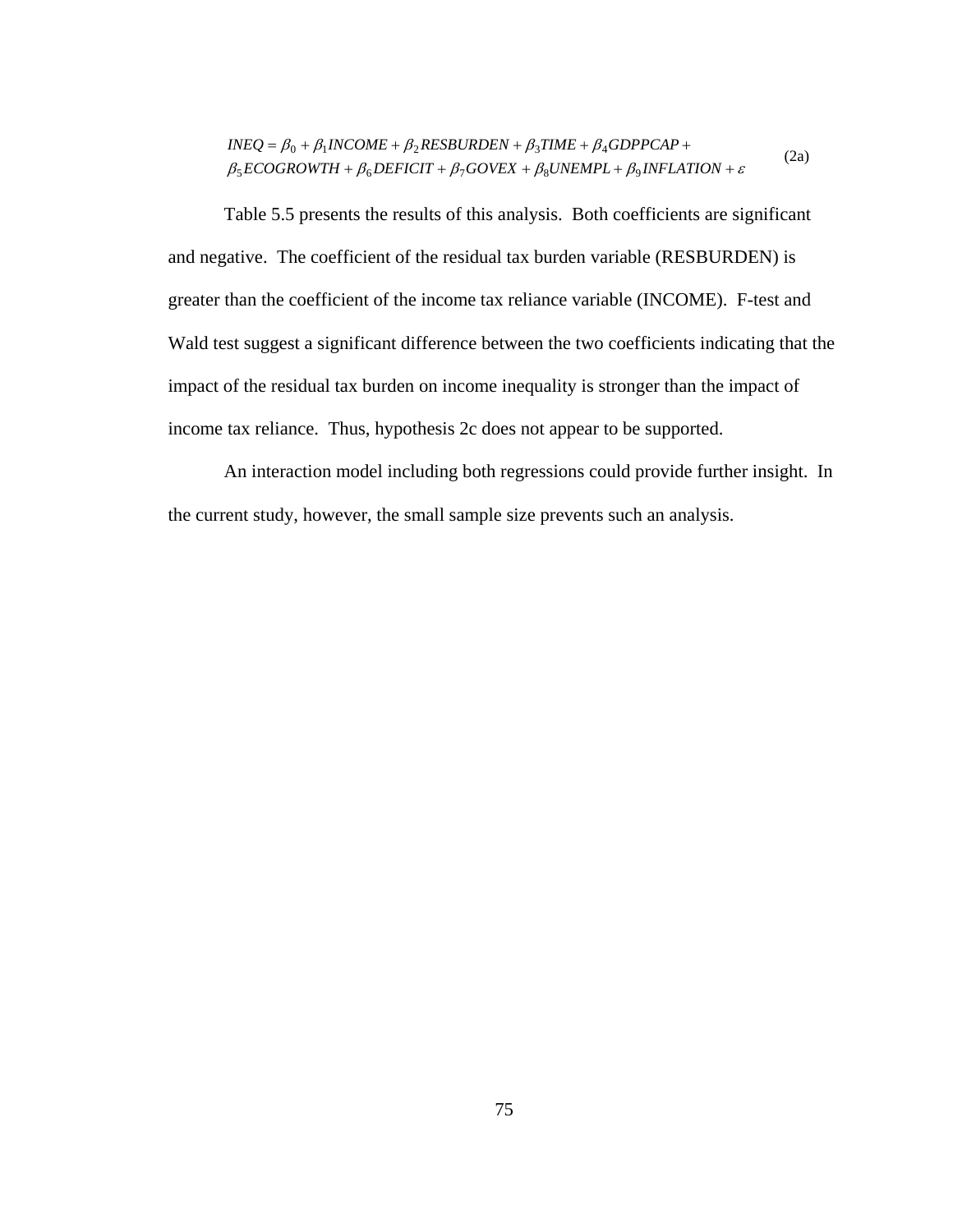$$INEQ = \beta_0 + \beta_1 INCOME + \beta_2 RESBURDEN + \beta_3 TIME + \beta_4 GDPPCAP + \beta_5 ECOGROWTH + \beta_6 DEFICIT + \beta_7 GOVEX + \beta_8 UNEMPL + \beta_9 INFLATION + \varepsilon \tag{2a}$$

Table 5.5 presents the results of this analysis. Both coefficients are significant and negative. The coefficient of the residual tax burden variable (RESBURDEN) is greater than the coefficient of the income tax reliance variable (INCOME). F-test and Wald test suggest a significant difference between the two coefficients indicating that the impact of the residual tax burden on income inequality is stronger than the impact of income tax reliance. Thus, hypothesis 2c does not appear to be supported.

An interaction model including both regressions could provide further insight. In the current study, however, the small sample size prevents such an analysis.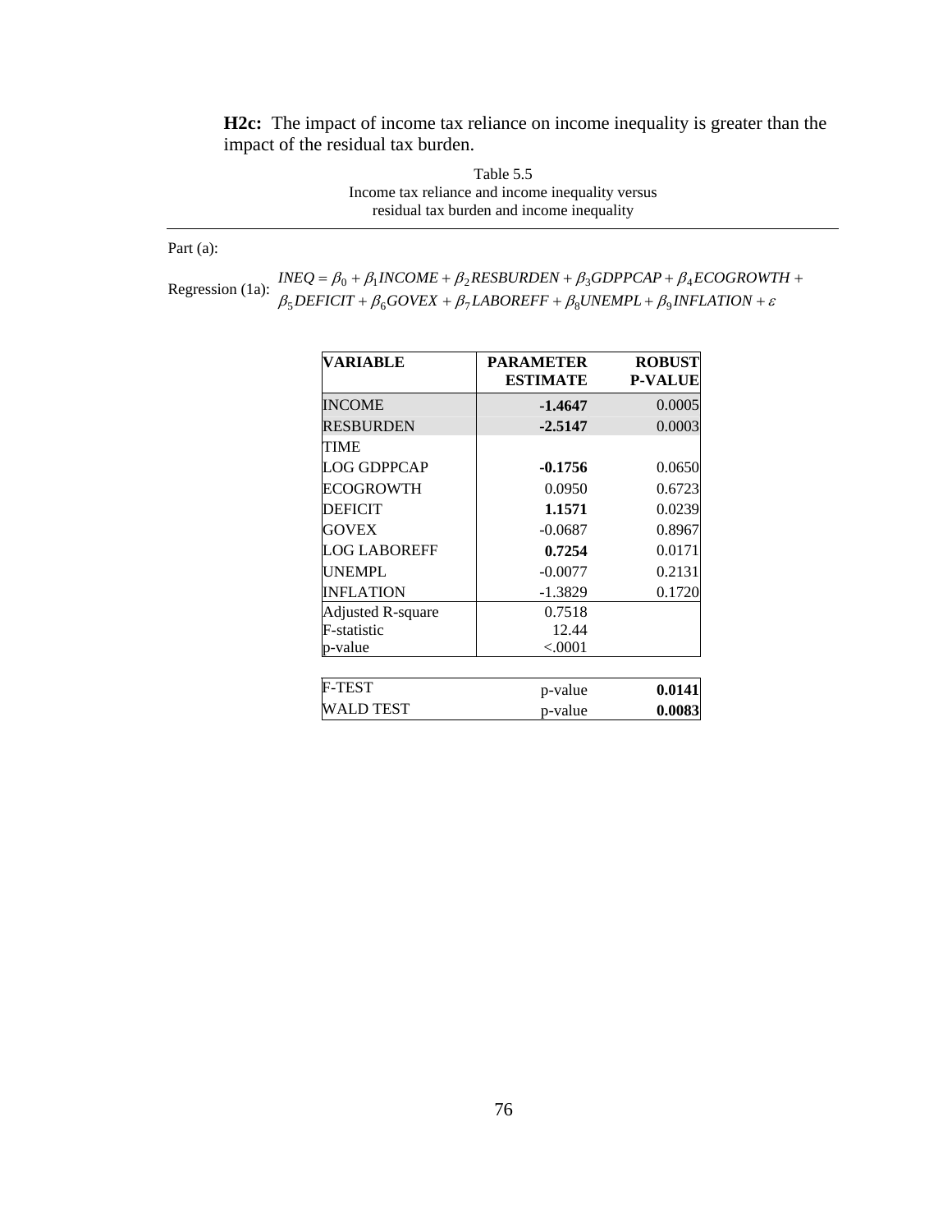**H2c:** The impact of income tax reliance on income inequality is greater than the impact of the residual tax burden.

Table 5.5
Income tax reliance and income inequality versus
residual tax burden and income inequality

Part (a):

Regression (1a): $INEQ = \beta_0 + \beta_1 INCOME + \beta_2 RESBURDEN + \beta_3 GDPPCAP + \beta_4 ECOGROWTH + \beta_5 DEFICIT + \beta_6 GOVEX + \beta_7 LABOREFF + \beta_8 UNEMPL + \beta_9 INFLATION + \varepsilon$

| VARIABLE | PARAMETER ESTIMATE | ROBUST P-VALUE |
|---|---|---|
| INCOME | **-1.4647** | 0.0005 |
| RESBURDEN | **-2.5147** | 0.0003 |
| TIME | | |
| LOG GDPPCAP | **-0.1756** | 0.0650 |
| ECOGROWTH | 0.0950 | 0.6723 |
| DEFICIT | **1.1571** | 0.0239 |
| GOVEX | -0.0687 | 0.8967 |
| LOG LABOREFF | **0.7254** | 0.0171 |
| UNEMPL | -0.0077 | 0.2131 |
| INFLATION | -1.3829 | 0.1720 |
| Adjusted R-square | 0.7518 | |
| F-statistic | 12.44 | |
| p-value | <.0001 | |

| | | |
|---|---|---|
| F-TEST | p-value | **0.0141** |
| WALD TEST | p-value | **0.0083** |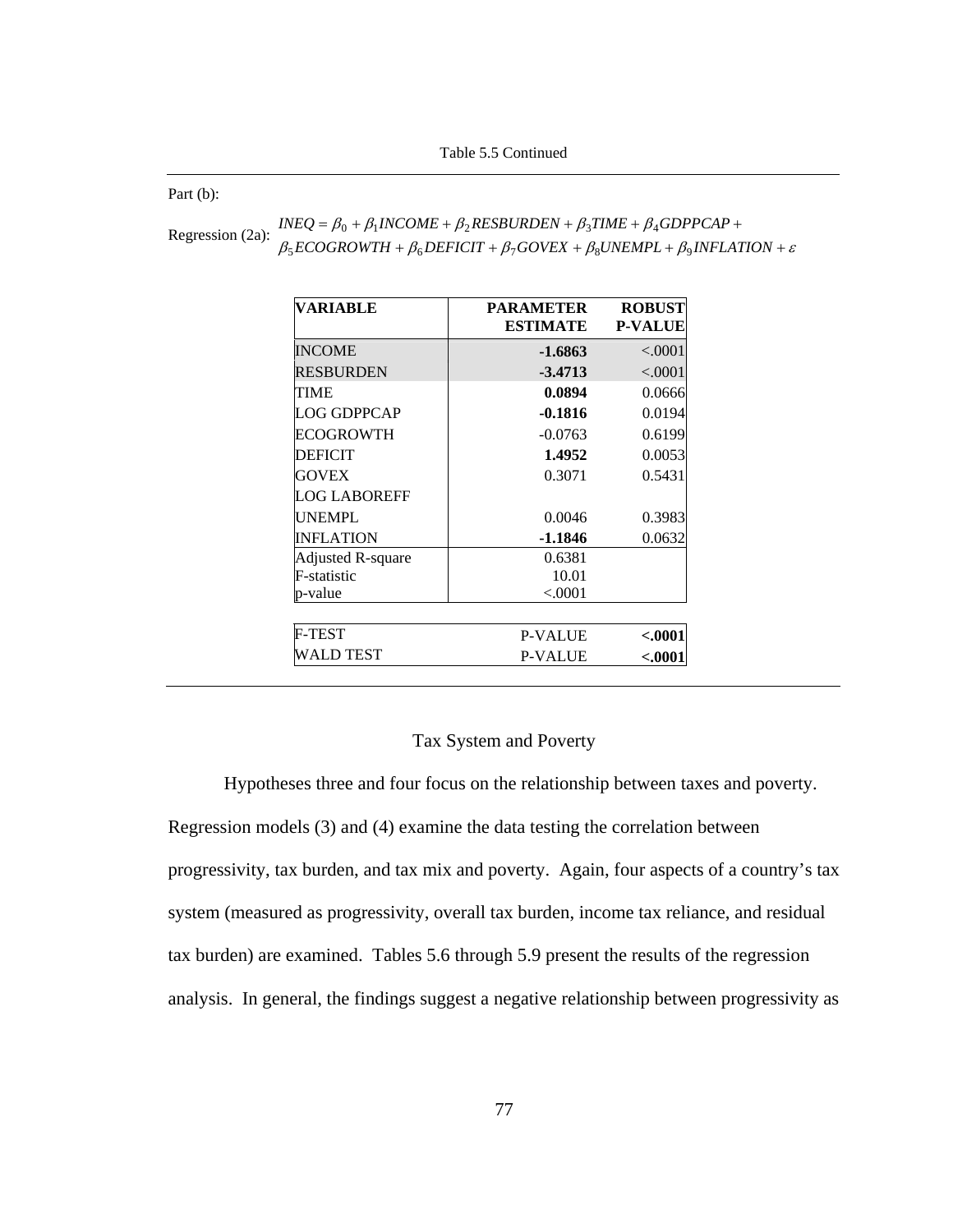Table 5.5 Continued

Part (b):

Regression (2a):

$$INEQ = \beta_0 + \beta_1 INCOME + \beta_2 RESBURDEN + \beta_3 TIME + \beta_4 GDPPCAP + \beta_5 ECOGROWTH + \beta_6 DEFICIT + \beta_7 GOVEX + \beta_8 UNEMPL + \beta_9 INFLATION + \varepsilon$$

| VARIABLE | PARAMETER ESTIMATE | ROBUST P-VALUE |
|---|---|---|
| INCOME | **-1.6863** | <.0001 |
| RESBURDEN | **-3.4713** | <.0001 |
| TIME | **0.0894** | 0.0666 |
| LOG GDPPCAP | **-0.1816** | 0.0194 |
| ECOGROWTH | -0.0763 | 0.6199 |
| DEFICIT | **1.4952** | 0.0053 |
| GOVEX | 0.3071 | 0.5431 |
| LOG LABOREFF | | |
| UNEMPL | 0.0046 | 0.3983 |
| INFLATION | **-1.1846** | 0.0632 |
| Adjusted R-square | 0.6381 | |
| F-statistic | 10.01 | |
| p-value | <.0001 | |

| | | |
|---|---|---|
| F-TEST | P-VALUE | **<.0001** |
| WALD TEST | P-VALUE | **<.0001** |

## Tax System and Poverty

Hypotheses three and four focus on the relationship between taxes and poverty. Regression models (3) and (4) examine the data testing the correlation between progressivity, tax burden, and tax mix and poverty. Again, four aspects of a country's tax system (measured as progressivity, overall tax burden, income tax reliance, and residual tax burden) are examined. Tables 5.6 through 5.9 present the results of the regression analysis. In general, the findings suggest a negative relationship between progressivity as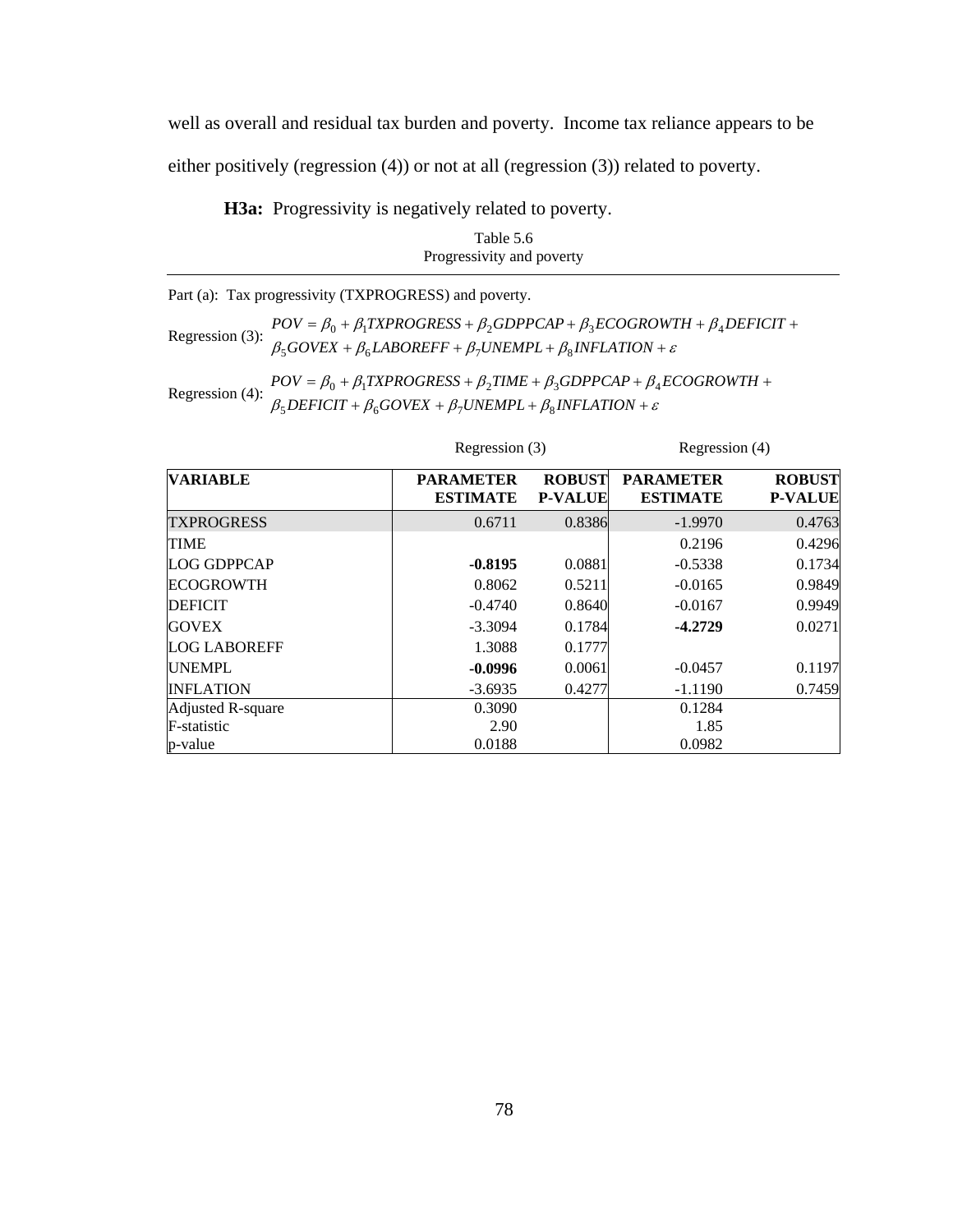well as overall and residual tax burden and poverty. Income tax reliance appears to be either positively (regression (4)) or not at all (regression (3)) related to poverty.

**H3a:** Progressivity is negatively related to poverty.

Table 5.6
Progressivity and poverty

Part (a): Tax progressivity (TXPROGRESS) and poverty.

Regression (3): $$POV = \beta_0 + \beta_1 TXPROGRESS + \beta_2 GDPPCAP + \beta_3 ECOGROWTH + \beta_4 DEFICIT + \beta_5 GOVEX + \beta_6 LABOREFF + \beta_7 UNEMPL + \beta_8 INFLATION + \varepsilon$$

Regression (4): $$POV = \beta_0 + \beta_1 TXPROGRESS + \beta_2 TIME + \beta_3 GDPPCAP + \beta_4 ECOGROWTH + \beta_5 DEFICIT + \beta_6 GOVEX + \beta_7 UNEMPL + \beta_8 INFLATION + \varepsilon$$

| | Regression (3) | | Regression (4) | |
|---|---|---|---|---|
| **VARIABLE** | **PARAMETER ESTIMATE** | **ROBUST P-VALUE** | **PARAMETER ESTIMATE** | **ROBUST P-VALUE** |
| TXPROGRESS | 0.6711 | 0.8386 | -1.9970 | 0.4763 |
| TIME | | | 0.2196 | 0.4296 |
| LOG GDPPCAP | **-0.8195** | 0.0881 | -0.5338 | 0.1734 |
| ECOGROWTH | 0.8062 | 0.5211 | -0.0165 | 0.9849 |
| DEFICIT | -0.4740 | 0.8640 | -0.0167 | 0.9949 |
| GOVEX | -3.3094 | 0.1784 | **-4.2729** | 0.0271 |
| LOG LABOREFF | 1.3088 | 0.1777 | | |
| UNEMPL | **-0.0996** | 0.0061 | -0.0457 | 0.1197 |
| INFLATION | -3.6935 | 0.4277 | -1.1190 | 0.7459 |
| Adjusted R-square | 0.3090 | | 0.1284 | |
| F-statistic | 2.90 | | 1.85 | |
| p-value | 0.0188 | | 0.0982 | |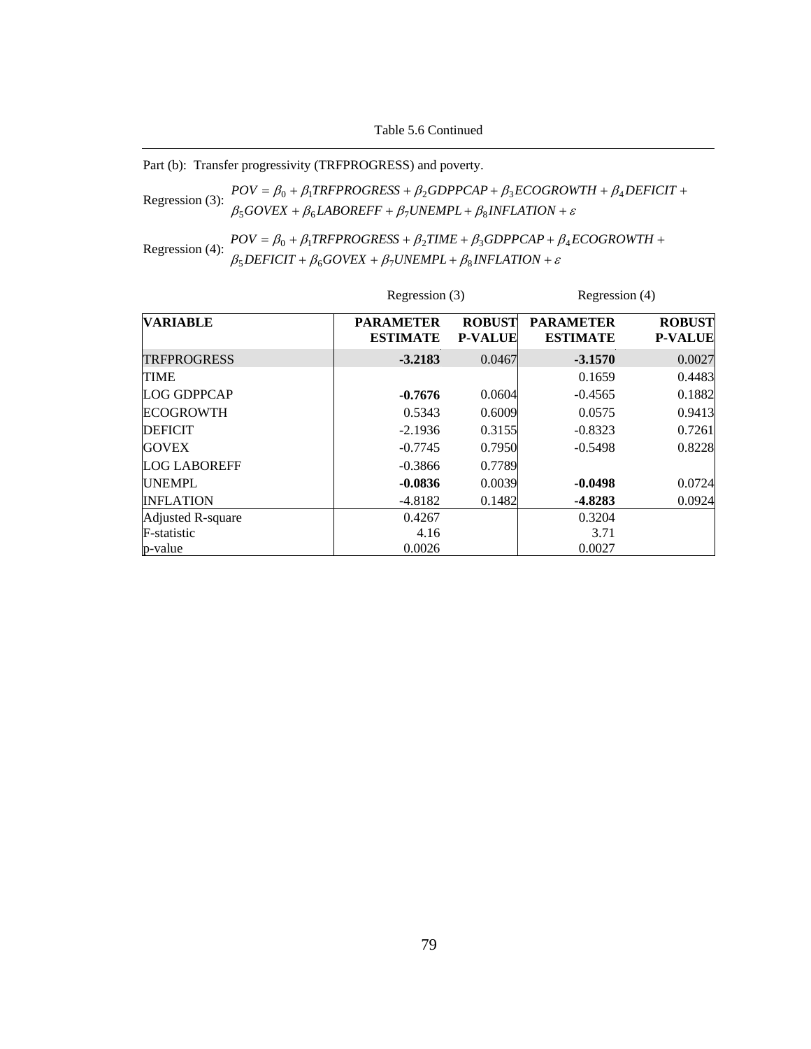Table 5.6 Continued

Part (b): Transfer progressivity (TRFPROGRESS) and poverty.

Regression (3): $POV = \beta_0 + \beta_1 TRFPROGRESS + \beta_2 GDPPCAP + \beta_3 ECOGROWTH + \beta_4 DEFICIT + \beta_5 GOVEX + \beta_6 LABOREFF + \beta_7 UNEMPL + \beta_8 INFLATION + \varepsilon$

Regression (4): $POV = \beta_0 + \beta_1 TRFPROGRESS + \beta_2 TIME + \beta_3 GDPPCAP + \beta_4 ECOGROWTH + \beta_5 DEFICIT + \beta_6 GOVEX + \beta_7 UNEMPL + \beta_8 INFLATION + \varepsilon$

| | Regression (3) | | Regression (4) | |
|---|---|---|---|---|
| **VARIABLE** | **PARAMETER ESTIMATE** | **ROBUST P-VALUE** | **PARAMETER ESTIMATE** | **ROBUST P-VALUE** |
| TRFPROGRESS | **-3.2183** | 0.0467 | **-3.1570** | 0.0027 |
| TIME | | | 0.1659 | 0.4483 |
| LOG GDPPCAP | **-0.7676** | 0.0604 | -0.4565 | 0.1882 |
| ECOGROWTH | 0.5343 | 0.6009 | 0.0575 | 0.9413 |
| DEFICIT | -2.1936 | 0.3155 | -0.8323 | 0.7261 |
| GOVEX | -0.7745 | 0.7950 | -0.5498 | 0.8228 |
| LOG LABOREFF | -0.3866 | 0.7789 | | |
| UNEMPL | **-0.0836** | 0.0039 | **-0.0498** | 0.0724 |
| INFLATION | -4.8182 | 0.1482 | **-4.8283** | 0.0924 |
| Adjusted R-square | 0.4267 | | 0.3204 | |
| F-statistic | 4.16 | | 3.71 | |
| p-value | 0.0026 | | 0.0027 | |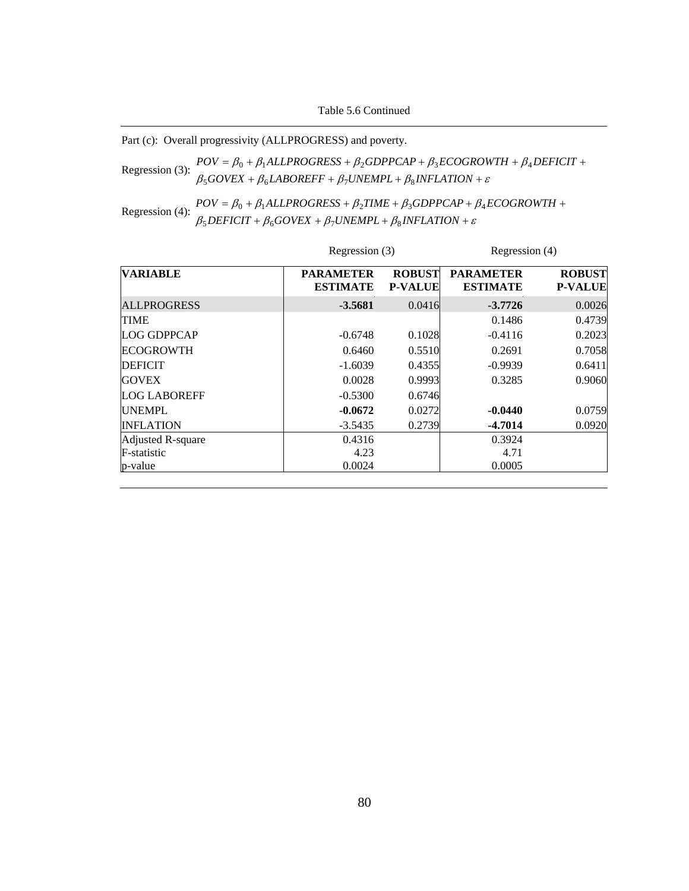Table 5.6 Continued

Part (c): Overall progressivity (ALLPROGRESS) and poverty.

Regression (3): $POV = \beta_0 + \beta_1 ALLPROGRESS + \beta_2 GDPPCAP + \beta_3 ECOGROWTH + \beta_4 DEFICIT + \beta_5 GOVEX + \beta_6 LABOREFF + \beta_7 UNEMPL + \beta_8 INFLATION + \varepsilon$

Regression (4): $POV = \beta_0 + \beta_1 ALLPROGRESS + \beta_2 TIME + \beta_3 GDPPCAP + \beta_4 ECOGROWTH + \beta_5 DEFICIT + \beta_6 GOVEX + \beta_7 UNEMPL + \beta_8 INFLATION + \varepsilon$

| | Regression (3) | | Regression (4) | |
|---|---|---|---|---|
| **VARIABLE** | **PARAMETER ESTIMATE** | **ROBUST P-VALUE** | **PARAMETER ESTIMATE** | **ROBUST P-VALUE** |
| ALLPROGRESS | **-3.5681** | 0.0416 | **-3.7726** | 0.0026 |
| TIME | | | 0.1486 | 0.4739 |
| LOG GDPPCAP | -0.6748 | 0.1028 | -0.4116 | 0.2023 |
| ECOGROWTH | 0.6460 | 0.5510 | 0.2691 | 0.7058 |
| DEFICIT | -1.6039 | 0.4355 | -0.9939 | 0.6411 |
| GOVEX | 0.0028 | 0.9993 | 0.3285 | 0.9060 |
| LOG LABOREFF | -0.5300 | 0.6746 | | |
| UNEMPL | **-0.0672** | 0.0272 | **-0.0440** | 0.0759 |
| INFLATION | -3.5435 | 0.2739 | **-4.7014** | 0.0920 |
| Adjusted R-square | 0.4316 | | 0.3924 | |
| F-statistic | 4.23 | | 4.71 | |
| p-value | 0.0024 | | 0.0005 | |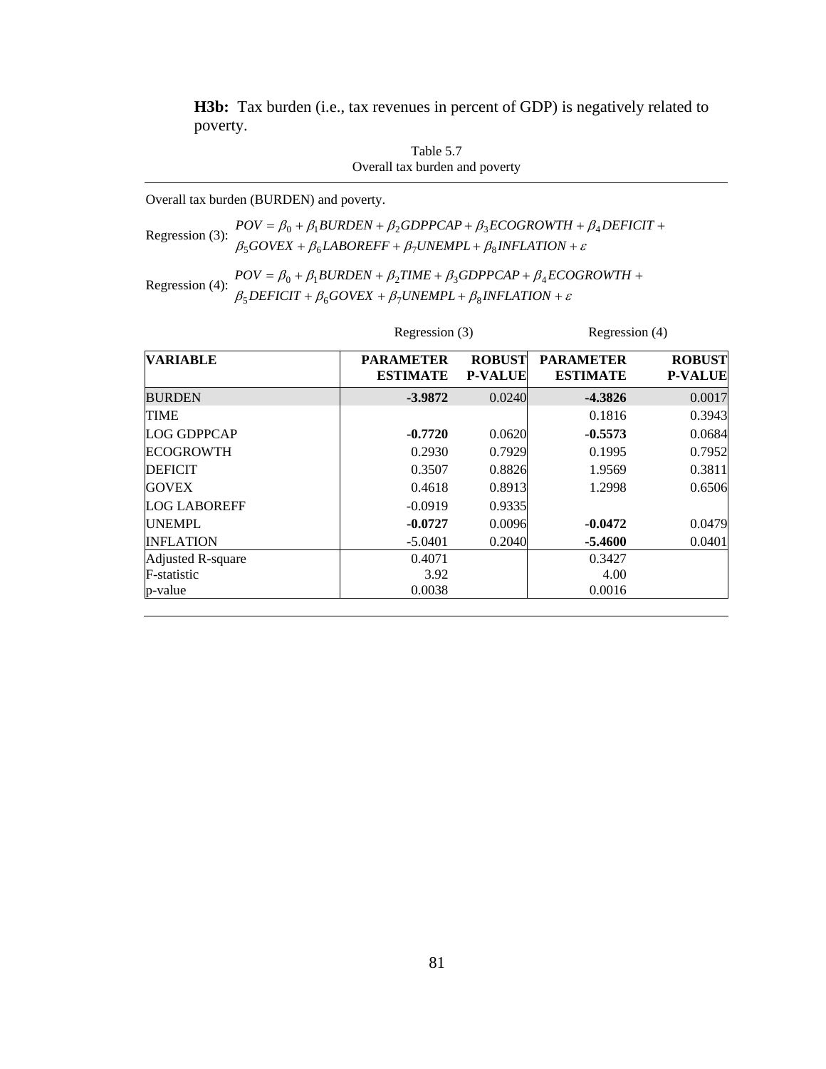**H3b:** Tax burden (i.e., tax revenues in percent of GDP) is negatively related to poverty.

Table 5.7
Overall tax burden and poverty

Overall tax burden (BURDEN) and poverty.

Regression (3): $POV = \beta_0 + \beta_1 BURDEN + \beta_2 GDPPCAP + \beta_3 ECOGROWTH + \beta_4 DEFICIT + \beta_5 GOVEX + \beta_6 LABOREFF + \beta_7 UNEMPL + \beta_8 INFLATION + \varepsilon$

Regression (4): $POV = \beta_0 + \beta_1 BURDEN + \beta_2 TIME + \beta_3 GDPPCAP + \beta_4 ECOGROWTH + \beta_5 DEFICIT + \beta_6 GOVEX + \beta_7 UNEMPL + \beta_8 INFLATION + \varepsilon$

| | Regression (3) | | Regression (4) | |
|---|---|---|---|---|
| **VARIABLE** | **PARAMETER ESTIMATE** | **ROBUST P-VALUE** | **PARAMETER ESTIMATE** | **ROBUST P-VALUE** |
| BURDEN | **-3.9872** | 0.0240 | **-4.3826** | 0.0017 |
| TIME | | | 0.1816 | 0.3943 |
| LOG GDPPCAP | **-0.7720** | 0.0620 | **-0.5573** | 0.0684 |
| ECOGROWTH | 0.2930 | 0.7929 | 0.1995 | 0.7952 |
| DEFICIT | 0.3507 | 0.8826 | 1.9569 | 0.3811 |
| GOVEX | 0.4618 | 0.8913 | 1.2998 | 0.6506 |
| LOG LABOREFF | -0.0919 | 0.9335 | | |
| UNEMPL | **-0.0727** | 0.0096 | **-0.0472** | 0.0479 |
| INFLATION | -5.0401 | 0.2040 | **-5.4600** | 0.0401 |
| Adjusted R-square | 0.4071 | | 0.3427 | |
| F-statistic | 3.92 | | 4.00 | |
| p-value | 0.0038 | | 0.0016 | |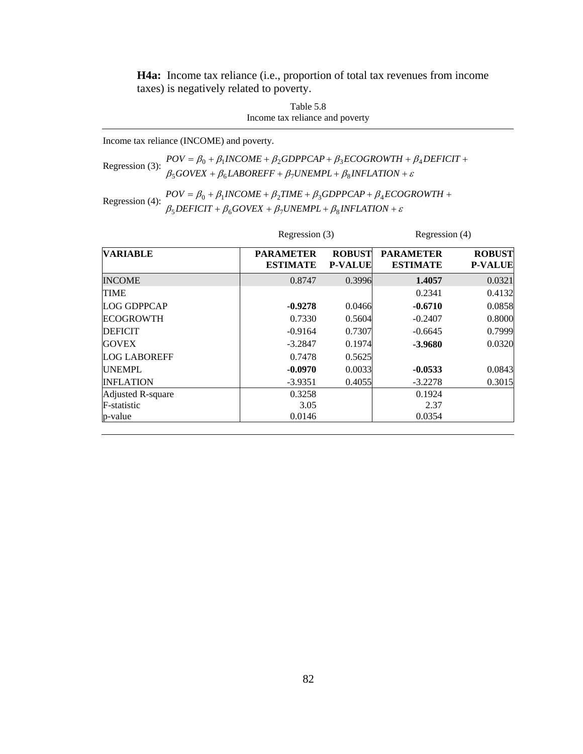**H4a:** Income tax reliance (i.e., proportion of total tax revenues from income taxes) is negatively related to poverty.

Table 5.8
Income tax reliance and poverty

Income tax reliance (INCOME) and poverty.

Regression (3): $POV = \beta_0 + \beta_1 INCOME + \beta_2 GDPPCAP + \beta_3 ECOGROWTH + \beta_4 DEFICIT + \beta_5 GOVEX + \beta_6 LABOREFF + \beta_7 UNEMPL + \beta_8 INFLATION + \varepsilon$

Regression (4): $POV = \beta_0 + \beta_1 INCOME + \beta_2 TIME + \beta_3 GDPPCAP + \beta_4 ECOGROWTH + \beta_5 DEFICIT + \beta_6 GOVEX + \beta_7 UNEMPL + \beta_8 INFLATION + \varepsilon$

| | Regression (3) | | Regression (4) | |
|---|---|---|---|---|
| **VARIABLE** | **PARAMETER ESTIMATE** | **ROBUST P-VALUE** | **PARAMETER ESTIMATE** | **ROBUST P-VALUE** |
| INCOME | 0.8747 | 0.3996 | **1.4057** | 0.0321 |
| TIME | | | 0.2341 | 0.4132 |
| LOG GDPPCAP | **-0.9278** | 0.0466 | **-0.6710** | 0.0858 |
| ECOGROWTH | 0.7330 | 0.5604 | -0.2407 | 0.8000 |
| DEFICIT | -0.9164 | 0.7307 | -0.6645 | 0.7999 |
| GOVEX | -3.2847 | 0.1974 | **-3.9680** | 0.0320 |
| LOG LABOREFF | 0.7478 | 0.5625 | | |
| UNEMPL | **-0.0970** | 0.0033 | **-0.0533** | 0.0843 |
| INFLATION | -3.9351 | 0.4055 | -3.2278 | 0.3015 |
| Adjusted R-square | 0.3258 | | 0.1924 | |
| F-statistic | 3.05 | | 2.37 | |
| p-value | 0.0146 | | 0.0354 | |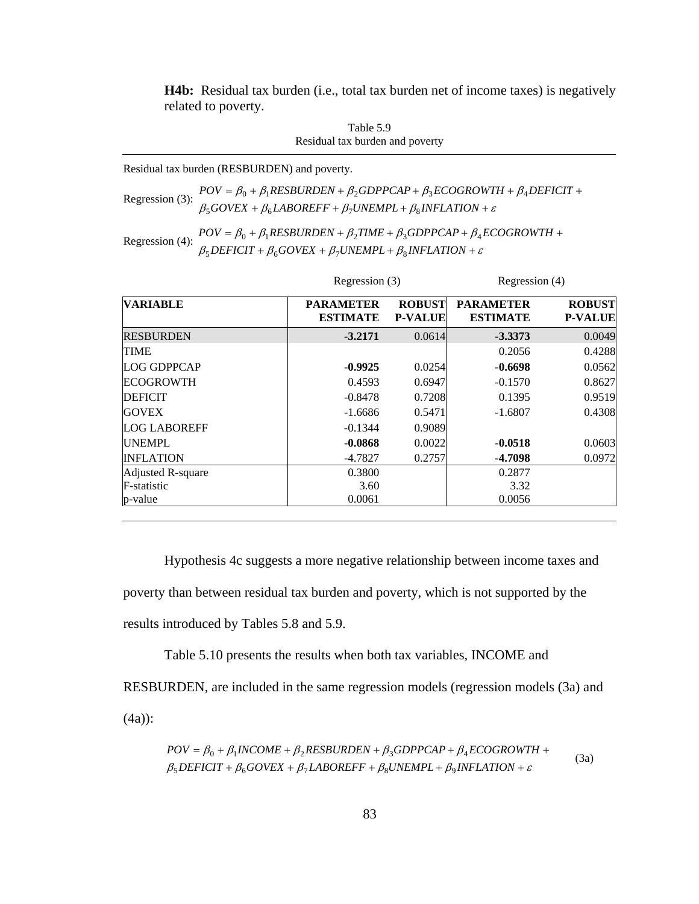**H4b:** Residual tax burden (i.e., total tax burden net of income taxes) is negatively related to poverty.

Table 5.9
Residual tax burden and poverty

Residual tax burden (RESBURDEN) and poverty.

Regression (3): $$POV = \beta_0 + \beta_1 RESBURDEN + \beta_2 GDPPCAP + \beta_3 ECOGROWTH + \beta_4 DEFICIT + \beta_5 GOVEX + \beta_6 LABOREFF + \beta_7 UNEMPL + \beta_8 INFLATION + \varepsilon$$

Regression (4): $$POV = \beta_0 + \beta_1 RESBURDEN + \beta_2 TIME + \beta_3 GDPPCAP + \beta_4 ECOGROWTH + \beta_5 DEFICIT + \beta_6 GOVEX + \beta_7 UNEMPL + \beta_8 INFLATION + \varepsilon$$

| | Regression (3) | | Regression (4) | |
|---|---|---|---|---|
| **VARIABLE** | **PARAMETER ESTIMATE** | **ROBUST P-VALUE** | **PARAMETER ESTIMATE** | **ROBUST P-VALUE** |
| RESBURDEN | **-3.2171** | 0.0614 | **-3.3373** | 0.0049 |
| TIME | | | 0.2056 | 0.4288 |
| LOG GDPPCAP | **-0.9925** | 0.0254 | **-0.6698** | 0.0562 |
| ECOGROWTH | 0.4593 | 0.6947 | -0.1570 | 0.8627 |
| DEFICIT | -0.8478 | 0.7208 | 0.1395 | 0.9519 |
| GOVEX | -1.6686 | 0.5471 | -1.6807 | 0.4308 |
| LOG LABOREFF | -0.1344 | 0.9089 | | |
| UNEMPL | **-0.0868** | 0.0022 | **-0.0518** | 0.0603 |
| INFLATION | -4.7827 | 0.2757 | **-4.7098** | 0.0972 |
| Adjusted R-square | 0.3800 | | 0.2877 | |
| F-statistic | 3.60 | | 3.32 | |
| p-value | 0.0061 | | 0.0056 | |

Hypothesis 4c suggests a more negative relationship between income taxes and poverty than between residual tax burden and poverty, which is not supported by the results introduced by Tables 5.8 and 5.9.

Table 5.10 presents the results when both tax variables, INCOME and RESBURDEN, are included in the same regression models (regression models (3a) and (4a)):

$$POV = \beta_0 + \beta_1 INCOME + \beta_2 RESBURDEN + \beta_3 GDPPCAP + \beta_4 ECOGROWTH + \beta_5 DEFICIT + \beta_6 GOVEX + \beta_7 LABOREFF + \beta_8 UNEMPL + \beta_9 INFLATION + \varepsilon \quad (3a)$$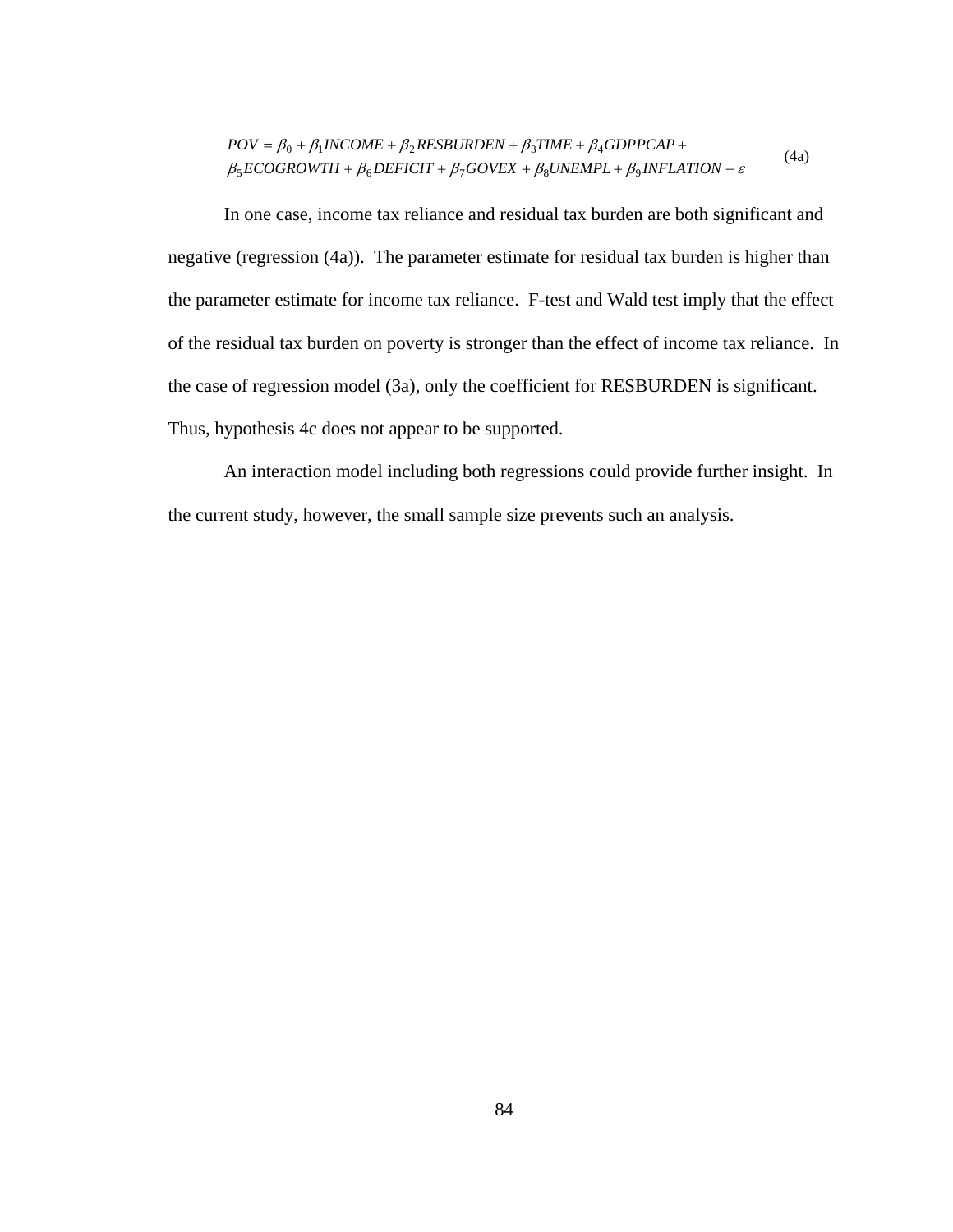$$POV = \beta_0 + \beta_1 INCOME + \beta_2 RESBURDEN + \beta_3 TIME + \beta_4 GDPPCAP + \beta_5 ECOGROWTH + \beta_6 DEFICIT + \beta_7 GOVEX + \beta_8 UNEMPL + \beta_9 INFLATION + \varepsilon \quad \text{(4a)}$$

In one case, income tax reliance and residual tax burden are both significant and negative (regression (4a)). The parameter estimate for residual tax burden is higher than the parameter estimate for income tax reliance. F-test and Wald test imply that the effect of the residual tax burden on poverty is stronger than the effect of income tax reliance. In the case of regression model (3a), only the coefficient for RESBURDEN is significant. Thus, hypothesis 4c does not appear to be supported.

An interaction model including both regressions could provide further insight. In the current study, however, the small sample size prevents such an analysis.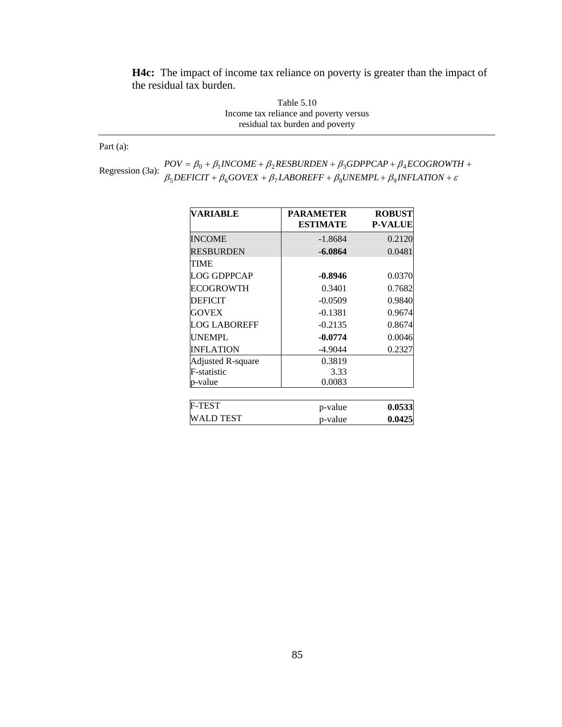**H4c:** The impact of income tax reliance on poverty is greater than the impact of the residual tax burden.

Table 5.10
Income tax reliance and poverty versus
residual tax burden and poverty

Part (a):

Regression (3a): $$POV = \beta_0 + \beta_1 INCOME + \beta_2 RESBURDEN + \beta_3 GDPPCAP + \beta_4 ECOGROWTH + \beta_5 DEFICIT + \beta_6 GOVEX + \beta_7 LABOREFF + \beta_8 UNEMPL + \beta_9 INFLATION + \varepsilon$$

| VARIABLE | PARAMETER ESTIMATE | ROBUST P-VALUE |
|---|---|---|
| INCOME | -1.8684 | 0.2120 |
| RESBURDEN | **-6.0864** | 0.0481 |
| TIME | | |
| LOG GDPPCAP | **-0.8946** | 0.0370 |
| ECOGROWTH | 0.3401 | 0.7682 |
| DEFICIT | -0.0509 | 0.9840 |
| GOVEX | -0.1381 | 0.9674 |
| LOG LABOREFF | -0.2135 | 0.8674 |
| UNEMPL | **-0.0774** | 0.0046 |
| INFLATION | -4.9044 | 0.2327 |
| Adjusted R-square | 0.3819 | |
| F-statistic | 3.33 | |
| p-value | 0.0083 | |

| | | |
|---|---|---|
| F-TEST | p-value | **0.0533** |
| WALD TEST | p-value | **0.0425** |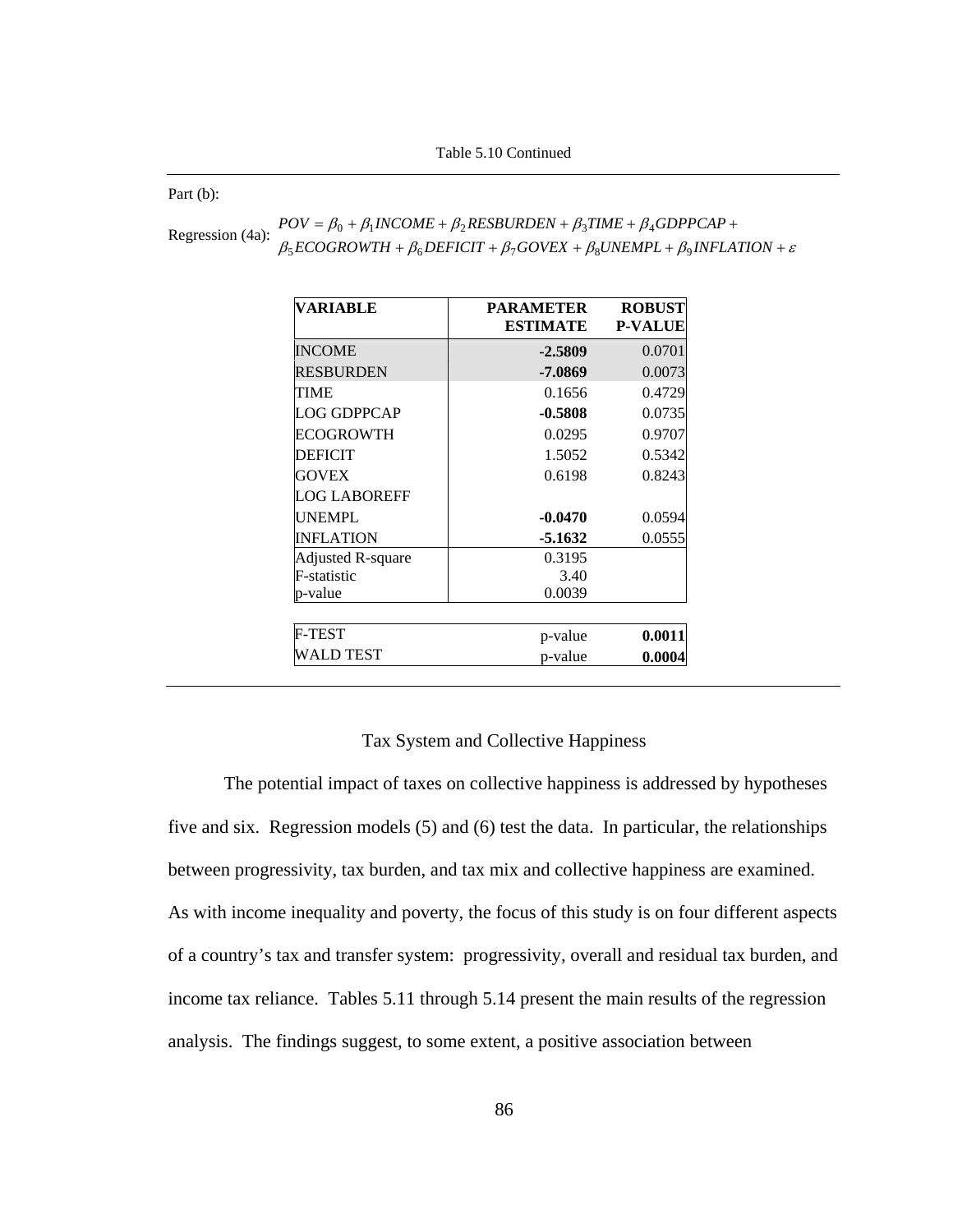Table 5.10 Continued

Part (b):

Regression (4a): $POV = \beta_0 + \beta_1 INCOME + \beta_2 RESBURDEN + \beta_3 TIME + \beta_4 GDPPCAP + \beta_5 ECOGROWTH + \beta_6 DEFICIT + \beta_7 GOVEX + \beta_8 UNEMPL + \beta_9 INFLATION + \varepsilon$

| VARIABLE | PARAMETER ESTIMATE | ROBUST P-VALUE |
|---|---|---|
| INCOME | **-2.5809** | 0.0701 |
| RESBURDEN | **-7.0869** | 0.0073 |
| TIME | 0.1656 | 0.4729 |
| LOG GDPPCAP | **-0.5808** | 0.0735 |
| ECOGROWTH | 0.0295 | 0.9707 |
| DEFICIT | 1.5052 | 0.5342 |
| GOVEX | 0.6198 | 0.8243 |
| LOG LABOREFF | | |
| UNEMPL | **-0.0470** | 0.0594 |
| INFLATION | **-5.1632** | 0.0555 |
| Adjusted R-square | 0.3195 | |
| F-statistic | 3.40 | |
| p-value | 0.0039 | |

| | | |
|---|---|---|
| F-TEST | p-value | **0.0011** |
| WALD TEST | p-value | **0.0004** |

## Tax System and Collective Happiness

The potential impact of taxes on collective happiness is addressed by hypotheses five and six. Regression models (5) and (6) test the data. In particular, the relationships between progressivity, tax burden, and tax mix and collective happiness are examined. As with income inequality and poverty, the focus of this study is on four different aspects of a country's tax and transfer system: progressivity, overall and residual tax burden, and income tax reliance. Tables 5.11 through 5.14 present the main results of the regression analysis. The findings suggest, to some extent, a positive association between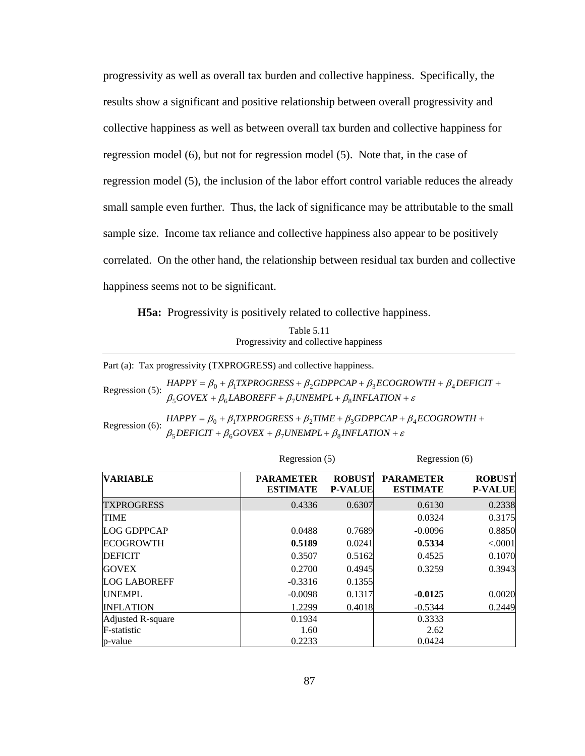progressivity as well as overall tax burden and collective happiness. Specifically, the results show a significant and positive relationship between overall progressivity and collective happiness as well as between overall tax burden and collective happiness for regression model (6), but not for regression model (5). Note that, in the case of regression model (5), the inclusion of the labor effort control variable reduces the already small sample even further. Thus, the lack of significance may be attributable to the small sample size. Income tax reliance and collective happiness also appear to be positively correlated. On the other hand, the relationship between residual tax burden and collective happiness seems not to be significant.

**H5a:** Progressivity is positively related to collective happiness.

Table 5.11
Progressivity and collective happiness

Part (a): Tax progressivity (TXPROGRESS) and collective happiness.

Regression (5):
$$HAPPY = \beta_0 + \beta_1 TXPROGRESS + \beta_2 GDPPCAP + \beta_3 ECOGROWTH + \beta_4 DEFICIT + \beta_5 GOVEX + \beta_6 LABOREFF + \beta_7 UNEMPL + \beta_8 INFLATION + \varepsilon$$

Regression (6):
$$HAPPY = \beta_0 + \beta_1 TXPROGRESS + \beta_2 TIME + \beta_3 GDPPCAP + \beta_4 ECOGROWTH + \beta_5 DEFICIT + \beta_6 GOVEX + \beta_7 UNEMPL + \beta_8 INFLATION + \varepsilon$$

| | Regression (5) | | Regression (6) | |
|---|---|---|---|---|
| **VARIABLE** | **PARAMETER ESTIMATE** | **ROBUST P-VALUE** | **PARAMETER ESTIMATE** | **ROBUST P-VALUE** |
| TXPROGRESS | 0.4336 | 0.6307 | 0.6130 | 0.2338 |
| TIME | | | 0.0324 | 0.3175 |
| LOG GDPPCAP | 0.0488 | 0.7689 | -0.0096 | 0.8850 |
| ECOGROWTH | **0.5189** | 0.0241 | **0.5334** | <.0001 |
| DEFICIT | 0.3507 | 0.5162 | 0.4525 | 0.1070 |
| GOVEX | 0.2700 | 0.4945 | 0.3259 | 0.3943 |
| LOG LABOREFF | -0.3316 | 0.1355 | | |
| UNEMPL | -0.0098 | 0.1317 | **-0.0125** | 0.0020 |
| INFLATION | 1.2299 | 0.4018 | -0.5344 | 0.2449 |
| Adjusted R-square | 0.1934 | | 0.3333 | |
| F-statistic | 1.60 | | 2.62 | |
| p-value | 0.2233 | | 0.0424 | |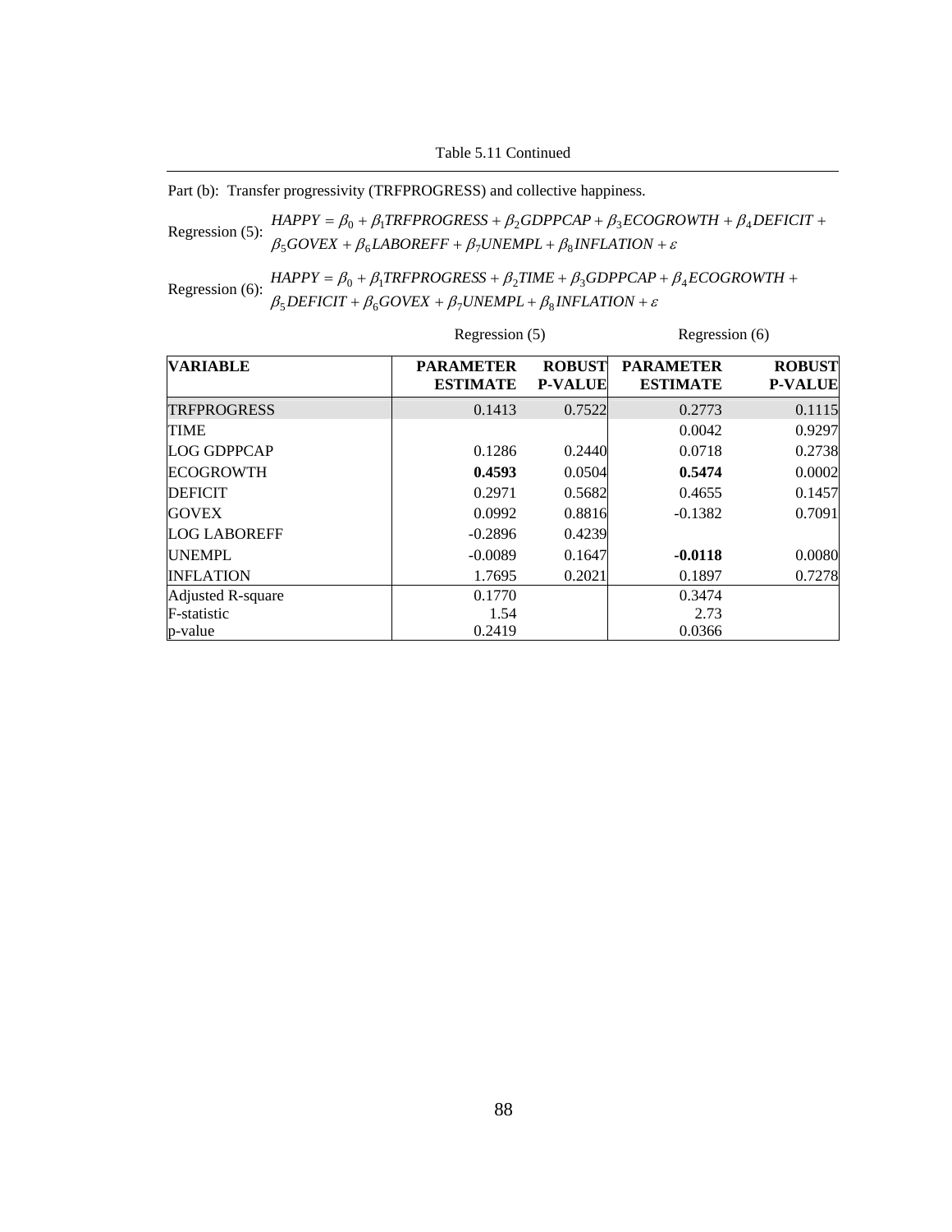Table 5.11 Continued

Part (b): Transfer progressivity (TRFPROGRESS) and collective happiness.

Regression (5): $HAPPY = \beta_0 + \beta_1 TRFPROGRESS + \beta_2 GDPPCAP + \beta_3 ECOGROWTH + \beta_4 DEFICIT + \beta_5 GOVEX + \beta_6 LABOREFF + \beta_7 UNEMPL + \beta_8 INFLATION + \varepsilon$

Regression (6): $HAPPY = \beta_0 + \beta_1 TRFPROGRESS + \beta_2 TIME + \beta_3 GDPPCAP + \beta_4 ECOGROWTH + \beta_5 DEFICIT + \beta_6 GOVEX + \beta_7 UNEMPL + \beta_8 INFLATION + \varepsilon$

| | Regression (5) | | Regression (6) | |
|---|---|---|---|---|
| **VARIABLE** | **PARAMETER ESTIMATE** | **ROBUST P-VALUE** | **PARAMETER ESTIMATE** | **ROBUST P-VALUE** |
| TRFPROGRESS | 0.1413 | 0.7522 | 0.2773 | 0.1115 |
| TIME | | | 0.0042 | 0.9297 |
| LOG GDPPCAP | 0.1286 | 0.2440 | 0.0718 | 0.2738 |
| ECOGROWTH | **0.4593** | 0.0504 | **0.5474** | 0.0002 |
| DEFICIT | 0.2971 | 0.5682 | 0.4655 | 0.1457 |
| GOVEX | 0.0992 | 0.8816 | -0.1382 | 0.7091 |
| LOG LABOREFF | -0.2896 | 0.4239 | | |
| UNEMPL | -0.0089 | 0.1647 | **-0.0118** | 0.0080 |
| INFLATION | 1.7695 | 0.2021 | 0.1897 | 0.7278 |
| Adjusted R-square | 0.1770 | | 0.3474 | |
| F-statistic | 1.54 | | 2.73 | |
| p-value | 0.2419 | | 0.0366 | |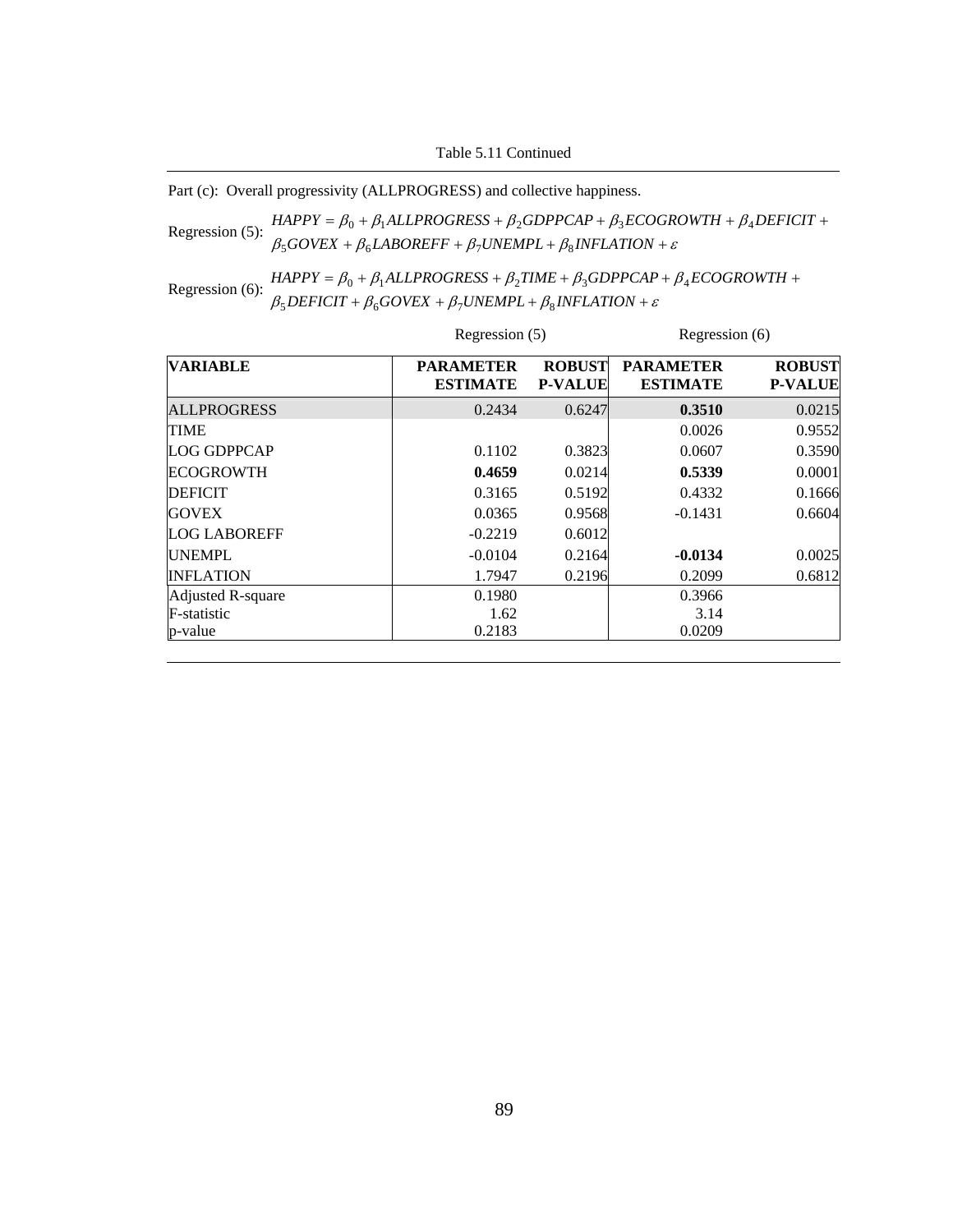Table 5.11 Continued

Part (c): Overall progressivity (ALLPROGRESS) and collective happiness.

Regression (5): $HAPPY = \beta_0 + \beta_1 ALLPROGRESS + \beta_2 GDPPCAP + \beta_3 ECOGROWTH + \beta_4 DEFICIT + \beta_5 GOVEX + \beta_6 LABOREFF + \beta_7 UNEMPL + \beta_8 INFLATION + \varepsilon$

Regression (6): $HAPPY = \beta_0 + \beta_1 ALLPROGRESS + \beta_2 TIME + \beta_3 GDPPCAP + \beta_4 ECOGROWTH + \beta_5 DEFICIT + \beta_6 GOVEX + \beta_7 UNEMPL + \beta_8 INFLATION + \varepsilon$

| | Regression (5) | | Regression (6) | |
|---|---|---|---|---|
| **VARIABLE** | **PARAMETER ESTIMATE** | **ROBUST P-VALUE** | **PARAMETER ESTIMATE** | **ROBUST P-VALUE** |
| ALLPROGRESS | 0.2434 | 0.6247 | **0.3510** | 0.0215 |
| TIME | | | 0.0026 | 0.9552 |
| LOG GDPPCAP | 0.1102 | 0.3823 | 0.0607 | 0.3590 |
| ECOGROWTH | **0.4659** | 0.0214 | **0.5339** | 0.0001 |
| DEFICIT | 0.3165 | 0.5192 | 0.4332 | 0.1666 |
| GOVEX | 0.0365 | 0.9568 | -0.1431 | 0.6604 |
| LOG LABOREFF | -0.2219 | 0.6012 | | |
| UNEMPL | -0.0104 | 0.2164 | **-0.0134** | 0.0025 |
| INFLATION | 1.7947 | 0.2196 | 0.2099 | 0.6812 |
| Adjusted R-square | 0.1980 | | 0.3966 | |
| F-statistic | 1.62 | | 3.14 | |
| p-value | 0.2183 | | 0.0209 | |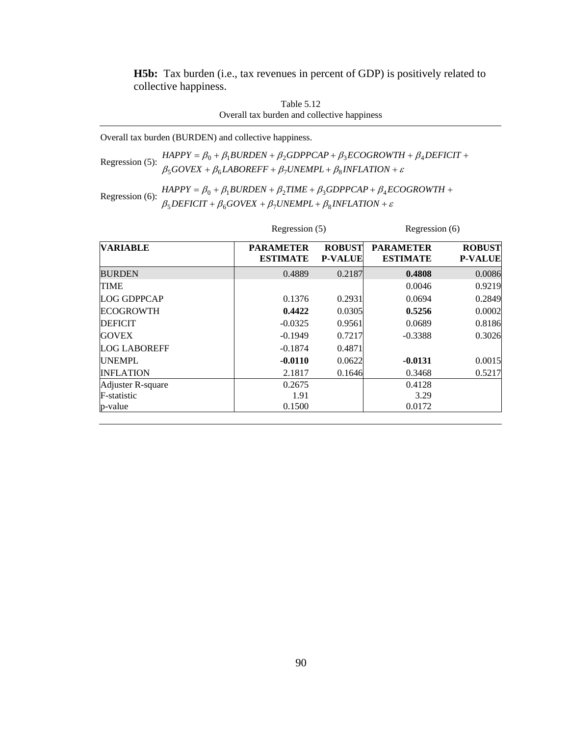**H5b:** Tax burden (i.e., tax revenues in percent of GDP) is positively related to collective happiness.

Table 5.12
Overall tax burden and collective happiness

Overall tax burden (BURDEN) and collective happiness.

Regression (5): $HAPPY = \beta_0 + \beta_1 BURDEN + \beta_2 GDPPCAP + \beta_3 ECOGROWTH + \beta_4 DEFICIT + \beta_5 GOVEX + \beta_6 LABOREFF + \beta_7 UNEMPL + \beta_8 INFLATION + \varepsilon$

Regression (6): $HAPPY = \beta_0 + \beta_1 BURDEN + \beta_2 TIME + \beta_3 GDPPCAP + \beta_4 ECOGROWTH + \beta_5 DEFICIT + \beta_6 GOVEX + \beta_7 UNEMPL + \beta_8 INFLATION + \varepsilon$

| | Regression (5) | | Regression (6) | |
|---|---|---|---|---|
| **VARIABLE** | **PARAMETER ESTIMATE** | **ROBUST P-VALUE** | **PARAMETER ESTIMATE** | **ROBUST P-VALUE** |
| BURDEN | 0.4889 | 0.2187 | **0.4808** | 0.0086 |
| TIME | | | 0.0046 | 0.9219 |
| LOG GDPPCAP | 0.1376 | 0.2931 | 0.0694 | 0.2849 |
| ECOGROWTH | **0.4422** | 0.0305 | **0.5256** | 0.0002 |
| DEFICIT | -0.0325 | 0.9561 | 0.0689 | 0.8186 |
| GOVEX | -0.1949 | 0.7217 | -0.3388 | 0.3026 |
| LOG LABOREFF | -0.1874 | 0.4871 | | |
| UNEMPL | **-0.0110** | 0.0622 | **-0.0131** | 0.0015 |
| INFLATION | 2.1817 | 0.1646 | 0.3468 | 0.5217 |
| Adjuster R-square | 0.2675 | | 0.4128 | |
| F-statistic | 1.91 | | 3.29 | |
| p-value | 0.1500 | | 0.0172 | |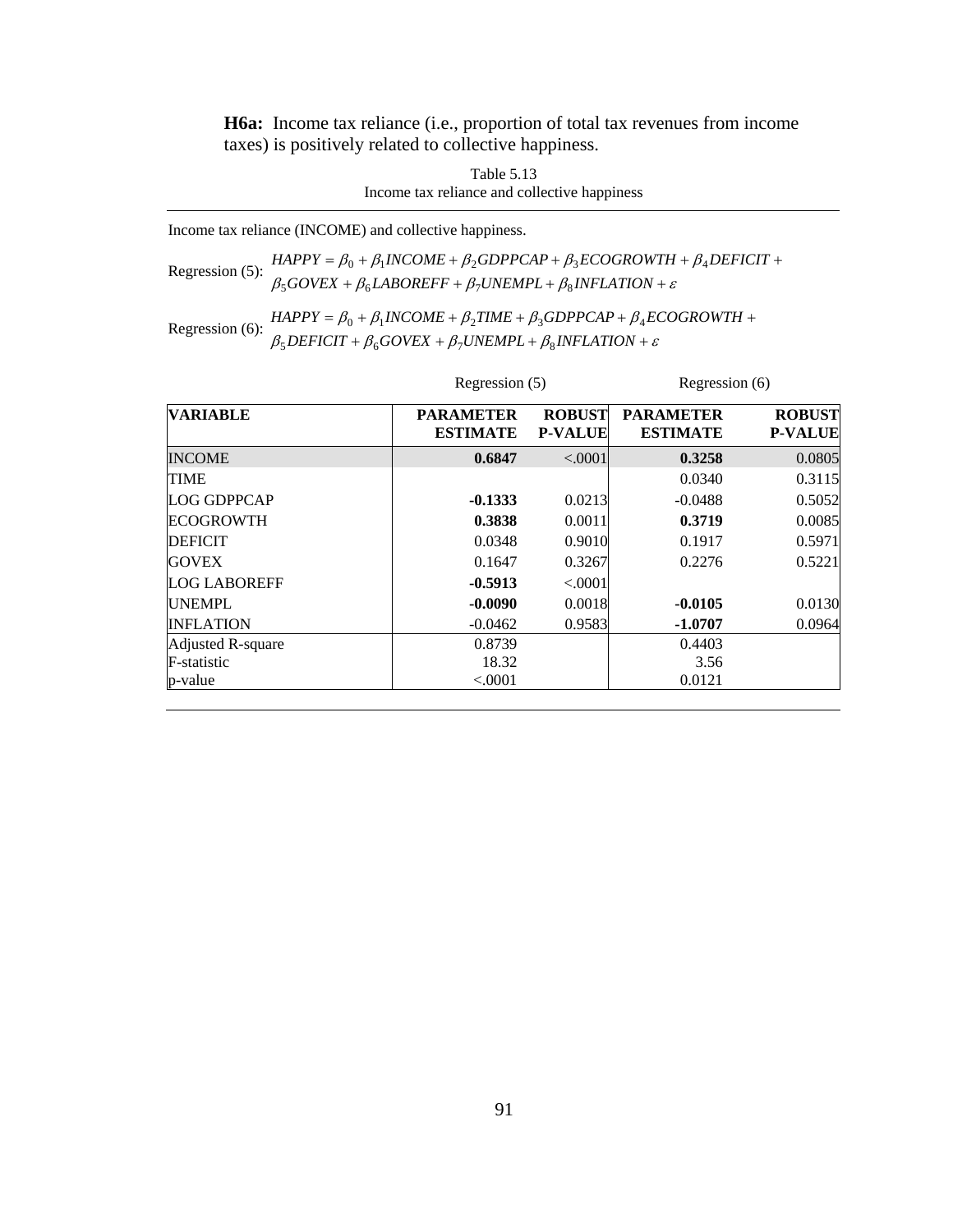**H6a:** Income tax reliance (i.e., proportion of total tax revenues from income taxes) is positively related to collective happiness.

Table 5.13
Income tax reliance and collective happiness

Income tax reliance (INCOME) and collective happiness.

Regression (5): $HAPPY = \beta_0 + \beta_1 INCOME + \beta_2 GDPPCAP + \beta_3 ECOGROWTH + \beta_4 DEFICIT + \beta_5 GOVEX + \beta_6 LABOREFF + \beta_7 UNEMPL + \beta_8 INFLATION + \varepsilon$

Regression (6): $HAPPY = \beta_0 + \beta_1 INCOME + \beta_2 TIME + \beta_3 GDPPCAP + \beta_4 ECOGROWTH + \beta_5 DEFICIT + \beta_6 GOVEX + \beta_7 UNEMPL + \beta_8 INFLATION + \varepsilon$

| | Regression (5) | | Regression (6) | |
|---|---|---|---|---|
| **VARIABLE** | **PARAMETER ESTIMATE** | **ROBUST P-VALUE** | **PARAMETER ESTIMATE** | **ROBUST P-VALUE** |
| INCOME | **0.6847** | <.0001 | **0.3258** | 0.0805 |
| TIME | | | 0.0340 | 0.3115 |
| LOG GDPPCAP | **-0.1333** | 0.0213 | -0.0488 | 0.5052 |
| ECOGROWTH | **0.3838** | 0.0011 | **0.3719** | 0.0085 |
| DEFICIT | 0.0348 | 0.9010 | 0.1917 | 0.5971 |
| GOVEX | 0.1647 | 0.3267 | 0.2276 | 0.5221 |
| LOG LABOREFF | **-0.5913** | <.0001 | | |
| UNEMPL | **-0.0090** | 0.0018 | **-0.0105** | 0.0130 |
| INFLATION | -0.0462 | 0.9583 | **-1.0707** | 0.0964 |
| Adjusted R-square | 0.8739 | | 0.4403 | |
| F-statistic | 18.32 | | 3.56 | |
| p-value | <.0001 | | 0.0121 | |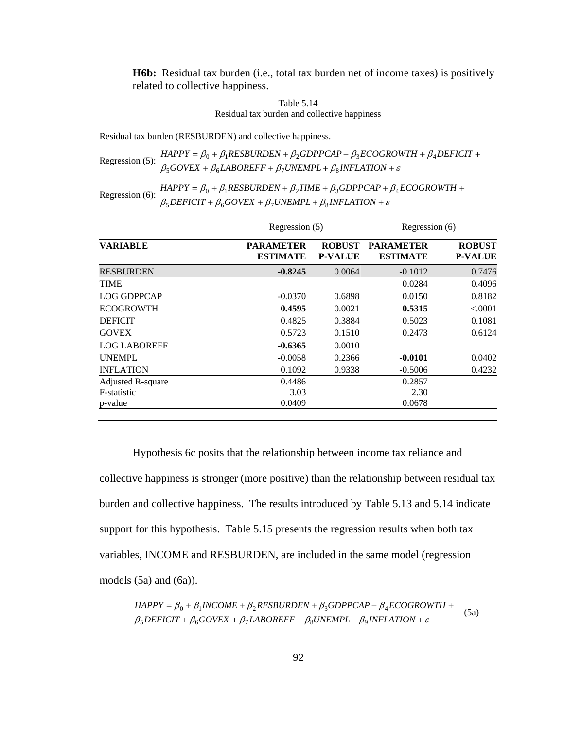**H6b:** Residual tax burden (i.e., total tax burden net of income taxes) is positively related to collective happiness.

Table 5.14
Residual tax burden and collective happiness

Residual tax burden (RESBURDEN) and collective happiness.

Regression (5): $HAPPY = \beta_0 + \beta_1 RESBURDEN + \beta_2 GDPPCAP + \beta_3 ECOGROWTH + \beta_4 DEFICIT + \beta_5 GOVEX + \beta_6 LABOREFF + \beta_7 UNEMPL + \beta_8 INFLATION + \varepsilon$

Regression (6): $HAPPY = \beta_0 + \beta_1 RESBURDEN + \beta_2 TIME + \beta_3 GDPPCAP + \beta_4 ECOGROWTH + \beta_5 DEFICIT + \beta_6 GOVEX + \beta_7 UNEMPL + \beta_8 INFLATION + \varepsilon$

| | Regression (5) | | Regression (6) | |
|---|---|---|---|---|
| **VARIABLE** | **PARAMETER ESTIMATE** | **ROBUST P-VALUE** | **PARAMETER ESTIMATE** | **ROBUST P-VALUE** |
| RESBURDEN | **-0.8245** | 0.0064 | -0.1012 | 0.7476 |
| TIME | | | 0.0284 | 0.4096 |
| LOG GDPPCAP | -0.0370 | 0.6898 | 0.0150 | 0.8182 |
| ECOGROWTH | **0.4595** | 0.0021 | **0.5315** | <.0001 |
| DEFICIT | 0.4825 | 0.3884 | 0.5023 | 0.1081 |
| GOVEX | 0.5723 | 0.1510 | 0.2473 | 0.6124 |
| LOG LABOREFF | **-0.6365** | 0.0010 | | |
| UNEMPL | -0.0058 | 0.2366 | **-0.0101** | 0.0402 |
| INFLATION | 0.1092 | 0.9338 | -0.5006 | 0.4232 |
| Adjusted R-square | 0.4486 | | 0.2857 | |
| F-statistic | 3.03 | | 2.30 | |
| p-value | 0.0409 | | 0.0678 | |

Hypothesis 6c posits that the relationship between income tax reliance and collective happiness is stronger (more positive) than the relationship between residual tax burden and collective happiness. The results introduced by Table 5.13 and 5.14 indicate support for this hypothesis. Table 5.15 presents the regression results when both tax variables, INCOME and RESBURDEN, are included in the same model (regression models (5a) and (6a)).

$$HAPPY = \beta_0 + \beta_1 INCOME + \beta_2 RESBURDEN + \beta_3 GDPPCAP + \beta_4 ECOGROWTH + \beta_5 DEFICIT + \beta_6 GOVEX + \beta_7 LABOREFF + \beta_8 UNEMPL + \beta_9 INFLATION + \varepsilon \quad \text{(5a)}$$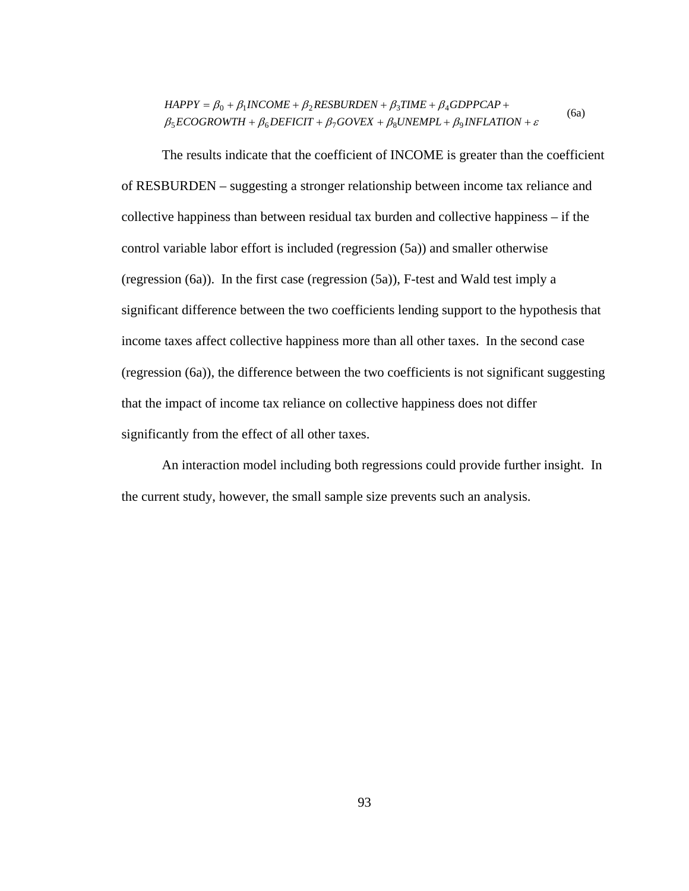$$HAPPY = \beta_0 + \beta_1 INCOME + \beta_2 RESBURDEN + \beta_3 TIME + \beta_4 GDPPCAP + \beta_5 ECOGROWTH + \beta_6 DEFICIT + \beta_7 GOVEX + \beta_8 UNEMPL + \beta_9 INFLATION + \varepsilon \tag{6a}$$

The results indicate that the coefficient of INCOME is greater than the coefficient of RESBURDEN – suggesting a stronger relationship between income tax reliance and collective happiness than between residual tax burden and collective happiness – if the control variable labor effort is included (regression (5a)) and smaller otherwise (regression (6a)). In the first case (regression (5a)), F-test and Wald test imply a significant difference between the two coefficients lending support to the hypothesis that income taxes affect collective happiness more than all other taxes. In the second case (regression (6a)), the difference between the two coefficients is not significant suggesting that the impact of income tax reliance on collective happiness does not differ significantly from the effect of all other taxes.

An interaction model including both regressions could provide further insight. In the current study, however, the small sample size prevents such an analysis.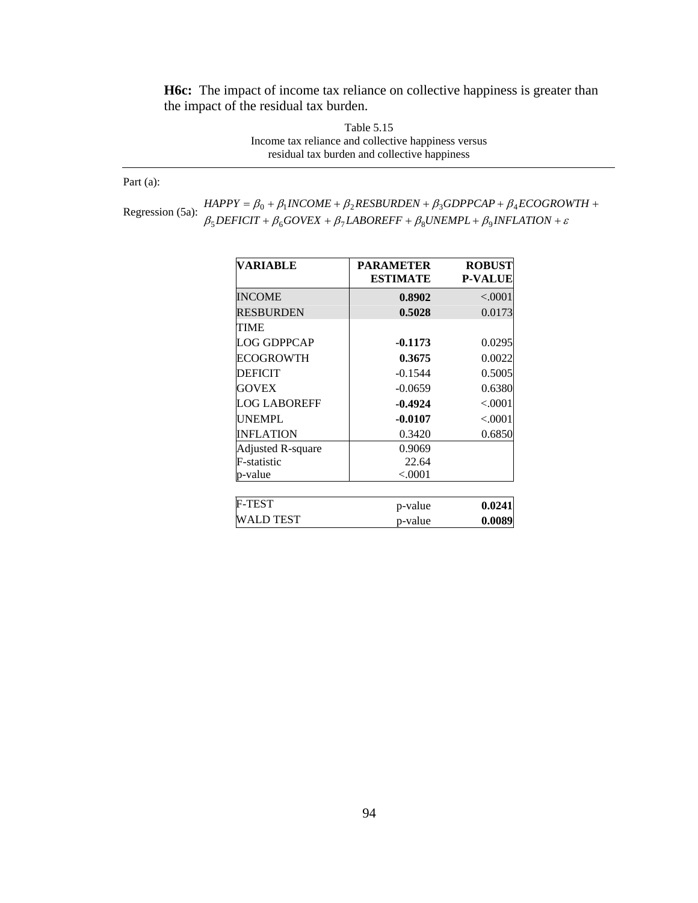**H6c:** The impact of income tax reliance on collective happiness is greater than the impact of the residual tax burden.

Table 5.15
Income tax reliance and collective happiness versus residual tax burden and collective happiness

Part (a):

Regression (5a):

$$HAPPY = \beta_0 + \beta_1 INCOME + \beta_2 RESBURDEN + \beta_3 GDPPCAP + \beta_4 ECOGROWTH + \beta_5 DEFICIT + \beta_6 GOVEX + \beta_7 LABOREFF + \beta_8 UNEMPL + \beta_9 INFLATION + \varepsilon$$

| **VARIABLE** | **PARAMETER ESTIMATE** | **ROBUST P-VALUE** |
|---|---|---|
| INCOME | **0.8902** | <.0001 |
| RESBURDEN | **0.5028** | 0.0173 |
| TIME | | |
| LOG GDPPCAP | **-0.1173** | 0.0295 |
| ECOGROWTH | **0.3675** | 0.0022 |
| DEFICIT | -0.1544 | 0.5005 |
| GOVEX | -0.0659 | 0.6380 |
| LOG LABOREFF | **-0.4924** | <.0001 |
| UNEMPL | **-0.0107** | <.0001 |
| INFLATION | 0.3420 | 0.6850 |
| Adjusted R-square | 0.9069 | |
| F-statistic | 22.64 | |
| p-value | <.0001 | |

| | | |
|---|---|---|
| F-TEST | p-value | **0.0241** |
| WALD TEST | p-value | **0.0089** |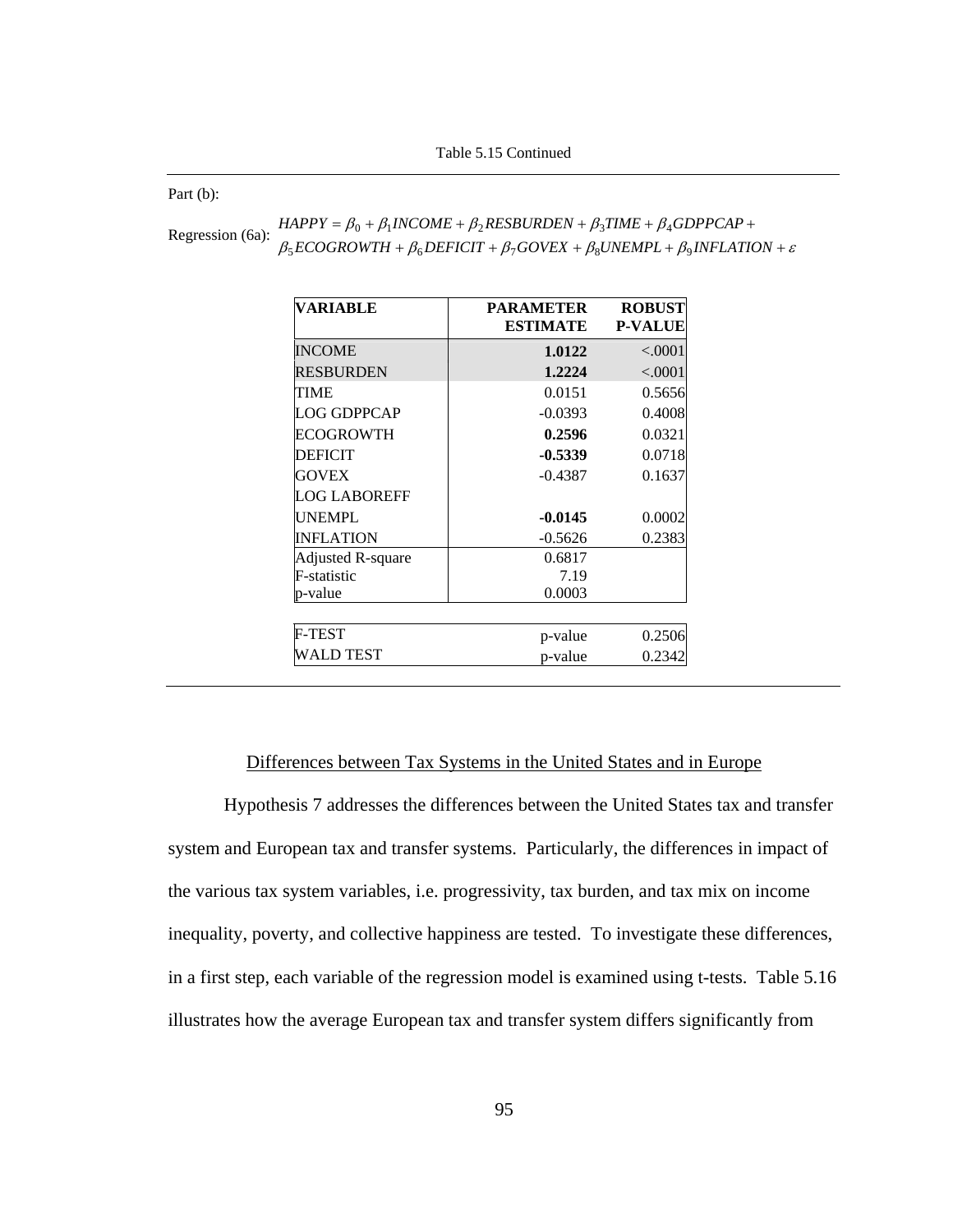Table 5.15 Continued

Part (b):

Regression (6a): $HAPPY = \beta_0 + \beta_1 INCOME + \beta_2 RESBURDEN + \beta_3 TIME + \beta_4 GDPPCAP + \beta_5 ECOGROWTH + \beta_6 DEFICIT + \beta_7 GOVEX + \beta_8 UNEMPL + \beta_9 INFLATION + \varepsilon$

| VARIABLE | PARAMETER ESTIMATE | ROBUST P-VALUE |
|---|---|---|
| INCOME | **1.0122** | <.0001 |
| RESBURDEN | **1.2224** | <.0001 |
| TIME | 0.0151 | 0.5656 |
| LOG GDPPCAP | -0.0393 | 0.4008 |
| ECOGROWTH | **0.2596** | 0.0321 |
| DEFICIT | **-0.5339** | 0.0718 |
| GOVEX | -0.4387 | 0.1637 |
| LOG LABOREFF | | |
| UNEMPL | **-0.0145** | 0.0002 |
| INFLATION | -0.5626 | 0.2383 |
| Adjusted R-square | 0.6817 | |
| F-statistic | 7.19 | |
| p-value | 0.0003 | |
| | | |
| F-TEST | p-value | 0.2506 |
| WALD TEST | p-value | 0.2342 |

## Differences between Tax Systems in the United States and in Europe

Hypothesis 7 addresses the differences between the United States tax and transfer system and European tax and transfer systems. Particularly, the differences in impact of the various tax system variables, i.e. progressivity, tax burden, and tax mix on income inequality, poverty, and collective happiness are tested. To investigate these differences, in a first step, each variable of the regression model is examined using t-tests. Table 5.16 illustrates how the average European tax and transfer system differs significantly from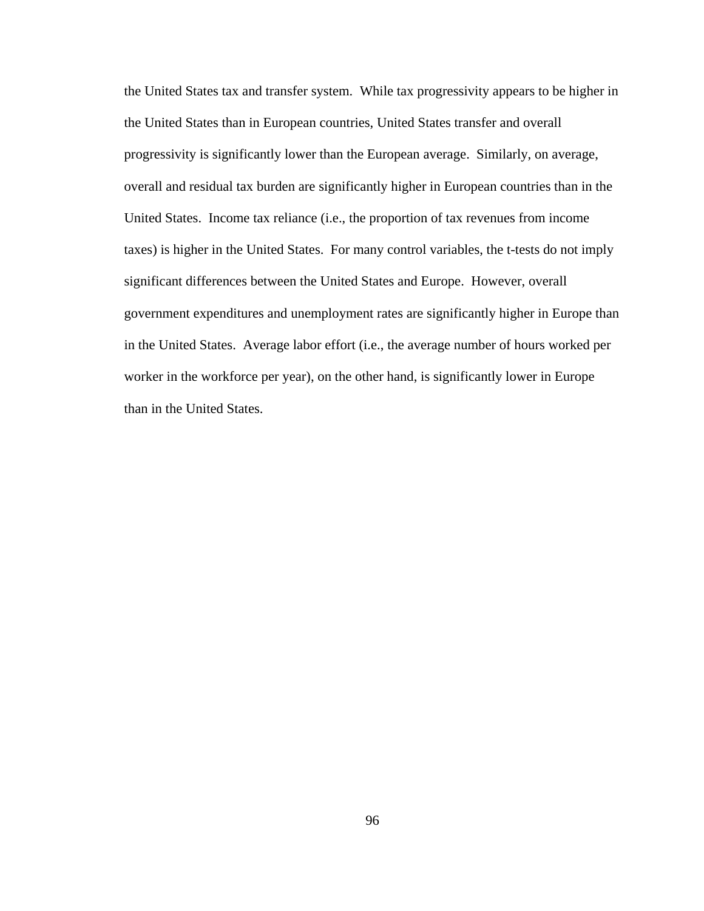the United States tax and transfer system. While tax progressivity appears to be higher in the United States than in European countries, United States transfer and overall progressivity is significantly lower than the European average. Similarly, on average, overall and residual tax burden are significantly higher in European countries than in the United States. Income tax reliance (i.e., the proportion of tax revenues from income taxes) is higher in the United States. For many control variables, the t-tests do not imply significant differences between the United States and Europe. However, overall government expenditures and unemployment rates are significantly higher in Europe than in the United States. Average labor effort (i.e., the average number of hours worked per worker in the workforce per year), on the other hand, is significantly lower in Europe than in the United States.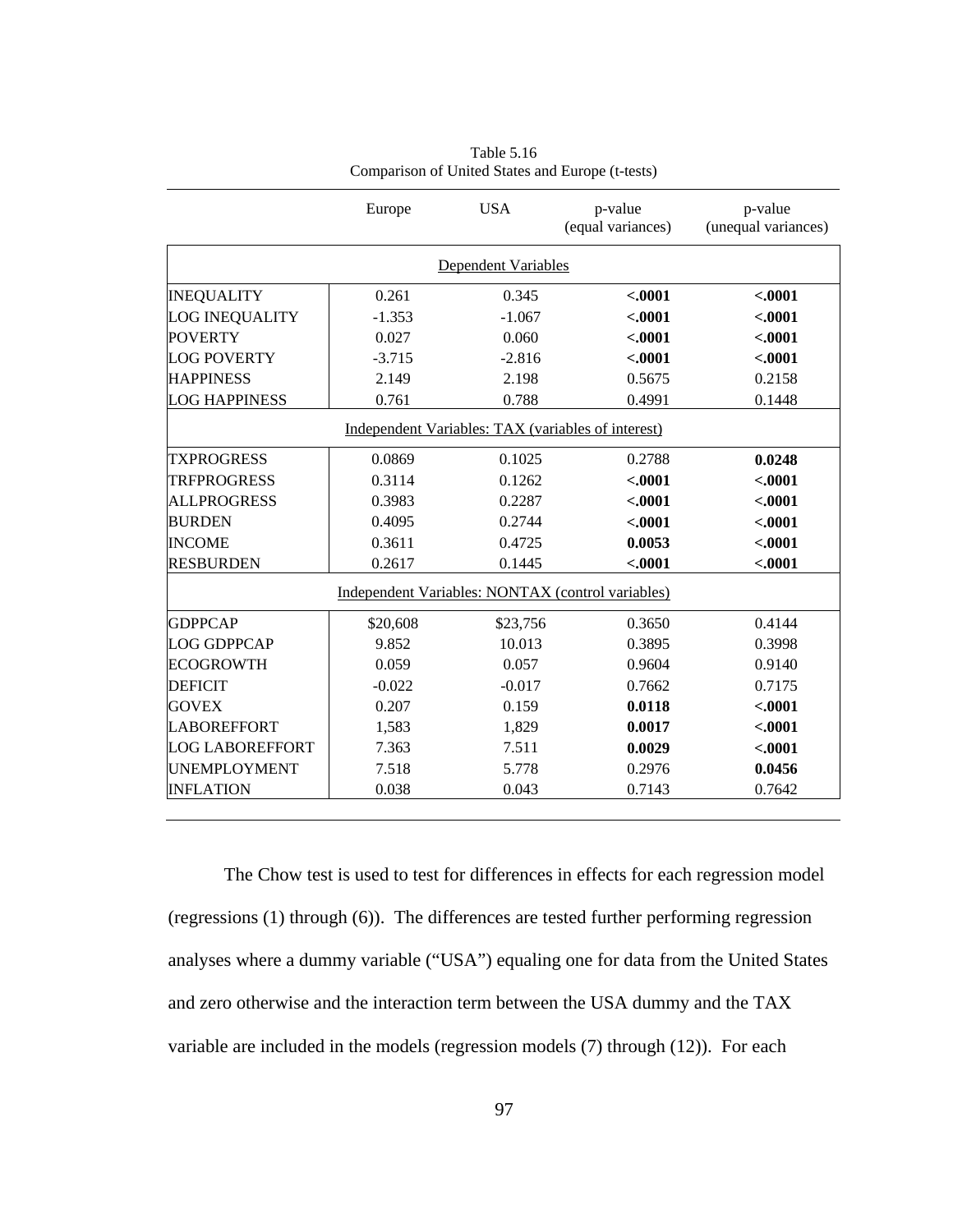Table 5.16
Comparison of United States and Europe (t-tests)

| | Europe | USA | p-value (equal variances) | p-value (unequal variances) |
|---|---|---|---|---|
| **Dependent Variables** | | | | |
| INEQUALITY | 0.261 | 0.345 | **<.0001** | **<.0001** |
| LOG INEQUALITY | -1.353 | -1.067 | **<.0001** | **<.0001** |
| POVERTY | 0.027 | 0.060 | **<.0001** | **<.0001** |
| LOG POVERTY | -3.715 | -2.816 | **<.0001** | **<.0001** |
| HAPPINESS | 2.149 | 2.198 | 0.5675 | 0.2158 |
| LOG HAPPINESS | 0.761 | 0.788 | 0.4991 | 0.1448 |
| **Independent Variables: TAX (variables of interest)** | | | | |
| TXPROGRESS | 0.0869 | 0.1025 | 0.2788 | **0.0248** |
| TRFPROGRESS | 0.3114 | 0.1262 | **<.0001** | **<.0001** |
| ALLPROGRESS | 0.3983 | 0.2287 | **<.0001** | **<.0001** |
| BURDEN | 0.4095 | 0.2744 | **<.0001** | **<.0001** |
| INCOME | 0.3611 | 0.4725 | **0.0053** | **<.0001** |
| RESBURDEN | 0.2617 | 0.1445 | **<.0001** | **<.0001** |
| **Independent Variables: NONTAX (control variables)** | | | | |
| GDPPCAP | $20,608 | $23,756 | 0.3650 | 0.4144 |
| LOG GDPPCAP | 9.852 | 10.013 | 0.3895 | 0.3998 |
| ECOGROWTH | 0.059 | 0.057 | 0.9604 | 0.9140 |
| DEFICIT | -0.022 | -0.017 | 0.7662 | 0.7175 |
| GOVEX | 0.207 | 0.159 | **0.0118** | **<.0001** |
| LABOREFFORT | 1,583 | 1,829 | **0.0017** | **<.0001** |
| LOG LABOREFFORT | 7.363 | 7.511 | **0.0029** | **<.0001** |
| UNEMPLOYMENT | 7.518 | 5.778 | 0.2976 | **0.0456** |
| INFLATION | 0.038 | 0.043 | 0.7143 | 0.7642 |

The Chow test is used to test for differences in effects for each regression model (regressions (1) through (6)). The differences are tested further performing regression analyses where a dummy variable ("USA") equaling one for data from the United States and zero otherwise and the interaction term between the USA dummy and the TAX variable are included in the models (regression models (7) through (12)). For each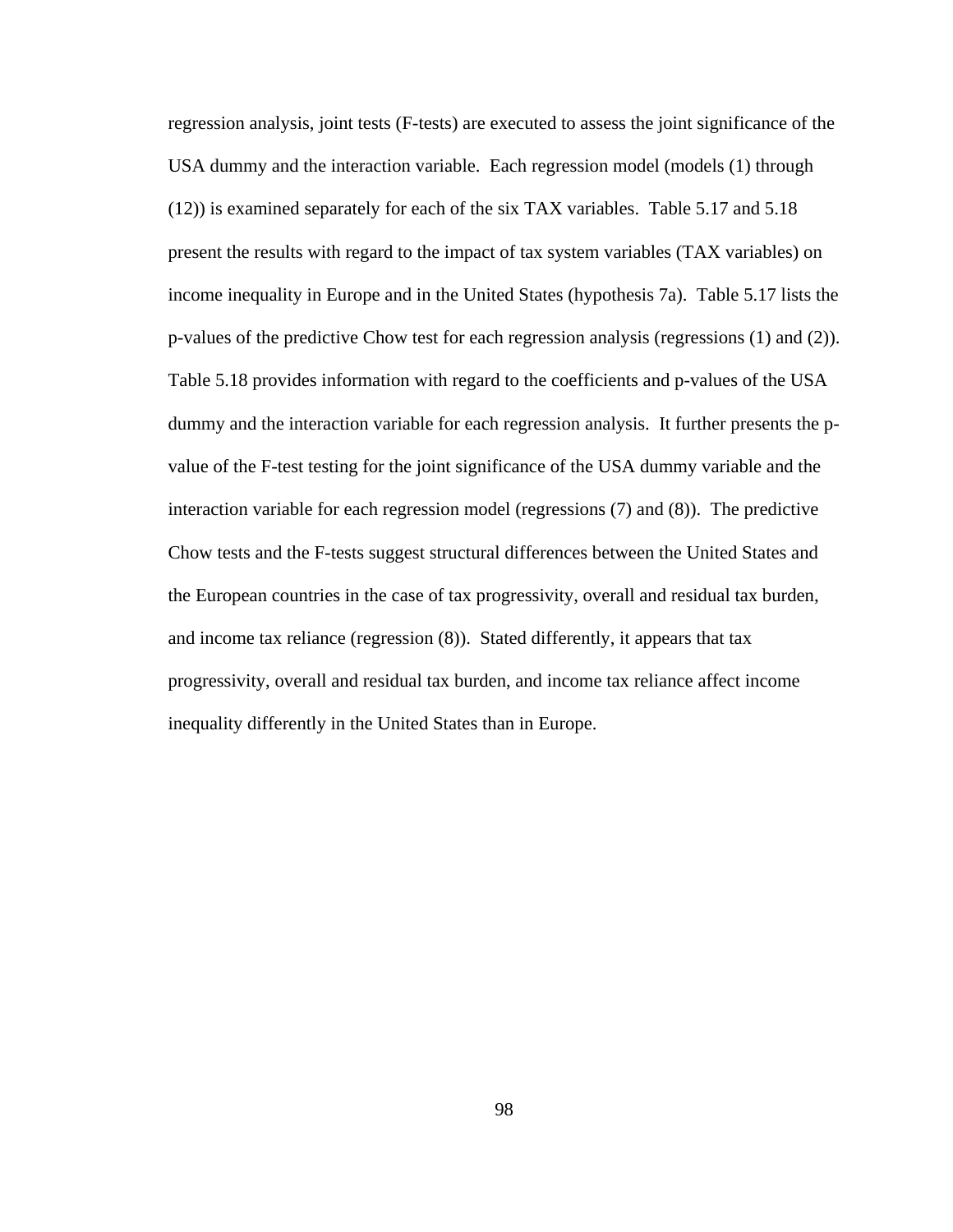regression analysis, joint tests (F-tests) are executed to assess the joint significance of the USA dummy and the interaction variable. Each regression model (models (1) through (12)) is examined separately for each of the six TAX variables. Table 5.17 and 5.18 present the results with regard to the impact of tax system variables (TAX variables) on income inequality in Europe and in the United States (hypothesis 7a). Table 5.17 lists the p-values of the predictive Chow test for each regression analysis (regressions (1) and (2)). Table 5.18 provides information with regard to the coefficients and p-values of the USA dummy and the interaction variable for each regression analysis. It further presents the p-value of the F-test testing for the joint significance of the USA dummy variable and the interaction variable for each regression model (regressions (7) and (8)). The predictive Chow tests and the F-tests suggest structural differences between the United States and the European countries in the case of tax progressivity, overall and residual tax burden, and income tax reliance (regression (8)). Stated differently, it appears that tax progressivity, overall and residual tax burden, and income tax reliance affect income inequality differently in the United States than in Europe.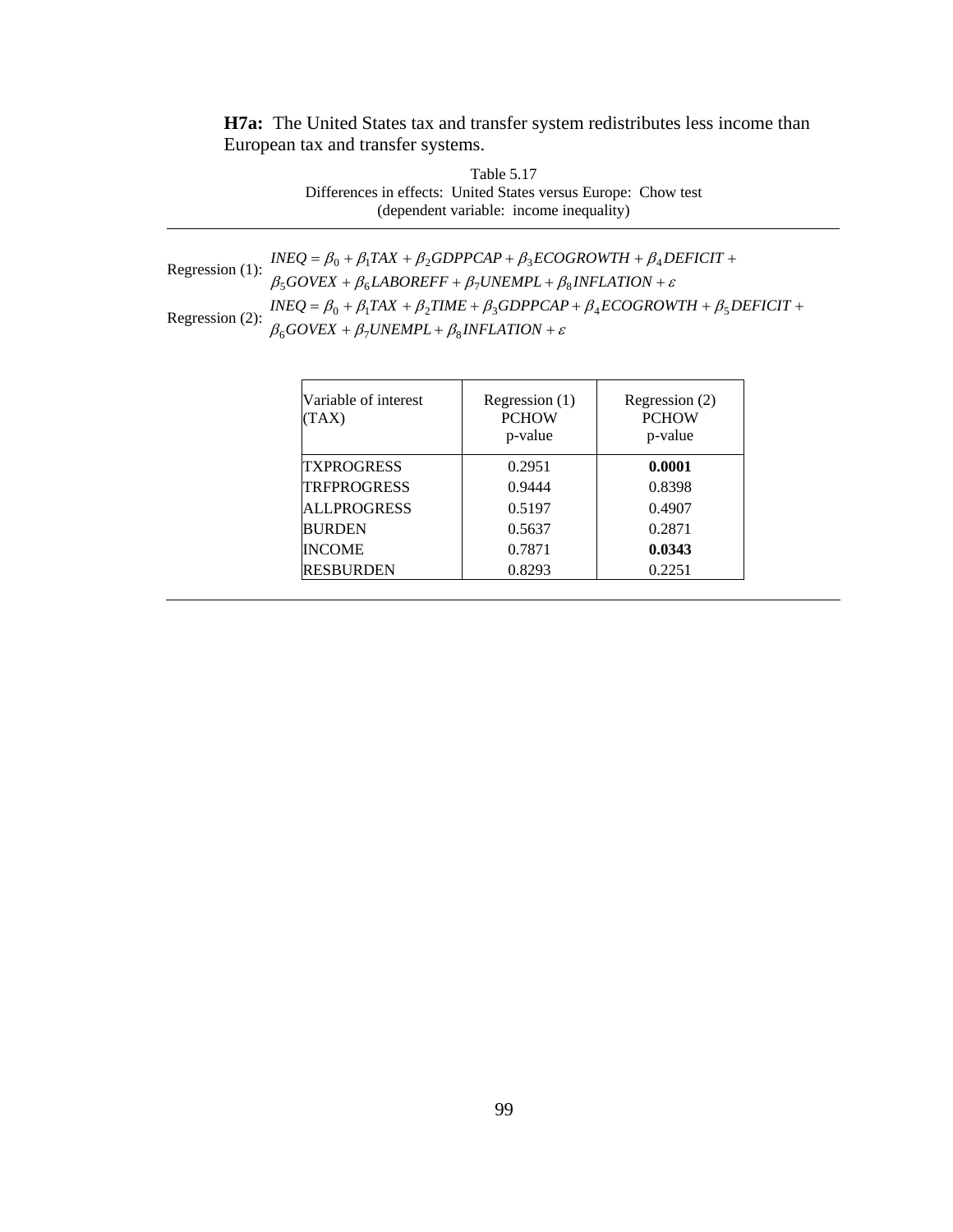**H7a:** The United States tax and transfer system redistributes less income than European tax and transfer systems.

Table 5.17
Differences in effects: United States versus Europe: Chow test
(dependent variable: income inequality)

Regression (1):
$$INEQ = \beta_0 + \beta_1 TAX + \beta_2 GDPPCAP + \beta_3 ECOGROWTH + \beta_4 DEFICIT + \beta_5 GOVEX + \beta_6 LABOREFF + \beta_7 UNEMPL + \beta_8 INFLATION + \varepsilon$$

Regression (2):
$$INEQ = \beta_0 + \beta_1 TAX + \beta_2 TIME + \beta_3 GDPPCAP + \beta_4 ECOGROWTH + \beta_5 DEFICIT + \beta_6 GOVEX + \beta_7 UNEMPL + \beta_8 INFLATION + \varepsilon$$

| Variable of interest (TAX) | Regression (1) PCHOW p-value | Regression (2) PCHOW p-value |
|---|---|---|
| TXPROGRESS | 0.2951 | **0.0001** |
| TRFPROGRESS | 0.9444 | 0.8398 |
| ALLPROGRESS | 0.5197 | 0.4907 |
| BURDEN | 0.5637 | 0.2871 |
| INCOME | 0.7871 | **0.0343** |
| RESBURDEN | 0.8293 | 0.2251 |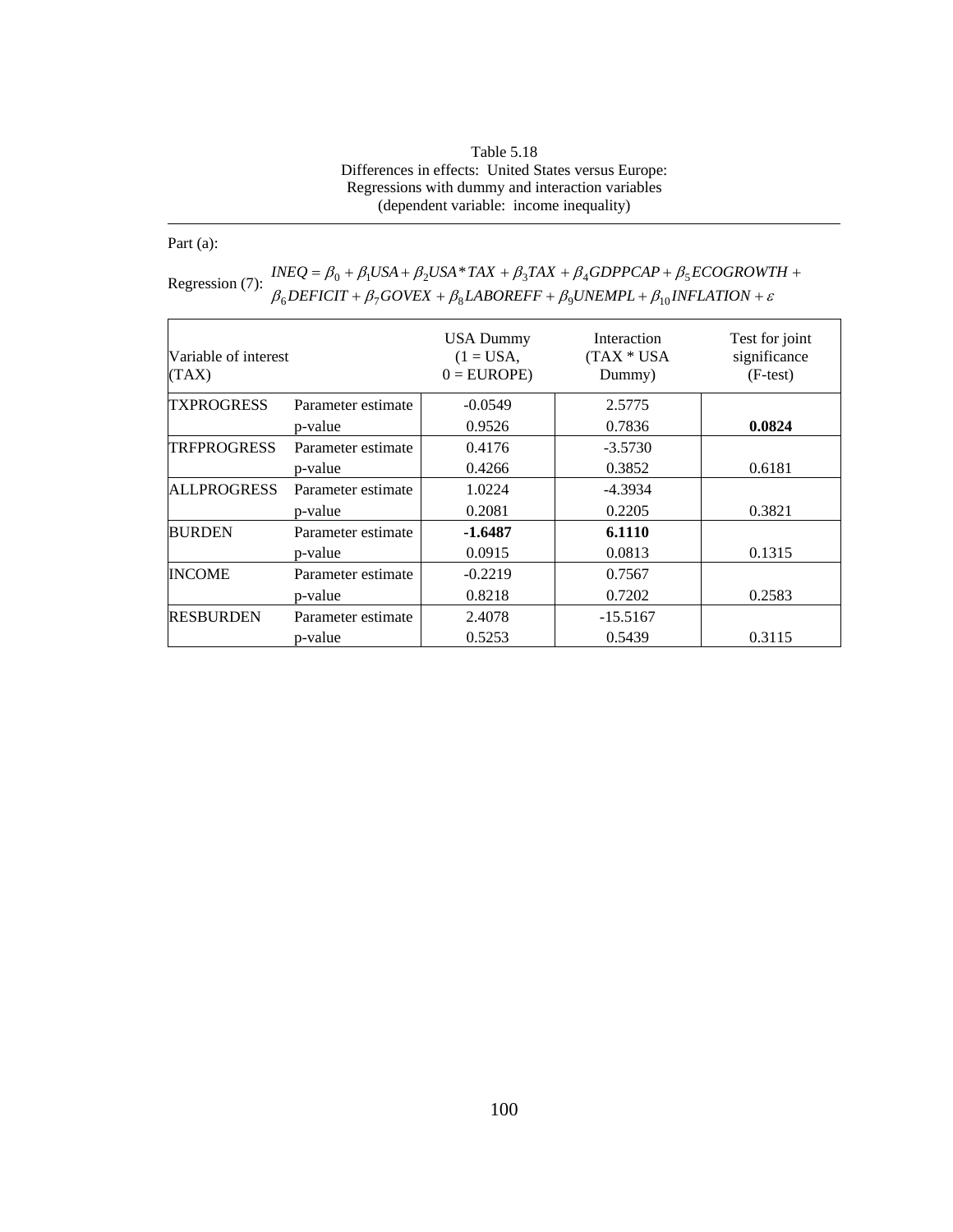Table 5.18
Differences in effects: United States versus Europe:
Regressions with dummy and interaction variables
(dependent variable: income inequality)

Part (a):

Regression (7): $INEQ = \beta_0 + \beta_1 USA + \beta_2 USA * TAX + \beta_3 TAX + \beta_4 GDPPCAP + \beta_5 ECOGROWTH + \beta_6 DEFICIT + \beta_7 GOVEX + \beta_8 LABOREFF + \beta_9 UNEMPL + \beta_{10} INFLATION + \varepsilon$

| Variable of interest (TAX) | | USA Dummy (1 = USA, 0 = EUROPE) | Interaction (TAX * USA Dummy) | Test for joint significance (F-test) |
|---|---|---|---|---|
| TXPROGRESS | Parameter estimate | -0.0549 | 2.5775 | |
| | p-value | 0.9526 | 0.7836 | **0.0824** |
| TRFPROGRESS | Parameter estimate | 0.4176 | -3.5730 | |
| | p-value | 0.4266 | 0.3852 | 0.6181 |
| ALLPROGRESS | Parameter estimate | 1.0224 | -4.3934 | |
| | p-value | 0.2081 | 0.2205 | 0.3821 |
| BURDEN | Parameter estimate | **-1.6487** | **6.1110** | |
| | p-value | 0.0915 | 0.0813 | 0.1315 |
| INCOME | Parameter estimate | -0.2219 | 0.7567 | |
| | p-value | 0.8218 | 0.7202 | 0.2583 |
| RESBURDEN | Parameter estimate | 2.4078 | -15.5167 | |
| | p-value | 0.5253 | 0.5439 | 0.3115 |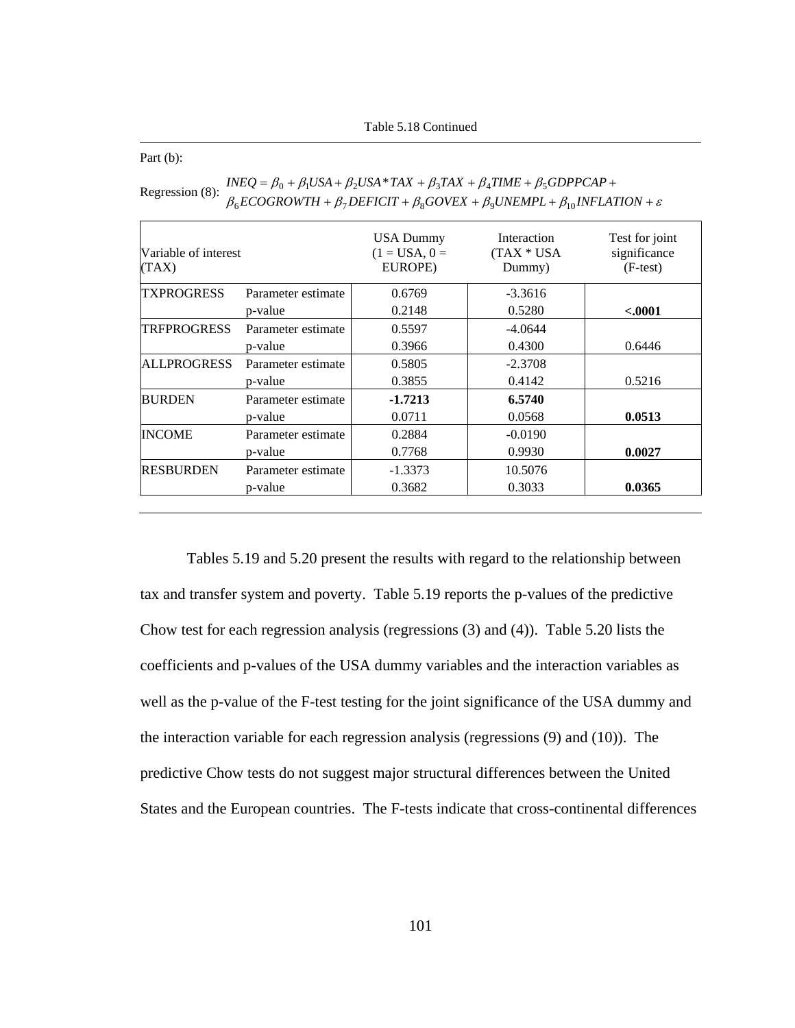Table 5.18 Continued

Part (b):

Regression (8): $INEQ = \beta_0 + \beta_1 USA + \beta_2 USA * TAX + \beta_3 TAX + \beta_4 TIME + \beta_5 GDPPCAP + \beta_6 ECOGROWTH + \beta_7 DEFICIT + \beta_8 GOVEX + \beta_9 UNEMPL + \beta_{10} INFLATION + \varepsilon$

| Variable of interest (TAX) | | USA Dummy (1 = USA, 0 = EUROPE) | Interaction (TAX * USA Dummy) | Test for joint significance (F-test) |
|---|---|---|---|---|
| TXPROGRESS | Parameter estimate | 0.6769 | -3.3616 | |
| | p-value | 0.2148 | 0.5280 | **<.0001** |
| TRFPROGRESS | Parameter estimate | 0.5597 | -4.0644 | |
| | p-value | 0.3966 | 0.4300 | 0.6446 |
| ALLPROGRESS | Parameter estimate | 0.5805 | -2.3708 | |
| | p-value | 0.3855 | 0.4142 | 0.5216 |
| BURDEN | Parameter estimate | **-1.7213** | **6.5740** | |
| | p-value | 0.0711 | 0.0568 | **0.0513** |
| INCOME | Parameter estimate | 0.2884 | -0.0190 | |
| | p-value | 0.7768 | 0.9930 | **0.0027** |
| RESBURDEN | Parameter estimate | -1.3373 | 10.5076 | |
| | p-value | 0.3682 | 0.3033 | **0.0365** |

Tables 5.19 and 5.20 present the results with regard to the relationship between tax and transfer system and poverty. Table 5.19 reports the p-values of the predictive Chow test for each regression analysis (regressions (3) and (4)). Table 5.20 lists the coefficients and p-values of the USA dummy variables and the interaction variables as well as the p-value of the F-test testing for the joint significance of the USA dummy and the interaction variable for each regression analysis (regressions (9) and (10)). The predictive Chow tests do not suggest major structural differences between the United States and the European countries. The F-tests indicate that cross-continental differences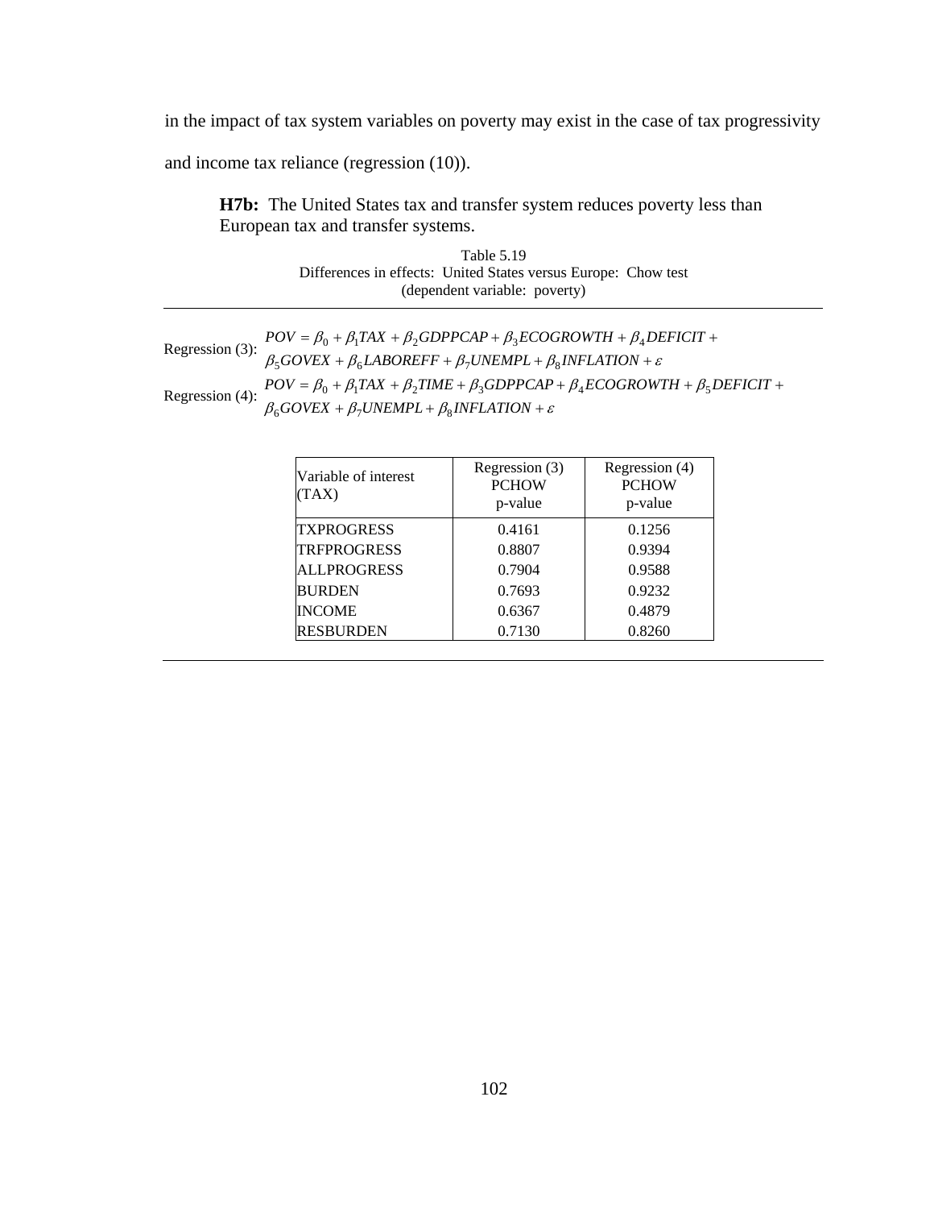in the impact of tax system variables on poverty may exist in the case of tax progressivity and income tax reliance (regression (10)).

> **H7b:** The United States tax and transfer system reduces poverty less than European tax and transfer systems.

Table 5.19
Differences in effects: United States versus Europe: Chow test
(dependent variable: poverty)

Regression (3):
$$POV = \beta_0 + \beta_1 TAX + \beta_2 GDPPCAP + \beta_3 ECOGROWTH + \beta_4 DEFICIT + \beta_5 GOVEX + \beta_6 LABOREFF + \beta_7 UNEMPL + \beta_8 INFLATION + \varepsilon$$

Regression (4):
$$POV = \beta_0 + \beta_1 TAX + \beta_2 TIME + \beta_3 GDPPCAP + \beta_4 ECOGROWTH + \beta_5 DEFICIT + \beta_6 GOVEX + \beta_7 UNEMPL + \beta_8 INFLATION + \varepsilon$$

| Variable of interest (TAX) | Regression (3) PCHOW p-value | Regression (4) PCHOW p-value |
|---|---|---|
| TXPROGRESS | 0.4161 | 0.1256 |
| TRFPROGRESS | 0.8807 | 0.9394 |
| ALLPROGRESS | 0.7904 | 0.9588 |
| BURDEN | 0.7693 | 0.9232 |
| INCOME | 0.6367 | 0.4879 |
| RESBURDEN | 0.7130 | 0.8260 |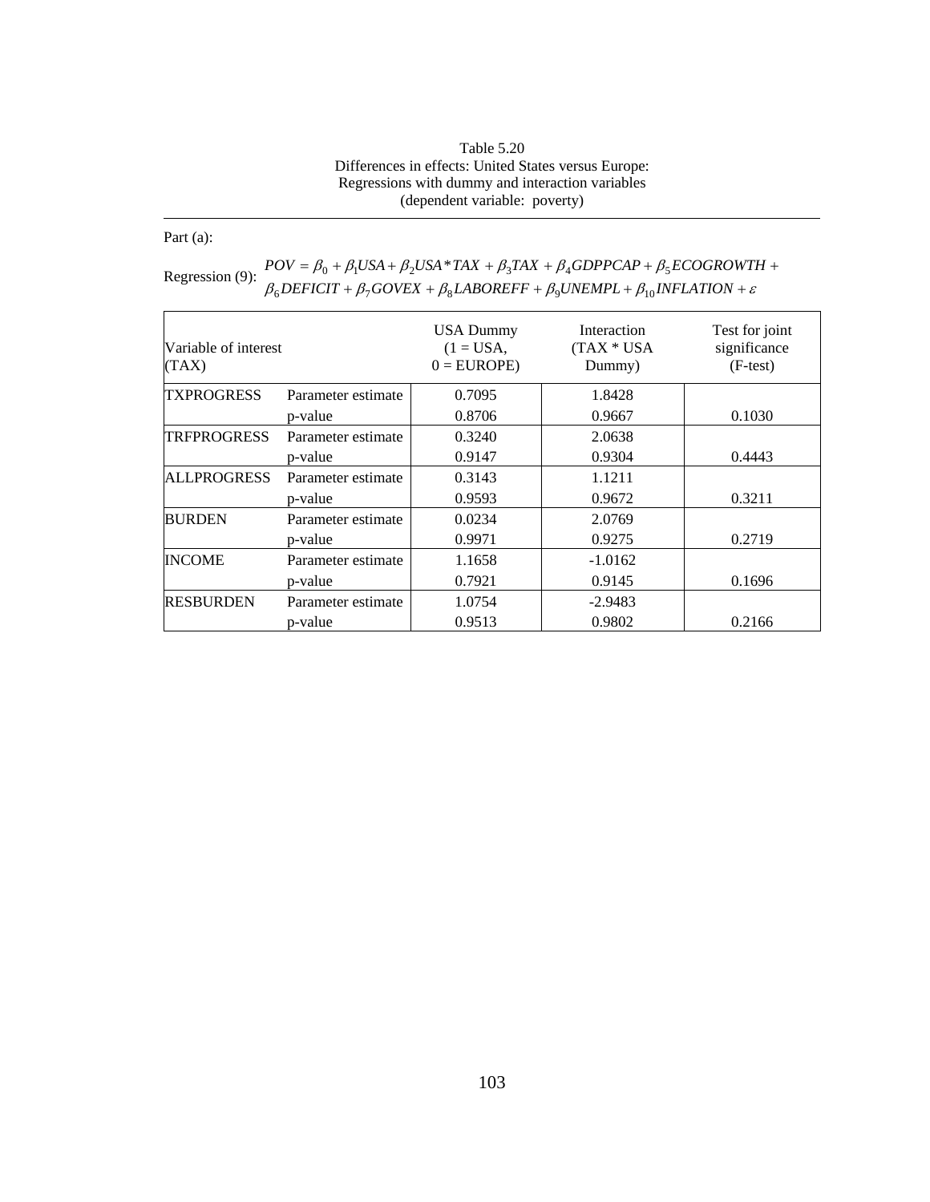Table 5.20
Differences in effects: United States versus Europe:
Regressions with dummy and interaction variables
(dependent variable: poverty)

Part (a):

Regression (9):
$$POV = \beta_0 + \beta_1 USA + \beta_2 USA*TAX + \beta_3 TAX + \beta_4 GDPPCAP + \beta_5 ECOGROWTH + \beta_6 DEFICIT + \beta_7 GOVEX + \beta_8 LABOREFF + \beta_9 UNEMPL + \beta_{10} INFLATION + \varepsilon$$

| Variable of interest (TAX) | | USA Dummy (1 = USA, 0 = EUROPE) | Interaction (TAX * USA Dummy) | Test for joint significance (F-test) |
|---|---|---|---|---|
| TXPROGRESS | Parameter estimate | 0.7095 | 1.8428 | |
| | p-value | 0.8706 | 0.9667 | 0.1030 |
| TRFPROGRESS | Parameter estimate | 0.3240 | 2.0638 | |
| | p-value | 0.9147 | 0.9304 | 0.4443 |
| ALLPROGRESS | Parameter estimate | 0.3143 | 1.1211 | |
| | p-value | 0.9593 | 0.9672 | 0.3211 |
| BURDEN | Parameter estimate | 0.0234 | 2.0769 | |
| | p-value | 0.9971 | 0.9275 | 0.2719 |
| INCOME | Parameter estimate | 1.1658 | -1.0162 | |
| | p-value | 0.7921 | 0.9145 | 0.1696 |
| RESBURDEN | Parameter estimate | 1.0754 | -2.9483 | |
| | p-value | 0.9513 | 0.9802 | 0.2166 |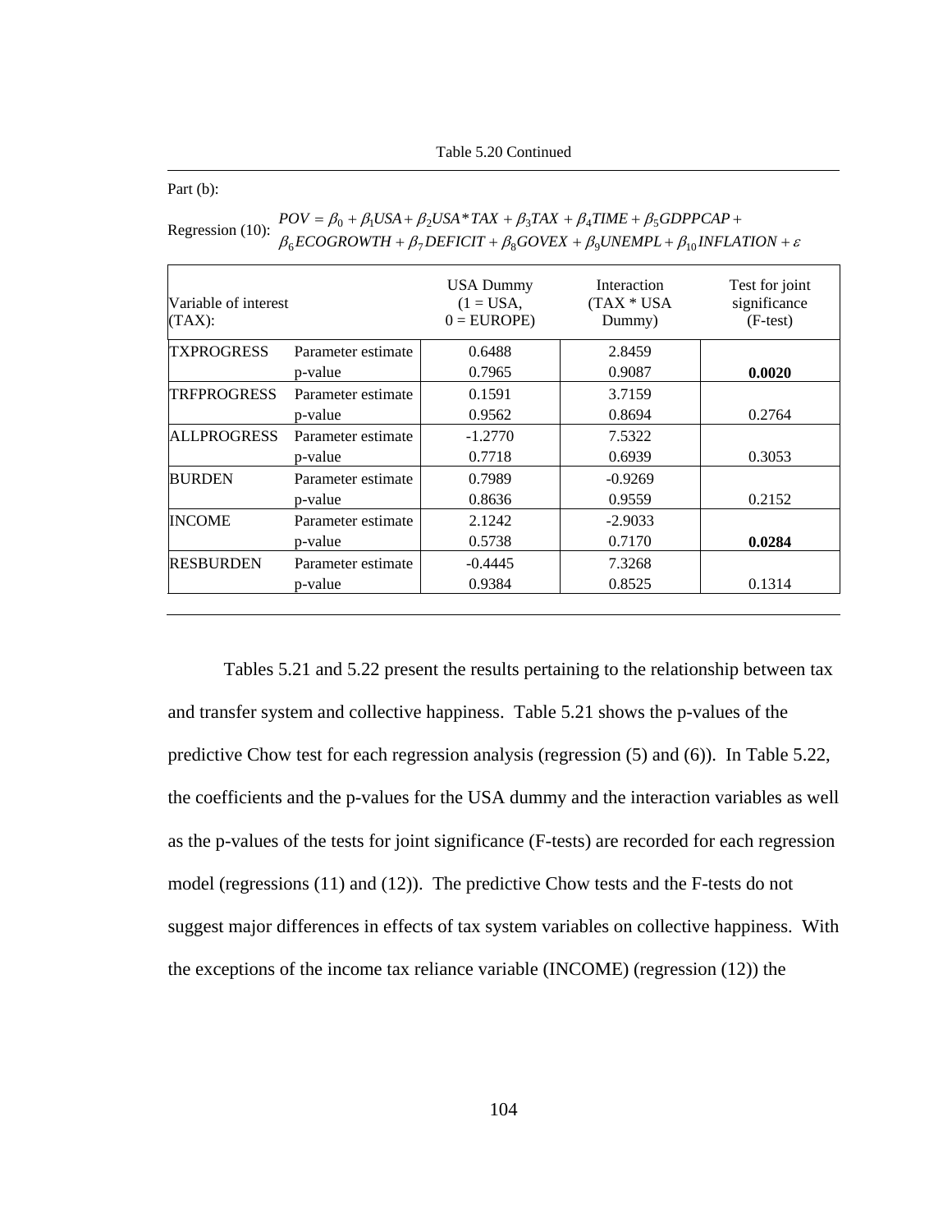Table 5.20 Continued

Part (b):

Regression (10): $$POV = \beta_0 + \beta_1 USA + \beta_2 USA*TAX + \beta_3 TAX + \beta_4 TIME + \beta_5 GDPPCAP + \beta_6 ECOGROWTH + \beta_7 DEFICIT + \beta_8 GOVEX + \beta_9 UNEMPL + \beta_{10} INFLATION + \varepsilon$$

| Variable of interest (TAX): | | USA Dummy (1 = USA, 0 = EUROPE) | Interaction (TAX * USA Dummy) | Test for joint significance (F-test) |
|---|---|---|---|---|
| TXPROGRESS | Parameter estimate | 0.6488 | 2.8459 | |
| | p-value | 0.7965 | 0.9087 | **0.0020** |
| TRFPROGRESS | Parameter estimate | 0.1591 | 3.7159 | |
| | p-value | 0.9562 | 0.8694 | 0.2764 |
| ALLPROGRESS | Parameter estimate | -1.2770 | 7.5322 | |
| | p-value | 0.7718 | 0.6939 | 0.3053 |
| BURDEN | Parameter estimate | 0.7989 | -0.9269 | |
| | p-value | 0.8636 | 0.9559 | 0.2152 |
| INCOME | Parameter estimate | 2.1242 | -2.9033 | |
| | p-value | 0.5738 | 0.7170 | **0.0284** |
| RESBURDEN | Parameter estimate | -0.4445 | 7.3268 | |
| | p-value | 0.9384 | 0.8525 | 0.1314 |

Tables 5.21 and 5.22 present the results pertaining to the relationship between tax and transfer system and collective happiness. Table 5.21 shows the p-values of the predictive Chow test for each regression analysis (regression (5) and (6)). In Table 5.22, the coefficients and the p-values for the USA dummy and the interaction variables as well as the p-values of the tests for joint significance (F-tests) are recorded for each regression model (regressions (11) and (12)). The predictive Chow tests and the F-tests do not suggest major differences in effects of tax system variables on collective happiness. With the exceptions of the income tax reliance variable (INCOME) (regression (12)) the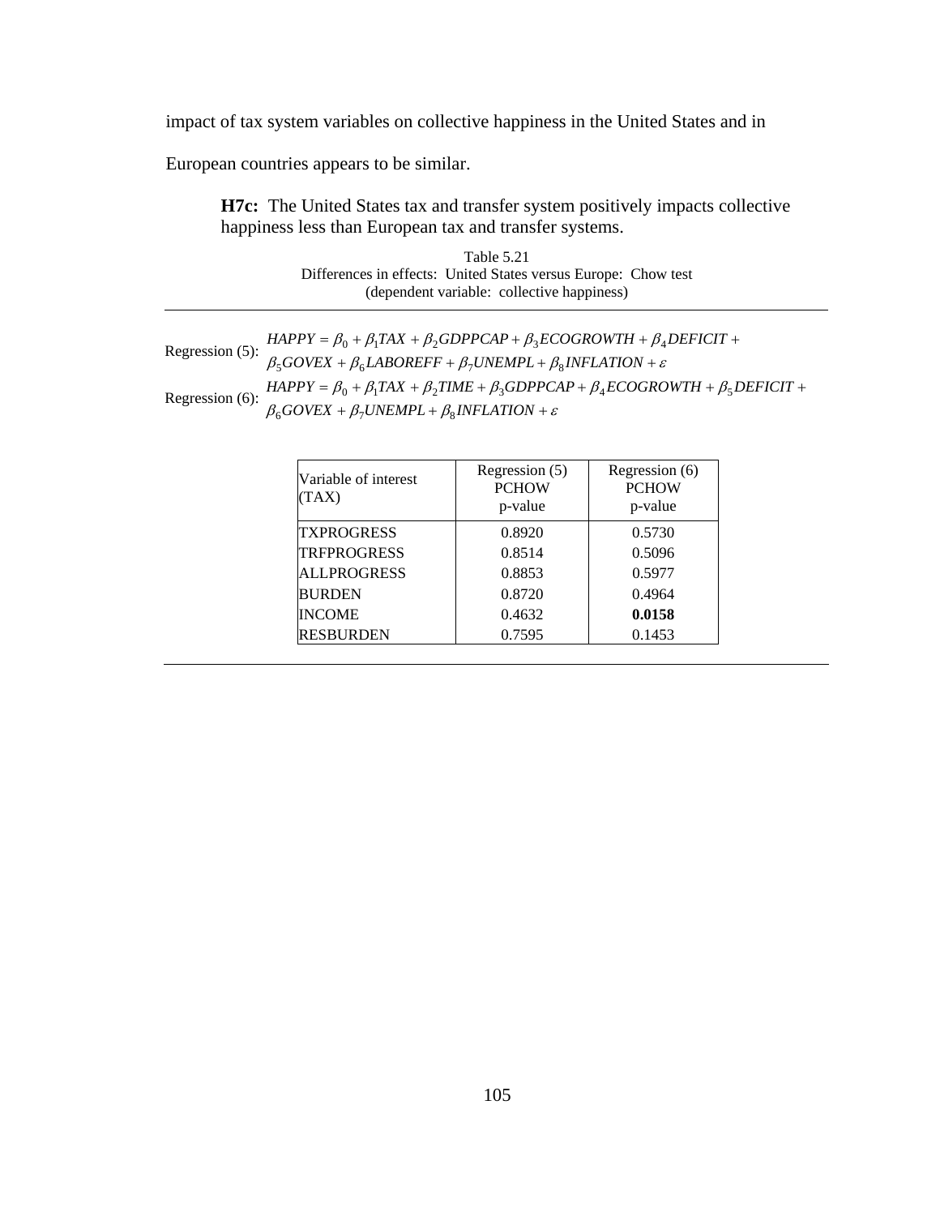impact of tax system variables on collective happiness in the United States and in European countries appears to be similar.

**H7c:** The United States tax and transfer system positively impacts collective happiness less than European tax and transfer systems.

Table 5.21
Differences in effects: United States versus Europe: Chow test
(dependent variable: collective happiness)

Regression (5): $HAPPY = \beta_0 + \beta_1 TAX + \beta_2 GDPPCAP + \beta_3 ECOGROWTH + \beta_4 DEFICIT + \beta_5 GOVEX + \beta_6 LABOREFF + \beta_7 UNEMPL + \beta_8 INFLATION + \varepsilon$

Regression (6): $HAPPY = \beta_0 + \beta_1 TAX + \beta_2 TIME + \beta_3 GDPPCAP + \beta_4 ECOGROWTH + \beta_5 DEFICIT + \beta_6 GOVEX + \beta_7 UNEMPL + \beta_8 INFLATION + \varepsilon$

| Variable of interest (TAX) | Regression (5) PCHOW p-value | Regression (6) PCHOW p-value |
|---|---|---|
| TXPROGRESS | 0.8920 | 0.5730 |
| TRFPROGRESS | 0.8514 | 0.5096 |
| ALLPROGRESS | 0.8853 | 0.5977 |
| BURDEN | 0.8720 | 0.4964 |
| INCOME | 0.4632 | **0.0158** |
| RESBURDEN | 0.7595 | 0.1453 |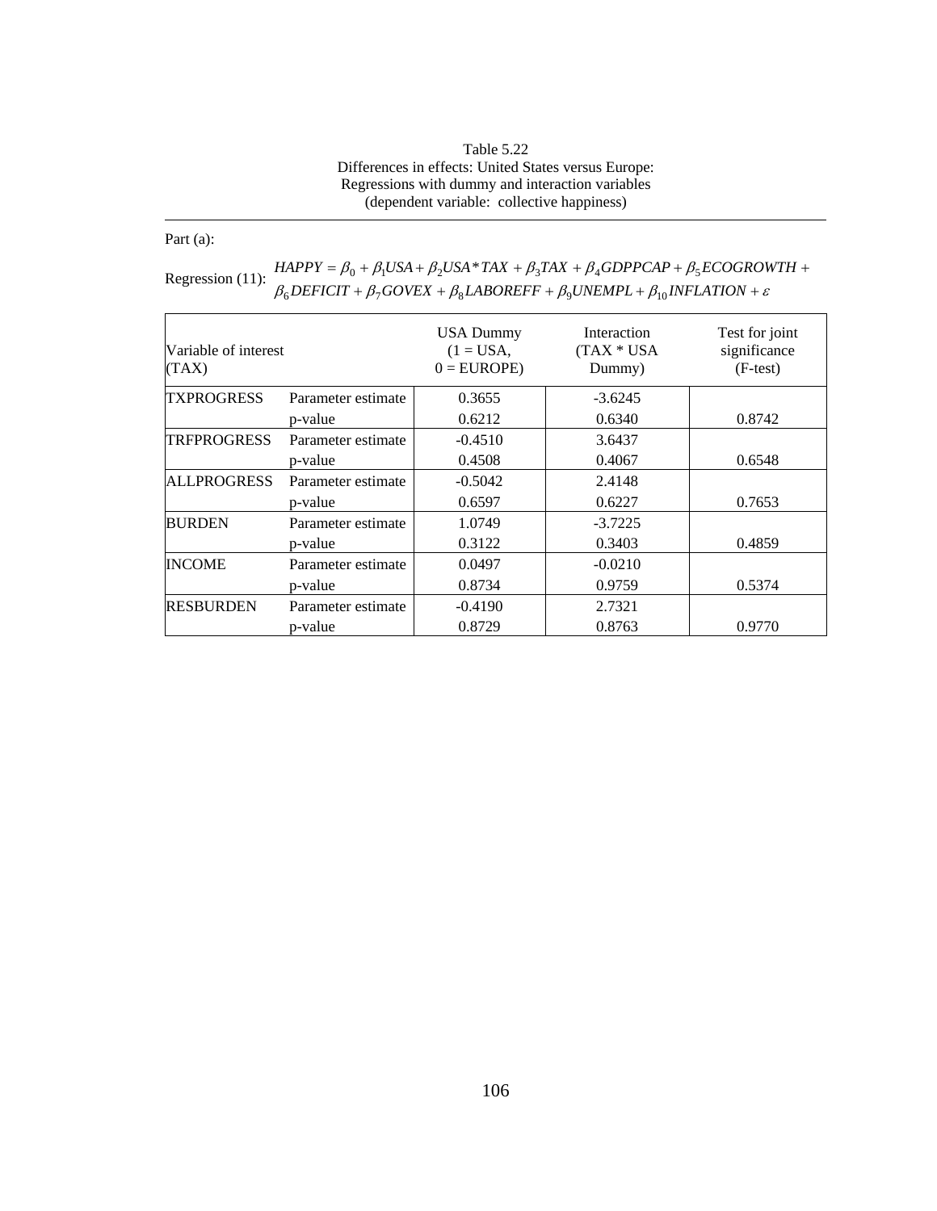Table 5.22
Differences in effects: United States versus Europe:
Regressions with dummy and interaction variables
(dependent variable: collective happiness)

Part (a):

Regression (11): $HAPPY = \beta_0 + \beta_1 USA + \beta_2 USA * TAX + \beta_3 TAX + \beta_4 GDPPCAP + \beta_5 ECOGROWTH + \beta_6 DEFICIT + \beta_7 GOVEX + \beta_8 LABOREFF + \beta_9 UNEMPL + \beta_{10} INFLATION + \varepsilon$

| Variable of interest (TAX) | | USA Dummy (1 = USA, 0 = EUROPE) | Interaction (TAX * USA Dummy) | Test for joint significance (F-test) |
|---|---|---|---|---|
| TXPROGRESS | Parameter estimate | 0.3655 | -3.6245 | |
| | p-value | 0.6212 | 0.6340 | 0.8742 |
| TRFPROGRESS | Parameter estimate | -0.4510 | 3.6437 | |
| | p-value | 0.4508 | 0.4067 | 0.6548 |
| ALLPROGRESS | Parameter estimate | -0.5042 | 2.4148 | |
| | p-value | 0.6597 | 0.6227 | 0.7653 |
| BURDEN | Parameter estimate | 1.0749 | -3.7225 | |
| | p-value | 0.3122 | 0.3403 | 0.4859 |
| INCOME | Parameter estimate | 0.0497 | -0.0210 | |
| | p-value | 0.8734 | 0.9759 | 0.5374 |
| RESBURDEN | Parameter estimate | -0.4190 | 2.7321 | |
| | p-value | 0.8729 | 0.8763 | 0.9770 |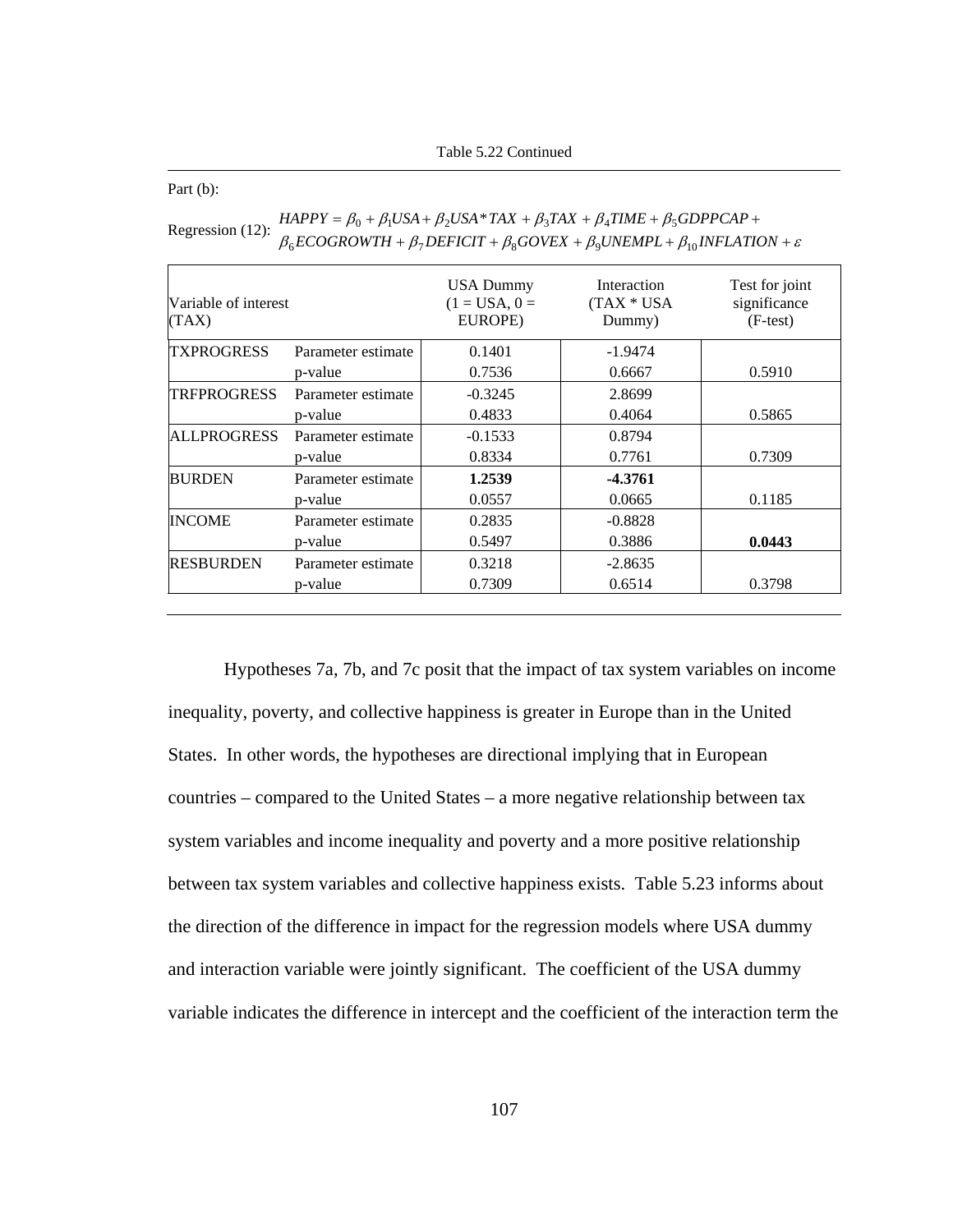Table 5.22 Continued

Part (b):

Regression (12): $HAPPY = \beta_0 + \beta_1 USA + \beta_2 USA*TAX + \beta_3 TAX + \beta_4 TIME + \beta_5 GDPPCAP + \beta_6 ECOGROWTH + \beta_7 DEFICIT + \beta_8 GOVEX + \beta_9 UNEMPL + \beta_{10} INFLATION + \varepsilon$

| Variable of interest (TAX) | | USA Dummy (1 = USA, 0 = EUROPE) | Interaction (TAX * USA Dummy) | Test for joint significance (F-test) |
|---|---|---|---|---|
| TXPROGRESS | Parameter estimate | 0.1401 | -1.9474 | |
| | p-value | 0.7536 | 0.6667 | 0.5910 |
| TRFPROGRESS | Parameter estimate | -0.3245 | 2.8699 | |
| | p-value | 0.4833 | 0.4064 | 0.5865 |
| ALLPROGRESS | Parameter estimate | -0.1533 | 0.8794 | |
| | p-value | 0.8334 | 0.7761 | 0.7309 |
| BURDEN | Parameter estimate | **1.2539** | **-4.3761** | |
| | p-value | 0.0557 | 0.0665 | 0.1185 |
| INCOME | Parameter estimate | 0.2835 | -0.8828 | |
| | p-value | 0.5497 | 0.3886 | **0.0443** |
| RESBURDEN | Parameter estimate | 0.3218 | -2.8635 | |
| | p-value | 0.7309 | 0.6514 | 0.3798 |

Hypotheses 7a, 7b, and 7c posit that the impact of tax system variables on income inequality, poverty, and collective happiness is greater in Europe than in the United States. In other words, the hypotheses are directional implying that in European countries – compared to the United States – a more negative relationship between tax system variables and income inequality and poverty and a more positive relationship between tax system variables and collective happiness exists. Table 5.23 informs about the direction of the difference in impact for the regression models where USA dummy and interaction variable were jointly significant. The coefficient of the USA dummy variable indicates the difference in intercept and the coefficient of the interaction term the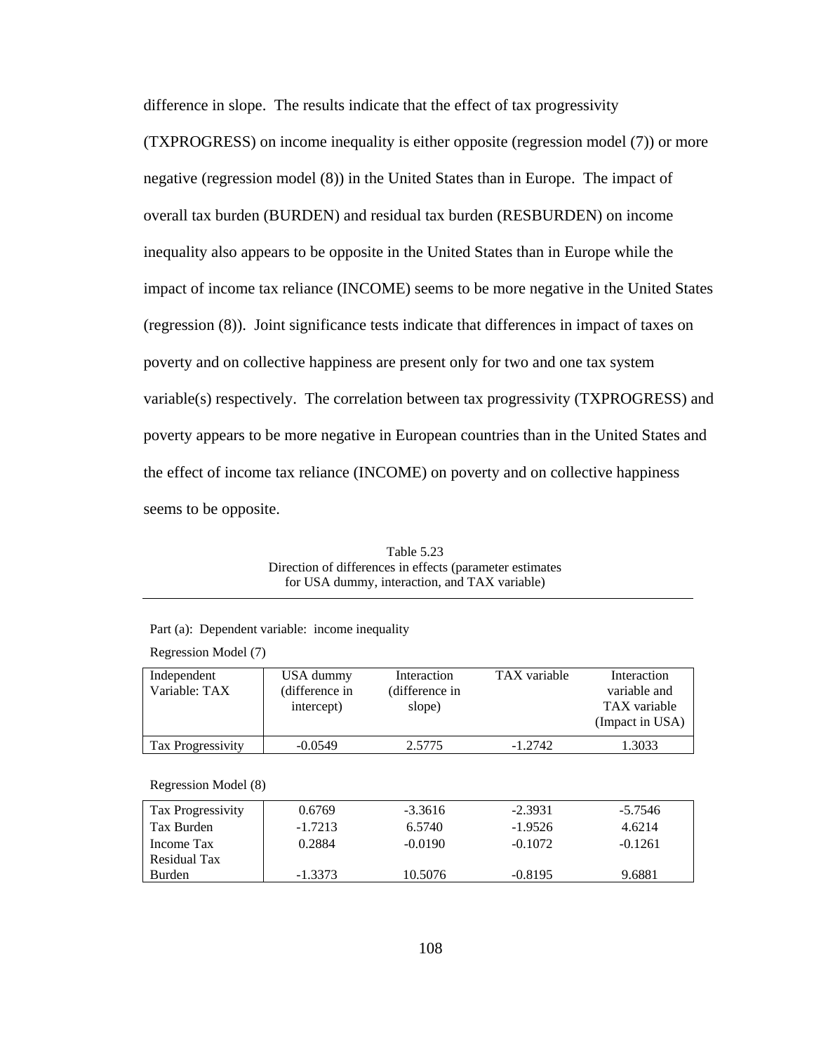difference in slope. The results indicate that the effect of tax progressivity (TXPROGRESS) on income inequality is either opposite (regression model (7)) or more negative (regression model (8)) in the United States than in Europe. The impact of overall tax burden (BURDEN) and residual tax burden (RESBURDEN) on income inequality also appears to be opposite in the United States than in Europe while the impact of income tax reliance (INCOME) seems to be more negative in the United States (regression (8)). Joint significance tests indicate that differences in impact of taxes on poverty and on collective happiness are present only for two and one tax system variable(s) respectively. The correlation between tax progressivity (TXPROGRESS) and poverty appears to be more negative in European countries than in the United States and the effect of income tax reliance (INCOME) on poverty and on collective happiness seems to be opposite.

Table 5.23
Direction of differences in effects (parameter estimates for USA dummy, interaction, and TAX variable)

Part (a): Dependent variable: income inequality

Regression Model (7)

| Independent Variable: TAX | USA dummy (difference in intercept) | Interaction (difference in slope) | TAX variable | Interaction variable and TAX variable (Impact in USA) |
|---|---|---|---|---|
| Tax Progressivity | -0.0549 | 2.5775 | -1.2742 | 1.3033 |

Regression Model (8)

| Independent Variable: TAX | USA dummy (difference in intercept) | Interaction (difference in slope) | TAX variable | Interaction variable and TAX variable (Impact in USA) |
|---|---|---|---|---|
| Tax Progressivity | 0.6769 | -3.3616 | -2.3931 | -5.7546 |
| Tax Burden | -1.7213 | 6.5740 | -1.9526 | 4.6214 |
| Income Tax | 0.2884 | -0.0190 | -0.1072 | -0.1261 |
| Residual Tax Burden | -1.3373 | 10.5076 | -0.8195 | 9.6881 |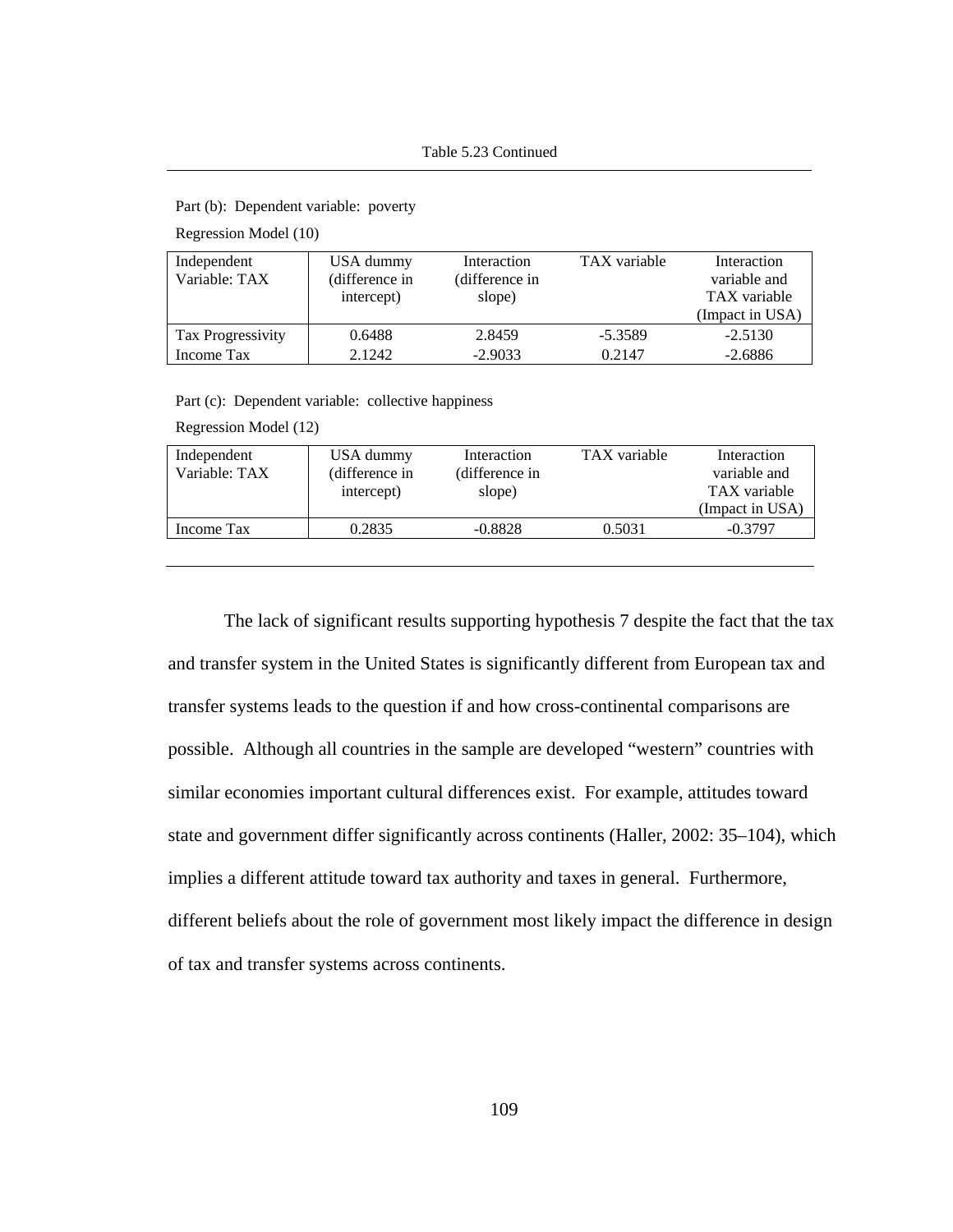Table 5.23 Continued

Part (b): Dependent variable: poverty

Regression Model (10)

| Independent Variable: TAX | USA dummy (difference in intercept) | Interaction (difference in slope) | TAX variable | Interaction variable and TAX variable (Impact in USA) |
|---|---|---|---|---|
| Tax Progressivity | 0.6488 | 2.8459 | -5.3589 | -2.5130 |
| Income Tax | 2.1242 | -2.9033 | 0.2147 | -2.6886 |

Part (c): Dependent variable: collective happiness

Regression Model (12)

| Independent Variable: TAX | USA dummy (difference in intercept) | Interaction (difference in slope) | TAX variable | Interaction variable and TAX variable (Impact in USA) |
|---|---|---|---|---|
| Income Tax | 0.2835 | -0.8828 | 0.5031 | -0.3797 |

The lack of significant results supporting hypothesis 7 despite the fact that the tax and transfer system in the United States is significantly different from European tax and transfer systems leads to the question if and how cross-continental comparisons are possible. Although all countries in the sample are developed "western" countries with similar economies important cultural differences exist. For example, attitudes toward state and government differ significantly across continents (Haller, 2002: 35–104), which implies a different attitude toward tax authority and taxes in general. Furthermore, different beliefs about the role of government most likely impact the difference in design of tax and transfer systems across continents.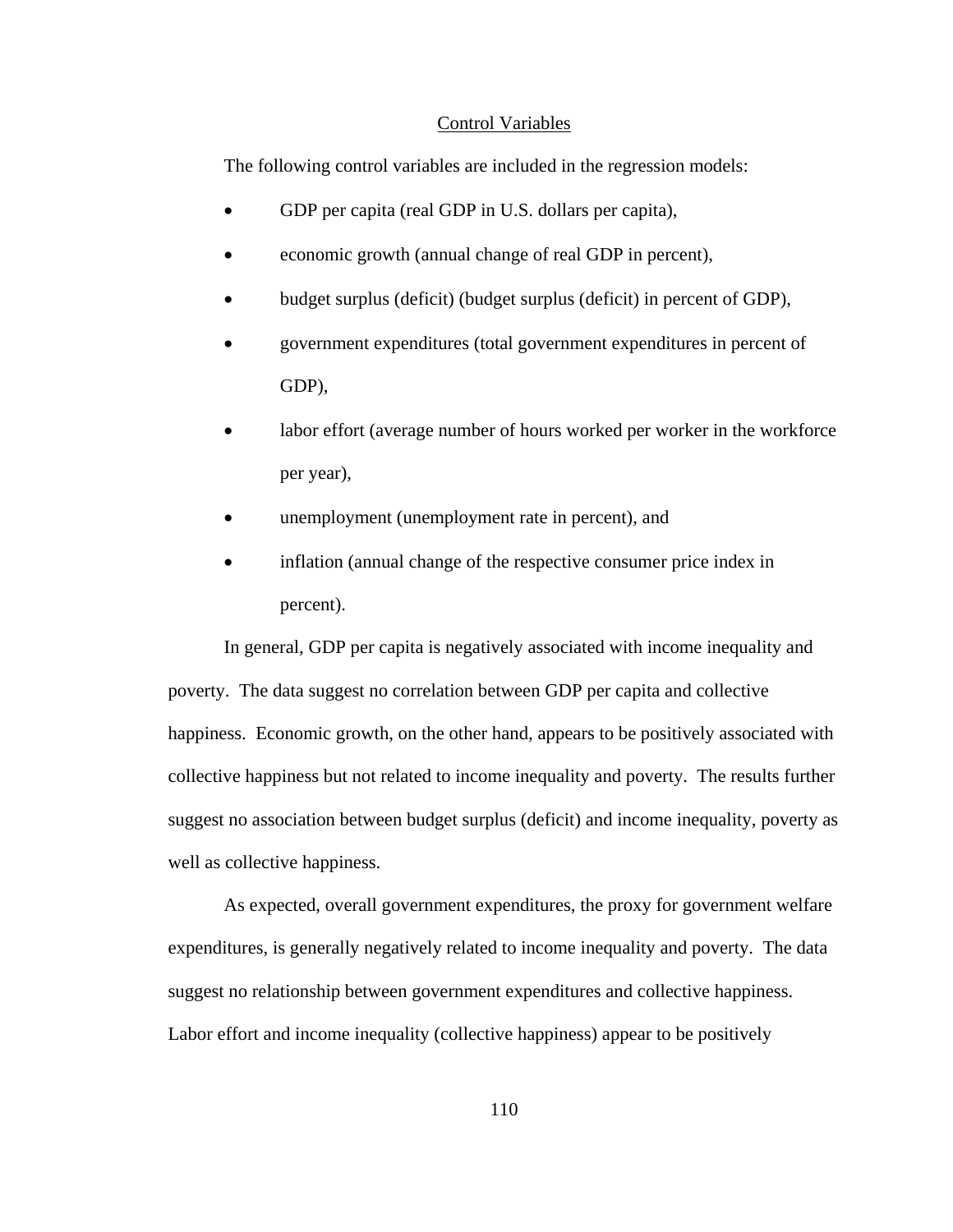## Control Variables

The following control variables are included in the regression models:

- GDP per capita (real GDP in U.S. dollars per capita),
- economic growth (annual change of real GDP in percent),
- budget surplus (deficit) (budget surplus (deficit) in percent of GDP),
- government expenditures (total government expenditures in percent of GDP),
- labor effort (average number of hours worked per worker in the workforce per year),
- unemployment (unemployment rate in percent), and
- inflation (annual change of the respective consumer price index in percent).

In general, GDP per capita is negatively associated with income inequality and poverty. The data suggest no correlation between GDP per capita and collective happiness. Economic growth, on the other hand, appears to be positively associated with collective happiness but not related to income inequality and poverty. The results further suggest no association between budget surplus (deficit) and income inequality, poverty as well as collective happiness.

As expected, overall government expenditures, the proxy for government welfare expenditures, is generally negatively related to income inequality and poverty. The data suggest no relationship between government expenditures and collective happiness. Labor effort and income inequality (collective happiness) appear to be positively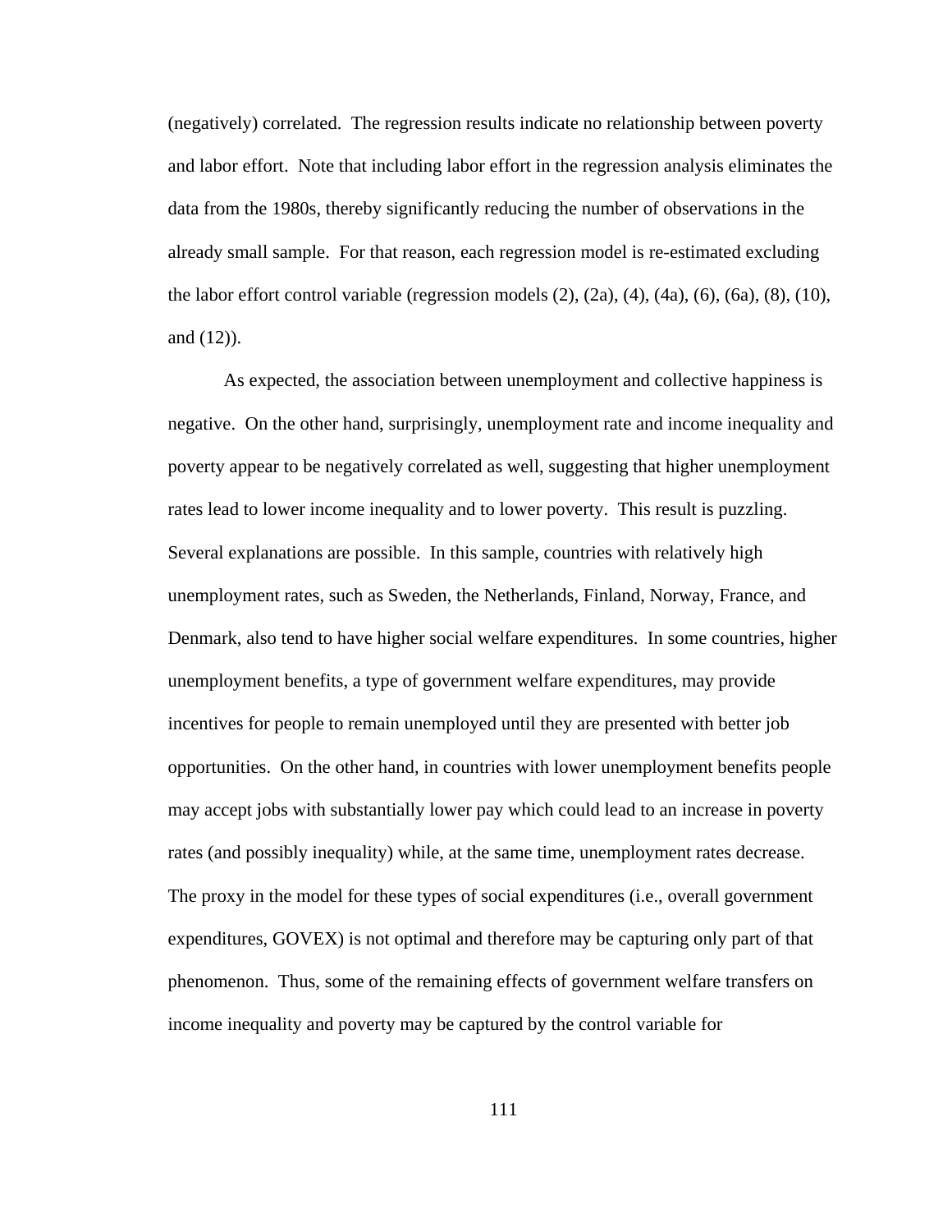(negatively) correlated. The regression results indicate no relationship between poverty and labor effort. Note that including labor effort in the regression analysis eliminates the data from the 1980s, thereby significantly reducing the number of observations in the already small sample. For that reason, each regression model is re-estimated excluding the labor effort control variable (regression models (2), (2a), (4), (4a), (6), (6a), (8), (10), and (12)).

As expected, the association between unemployment and collective happiness is negative. On the other hand, surprisingly, unemployment rate and income inequality and poverty appear to be negatively correlated as well, suggesting that higher unemployment rates lead to lower income inequality and to lower poverty. This result is puzzling. Several explanations are possible. In this sample, countries with relatively high unemployment rates, such as Sweden, the Netherlands, Finland, Norway, France, and Denmark, also tend to have higher social welfare expenditures. In some countries, higher unemployment benefits, a type of government welfare expenditures, may provide incentives for people to remain unemployed until they are presented with better job opportunities. On the other hand, in countries with lower unemployment benefits people may accept jobs with substantially lower pay which could lead to an increase in poverty rates (and possibly inequality) while, at the same time, unemployment rates decrease. The proxy in the model for these types of social expenditures (i.e., overall government expenditures, GOVEX) is not optimal and therefore may be capturing only part of that phenomenon. Thus, some of the remaining effects of government welfare transfers on income inequality and poverty may be captured by the control variable for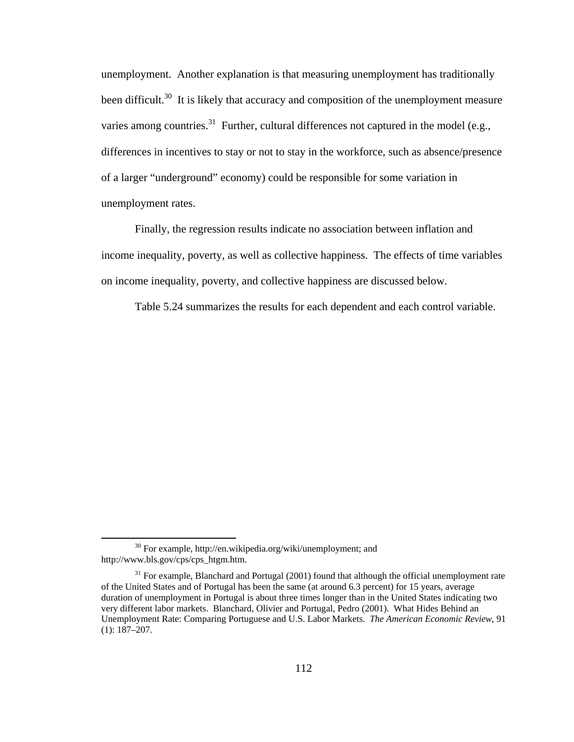unemployment. Another explanation is that measuring unemployment has traditionally been difficult.[30] It is likely that accuracy and composition of the unemployment measure varies among countries.[31] Further, cultural differences not captured in the model (e.g., differences in incentives to stay or not to stay in the workforce, such as absence/presence of a larger "underground" economy) could be responsible for some variation in unemployment rates.

Finally, the regression results indicate no association between inflation and income inequality, poverty, as well as collective happiness. The effects of time variables on income inequality, poverty, and collective happiness are discussed below.

Table 5.24 summarizes the results for each dependent and each control variable.

---

[30] For example, http://en.wikipedia.org/wiki/unemployment; and http://www.bls.gov/cps/cps_htgm.htm.

[31] For example, Blanchard and Portugal (2001) found that although the official unemployment rate of the United States and of Portugal has been the same (at around 6.3 percent) for 15 years, average duration of unemployment in Portugal is about three times longer than in the United States indicating two very different labor markets. Blanchard, Olivier and Portugal, Pedro (2001). What Hides Behind an Unemployment Rate: Comparing Portuguese and U.S. Labor Markets. *The American Economic Review*, 91 (1): 187–207.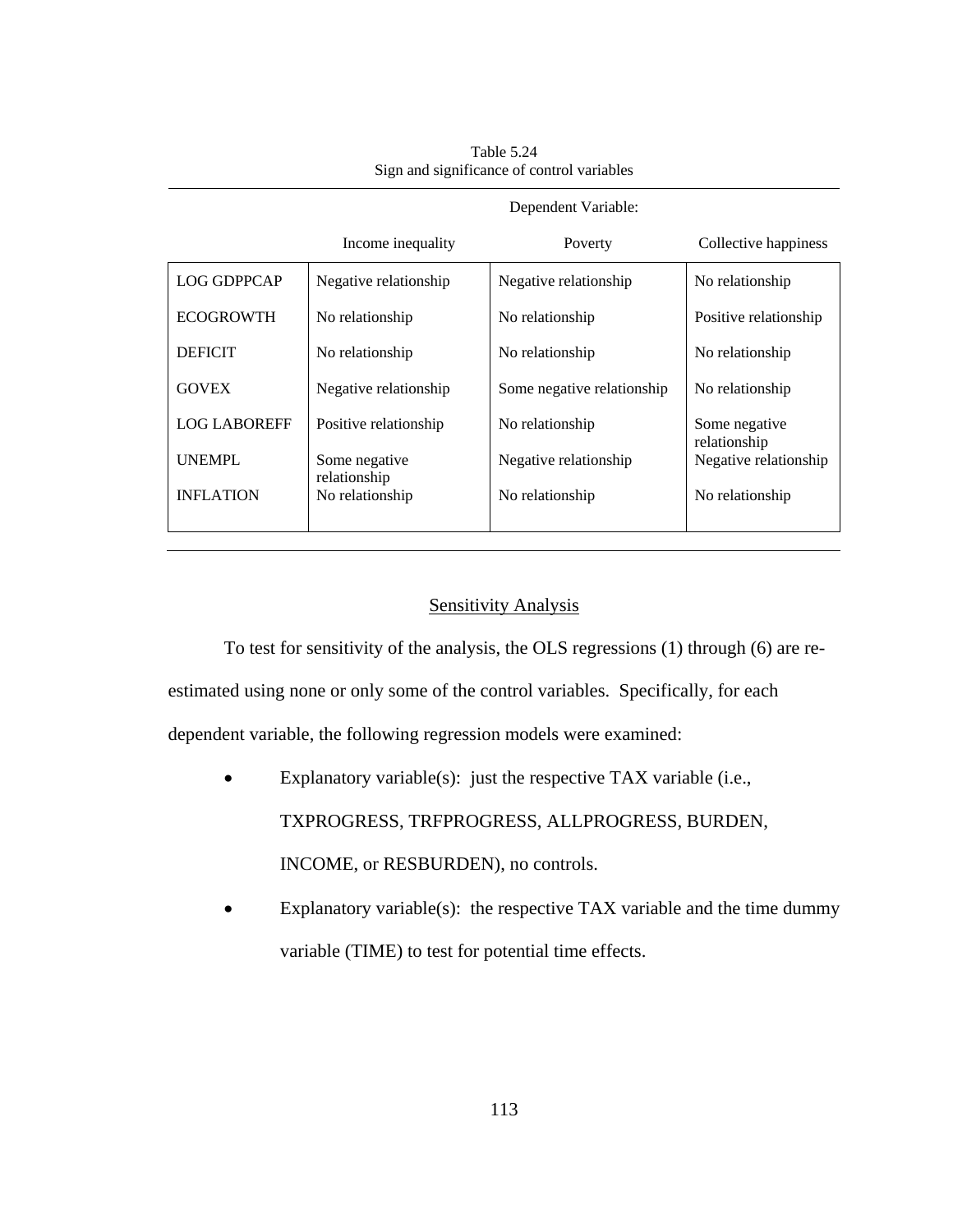Table 5.24
Sign and significance of control variables

| | Dependent Variable: | | |
|---|---|---|---|
| | Income inequality | Poverty | Collective happiness |
| LOG GDPPCAP | Negative relationship | Negative relationship | No relationship |
| ECOGROWTH | No relationship | No relationship | Positive relationship |
| DEFICIT | No relationship | No relationship | No relationship |
| GOVEX | Negative relationship | Some negative relationship | No relationship |
| LOG LABOREFF | Positive relationship | No relationship | Some negative relationship |
| UNEMPL | Some negative relationship | Negative relationship | Negative relationship |
| INFLATION | No relationship | No relationship | No relationship |

## Sensitivity Analysis

To test for sensitivity of the analysis, the OLS regressions (1) through (6) are re-estimated using none or only some of the control variables. Specifically, for each dependent variable, the following regression models were examined:

- Explanatory variable(s): just the respective TAX variable (i.e., TXPROGRESS, TRFPROGRESS, ALLPROGRESS, BURDEN, INCOME, or RESBURDEN), no controls.
- Explanatory variable(s): the respective TAX variable and the time dummy variable (TIME) to test for potential time effects.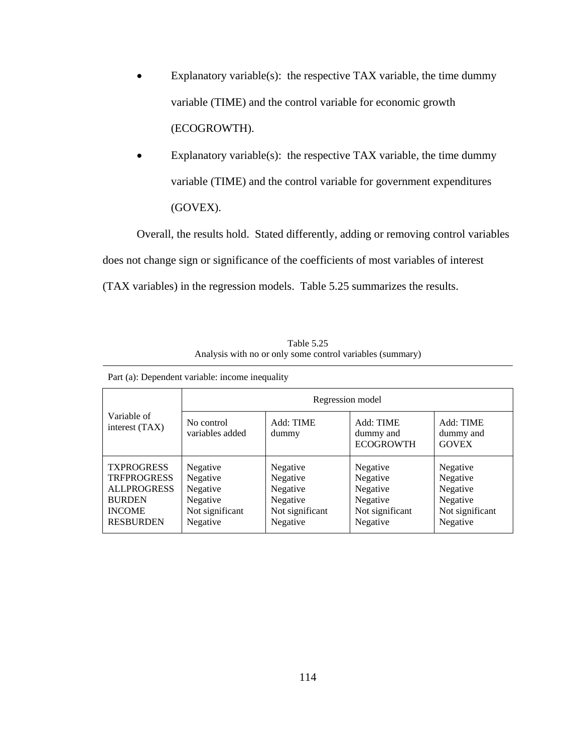- Explanatory variable(s): the respective TAX variable, the time dummy variable (TIME) and the control variable for economic growth (ECOGROWTH).
- Explanatory variable(s): the respective TAX variable, the time dummy variable (TIME) and the control variable for government expenditures (GOVEX).

Overall, the results hold. Stated differently, adding or removing control variables does not change sign or significance of the coefficients of most variables of interest (TAX variables) in the regression models. Table 5.25 summarizes the results.

Table 5.25
Analysis with no or only some control variables (summary)

Part (a): Dependent variable: income inequality

| Variable of interest (TAX) | Regression model | | | |
|---|---|---|---|---|
| | No control variables added | Add: TIME dummy | Add: TIME dummy and ECOGROWTH | Add: TIME dummy and GOVEX |
| TXPROGRESS | Negative | Negative | Negative | Negative |
| TRFPROGRESS | Negative | Negative | Negative | Negative |
| ALLPROGRESS | Negative | Negative | Negative | Negative |
| BURDEN | Negative | Negative | Negative | Negative |
| INCOME | Not significant | Not significant | Not significant | Not significant |
| RESBURDEN | Negative | Negative | Negative | Negative |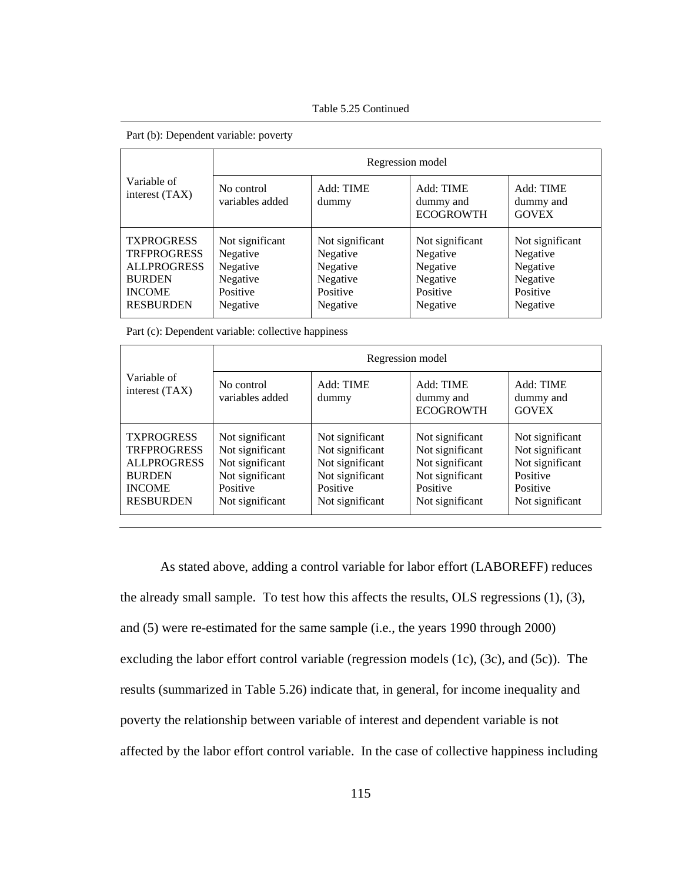Table 5.25 Continued

Part (b): Dependent variable: poverty

| Variable of interest (TAX) | Regression model | | | |
|---|---|---|---|---|
| | No control variables added | Add: TIME dummy | Add: TIME dummy and ECOGROWTH | Add: TIME dummy and GOVEX |
| TXPROGRESS | Not significant | Not significant | Not significant | Not significant |
| TRFPROGRESS | Negative | Negative | Negative | Negative |
| ALLPROGRESS | Negative | Negative | Negative | Negative |
| BURDEN | Negative | Negative | Negative | Negative |
| INCOME | Positive | Positive | Positive | Positive |
| RESBURDEN | Negative | Negative | Negative | Negative |

Part (c): Dependent variable: collective happiness

| Variable of interest (TAX) | Regression model | | | |
|---|---|---|---|---|
| | No control variables added | Add: TIME dummy | Add: TIME dummy and ECOGROWTH | Add: TIME dummy and GOVEX |
| TXPROGRESS | Not significant | Not significant | Not significant | Not significant |
| TRFPROGRESS | Not significant | Not significant | Not significant | Not significant |
| ALLPROGRESS | Not significant | Not significant | Not significant | Not significant |
| BURDEN | Not significant | Not significant | Not significant | Positive |
| INCOME | Positive | Positive | Positive | Positive |
| RESBURDEN | Not significant | Not significant | Not significant | Not significant |

As stated above, adding a control variable for labor effort (LABOREFF) reduces the already small sample. To test how this affects the results, OLS regressions (1), (3), and (5) were re-estimated for the same sample (i.e., the years 1990 through 2000) excluding the labor effort control variable (regression models (1c), (3c), and (5c)). The results (summarized in Table 5.26) indicate that, in general, for income inequality and poverty the relationship between variable of interest and dependent variable is not affected by the labor effort control variable. In the case of collective happiness including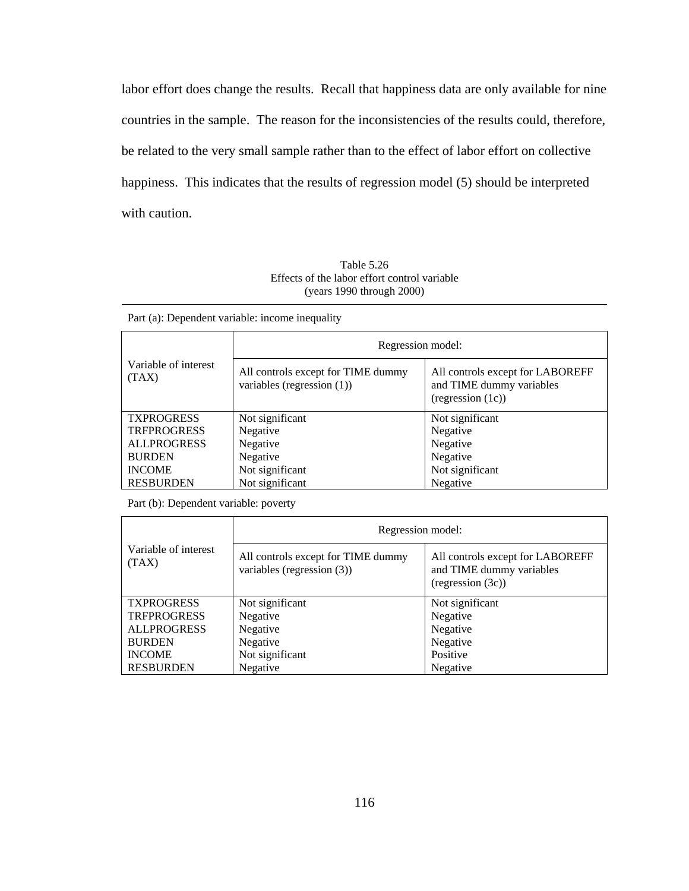labor effort does change the results. Recall that happiness data are only available for nine countries in the sample. The reason for the inconsistencies of the results could, therefore, be related to the very small sample rather than to the effect of labor effort on collective happiness. This indicates that the results of regression model (5) should be interpreted with caution.

Table 5.26
Effects of the labor effort control variable
(years 1990 through 2000)

Part (a): Dependent variable: income inequality

| Variable of interest (TAX) | Regression model: | |
|---|---|---|
| | All controls except for TIME dummy variables (regression (1)) | All controls except for LABOREFF and TIME dummy variables (regression (1c)) |
| TXPROGRESS | Not significant | Not significant |
| TRFPROGRESS | Negative | Negative |
| ALLPROGRESS | Negative | Negative |
| BURDEN | Negative | Negative |
| INCOME | Not significant | Not significant |
| RESBURDEN | Not significant | Negative |

Part (b): Dependent variable: poverty

| Variable of interest (TAX) | Regression model: | |
|---|---|---|
| | All controls except for TIME dummy variables (regression (3)) | All controls except for LABOREFF and TIME dummy variables (regression (3c)) |
| TXPROGRESS | Not significant | Not significant |
| TRFPROGRESS | Negative | Negative |
| ALLPROGRESS | Negative | Negative |
| BURDEN | Negative | Negative |
| INCOME | Not significant | Positive |
| RESBURDEN | Negative | Negative |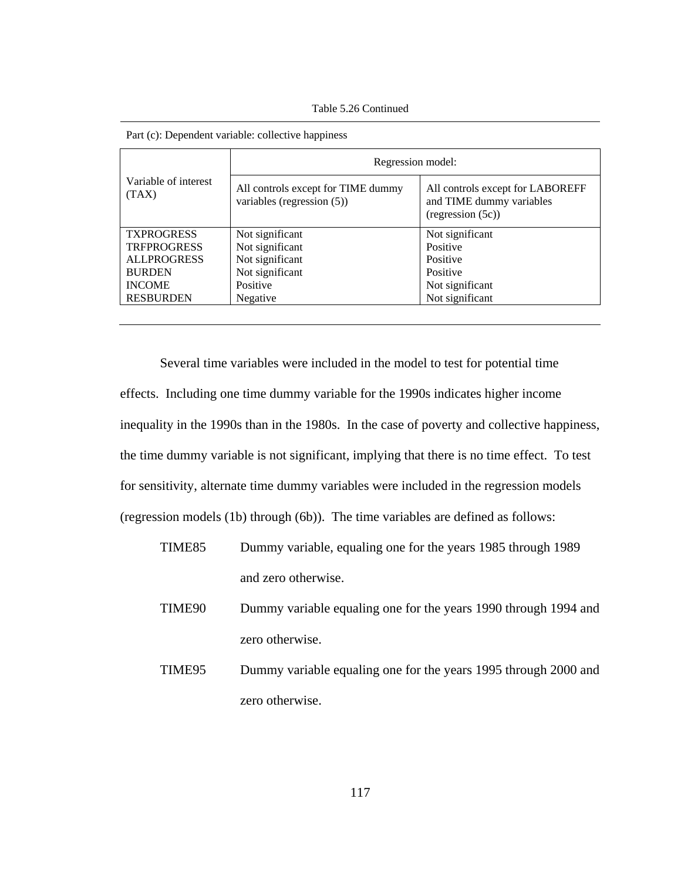Table 5.26 Continued

Part (c): Dependent variable: collective happiness

| Variable of interest (TAX) | Regression model: | |
|---|---|---|
| | All controls except for TIME dummy variables (regression (5)) | All controls except for LABOREFF and TIME dummy variables (regression (5c)) |
| TXPROGRESS | Not significant | Not significant |
| TRFPROGRESS | Not significant | Positive |
| ALLPROGRESS | Not significant | Positive |
| BURDEN | Not significant | Positive |
| INCOME | Positive | Not significant |
| RESBURDEN | Negative | Not significant |

Several time variables were included in the model to test for potential time effects. Including one time dummy variable for the 1990s indicates higher income inequality in the 1990s than in the 1980s. In the case of poverty and collective happiness, the time dummy variable is not significant, implying that there is no time effect. To test for sensitivity, alternate time dummy variables were included in the regression models (regression models (1b) through (6b)). The time variables are defined as follows:

- TIME85 — Dummy variable, equaling one for the years 1985 through 1989 and zero otherwise.
- TIME90 — Dummy variable equaling one for the years 1990 through 1994 and zero otherwise.
- TIME95 — Dummy variable equaling one for the years 1995 through 2000 and zero otherwise.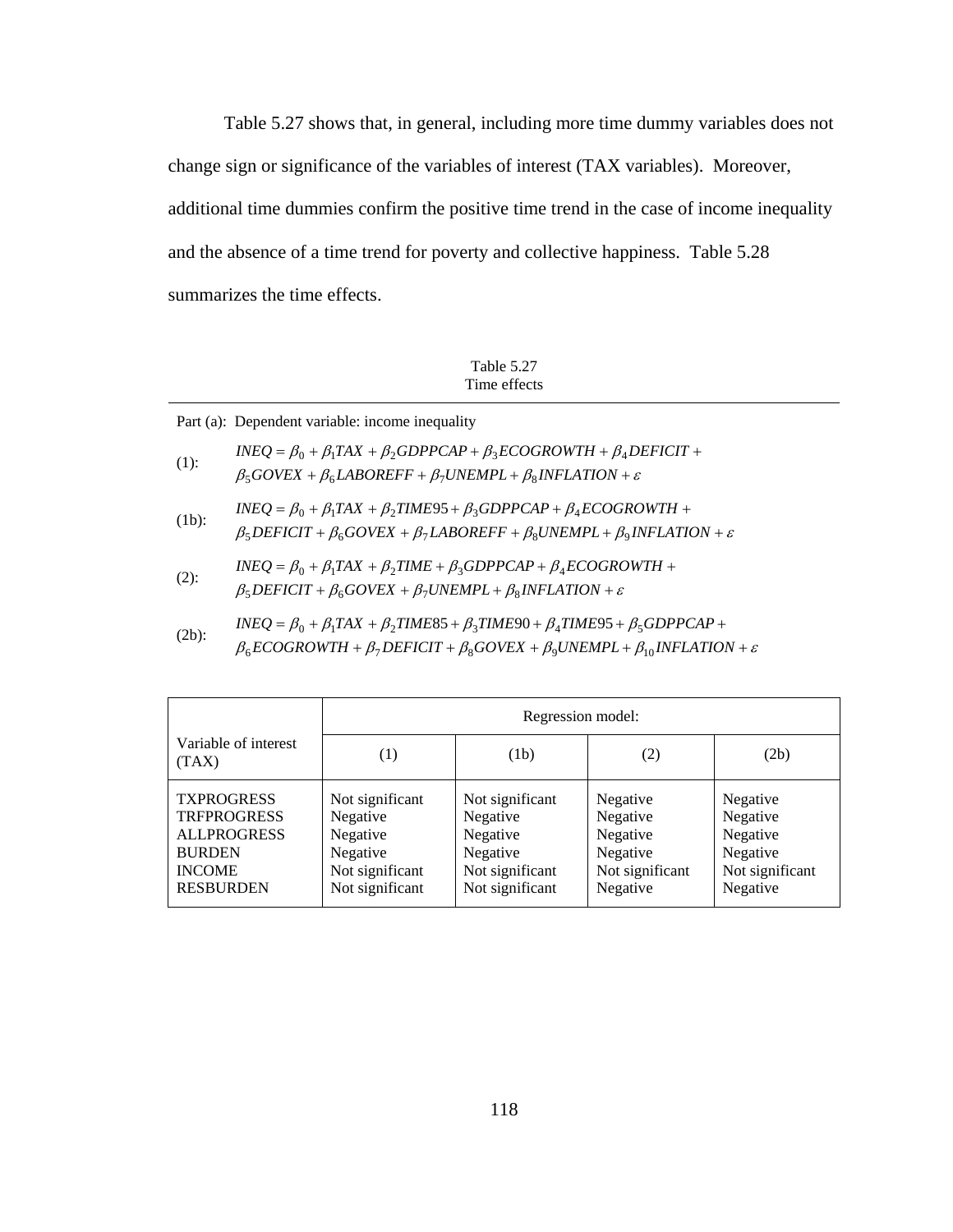Table 5.27 shows that, in general, including more time dummy variables does not change sign or significance of the variables of interest (TAX variables). Moreover, additional time dummies confirm the positive time trend in the case of income inequality and the absence of a time trend for poverty and collective happiness. Table 5.28 summarizes the time effects.

Table 5.27
Time effects

Part (a): Dependent variable: income inequality

(1): $$INEQ = \beta_0 + \beta_1 TAX + \beta_2 GDPPCAP + \beta_3 ECOGROWTH + \beta_4 DEFICIT + \beta_5 GOVEX + \beta_6 LABOREFF + \beta_7 UNEMPL + \beta_8 INFLATION + \varepsilon$$

(1b): $$INEQ = \beta_0 + \beta_1 TAX + \beta_2 TIME95 + \beta_3 GDPPCAP + \beta_4 ECOGROWTH + \beta_5 DEFICIT + \beta_6 GOVEX + \beta_7 LABOREFF + \beta_8 UNEMPL + \beta_9 INFLATION + \varepsilon$$

(2): $$INEQ = \beta_0 + \beta_1 TAX + \beta_2 TIME + \beta_3 GDPPCAP + \beta_4 ECOGROWTH + \beta_5 DEFICIT + \beta_6 GOVEX + \beta_7 UNEMPL + \beta_8 INFLATION + \varepsilon$$

(2b): $$INEQ = \beta_0 + \beta_1 TAX + \beta_2 TIME85 + \beta_3 TIME90 + \beta_4 TIME95 + \beta_5 GDPPCAP + \beta_6 ECOGROWTH + \beta_7 DEFICIT + \beta_8 GOVEX + \beta_9 UNEMPL + \beta_{10} INFLATION + \varepsilon$$

| Variable of interest (TAX) | Regression model: | | | |
|---|---|---|---|---|
| | (1) | (1b) | (2) | (2b) |
| TXPROGRESS | Not significant | Not significant | Negative | Negative |
| TRFPROGRESS | Negative | Negative | Negative | Negative |
| ALLPROGRESS | Negative | Negative | Negative | Negative |
| BURDEN | Negative | Negative | Negative | Negative |
| INCOME | Not significant | Not significant | Not significant | Not significant |
| RESBURDEN | Not significant | Not significant | Negative | Negative |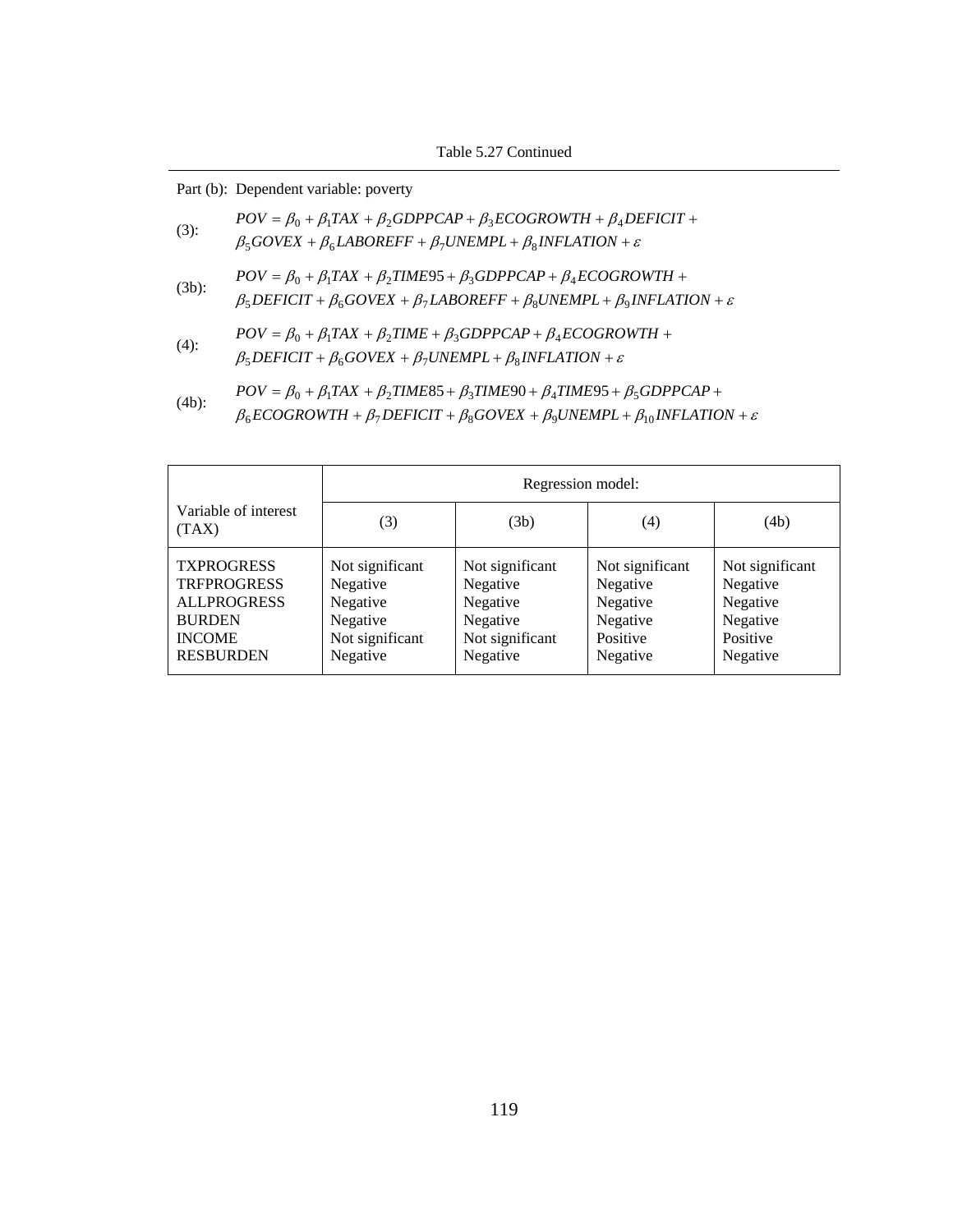Table 5.27 Continued

Part (b): Dependent variable: poverty

(3): $$POV = \beta_0 + \beta_1 TAX + \beta_2 GDPPCAP + \beta_3 ECOGROWTH + \beta_4 DEFICIT + \beta_5 GOVEX + \beta_6 LABOREFF + \beta_7 UNEMPL + \beta_8 INFLATION + \varepsilon$$

(3b): $$POV = \beta_0 + \beta_1 TAX + \beta_2 TIME95 + \beta_3 GDPPCAP + \beta_4 ECOGROWTH + \beta_5 DEFICIT + \beta_6 GOVEX + \beta_7 LABOREFF + \beta_8 UNEMPL + \beta_9 INFLATION + \varepsilon$$

(4): $$POV = \beta_0 + \beta_1 TAX + \beta_2 TIME + \beta_3 GDPPCAP + \beta_4 ECOGROWTH + \beta_5 DEFICIT + \beta_6 GOVEX + \beta_7 UNEMPL + \beta_8 INFLATION + \varepsilon$$

(4b): $$POV = \beta_0 + \beta_1 TAX + \beta_2 TIME85 + \beta_3 TIME90 + \beta_4 TIME95 + \beta_5 GDPPCAP + \beta_6 ECOGROWTH + \beta_7 DEFICIT + \beta_8 GOVEX + \beta_9 UNEMPL + \beta_{10} INFLATION + \varepsilon$$

| Variable of interest (TAX) | Regression model: | | | |
|---|---|---|---|---|
| | (3) | (3b) | (4) | (4b) |
| TXPROGRESS | Not significant | Not significant | Not significant | Not significant |
| TRFPROGRESS | Negative | Negative | Negative | Negative |
| ALLPROGRESS | Negative | Negative | Negative | Negative |
| BURDEN | Negative | Negative | Negative | Negative |
| INCOME | Not significant | Not significant | Positive | Positive |
| RESBURDEN | Negative | Negative | Negative | Negative |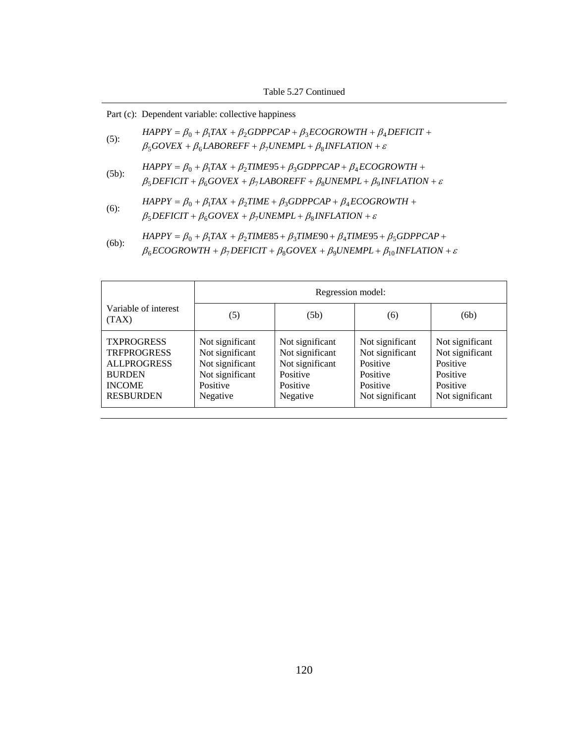Table 5.27 Continued

Part (c): Dependent variable: collective happiness

(5): $$HAPPY = \beta_0 + \beta_1 TAX + \beta_2 GDPPCAP + \beta_3 ECOGROWTH + \beta_4 DEFICIT + \beta_5 GOVEX + \beta_6 LABOREFF + \beta_7 UNEMPL + \beta_8 INFLATION + \varepsilon$$

(5b): $$HAPPY = \beta_0 + \beta_1 TAX + \beta_2 TIME95 + \beta_3 GDPPCAP + \beta_4 ECOGROWTH + \beta_5 DEFICIT + \beta_6 GOVEX + \beta_7 LABOREFF + \beta_8 UNEMPL + \beta_9 INFLATION + \varepsilon$$

(6): $$HAPPY = \beta_0 + \beta_1 TAX + \beta_2 TIME + \beta_3 GDPPCAP + \beta_4 ECOGROWTH + \beta_5 DEFICIT + \beta_6 GOVEX + \beta_7 UNEMPL + \beta_8 INFLATION + \varepsilon$$

(6b): $$HAPPY = \beta_0 + \beta_1 TAX + \beta_2 TIME85 + \beta_3 TIME90 + \beta_4 TIME95 + \beta_5 GDPPCAP + \beta_6 ECOGROWTH + \beta_7 DEFICIT + \beta_8 GOVEX + \beta_9 UNEMPL + \beta_{10} INFLATION + \varepsilon$$

| Variable of interest (TAX) | Regression model: (5) | (5b) | (6) | (6b) |
|---|---|---|---|---|
| TXPROGRESS | Not significant | Not significant | Not significant | Not significant |
| TRFPROGRESS | Not significant | Not significant | Not significant | Not significant |
| ALLPROGRESS | Not significant | Not significant | Positive | Positive |
| BURDEN | Not significant | Positive | Positive | Positive |
| INCOME | Positive | Positive | Positive | Positive |
| RESBURDEN | Negative | Negative | Not significant | Not significant |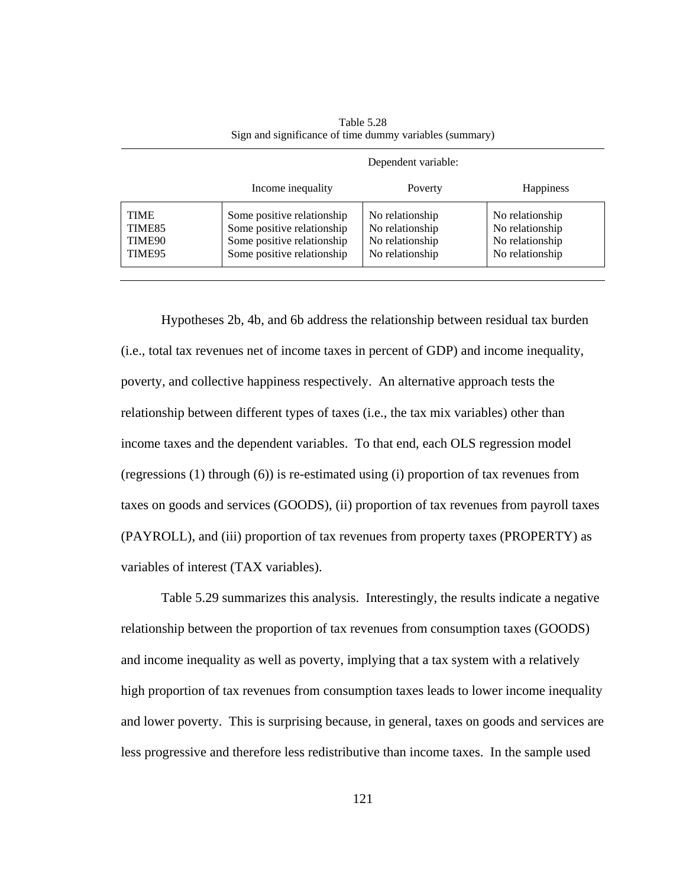Table 5.28
Sign and significance of time dummy variables (summary)

| | Dependent variable: | | |
|---|---|---|---|
| | Income inequality | Poverty | Happiness |
| TIME | Some positive relationship | No relationship | No relationship |
| TIME85 | Some positive relationship | No relationship | No relationship |
| TIME90 | Some positive relationship | No relationship | No relationship |
| TIME95 | Some positive relationship | No relationship | No relationship |

Hypotheses 2b, 4b, and 6b address the relationship between residual tax burden (i.e., total tax revenues net of income taxes in percent of GDP) and income inequality, poverty, and collective happiness respectively. An alternative approach tests the relationship between different types of taxes (i.e., the tax mix variables) other than income taxes and the dependent variables. To that end, each OLS regression model (regressions (1) through (6)) is re-estimated using (i) proportion of tax revenues from taxes on goods and services (GOODS), (ii) proportion of tax revenues from payroll taxes (PAYROLL), and (iii) proportion of tax revenues from property taxes (PROPERTY) as variables of interest (TAX variables).

Table 5.29 summarizes this analysis. Interestingly, the results indicate a negative relationship between the proportion of tax revenues from consumption taxes (GOODS) and income inequality as well as poverty, implying that a tax system with a relatively high proportion of tax revenues from consumption taxes leads to lower income inequality and lower poverty. This is surprising because, in general, taxes on goods and services are less progressive and therefore less redistributive than income taxes. In the sample used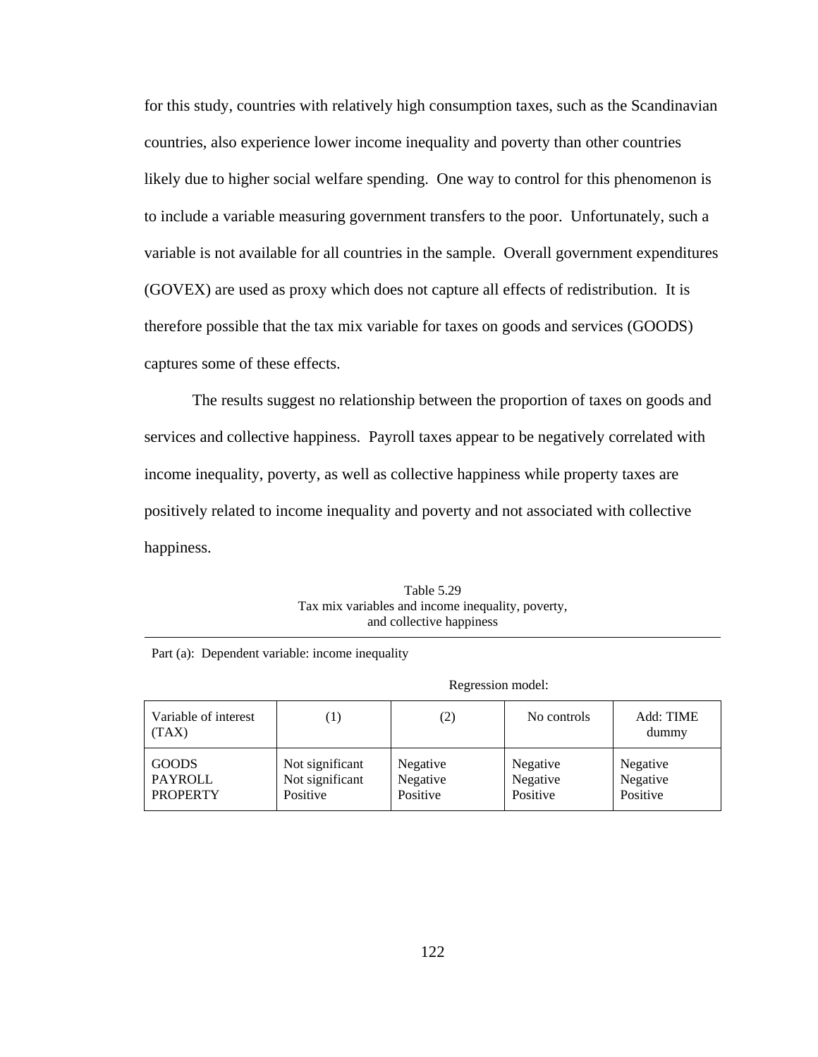for this study, countries with relatively high consumption taxes, such as the Scandinavian countries, also experience lower income inequality and poverty than other countries likely due to higher social welfare spending. One way to control for this phenomenon is to include a variable measuring government transfers to the poor. Unfortunately, such a variable is not available for all countries in the sample. Overall government expenditures (GOVEX) are used as proxy which does not capture all effects of redistribution. It is therefore possible that the tax mix variable for taxes on goods and services (GOODS) captures some of these effects.

The results suggest no relationship between the proportion of taxes on goods and services and collective happiness. Payroll taxes appear to be negatively correlated with income inequality, poverty, as well as collective happiness while property taxes are positively related to income inequality and poverty and not associated with collective happiness.

Table 5.29
Tax mix variables and income inequality, poverty, and collective happiness

Part (a): Dependent variable: income inequality

| | Regression model: | | | |
|---|---|---|---|---|
| Variable of interest (TAX) | (1) | (2) | No controls | Add: TIME dummy |
| GOODS | Not significant | Negative | Negative | Negative |
| PAYROLL | Not significant | Negative | Negative | Negative |
| PROPERTY | Positive | Positive | Positive | Positive |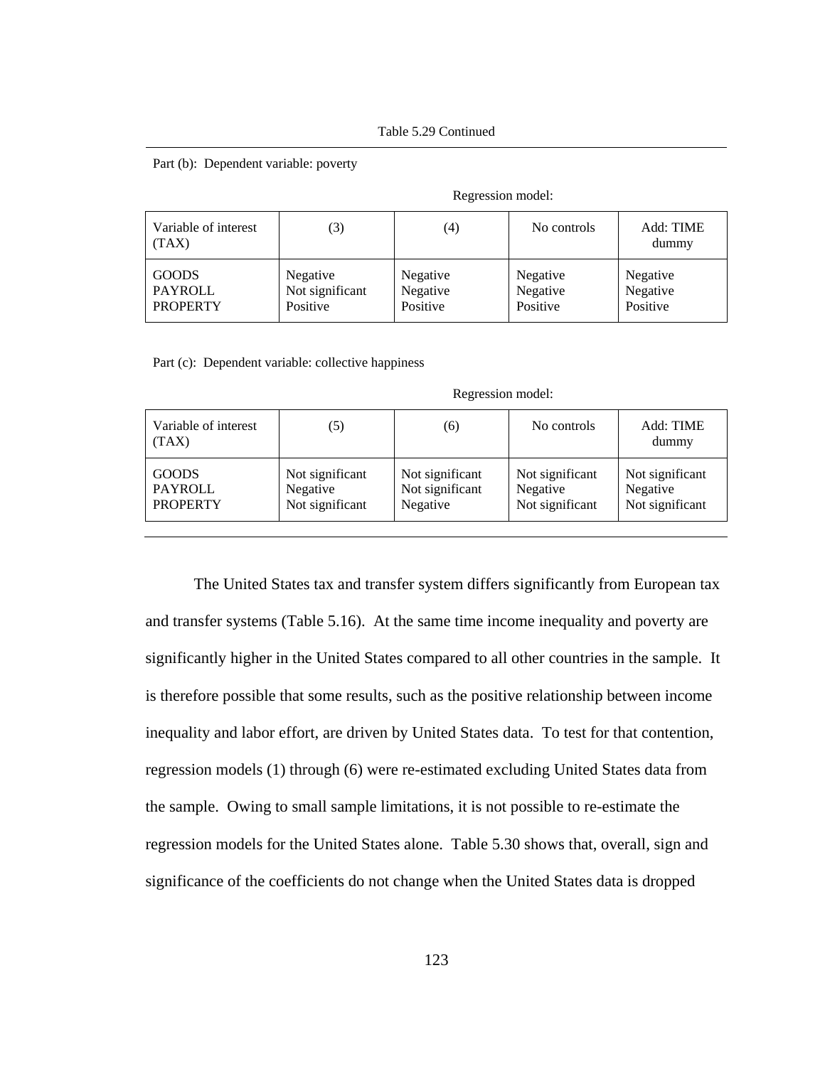Table 5.29 Continued

Part (b): Dependent variable: poverty

| Variable of interest (TAX) | Regression model: (3) | (4) | No controls | Add: TIME dummy |
|---|---|---|---|---|
| GOODS | Negative | Negative | Negative | Negative |
| PAYROLL | Not significant | Negative | Negative | Negative |
| PROPERTY | Positive | Positive | Positive | Positive |

Part (c): Dependent variable: collective happiness

| Variable of interest (TAX) | Regression model: (5) | (6) | No controls | Add: TIME dummy |
|---|---|---|---|---|
| GOODS | Not significant | Not significant | Not significant | Not significant |
| PAYROLL | Negative | Not significant | Negative | Negative |
| PROPERTY | Not significant | Negative | Not significant | Not significant |

The United States tax and transfer system differs significantly from European tax and transfer systems (Table 5.16). At the same time income inequality and poverty are significantly higher in the United States compared to all other countries in the sample. It is therefore possible that some results, such as the positive relationship between income inequality and labor effort, are driven by United States data. To test for that contention, regression models (1) through (6) were re-estimated excluding United States data from the sample. Owing to small sample limitations, it is not possible to re-estimate the regression models for the United States alone. Table 5.30 shows that, overall, sign and significance of the coefficients do not change when the United States data is dropped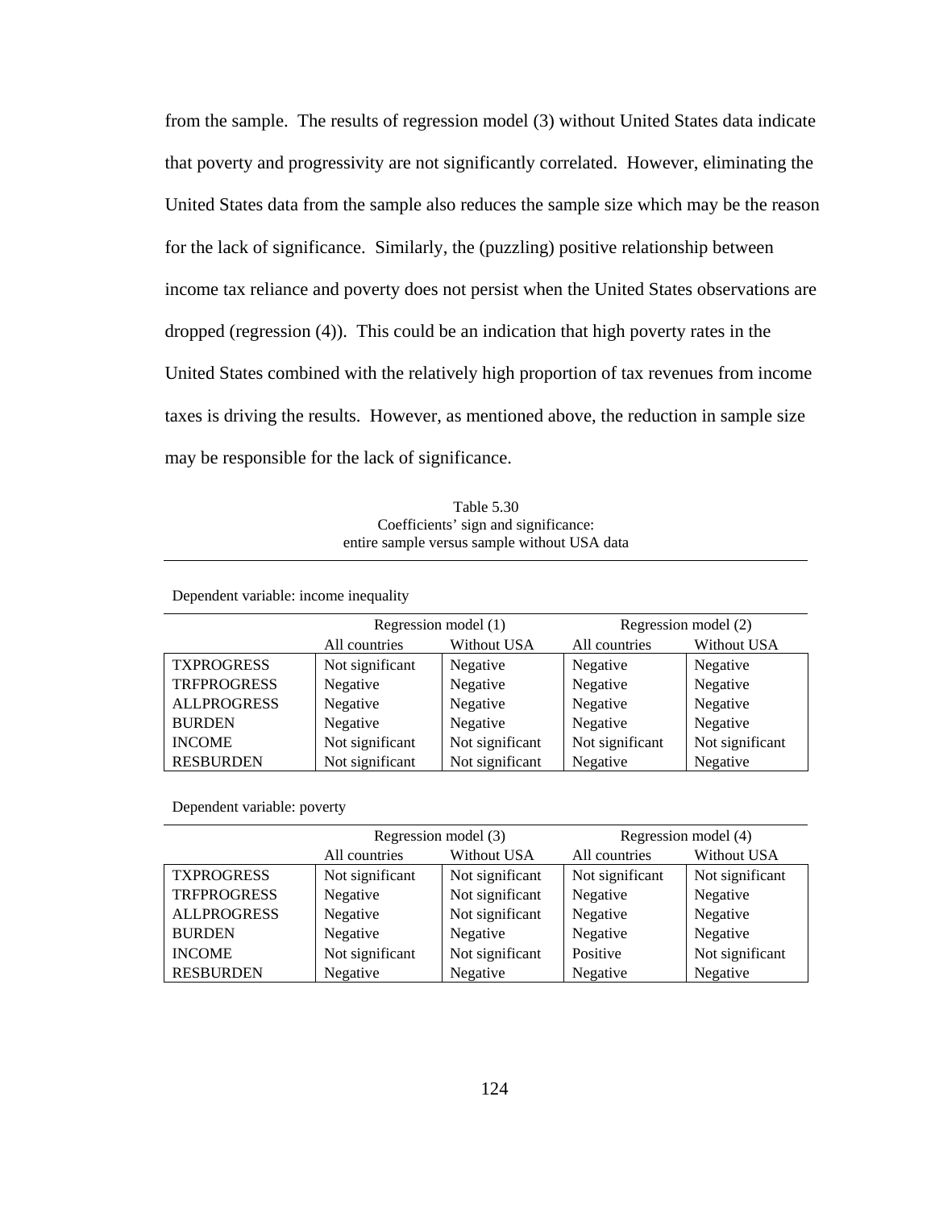from the sample. The results of regression model (3) without United States data indicate that poverty and progressivity are not significantly correlated. However, eliminating the United States data from the sample also reduces the sample size which may be the reason for the lack of significance. Similarly, the (puzzling) positive relationship between income tax reliance and poverty does not persist when the United States observations are dropped (regression (4)). This could be an indication that high poverty rates in the United States combined with the relatively high proportion of tax revenues from income taxes is driving the results. However, as mentioned above, the reduction in sample size may be responsible for the lack of significance.

Table 5.30
Coefficients' sign and significance:
entire sample versus sample without USA data

Dependent variable: income inequality

| | Regression model (1) | | Regression model (2) | |
|---|---|---|---|---|
| | All countries | Without USA | All countries | Without USA |
| TXPROGRESS | Not significant | Negative | Negative | Negative |
| TRFPROGRESS | Negative | Negative | Negative | Negative |
| ALLPROGRESS | Negative | Negative | Negative | Negative |
| BURDEN | Negative | Negative | Negative | Negative |
| INCOME | Not significant | Not significant | Not significant | Not significant |
| RESBURDEN | Not significant | Not significant | Negative | Negative |

Dependent variable: poverty

| | Regression model (3) | | Regression model (4) | |
|---|---|---|---|---|
| | All countries | Without USA | All countries | Without USA |
| TXPROGRESS | Not significant | Not significant | Not significant | Not significant |
| TRFPROGRESS | Negative | Not significant | Negative | Negative |
| ALLPROGRESS | Negative | Not significant | Negative | Negative |
| BURDEN | Negative | Negative | Negative | Negative |
| INCOME | Not significant | Not significant | Positive | Not significant |
| RESBURDEN | Negative | Negative | Negative | Negative |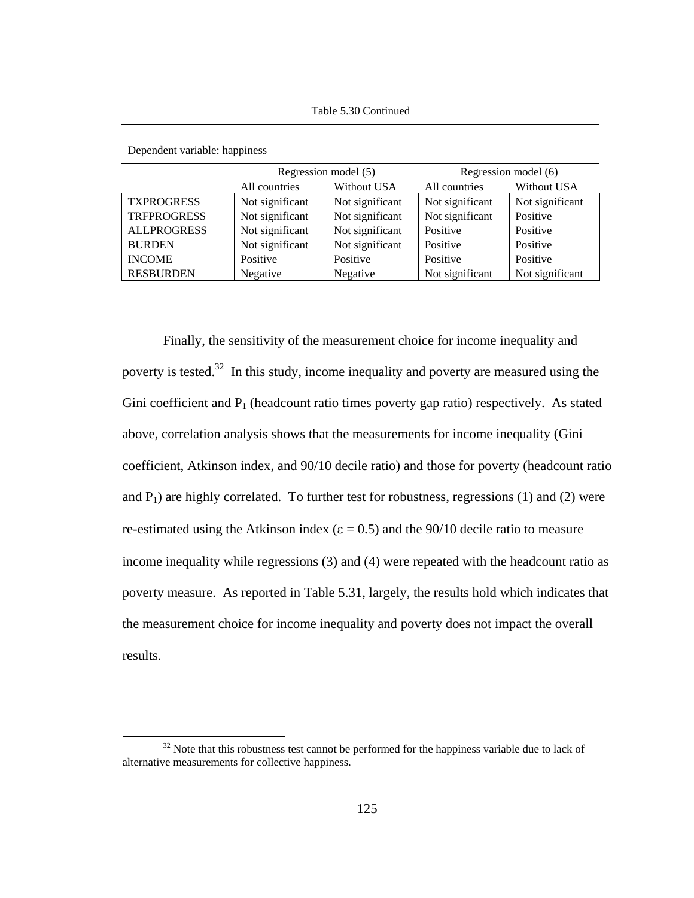Table 5.30 Continued

Dependent variable: happiness

| | Regression model (5) | | Regression model (6) | |
|---|---|---|---|---|
| | All countries | Without USA | All countries | Without USA |
| TXPROGRESS | Not significant | Not significant | Not significant | Not significant |
| TRFPROGRESS | Not significant | Not significant | Not significant | Positive |
| ALLPROGRESS | Not significant | Not significant | Positive | Positive |
| BURDEN | Not significant | Not significant | Positive | Positive |
| INCOME | Positive | Positive | Positive | Positive |
| RESBURDEN | Negative | Negative | Not significant | Not significant |

Finally, the sensitivity of the measurement choice for income inequality and poverty is tested.[32] In this study, income inequality and poverty are measured using the Gini coefficient and $P_1$ (headcount ratio times poverty gap ratio) respectively. As stated above, correlation analysis shows that the measurements for income inequality (Gini coefficient, Atkinson index, and 90/10 decile ratio) and those for poverty (headcount ratio and $P_1$) are highly correlated. To further test for robustness, regressions (1) and (2) were re-estimated using the Atkinson index ($\varepsilon = 0.5$) and the 90/10 decile ratio to measure income inequality while regressions (3) and (4) were repeated with the headcount ratio as poverty measure. As reported in Table 5.31, largely, the results hold which indicates that the measurement choice for income inequality and poverty does not impact the overall results.

[32] Note that this robustness test cannot be performed for the happiness variable due to lack of alternative measurements for collective happiness.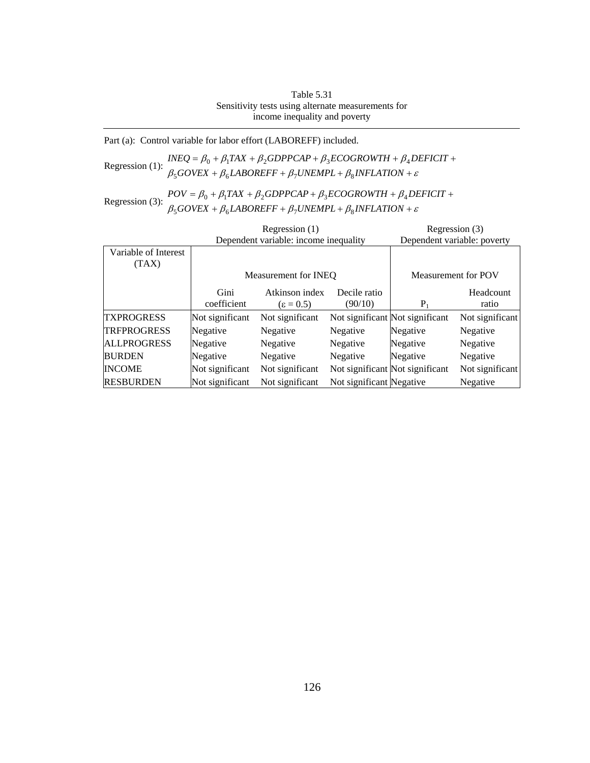Table 5.31
Sensitivity tests using alternate measurements for income inequality and poverty

Part (a): Control variable for labor effort (LABOREFF) included.

Regression (1): $INEQ = \beta_0 + \beta_1 TAX + \beta_2 GDPPCAP + \beta_3 ECOGROWTH + \beta_4 DEFICIT + \beta_5 GOVEX + \beta_6 LABOREFF + \beta_7 UNEMPL + \beta_8 INFLATION + \varepsilon$

Regression (3): $POV = \beta_0 + \beta_1 TAX + \beta_2 GDPPCAP + \beta_3 ECOGROWTH + \beta_4 DEFICIT + \beta_5 GOVEX + \beta_6 LABOREFF + \beta_7 UNEMPL + \beta_8 INFLATION + \varepsilon$

| | Regression (1) Dependent variable: income inequality | | | Regression (3) Dependent variable: poverty | |
|---|---|---|---|---|---|
| Variable of Interest (TAX) | Measurement for INEQ | | | Measurement for POV | |
| | Gini coefficient | Atkinson index ($\varepsilon = 0.5$) | Decile ratio (90/10) | $P_1$ | Headcount ratio |
| TXPROGRESS | Not significant | Not significant | Not significant | Not significant | Not significant |
| TRFPROGRESS | Negative | Negative | Negative | Negative | Negative |
| ALLPROGRESS | Negative | Negative | Negative | Negative | Negative |
| BURDEN | Negative | Negative | Negative | Negative | Negative |
| INCOME | Not significant | Not significant | Not significant | Not significant | Not significant |
| RESBURDEN | Not significant | Not significant | Not significant | Negative | Negative |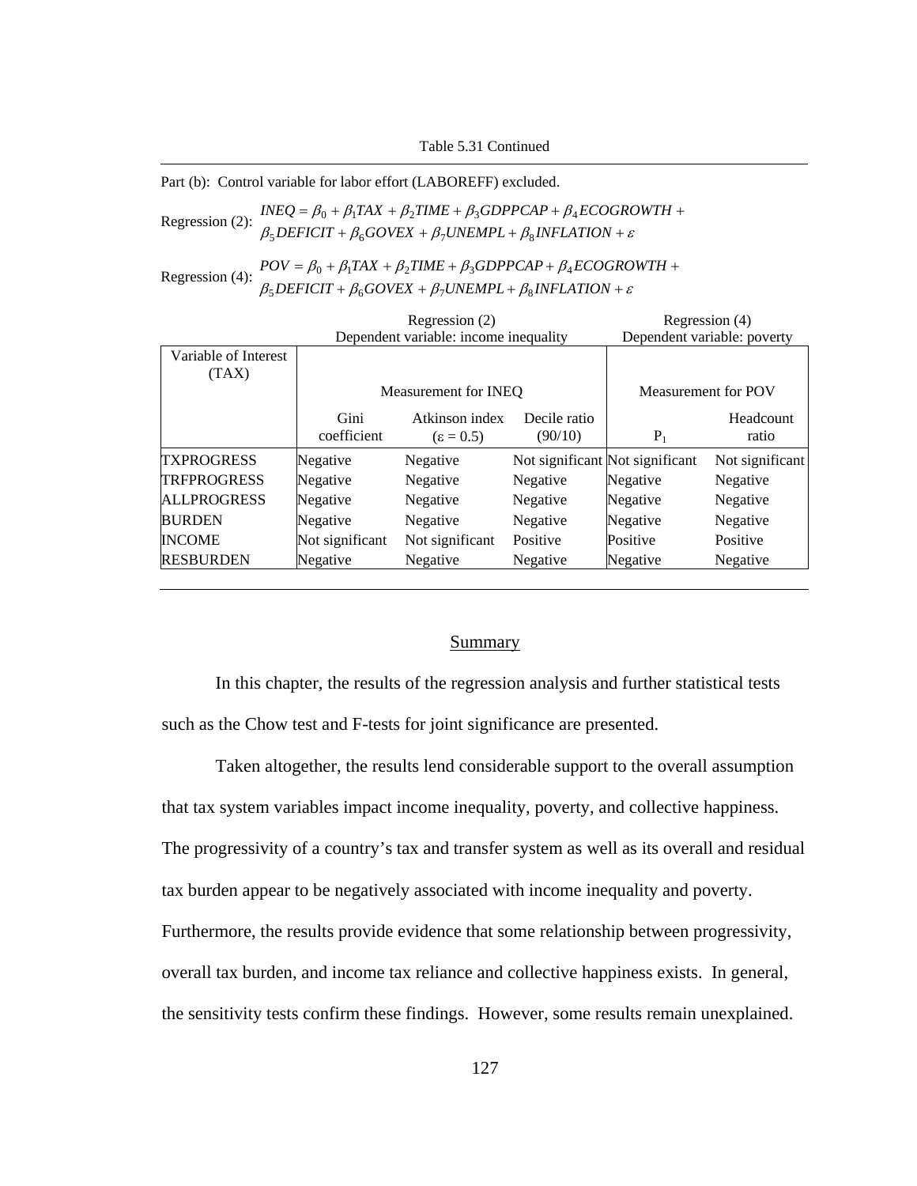Table 5.31 Continued

Part (b): Control variable for labor effort (LABOREFF) excluded.

Regression (2): $$INEQ = \beta_0 + \beta_1 TAX + \beta_2 TIME + \beta_3 GDPPCAP + \beta_4 ECOGROWTH + \beta_5 DEFICIT + \beta_6 GOVEX + \beta_7 UNEMPL + \beta_8 INFLATION + \varepsilon$$

Regression (4): $$POV = \beta_0 + \beta_1 TAX + \beta_2 TIME + \beta_3 GDPPCAP + \beta_4 ECOGROWTH + \beta_5 DEFICIT + \beta_6 GOVEX + \beta_7 UNEMPL + \beta_8 INFLATION + \varepsilon$$

| | Regression (2) Dependent variable: income inequality | | | Regression (4) Dependent variable: poverty | |
|---|---|---|---|---|---|
| Variable of Interest (TAX) | Measurement for INEQ | | | Measurement for POV | |
| | Gini coefficient | Atkinson index ($\varepsilon = 0.5$) | Decile ratio (90/10) | $P_1$ | Headcount ratio |
| TXPROGRESS | Negative | Negative | Not significant | Not significant | Not significant |
| TRFPROGRESS | Negative | Negative | Negative | Negative | Negative |
| ALLPROGRESS | Negative | Negative | Negative | Negative | Negative |
| BURDEN | Negative | Negative | Negative | Negative | Negative |
| INCOME | Not significant | Not significant | Positive | Positive | Positive |
| RESBURDEN | Negative | Negative | Negative | Negative | Negative |

## Summary

In this chapter, the results of the regression analysis and further statistical tests such as the Chow test and F-tests for joint significance are presented.

Taken altogether, the results lend considerable support to the overall assumption that tax system variables impact income inequality, poverty, and collective happiness. The progressivity of a country's tax and transfer system as well as its overall and residual tax burden appear to be negatively associated with income inequality and poverty. Furthermore, the results provide evidence that some relationship between progressivity, overall tax burden, and income tax reliance and collective happiness exists. In general, the sensitivity tests confirm these findings. However, some results remain unexplained.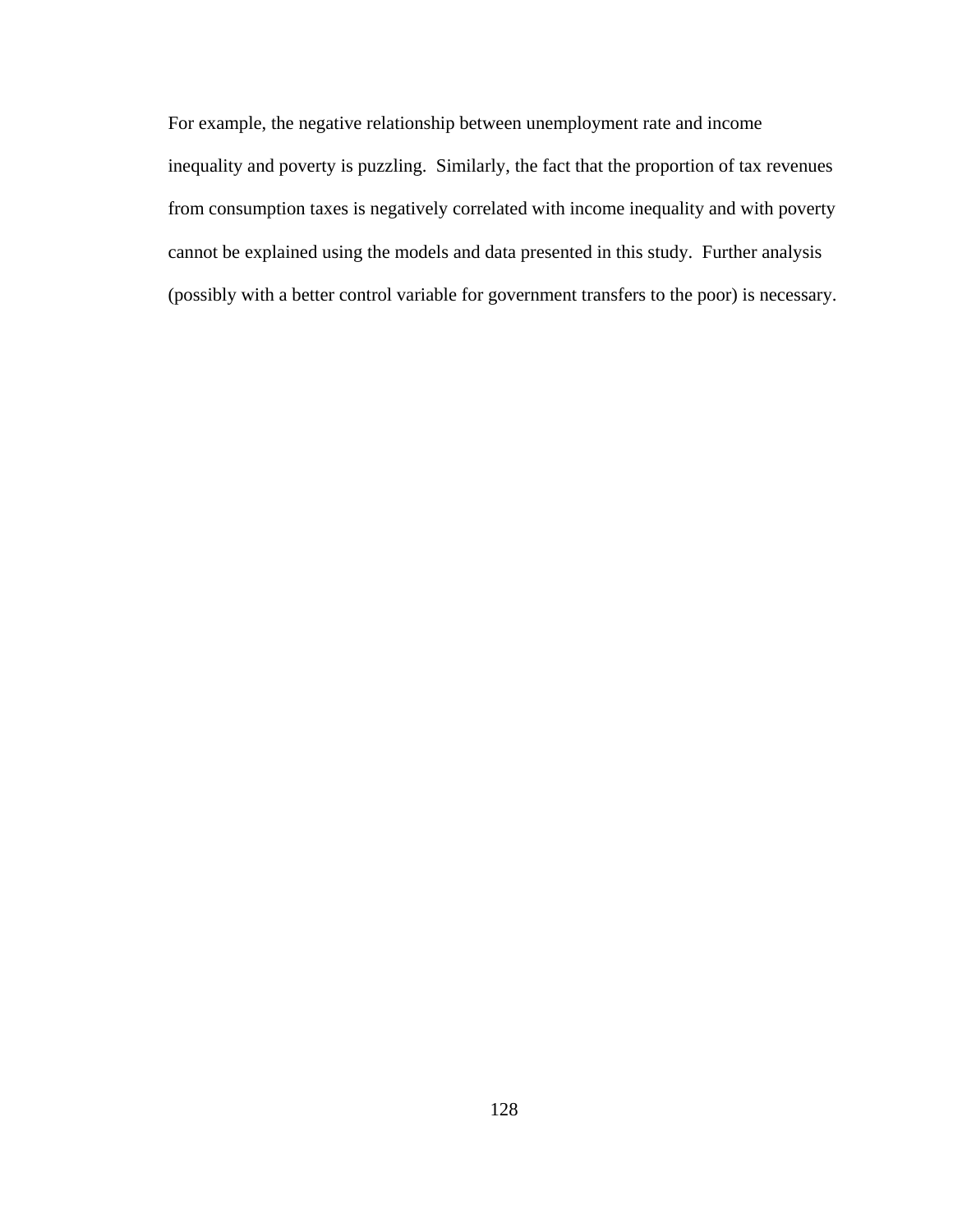For example, the negative relationship between unemployment rate and income inequality and poverty is puzzling. Similarly, the fact that the proportion of tax revenues from consumption taxes is negatively correlated with income inequality and with poverty cannot be explained using the models and data presented in this study. Further analysis (possibly with a better control variable for government transfers to the poor) is necessary.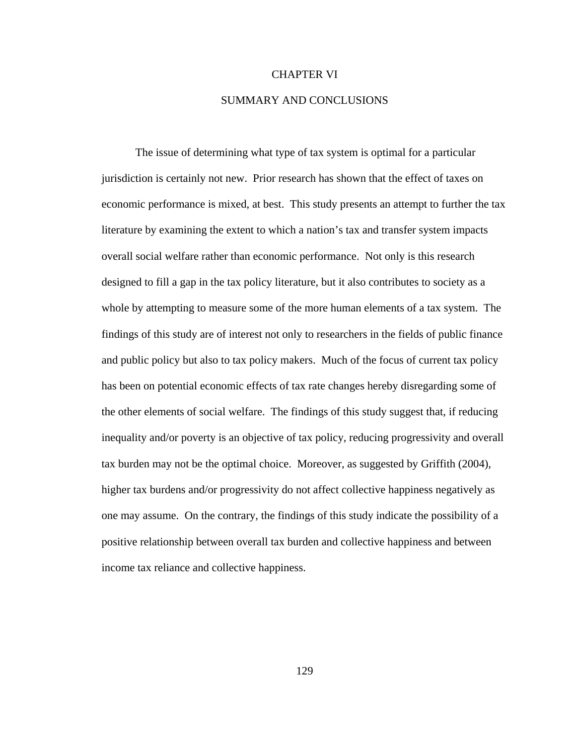# CHAPTER VI

# SUMMARY AND CONCLUSIONS

The issue of determining what type of tax system is optimal for a particular jurisdiction is certainly not new. Prior research has shown that the effect of taxes on economic performance is mixed, at best. This study presents an attempt to further the tax literature by examining the extent to which a nation's tax and transfer system impacts overall social welfare rather than economic performance. Not only is this research designed to fill a gap in the tax policy literature, but it also contributes to society as a whole by attempting to measure some of the more human elements of a tax system. The findings of this study are of interest not only to researchers in the fields of public finance and public policy but also to tax policy makers. Much of the focus of current tax policy has been on potential economic effects of tax rate changes hereby disregarding some of the other elements of social welfare. The findings of this study suggest that, if reducing inequality and/or poverty is an objective of tax policy, reducing progressivity and overall tax burden may not be the optimal choice. Moreover, as suggested by Griffith (2004), higher tax burdens and/or progressivity do not affect collective happiness negatively as one may assume. On the contrary, the findings of this study indicate the possibility of a positive relationship between overall tax burden and collective happiness and between income tax reliance and collective happiness.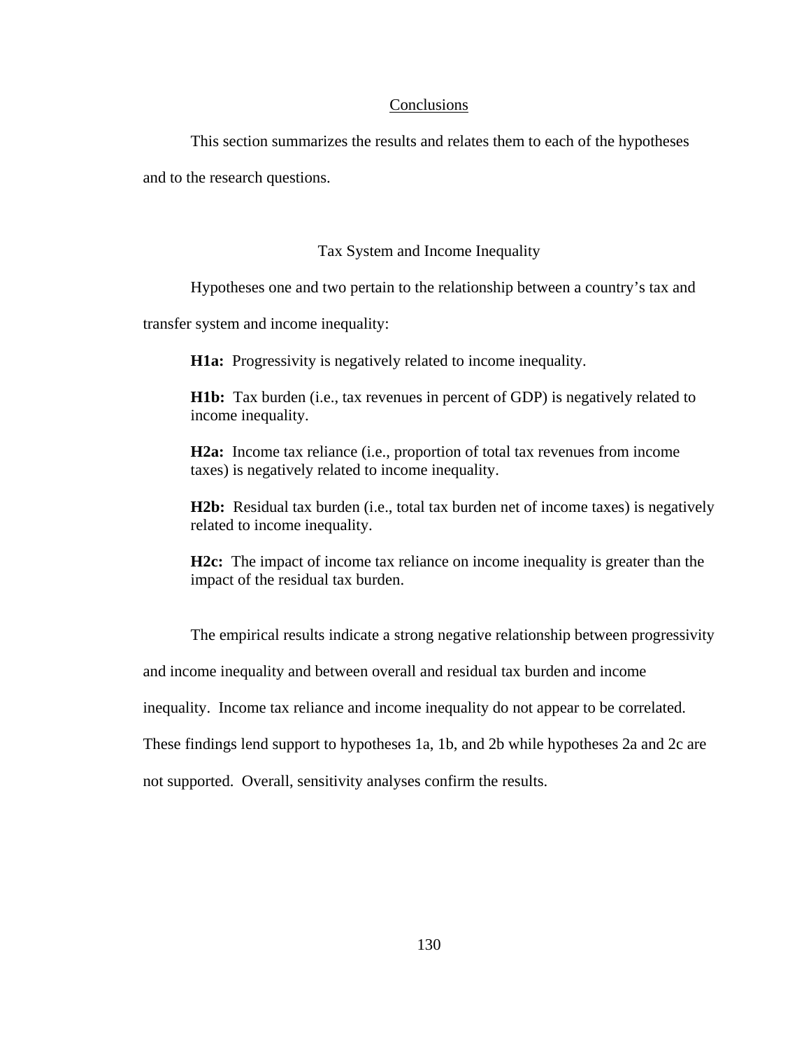## Conclusions

This section summarizes the results and relates them to each of the hypotheses and to the research questions.

### Tax System and Income Inequality

Hypotheses one and two pertain to the relationship between a country's tax and transfer system and income inequality:

> **H1a:** Progressivity is negatively related to income inequality.
>
> **H1b:** Tax burden (i.e., tax revenues in percent of GDP) is negatively related to income inequality.
>
> **H2a:** Income tax reliance (i.e., proportion of total tax revenues from income taxes) is negatively related to income inequality.
>
> **H2b:** Residual tax burden (i.e., total tax burden net of income taxes) is negatively related to income inequality.
>
> **H2c:** The impact of income tax reliance on income inequality is greater than the impact of the residual tax burden.

The empirical results indicate a strong negative relationship between progressivity and income inequality and between overall and residual tax burden and income inequality. Income tax reliance and income inequality do not appear to be correlated. These findings lend support to hypotheses 1a, 1b, and 2b while hypotheses 2a and 2c are not supported. Overall, sensitivity analyses confirm the results.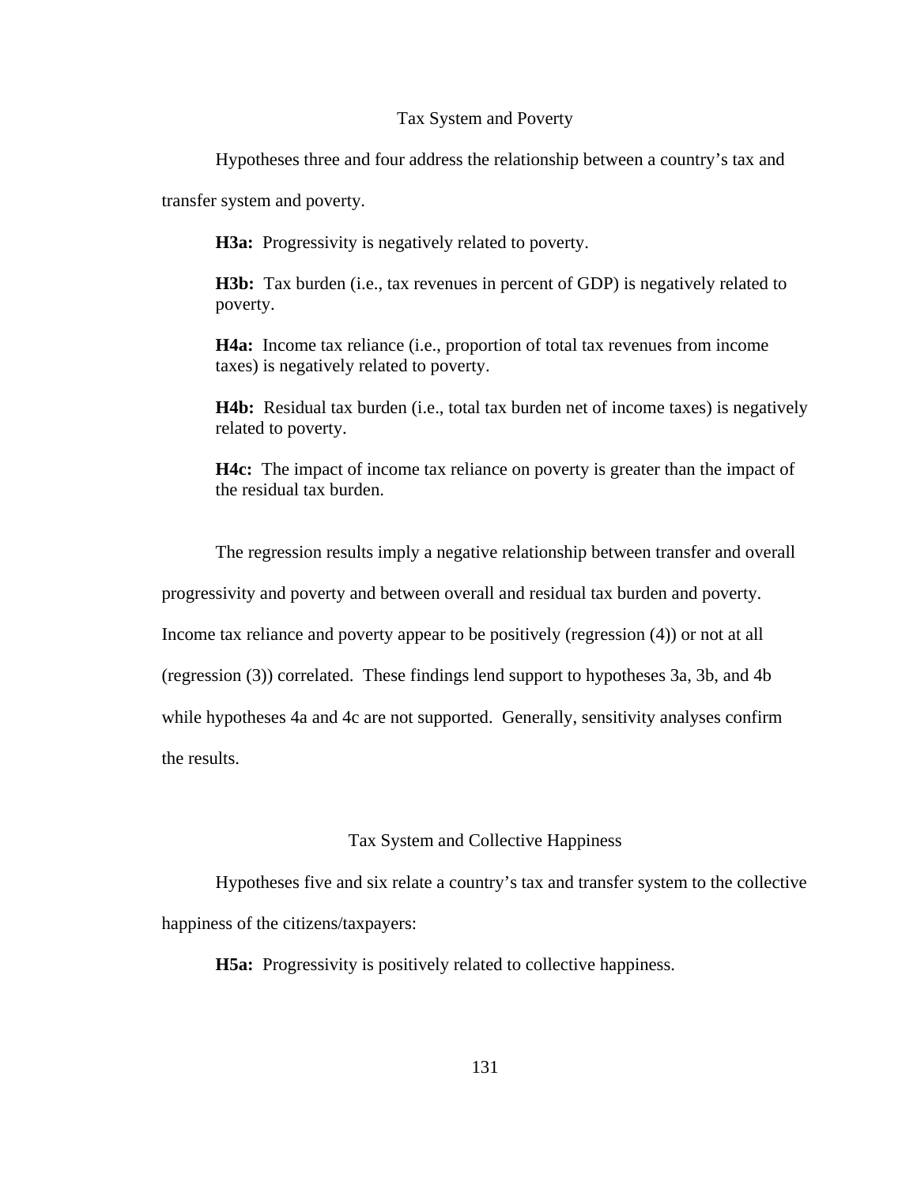## Tax System and Poverty

Hypotheses three and four address the relationship between a country's tax and transfer system and poverty.

> **H3a:** Progressivity is negatively related to poverty.
>
> **H3b:** Tax burden (i.e., tax revenues in percent of GDP) is negatively related to poverty.
>
> **H4a:** Income tax reliance (i.e., proportion of total tax revenues from income taxes) is negatively related to poverty.
>
> **H4b:** Residual tax burden (i.e., total tax burden net of income taxes) is negatively related to poverty.
>
> **H4c:** The impact of income tax reliance on poverty is greater than the impact of the residual tax burden.

The regression results imply a negative relationship between transfer and overall progressivity and poverty and between overall and residual tax burden and poverty. Income tax reliance and poverty appear to be positively (regression (4)) or not at all (regression (3)) correlated. These findings lend support to hypotheses 3a, 3b, and 4b while hypotheses 4a and 4c are not supported. Generally, sensitivity analyses confirm the results.

## Tax System and Collective Happiness

Hypotheses five and six relate a country's tax and transfer system to the collective happiness of the citizens/taxpayers:

> **H5a:** Progressivity is positively related to collective happiness.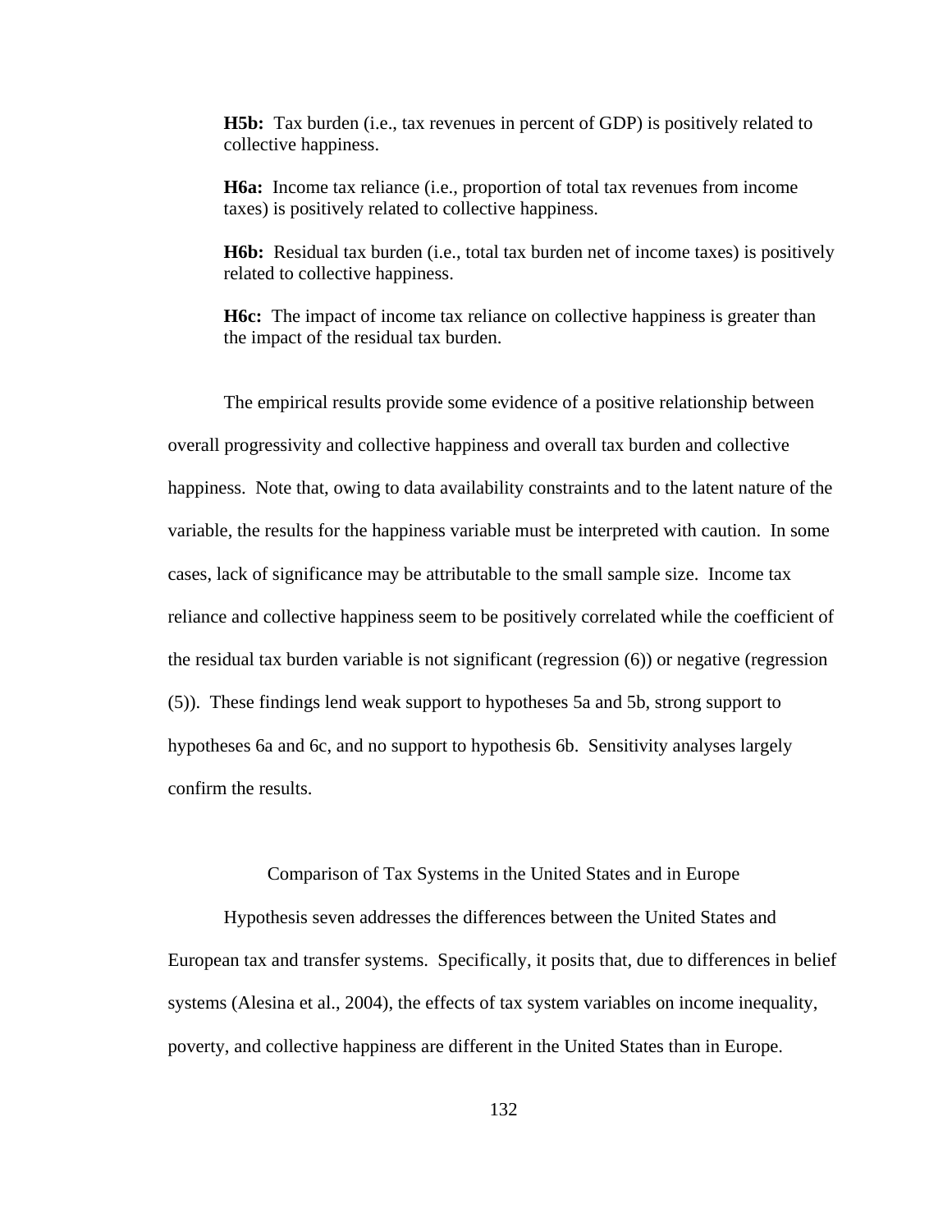**H5b:** Tax burden (i.e., tax revenues in percent of GDP) is positively related to collective happiness.

**H6a:** Income tax reliance (i.e., proportion of total tax revenues from income taxes) is positively related to collective happiness.

**H6b:** Residual tax burden (i.e., total tax burden net of income taxes) is positively related to collective happiness.

**H6c:** The impact of income tax reliance on collective happiness is greater than the impact of the residual tax burden.

The empirical results provide some evidence of a positive relationship between overall progressivity and collective happiness and overall tax burden and collective happiness. Note that, owing to data availability constraints and to the latent nature of the variable, the results for the happiness variable must be interpreted with caution. In some cases, lack of significance may be attributable to the small sample size. Income tax reliance and collective happiness seem to be positively correlated while the coefficient of the residual tax burden variable is not significant (regression (6)) or negative (regression (5)). These findings lend weak support to hypotheses 5a and 5b, strong support to hypotheses 6a and 6c, and no support to hypothesis 6b. Sensitivity analyses largely confirm the results.

## Comparison of Tax Systems in the United States and in Europe

Hypothesis seven addresses the differences between the United States and European tax and transfer systems. Specifically, it posits that, due to differences in belief systems (Alesina et al., 2004), the effects of tax system variables on income inequality, poverty, and collective happiness are different in the United States than in Europe.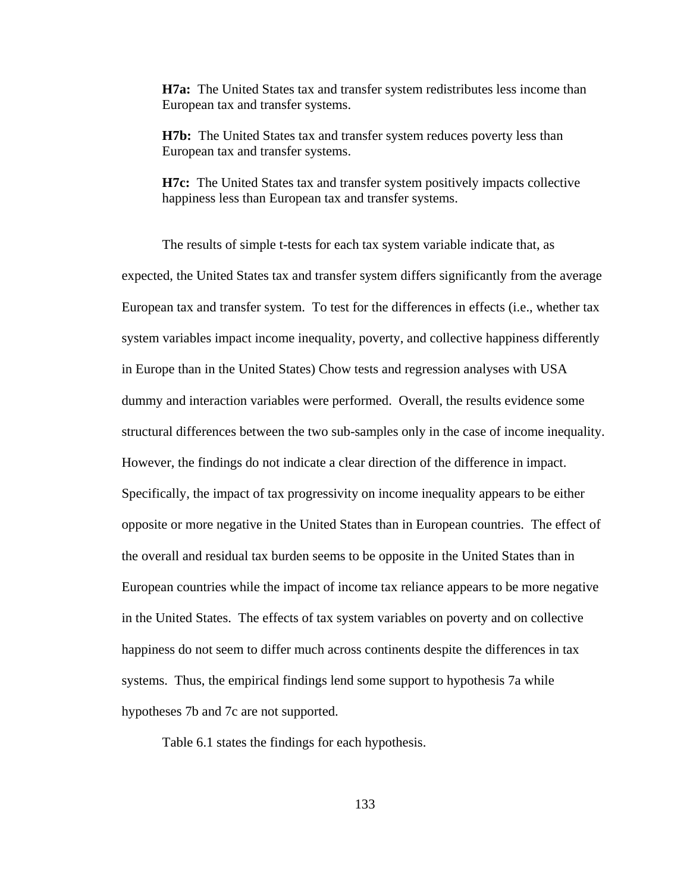**H7a:** The United States tax and transfer system redistributes less income than European tax and transfer systems.

**H7b:** The United States tax and transfer system reduces poverty less than European tax and transfer systems.

**H7c:** The United States tax and transfer system positively impacts collective happiness less than European tax and transfer systems.

The results of simple t-tests for each tax system variable indicate that, as expected, the United States tax and transfer system differs significantly from the average European tax and transfer system. To test for the differences in effects (i.e., whether tax system variables impact income inequality, poverty, and collective happiness differently in Europe than in the United States) Chow tests and regression analyses with USA dummy and interaction variables were performed. Overall, the results evidence some structural differences between the two sub-samples only in the case of income inequality. However, the findings do not indicate a clear direction of the difference in impact. Specifically, the impact of tax progressivity on income inequality appears to be either opposite or more negative in the United States than in European countries. The effect of the overall and residual tax burden seems to be opposite in the United States than in European countries while the impact of income tax reliance appears to be more negative in the United States. The effects of tax system variables on poverty and on collective happiness do not seem to differ much across continents despite the differences in tax systems. Thus, the empirical findings lend some support to hypothesis 7a while hypotheses 7b and 7c are not supported.

Table 6.1 states the findings for each hypothesis.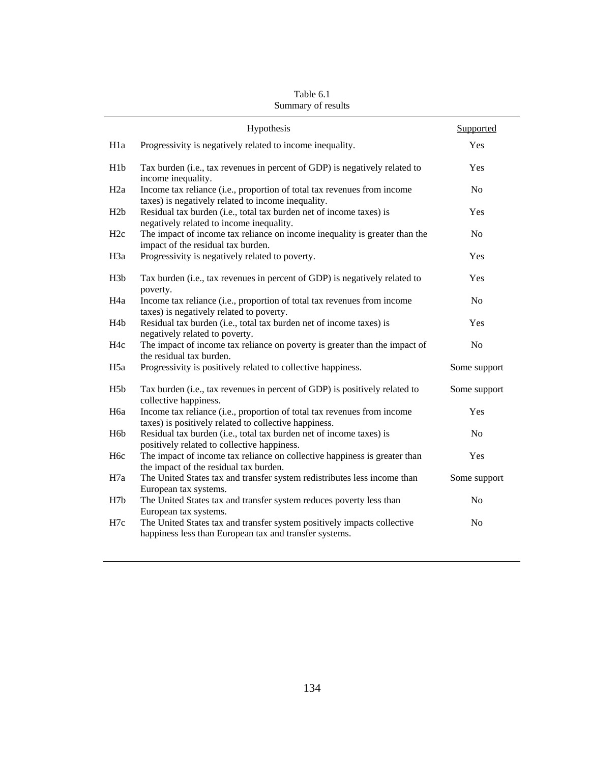Table 6.1
Summary of results

| | Hypothesis | Supported |
|---|---|---|
| H1a | Progressivity is negatively related to income inequality. | Yes |
| H1b | Tax burden (i.e., tax revenues in percent of GDP) is negatively related to income inequality. | Yes |
| H2a | Income tax reliance (i.e., proportion of total tax revenues from income taxes) is negatively related to income inequality. | No |
| H2b | Residual tax burden (i.e., total tax burden net of income taxes) is negatively related to income inequality. | Yes |
| H2c | The impact of income tax reliance on income inequality is greater than the impact of the residual tax burden. | No |
| H3a | Progressivity is negatively related to poverty. | Yes |
| H3b | Tax burden (i.e., tax revenues in percent of GDP) is negatively related to poverty. | Yes |
| H4a | Income tax reliance (i.e., proportion of total tax revenues from income taxes) is negatively related to poverty. | No |
| H4b | Residual tax burden (i.e., total tax burden net of income taxes) is negatively related to poverty. | Yes |
| H4c | The impact of income tax reliance on poverty is greater than the impact of the residual tax burden. | No |
| H5a | Progressivity is positively related to collective happiness. | Some support |
| H5b | Tax burden (i.e., tax revenues in percent of GDP) is positively related to collective happiness. | Some support |
| H6a | Income tax reliance (i.e., proportion of total tax revenues from income taxes) is positively related to collective happiness. | Yes |
| H6b | Residual tax burden (i.e., total tax burden net of income taxes) is positively related to collective happiness. | No |
| H6c | The impact of income tax reliance on collective happiness is greater than the impact of the residual tax burden. | Yes |
| H7a | The United States tax and transfer system redistributes less income than European tax systems. | Some support |
| H7b | The United States tax and transfer system reduces poverty less than European tax systems. | No |
| H7c | The United States tax and transfer system positively impacts collective happiness less than European tax and transfer systems. | No |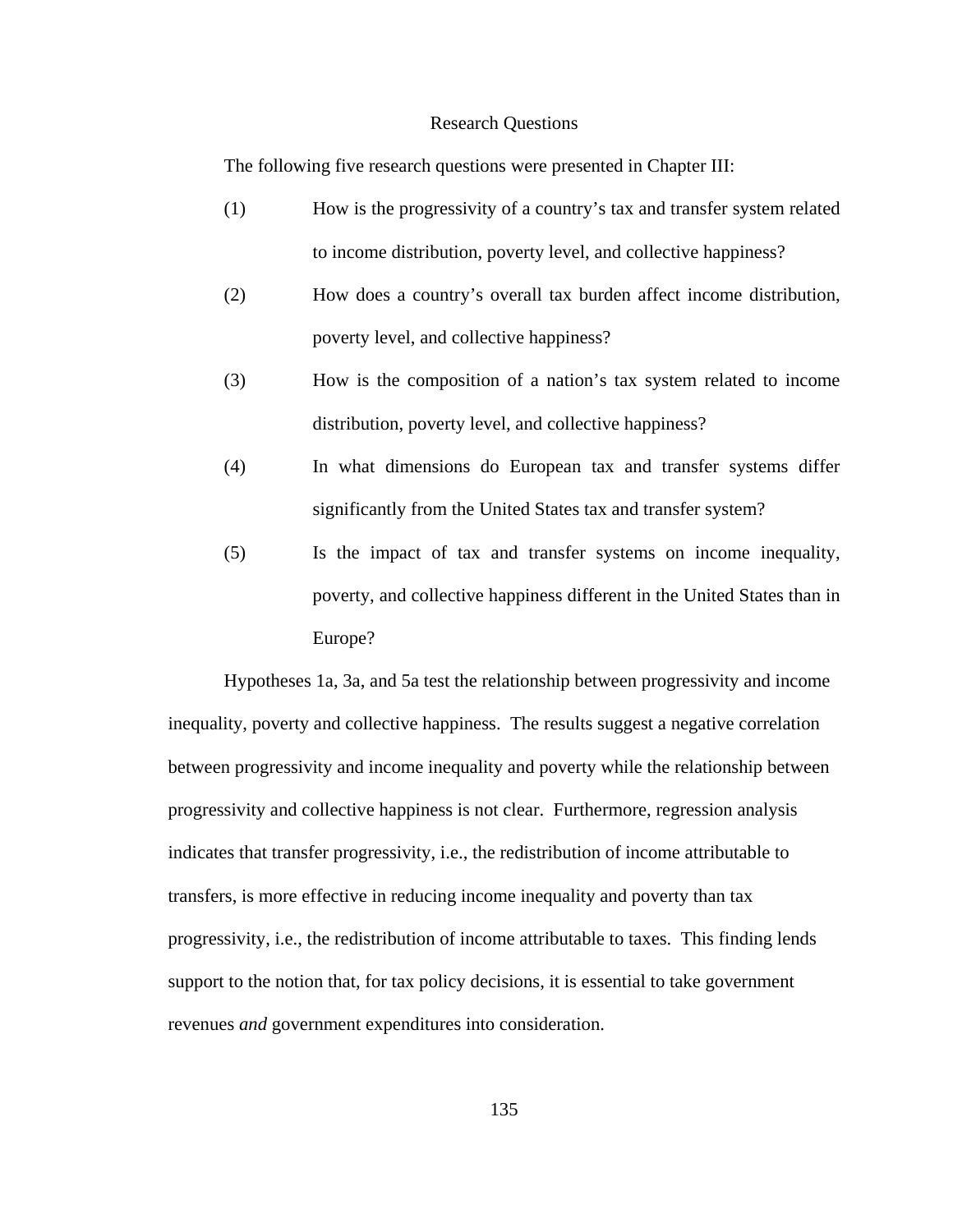## Research Questions

The following five research questions were presented in Chapter III:

(1) How is the progressivity of a country's tax and transfer system related to income distribution, poverty level, and collective happiness?

(2) How does a country's overall tax burden affect income distribution, poverty level, and collective happiness?

(3) How is the composition of a nation's tax system related to income distribution, poverty level, and collective happiness?

(4) In what dimensions do European tax and transfer systems differ significantly from the United States tax and transfer system?

(5) Is the impact of tax and transfer systems on income inequality, poverty, and collective happiness different in the United States than in Europe?

Hypotheses 1a, 3a, and 5a test the relationship between progressivity and income inequality, poverty and collective happiness. The results suggest a negative correlation between progressivity and income inequality and poverty while the relationship between progressivity and collective happiness is not clear. Furthermore, regression analysis indicates that transfer progressivity, i.e., the redistribution of income attributable to transfers, is more effective in reducing income inequality and poverty than tax progressivity, i.e., the redistribution of income attributable to taxes. This finding lends support to the notion that, for tax policy decisions, it is essential to take government revenues *and* government expenditures into consideration.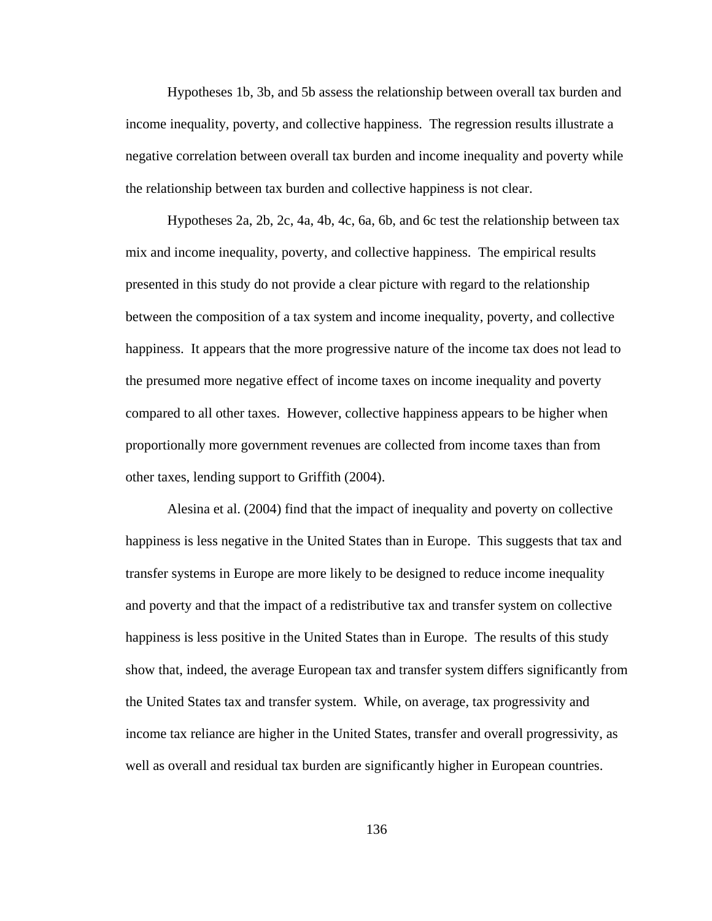Hypotheses 1b, 3b, and 5b assess the relationship between overall tax burden and income inequality, poverty, and collective happiness. The regression results illustrate a negative correlation between overall tax burden and income inequality and poverty while the relationship between tax burden and collective happiness is not clear.

Hypotheses 2a, 2b, 2c, 4a, 4b, 4c, 6a, 6b, and 6c test the relationship between tax mix and income inequality, poverty, and collective happiness. The empirical results presented in this study do not provide a clear picture with regard to the relationship between the composition of a tax system and income inequality, poverty, and collective happiness. It appears that the more progressive nature of the income tax does not lead to the presumed more negative effect of income taxes on income inequality and poverty compared to all other taxes. However, collective happiness appears to be higher when proportionally more government revenues are collected from income taxes than from other taxes, lending support to Griffith (2004).

Alesina et al. (2004) find that the impact of inequality and poverty on collective happiness is less negative in the United States than in Europe. This suggests that tax and transfer systems in Europe are more likely to be designed to reduce income inequality and poverty and that the impact of a redistributive tax and transfer system on collective happiness is less positive in the United States than in Europe. The results of this study show that, indeed, the average European tax and transfer system differs significantly from the United States tax and transfer system. While, on average, tax progressivity and income tax reliance are higher in the United States, transfer and overall progressivity, as well as overall and residual tax burden are significantly higher in European countries.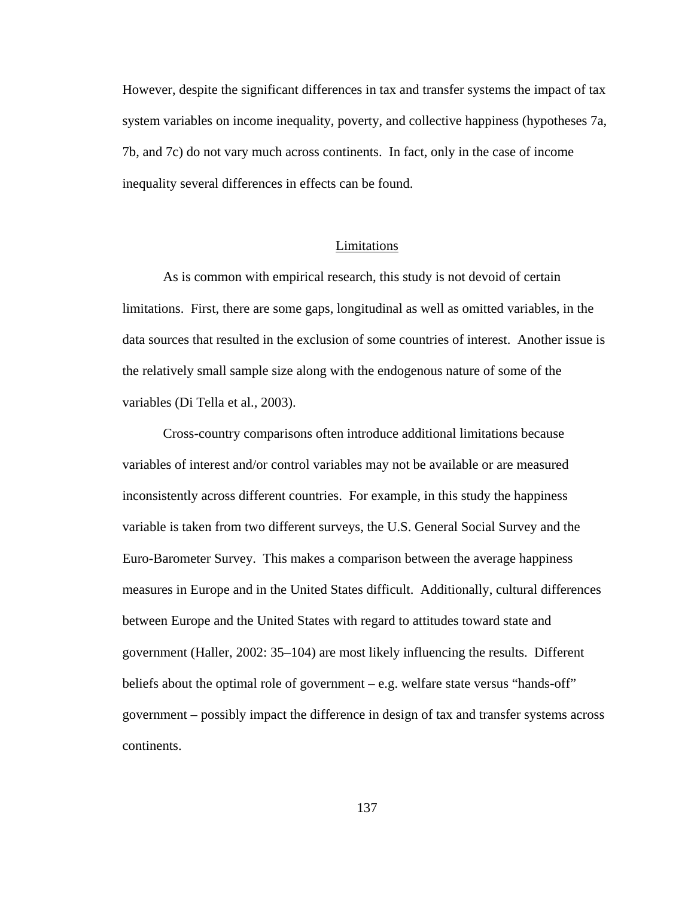However, despite the significant differences in tax and transfer systems the impact of tax system variables on income inequality, poverty, and collective happiness (hypotheses 7a, 7b, and 7c) do not vary much across continents. In fact, only in the case of income inequality several differences in effects can be found.

## Limitations

As is common with empirical research, this study is not devoid of certain limitations. First, there are some gaps, longitudinal as well as omitted variables, in the data sources that resulted in the exclusion of some countries of interest. Another issue is the relatively small sample size along with the endogenous nature of some of the variables (Di Tella et al., 2003).

Cross-country comparisons often introduce additional limitations because variables of interest and/or control variables may not be available or are measured inconsistently across different countries. For example, in this study the happiness variable is taken from two different surveys, the U.S. General Social Survey and the Euro-Barometer Survey. This makes a comparison between the average happiness measures in Europe and in the United States difficult. Additionally, cultural differences between Europe and the United States with regard to attitudes toward state and government (Haller, 2002: 35–104) are most likely influencing the results. Different beliefs about the optimal role of government – e.g. welfare state versus "hands-off" government – possibly impact the difference in design of tax and transfer systems across continents.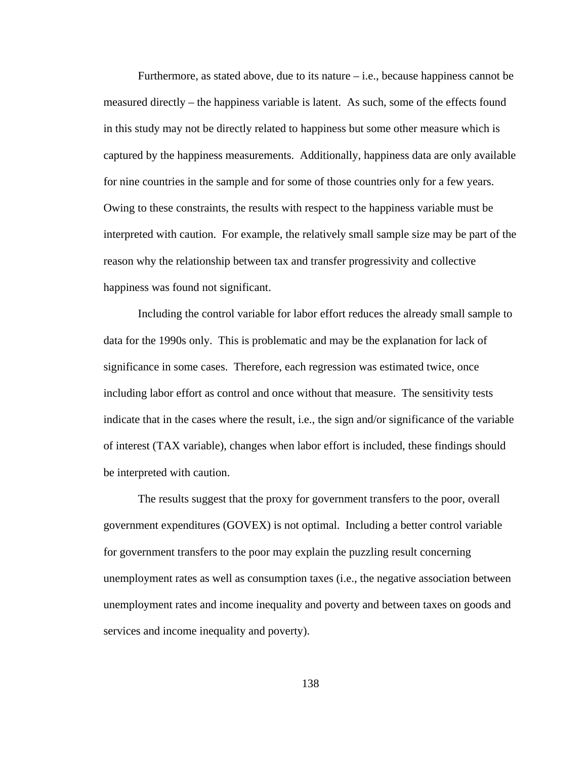Furthermore, as stated above, due to its nature – i.e., because happiness cannot be measured directly – the happiness variable is latent. As such, some of the effects found in this study may not be directly related to happiness but some other measure which is captured by the happiness measurements. Additionally, happiness data are only available for nine countries in the sample and for some of those countries only for a few years. Owing to these constraints, the results with respect to the happiness variable must be interpreted with caution. For example, the relatively small sample size may be part of the reason why the relationship between tax and transfer progressivity and collective happiness was found not significant.

Including the control variable for labor effort reduces the already small sample to data for the 1990s only. This is problematic and may be the explanation for lack of significance in some cases. Therefore, each regression was estimated twice, once including labor effort as control and once without that measure. The sensitivity tests indicate that in the cases where the result, i.e., the sign and/or significance of the variable of interest (TAX variable), changes when labor effort is included, these findings should be interpreted with caution.

The results suggest that the proxy for government transfers to the poor, overall government expenditures (GOVEX) is not optimal. Including a better control variable for government transfers to the poor may explain the puzzling result concerning unemployment rates as well as consumption taxes (i.e., the negative association between unemployment rates and income inequality and poverty and between taxes on goods and services and income inequality and poverty).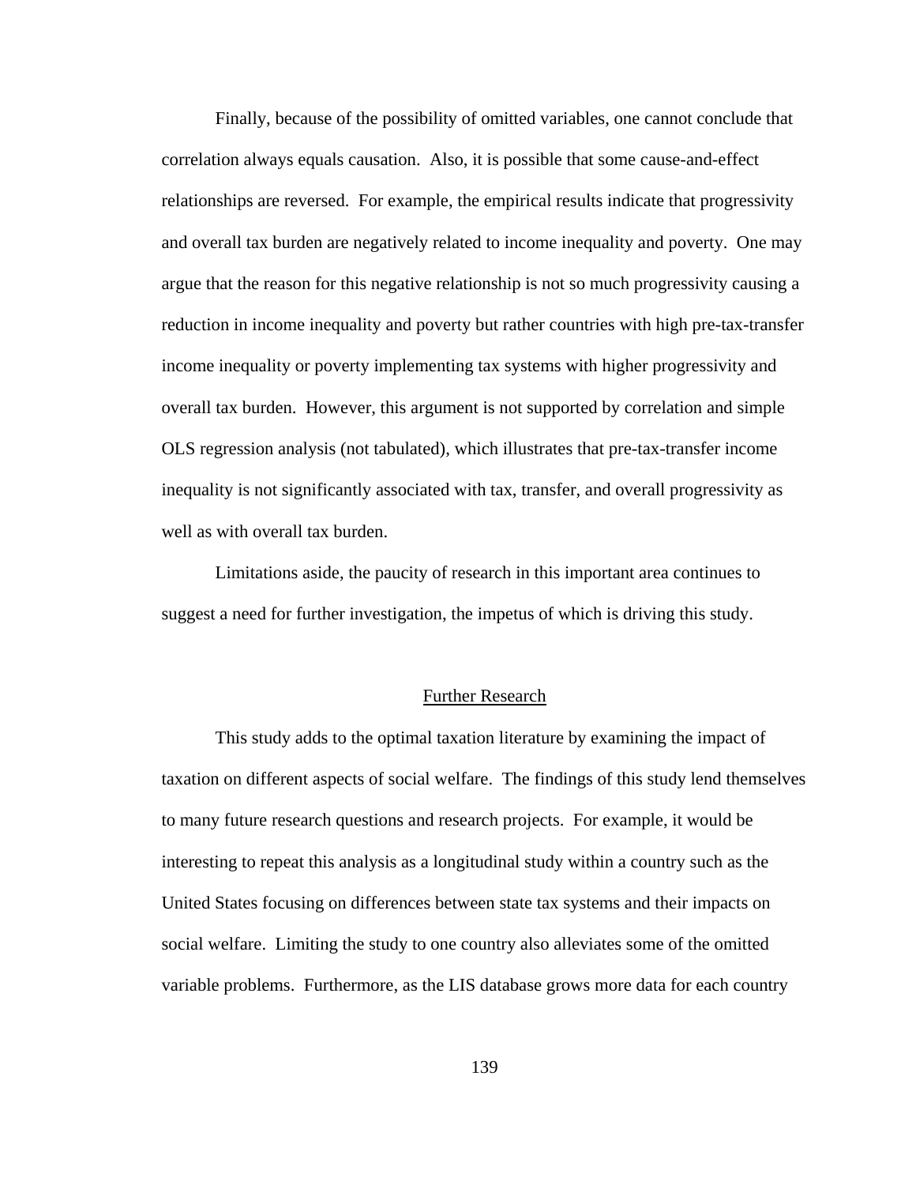Finally, because of the possibility of omitted variables, one cannot conclude that correlation always equals causation. Also, it is possible that some cause-and-effect relationships are reversed. For example, the empirical results indicate that progressivity and overall tax burden are negatively related to income inequality and poverty. One may argue that the reason for this negative relationship is not so much progressivity causing a reduction in income inequality and poverty but rather countries with high pre-tax-transfer income inequality or poverty implementing tax systems with higher progressivity and overall tax burden. However, this argument is not supported by correlation and simple OLS regression analysis (not tabulated), which illustrates that pre-tax-transfer income inequality is not significantly associated with tax, transfer, and overall progressivity as well as with overall tax burden.

Limitations aside, the paucity of research in this important area continues to suggest a need for further investigation, the impetus of which is driving this study.

## Further Research

This study adds to the optimal taxation literature by examining the impact of taxation on different aspects of social welfare. The findings of this study lend themselves to many future research questions and research projects. For example, it would be interesting to repeat this analysis as a longitudinal study within a country such as the United States focusing on differences between state tax systems and their impacts on social welfare. Limiting the study to one country also alleviates some of the omitted variable problems. Furthermore, as the LIS database grows more data for each country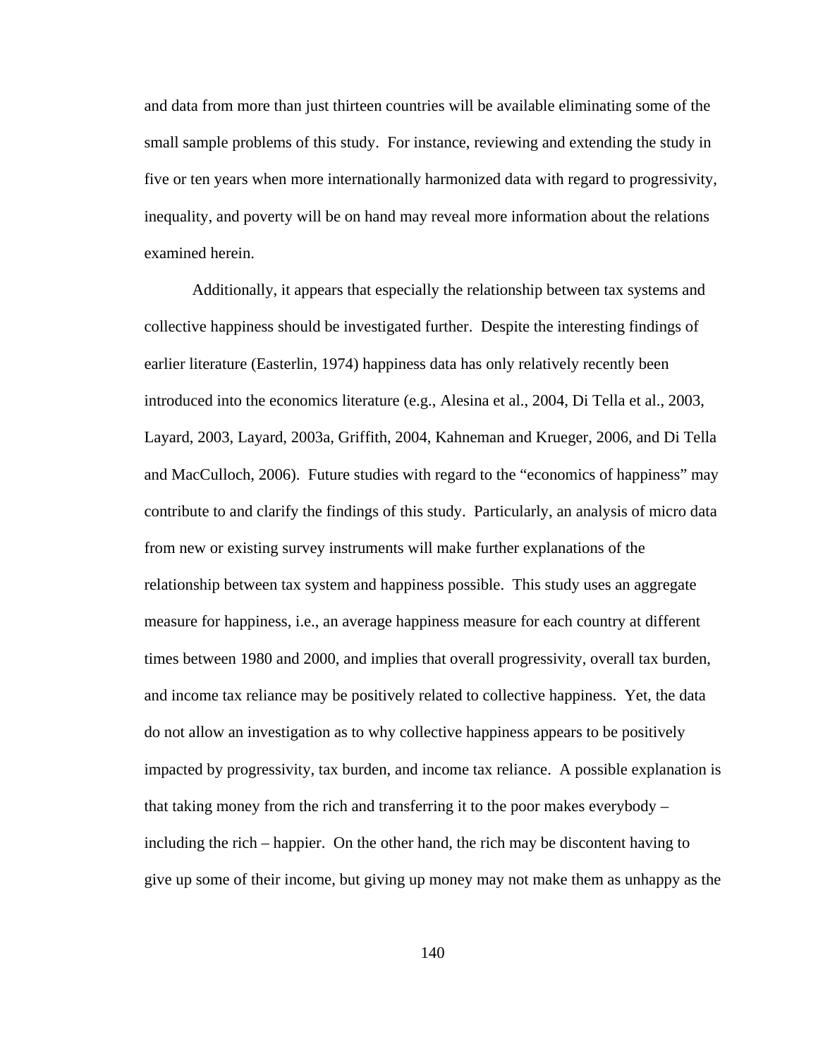and data from more than just thirteen countries will be available eliminating some of the small sample problems of this study. For instance, reviewing and extending the study in five or ten years when more internationally harmonized data with regard to progressivity, inequality, and poverty will be on hand may reveal more information about the relations examined herein.

Additionally, it appears that especially the relationship between tax systems and collective happiness should be investigated further. Despite the interesting findings of earlier literature (Easterlin, 1974) happiness data has only relatively recently been introduced into the economics literature (e.g., Alesina et al., 2004, Di Tella et al., 2003, Layard, 2003, Layard, 2003a, Griffith, 2004, Kahneman and Krueger, 2006, and Di Tella and MacCulloch, 2006). Future studies with regard to the "economics of happiness" may contribute to and clarify the findings of this study. Particularly, an analysis of micro data from new or existing survey instruments will make further explanations of the relationship between tax system and happiness possible. This study uses an aggregate measure for happiness, i.e., an average happiness measure for each country at different times between 1980 and 2000, and implies that overall progressivity, overall tax burden, and income tax reliance may be positively related to collective happiness. Yet, the data do not allow an investigation as to why collective happiness appears to be positively impacted by progressivity, tax burden, and income tax reliance. A possible explanation is that taking money from the rich and transferring it to the poor makes everybody – including the rich – happier. On the other hand, the rich may be discontent having to give up some of their income, but giving up money may not make them as unhappy as the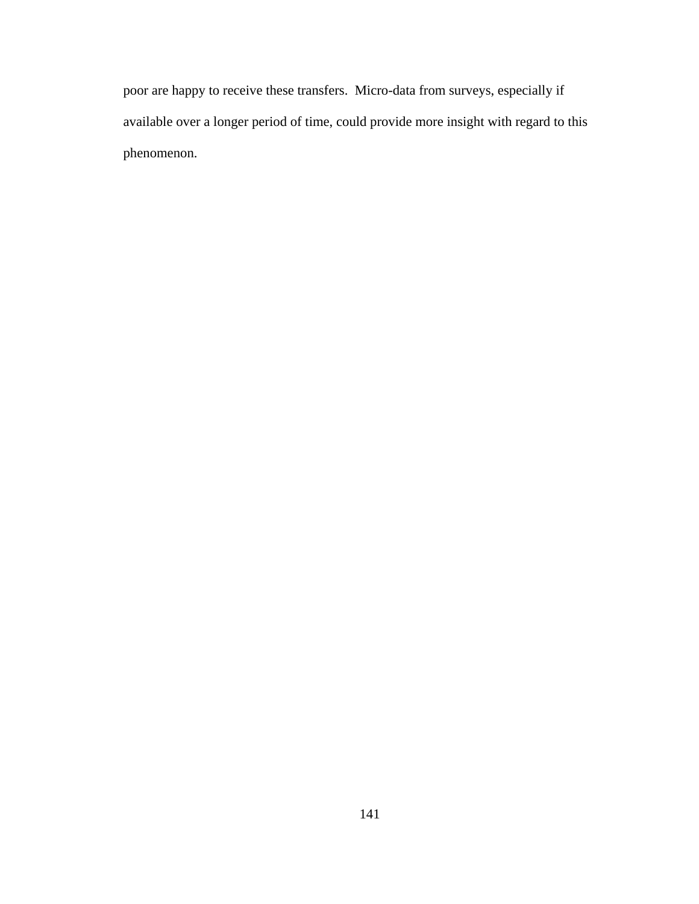poor are happy to receive these transfers.  Micro-data from surveys, especially if available over a longer period of time, could provide more insight with regard to this phenomenon.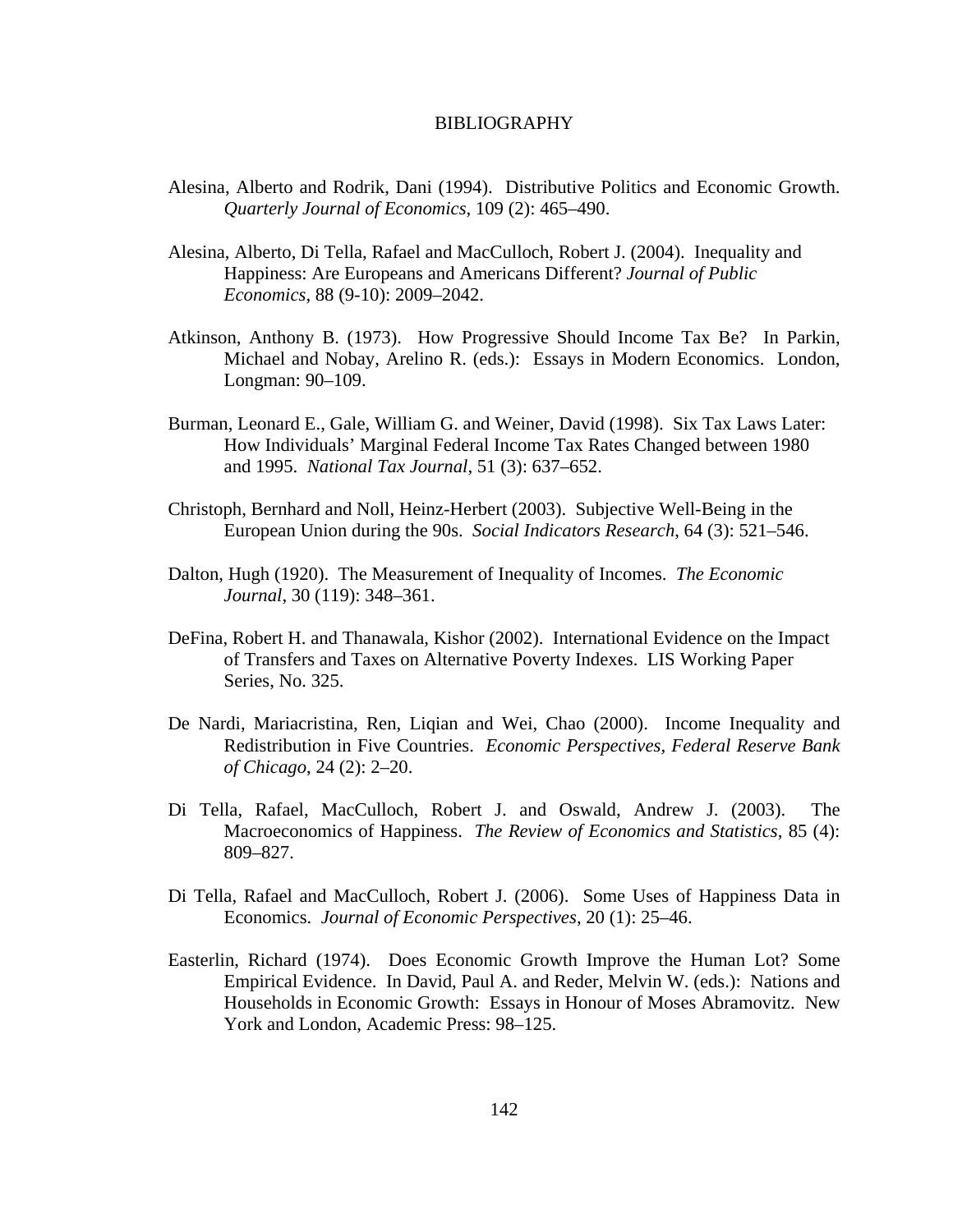# BIBLIOGRAPHY

Alesina, Alberto and Rodrik, Dani (1994). Distributive Politics and Economic Growth. *Quarterly Journal of Economics*, 109 (2): 465–490.

Alesina, Alberto, Di Tella, Rafael and MacCulloch, Robert J. (2004). Inequality and Happiness: Are Europeans and Americans Different? *Journal of Public Economics*, 88 (9-10): 2009–2042.

Atkinson, Anthony B. (1973). How Progressive Should Income Tax Be? In Parkin, Michael and Nobay, Arelino R. (eds.): Essays in Modern Economics. London, Longman: 90–109.

Burman, Leonard E., Gale, William G. and Weiner, David (1998). Six Tax Laws Later: How Individuals' Marginal Federal Income Tax Rates Changed between 1980 and 1995. *National Tax Journal*, 51 (3): 637–652.

Christoph, Bernhard and Noll, Heinz-Herbert (2003). Subjective Well-Being in the European Union during the 90s. *Social Indicators Research*, 64 (3): 521–546.

Dalton, Hugh (1920). The Measurement of Inequality of Incomes. *The Economic Journal*, 30 (119): 348–361.

DeFina, Robert H. and Thanawala, Kishor (2002). International Evidence on the Impact of Transfers and Taxes on Alternative Poverty Indexes. LIS Working Paper Series, No. 325.

De Nardi, Mariacristina, Ren, Liqian and Wei, Chao (2000). Income Inequality and Redistribution in Five Countries. *Economic Perspectives, Federal Reserve Bank of Chicago*, 24 (2): 2–20.

Di Tella, Rafael, MacCulloch, Robert J. and Oswald, Andrew J. (2003). The Macroeconomics of Happiness. *The Review of Economics and Statistics*, 85 (4): 809–827.

Di Tella, Rafael and MacCulloch, Robert J. (2006). Some Uses of Happiness Data in Economics. *Journal of Economic Perspectives*, 20 (1): 25–46.

Easterlin, Richard (1974). Does Economic Growth Improve the Human Lot? Some Empirical Evidence. In David, Paul A. and Reder, Melvin W. (eds.): Nations and Households in Economic Growth: Essays in Honour of Moses Abramovitz. New York and London, Academic Press: 98–125.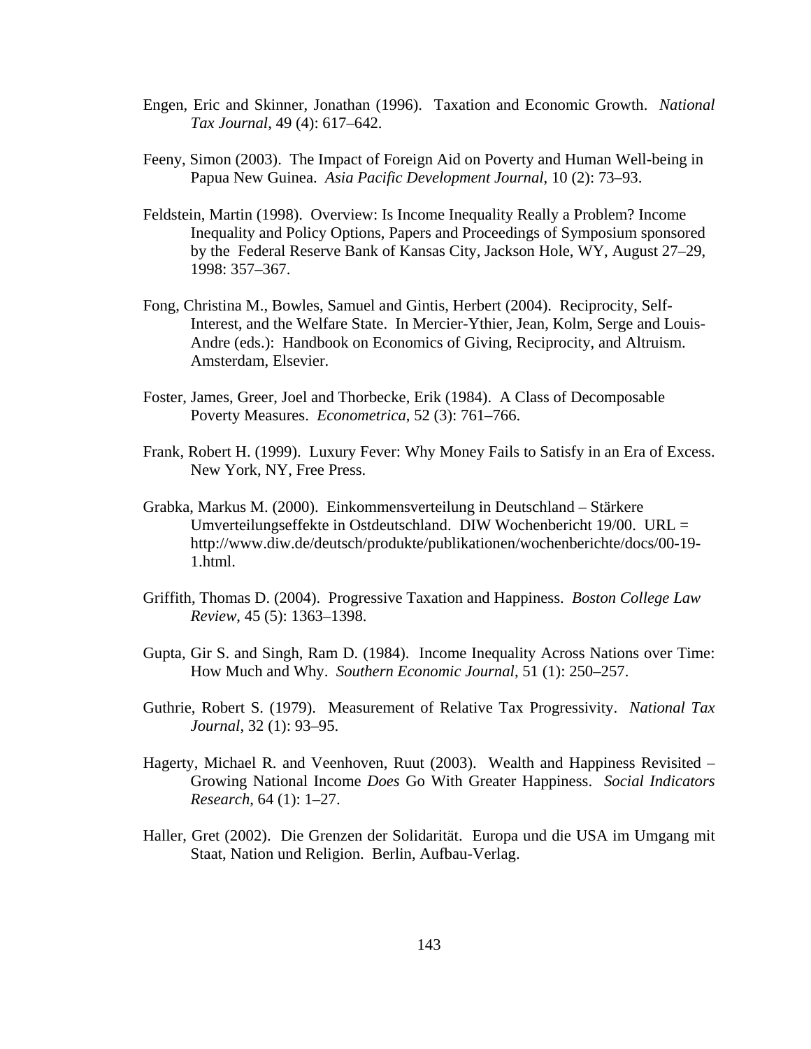Engen, Eric and Skinner, Jonathan (1996). Taxation and Economic Growth. *National Tax Journal*, 49 (4): 617–642.

Feeny, Simon (2003). The Impact of Foreign Aid on Poverty and Human Well-being in Papua New Guinea. *Asia Pacific Development Journal*, 10 (2): 73–93.

Feldstein, Martin (1998). Overview: Is Income Inequality Really a Problem? Income Inequality and Policy Options, Papers and Proceedings of Symposium sponsored by the Federal Reserve Bank of Kansas City, Jackson Hole, WY, August 27–29, 1998: 357–367.

Fong, Christina M., Bowles, Samuel and Gintis, Herbert (2004). Reciprocity, Self-Interest, and the Welfare State. In Mercier-Ythier, Jean, Kolm, Serge and Louis-Andre (eds.): Handbook on Economics of Giving, Reciprocity, and Altruism. Amsterdam, Elsevier.

Foster, James, Greer, Joel and Thorbecke, Erik (1984). A Class of Decomposable Poverty Measures. *Econometrica*, 52 (3): 761–766.

Frank, Robert H. (1999). Luxury Fever: Why Money Fails to Satisfy in an Era of Excess. New York, NY, Free Press.

Grabka, Markus M. (2000). Einkommensverteilung in Deutschland – Stärkere Umverteilungseffekte in Ostdeutschland. DIW Wochenbericht 19/00. URL = http://www.diw.de/deutsch/produkte/publikationen/wochenberichte/docs/00-19-1.html.

Griffith, Thomas D. (2004). Progressive Taxation and Happiness. *Boston College Law Review*, 45 (5): 1363–1398.

Gupta, Gir S. and Singh, Ram D. (1984). Income Inequality Across Nations over Time: How Much and Why. *Southern Economic Journal*, 51 (1): 250–257.

Guthrie, Robert S. (1979). Measurement of Relative Tax Progressivity. *National Tax Journal*, 32 (1): 93–95.

Hagerty, Michael R. and Veenhoven, Ruut (2003). Wealth and Happiness Revisited – Growing National Income *Does* Go With Greater Happiness. *Social Indicators Research*, 64 (1): 1–27.

Haller, Gret (2002). Die Grenzen der Solidarität. Europa und die USA im Umgang mit Staat, Nation und Religion. Berlin, Aufbau-Verlag.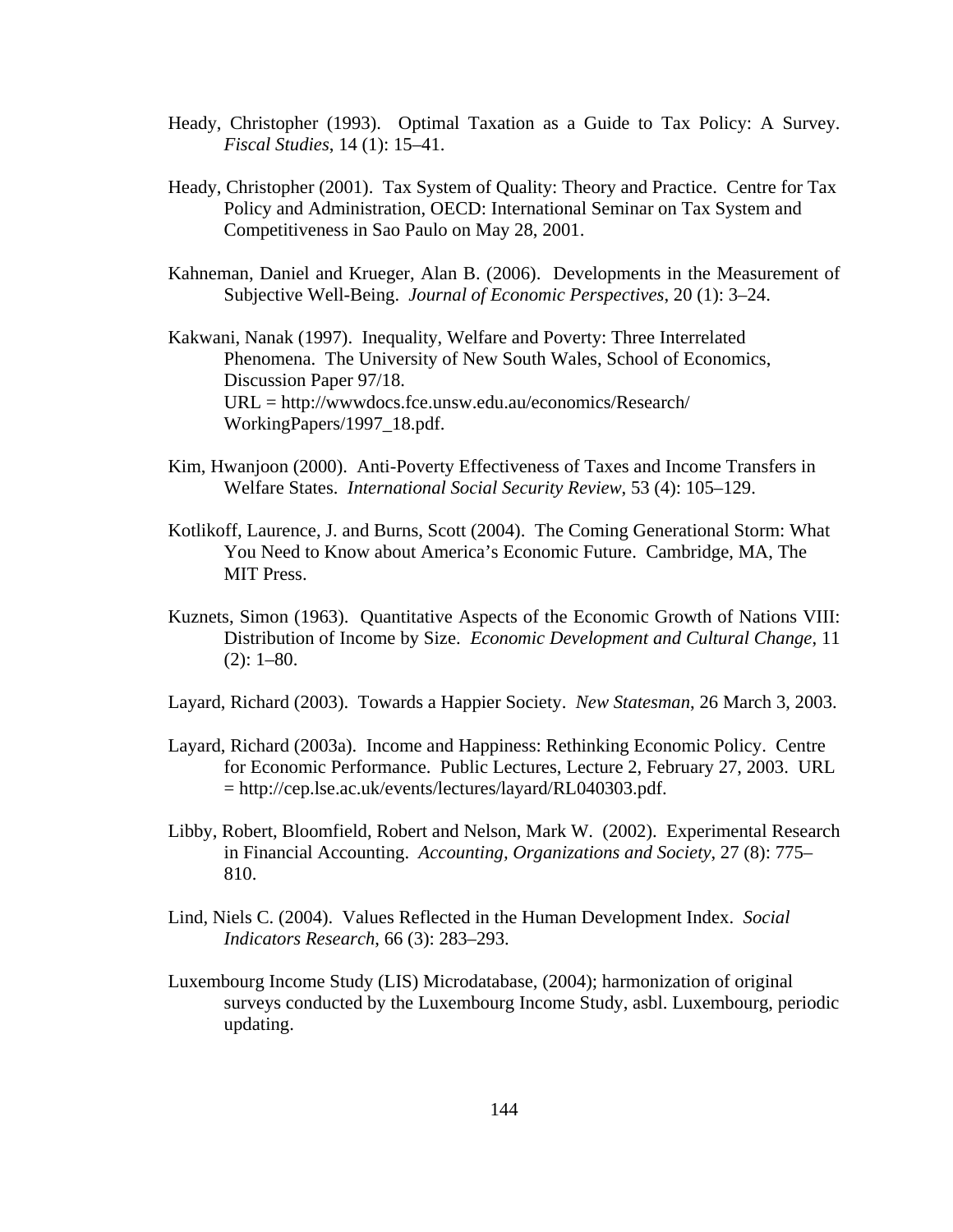Heady, Christopher (1993). Optimal Taxation as a Guide to Tax Policy: A Survey. *Fiscal Studies*, 14 (1): 15–41.

Heady, Christopher (2001). Tax System of Quality: Theory and Practice. Centre for Tax Policy and Administration, OECD: International Seminar on Tax System and Competitiveness in Sao Paulo on May 28, 2001.

Kahneman, Daniel and Krueger, Alan B. (2006). Developments in the Measurement of Subjective Well-Being. *Journal of Economic Perspectives*, 20 (1): 3–24.

Kakwani, Nanak (1997). Inequality, Welfare and Poverty: Three Interrelated Phenomena. The University of New South Wales, School of Economics, Discussion Paper 97/18.  
URL = http://wwwdocs.fce.unsw.edu.au/economics/Research/WorkingPapers/1997_18.pdf.

Kim, Hwanjoon (2000). Anti-Poverty Effectiveness of Taxes and Income Transfers in Welfare States. *International Social Security Review*, 53 (4): 105–129.

Kotlikoff, Laurence, J. and Burns, Scott (2004). The Coming Generational Storm: What You Need to Know about America's Economic Future. Cambridge, MA, The MIT Press.

Kuznets, Simon (1963). Quantitative Aspects of the Economic Growth of Nations VIII: Distribution of Income by Size. *Economic Development and Cultural Change*, 11 (2): 1–80.

Layard, Richard (2003). Towards a Happier Society. *New Statesman*, 26 March 3, 2003.

Layard, Richard (2003a). Income and Happiness: Rethinking Economic Policy. Centre for Economic Performance. Public Lectures, Lecture 2, February 27, 2003. URL = http://cep.lse.ac.uk/events/lectures/layard/RL040303.pdf.

Libby, Robert, Bloomfield, Robert and Nelson, Mark W. (2002). Experimental Research in Financial Accounting. *Accounting, Organizations and Society*, 27 (8): 775–810.

Lind, Niels C. (2004). Values Reflected in the Human Development Index. *Social Indicators Research*, 66 (3): 283–293.

Luxembourg Income Study (LIS) Microdatabase, (2004); harmonization of original surveys conducted by the Luxembourg Income Study, asbl. Luxembourg, periodic updating.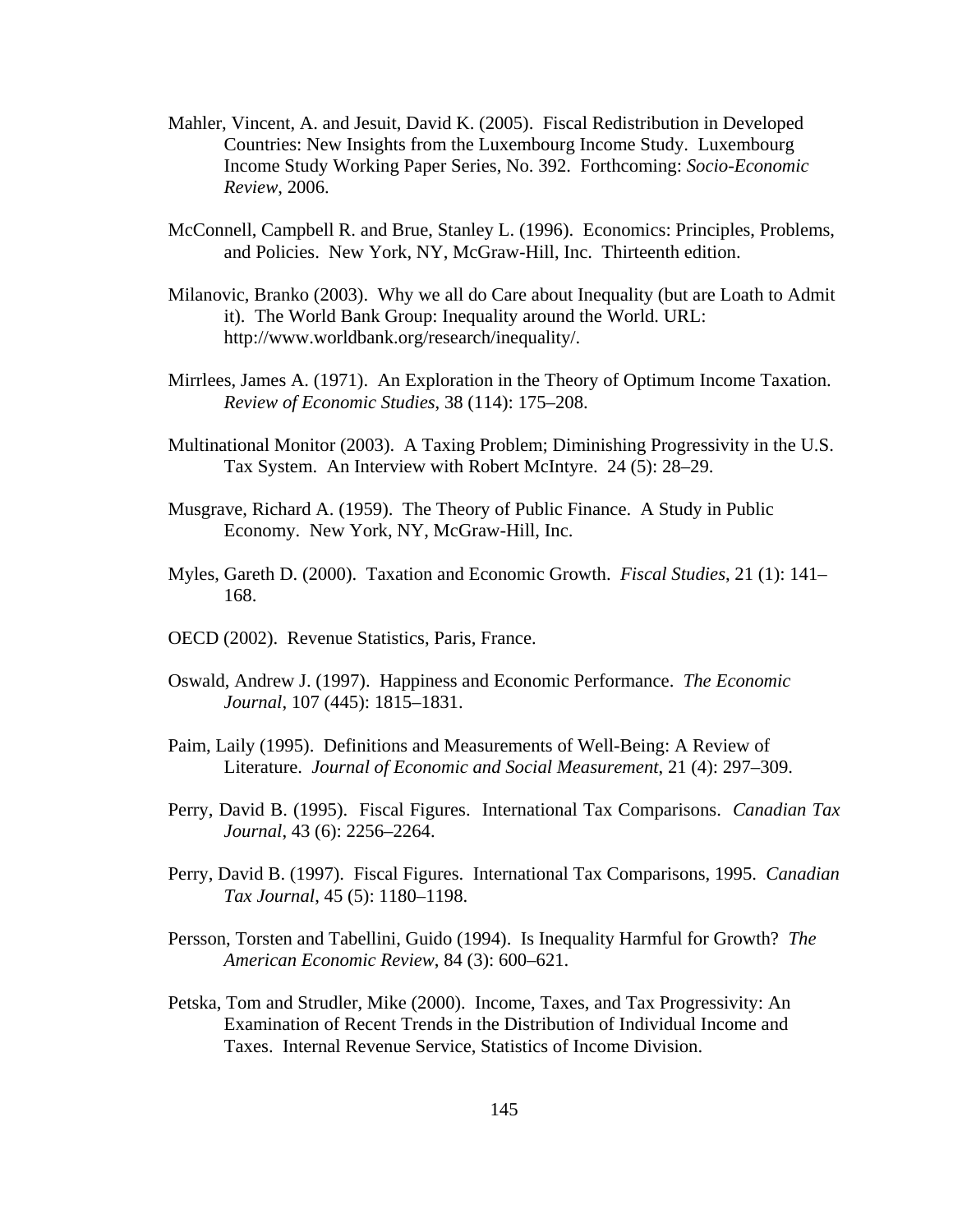Mahler, Vincent, A. and Jesuit, David K. (2005). Fiscal Redistribution in Developed Countries: New Insights from the Luxembourg Income Study. Luxembourg Income Study Working Paper Series, No. 392. Forthcoming: *Socio-Economic Review*, 2006.

McConnell, Campbell R. and Brue, Stanley L. (1996). Economics: Principles, Problems, and Policies. New York, NY, McGraw-Hill, Inc. Thirteenth edition.

Milanovic, Branko (2003). Why we all do Care about Inequality (but are Loath to Admit it). The World Bank Group: Inequality around the World. URL: http://www.worldbank.org/research/inequality/.

Mirrlees, James A. (1971). An Exploration in the Theory of Optimum Income Taxation. *Review of Economic Studies*, 38 (114): 175–208.

Multinational Monitor (2003). A Taxing Problem; Diminishing Progressivity in the U.S. Tax System. An Interview with Robert McIntyre. 24 (5): 28–29.

Musgrave, Richard A. (1959). The Theory of Public Finance. A Study in Public Economy. New York, NY, McGraw-Hill, Inc.

Myles, Gareth D. (2000). Taxation and Economic Growth. *Fiscal Studies*, 21 (1): 141–168.

OECD (2002). Revenue Statistics, Paris, France.

Oswald, Andrew J. (1997). Happiness and Economic Performance. *The Economic Journal*, 107 (445): 1815–1831.

Paim, Laily (1995). Definitions and Measurements of Well-Being: A Review of Literature. *Journal of Economic and Social Measurement*, 21 (4): 297–309.

Perry, David B. (1995). Fiscal Figures. International Tax Comparisons. *Canadian Tax Journal*, 43 (6): 2256–2264.

Perry, David B. (1997). Fiscal Figures. International Tax Comparisons, 1995. *Canadian Tax Journal*, 45 (5): 1180–1198.

Persson, Torsten and Tabellini, Guido (1994). Is Inequality Harmful for Growth? *The American Economic Review*, 84 (3): 600–621.

Petska, Tom and Strudler, Mike (2000). Income, Taxes, and Tax Progressivity: An Examination of Recent Trends in the Distribution of Individual Income and Taxes. Internal Revenue Service, Statistics of Income Division.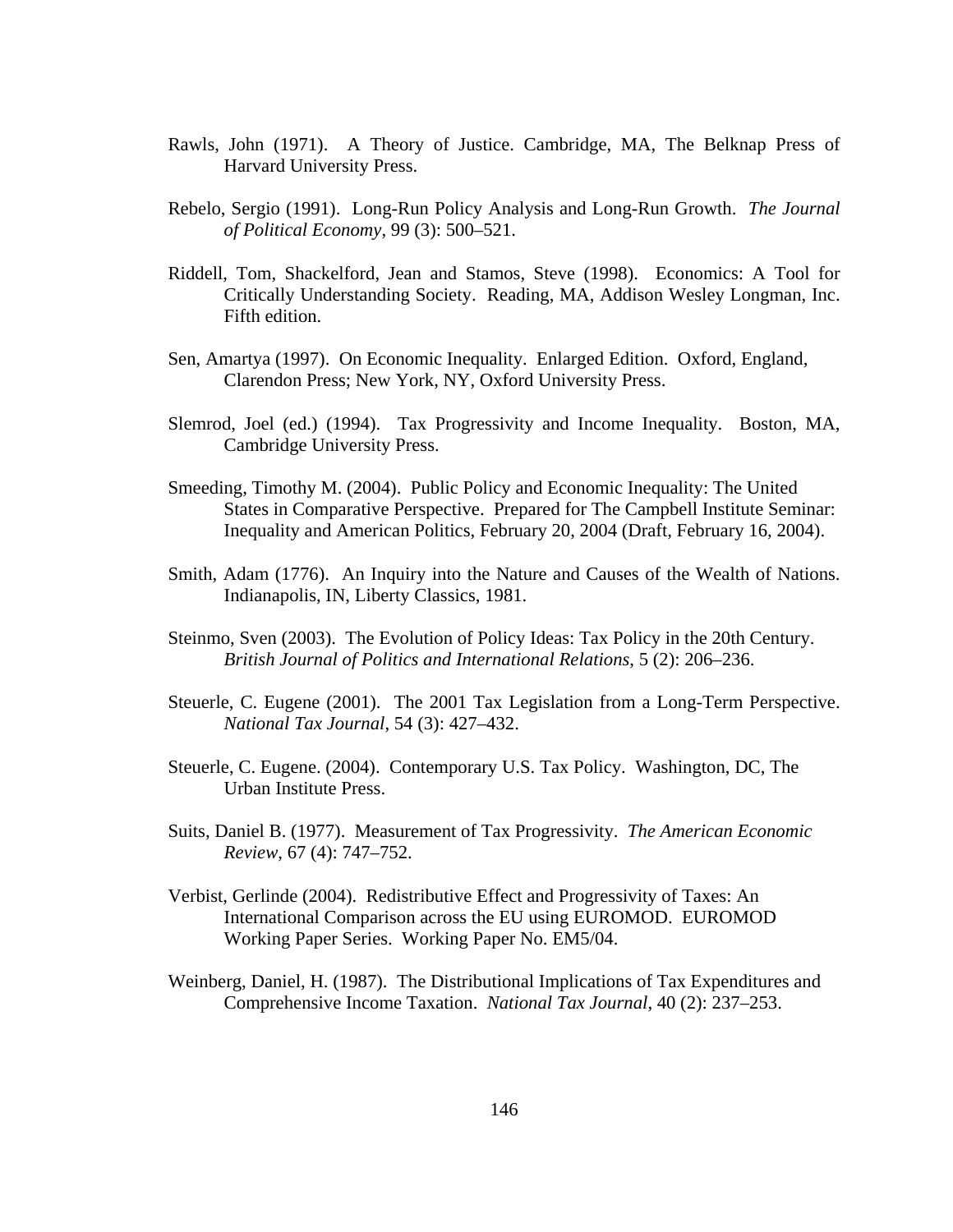Rawls, John (1971). A Theory of Justice. Cambridge, MA, The Belknap Press of Harvard University Press.

Rebelo, Sergio (1991). Long-Run Policy Analysis and Long-Run Growth. *The Journal of Political Economy*, 99 (3): 500–521.

Riddell, Tom, Shackelford, Jean and Stamos, Steve (1998). Economics: A Tool for Critically Understanding Society. Reading, MA, Addison Wesley Longman, Inc. Fifth edition.

Sen, Amartya (1997). On Economic Inequality. Enlarged Edition. Oxford, England, Clarendon Press; New York, NY, Oxford University Press.

Slemrod, Joel (ed.) (1994). Tax Progressivity and Income Inequality. Boston, MA, Cambridge University Press.

Smeeding, Timothy M. (2004). Public Policy and Economic Inequality: The United States in Comparative Perspective. Prepared for The Campbell Institute Seminar: Inequality and American Politics, February 20, 2004 (Draft, February 16, 2004).

Smith, Adam (1776). An Inquiry into the Nature and Causes of the Wealth of Nations. Indianapolis, IN, Liberty Classics, 1981.

Steinmo, Sven (2003). The Evolution of Policy Ideas: Tax Policy in the 20th Century. *British Journal of Politics and International Relations*, 5 (2): 206–236.

Steuerle, C. Eugene (2001). The 2001 Tax Legislation from a Long-Term Perspective. *National Tax Journal*, 54 (3): 427–432.

Steuerle, C. Eugene. (2004). Contemporary U.S. Tax Policy. Washington, DC, The Urban Institute Press.

Suits, Daniel B. (1977). Measurement of Tax Progressivity. *The American Economic Review*, 67 (4): 747–752.

Verbist, Gerlinde (2004). Redistributive Effect and Progressivity of Taxes: An International Comparison across the EU using EUROMOD. EUROMOD Working Paper Series. Working Paper No. EM5/04.

Weinberg, Daniel, H. (1987). The Distributional Implications of Tax Expenditures and Comprehensive Income Taxation. *National Tax Journal*, 40 (2): 237–253.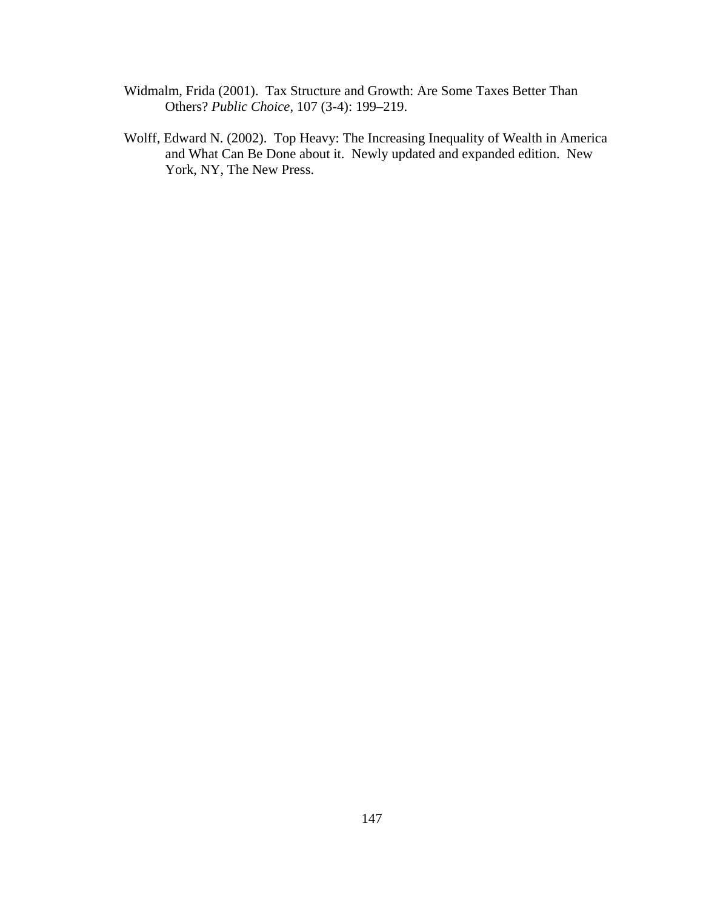Widmalm, Frida (2001). Tax Structure and Growth: Are Some Taxes Better Than Others? *Public Choice*, 107 (3-4): 199–219.

Wolff, Edward N. (2002). Top Heavy: The Increasing Inequality of Wealth in America and What Can Be Done about it. Newly updated and expanded edition. New York, NY, The New Press.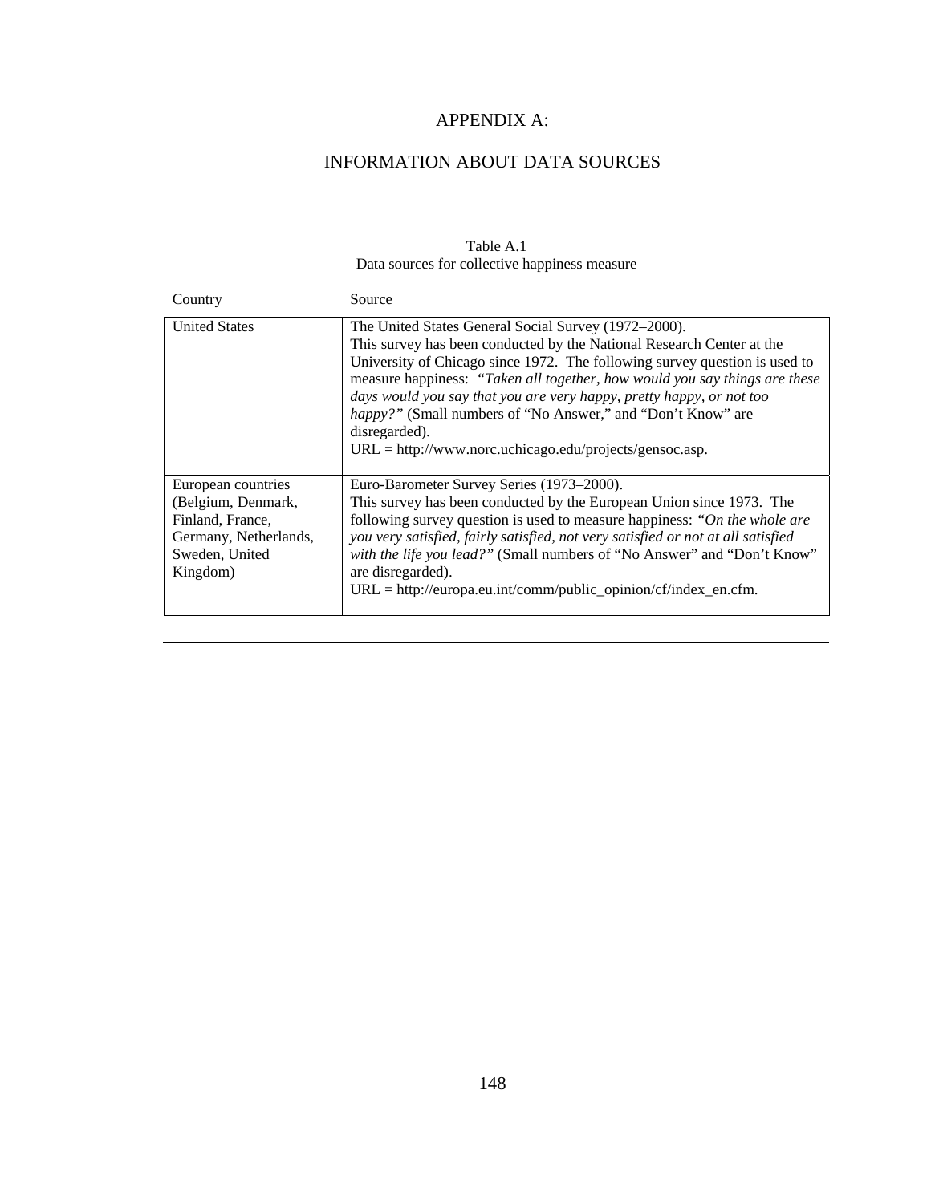# APPENDIX A:

# INFORMATION ABOUT DATA SOURCES

Table A.1
Data sources for collective happiness measure

| Country | Source |
|---|---|
| United States | The United States General Social Survey (1972–2000). This survey has been conducted by the National Research Center at the University of Chicago since 1972. The following survey question is used to measure happiness: *"Taken all together, how would you say things are these days would you say that you are very happy, pretty happy, or not too happy?"* (Small numbers of "No Answer," and "Don't Know" are disregarded). URL = http://www.norc.uchicago.edu/projects/gensoc.asp. |
| European countries (Belgium, Denmark, Finland, France, Germany, Netherlands, Sweden, United Kingdom) | Euro-Barometer Survey Series (1973–2000). This survey has been conducted by the European Union since 1973. The following survey question is used to measure happiness: *"On the whole are you very satisfied, fairly satisfied, not very satisfied or not at all satisfied with the life you lead?"* (Small numbers of "No Answer" and "Don't Know" are disregarded). URL = http://europa.eu.int/comm/public_opinion/cf/index_en.cfm. |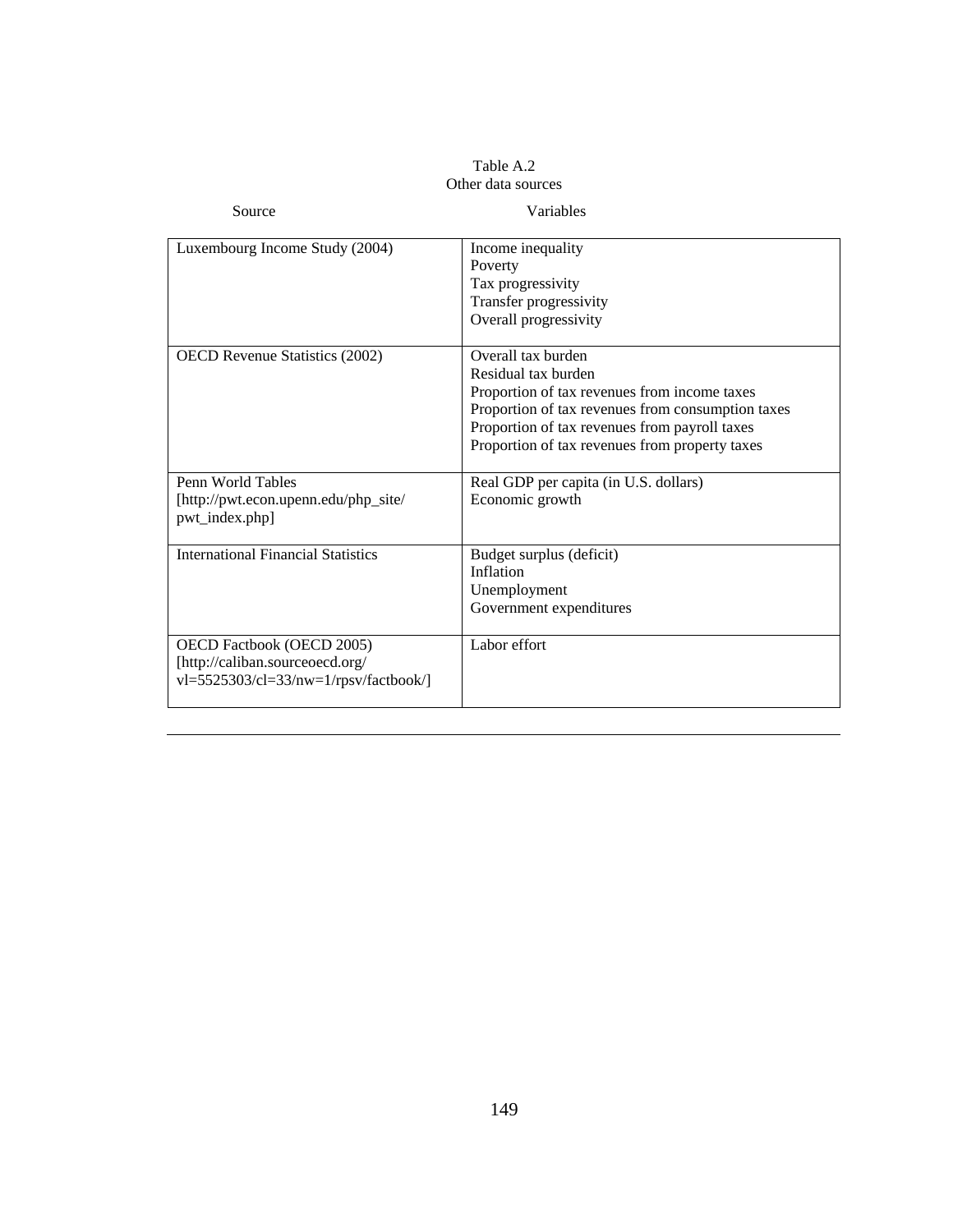Table A.2
Other data sources

| Source | Variables |
|---|---|
| Luxembourg Income Study (2004) | Income inequality<br>Poverty<br>Tax progressivity<br>Transfer progressivity<br>Overall progressivity |
| OECD Revenue Statistics (2002) | Overall tax burden<br>Residual tax burden<br>Proportion of tax revenues from income taxes<br>Proportion of tax revenues from consumption taxes<br>Proportion of tax revenues from payroll taxes<br>Proportion of tax revenues from property taxes |
| Penn World Tables [http://pwt.econ.upenn.edu/php_site/pwt_index.php] | Real GDP per capita (in U.S. dollars)<br>Economic growth |
| International Financial Statistics | Budget surplus (deficit)<br>Inflation<br>Unemployment<br>Government expenditures |
| OECD Factbook (OECD 2005) [http://caliban.sourceoecd.org/vl=5525303/cl=33/nw=1/rpsv/factbook/] | Labor effort |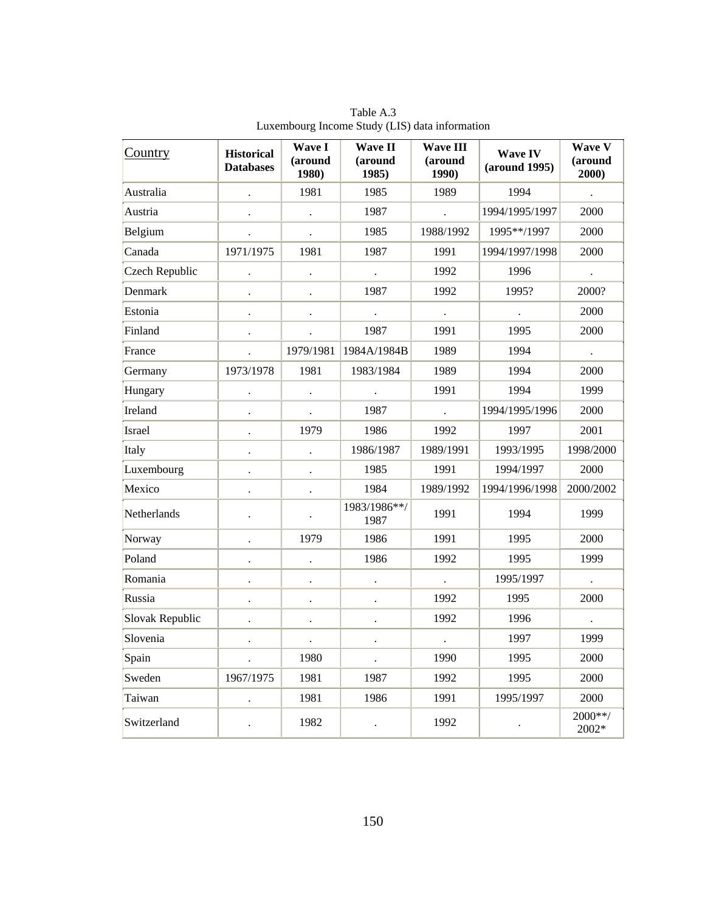Table A.3
Luxembourg Income Study (LIS) data information

| Country | Historical Databases | Wave I (around 1980) | Wave II (around 1985) | Wave III (around 1990) | Wave IV (around 1995) | Wave V (around 2000) |
|---|---|---|---|---|---|---|
| Australia | . | 1981 | 1985 | 1989 | 1994 | . |
| Austria | . | . | 1987 | . | 1994/1995/1997 | 2000 |
| Belgium | . | . | 1985 | 1988/1992 | 1995**/1997 | 2000 |
| Canada | 1971/1975 | 1981 | 1987 | 1991 | 1994/1997/1998 | 2000 |
| Czech Republic | . | . | . | 1992 | 1996 | . |
| Denmark | . | . | 1987 | 1992 | 1995? | 2000? |
| Estonia | . | . | . | . | . | 2000 |
| Finland | . | . | 1987 | 1991 | 1995 | 2000 |
| France | . | 1979/1981 | 1984A/1984B | 1989 | 1994 | . |
| Germany | 1973/1978 | 1981 | 1983/1984 | 1989 | 1994 | 2000 |
| Hungary | . | . | . | 1991 | 1994 | 1999 |
| Ireland | . | . | 1987 | . | 1994/1995/1996 | 2000 |
| Israel | . | 1979 | 1986 | 1992 | 1997 | 2001 |
| Italy | . | . | 1986/1987 | 1989/1991 | 1993/1995 | 1998/2000 |
| Luxembourg | . | . | 1985 | 1991 | 1994/1997 | 2000 |
| Mexico | . | . | 1984 | 1989/1992 | 1994/1996/1998 | 2000/2002 |
| Netherlands | . | . | 1983/1986**/ 1987 | 1991 | 1994 | 1999 |
| Norway | . | 1979 | 1986 | 1991 | 1995 | 2000 |
| Poland | . | . | 1986 | 1992 | 1995 | 1999 |
| Romania | . | . | . | . | 1995/1997 | . |
| Russia | . | . | . | 1992 | 1995 | 2000 |
| Slovak Republic | . | . | . | 1992 | 1996 | . |
| Slovenia | . | . | . | . | 1997 | 1999 |
| Spain | . | 1980 | . | 1990 | 1995 | 2000 |
| Sweden | 1967/1975 | 1981 | 1987 | 1992 | 1995 | 2000 |
| Taiwan | . | 1981 | 1986 | 1991 | 1995/1997 | 2000 |
| Switzerland | . | 1982 | . | 1992 | . | 2000**/ 2002* |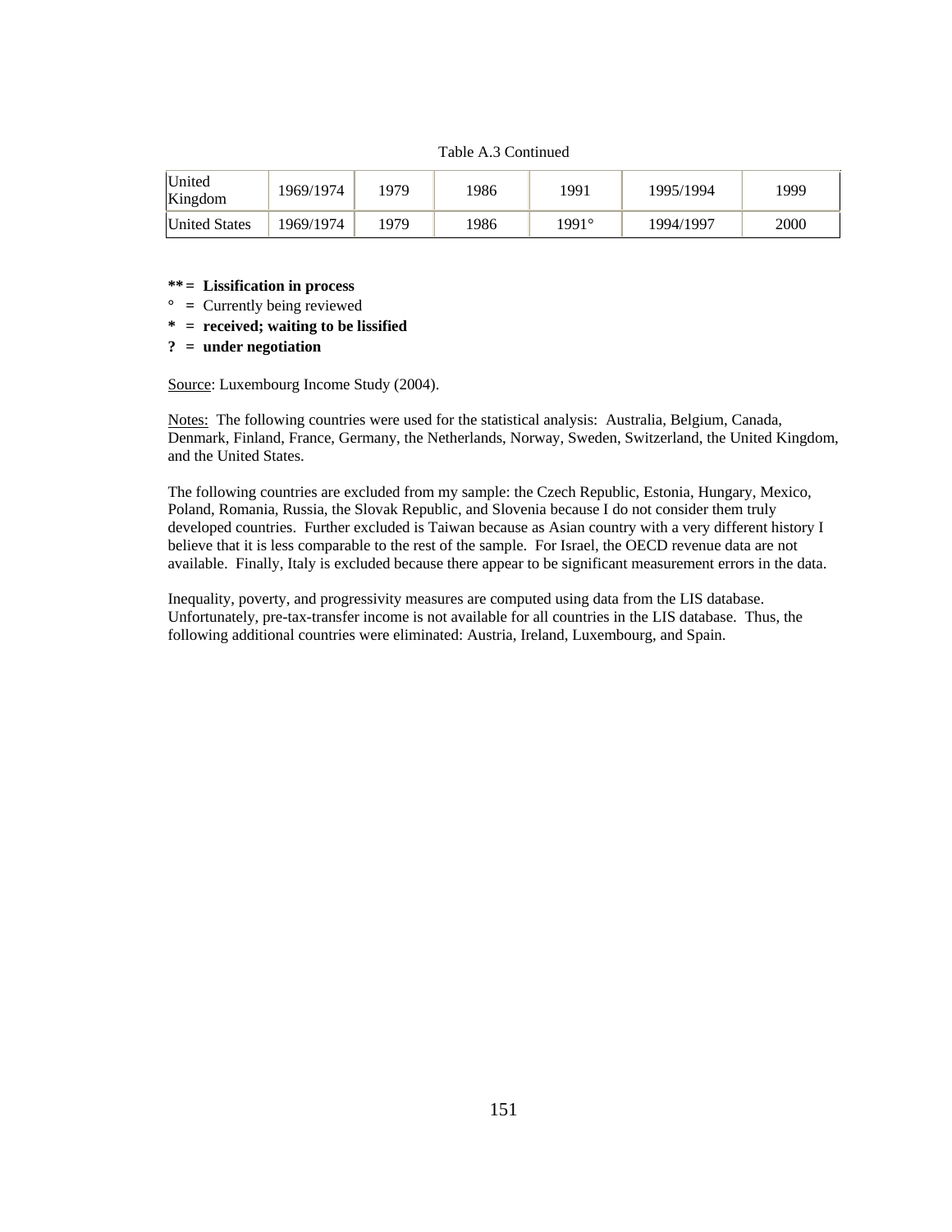Table A.3 Continued

| | | | | | | |
|---|---|---|---|---|---|---|
| United Kingdom | 1969/1974 | 1979 | 1986 | 1991 | 1995/1994 | 1999 |
| United States | 1969/1974 | 1979 | 1986 | 1991° | 1994/1997 | 2000 |

**** = Lissification in process**
° = Currently being reviewed
*** = received; waiting to be lissified**
**? = under negotiation**

Source: Luxembourg Income Study (2004).

Notes: The following countries were used for the statistical analysis: Australia, Belgium, Canada, Denmark, Finland, France, Germany, the Netherlands, Norway, Sweden, Switzerland, the United Kingdom, and the United States.

The following countries are excluded from my sample: the Czech Republic, Estonia, Hungary, Mexico, Poland, Romania, Russia, the Slovak Republic, and Slovenia because I do not consider them truly developed countries. Further excluded is Taiwan because as Asian country with a very different history I believe that it is less comparable to the rest of the sample. For Israel, the OECD revenue data are not available. Finally, Italy is excluded because there appear to be significant measurement errors in the data.

Inequality, poverty, and progressivity measures are computed using data from the LIS database. Unfortunately, pre-tax-transfer income is not available for all countries in the LIS database. Thus, the following additional countries were eliminated: Austria, Ireland, Luxembourg, and Spain.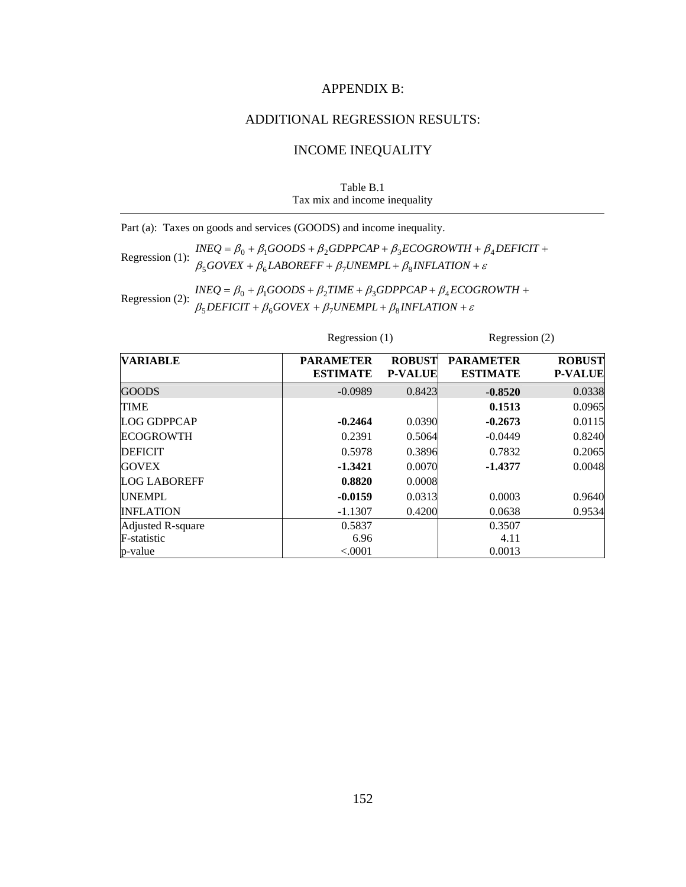# APPENDIX B:

# ADDITIONAL REGRESSION RESULTS:

# INCOME INEQUALITY

Table B.1
Tax mix and income inequality

Part (a): Taxes on goods and services (GOODS) and income inequality.

Regression (1): $INEQ = \beta_0 + \beta_1 GOODS + \beta_2 GDPPCAP + \beta_3 ECOGROWTH + \beta_4 DEFICIT + \beta_5 GOVEX + \beta_6 LABOREFF + \beta_7 UNEMPL + \beta_8 INFLATION + \varepsilon$

Regression (2): $INEQ = \beta_0 + \beta_1 GOODS + \beta_2 TIME + \beta_3 GDPPCAP + \beta_4 ECOGROWTH + \beta_5 DEFICIT + \beta_6 GOVEX + \beta_7 UNEMPL + \beta_8 INFLATION + \varepsilon$

| | Regression (1) | | Regression (2) | |
|---|---|---|---|---|
| **VARIABLE** | **PARAMETER ESTIMATE** | **ROBUST P-VALUE** | **PARAMETER ESTIMATE** | **ROBUST P-VALUE** |
| GOODS | -0.0989 | 0.8423 | **-0.8520** | 0.0338 |
| TIME | | | **0.1513** | 0.0965 |
| LOG GDPPCAP | **-0.2464** | 0.0390 | **-0.2673** | 0.0115 |
| ECOGROWTH | 0.2391 | 0.5064 | -0.0449 | 0.8240 |
| DEFICIT | 0.5978 | 0.3896 | 0.7832 | 0.2065 |
| GOVEX | **-1.3421** | 0.0070 | **-1.4377** | 0.0048 |
| LOG LABOREFF | **0.8820** | 0.0008 | | |
| UNEMPL | **-0.0159** | 0.0313 | 0.0003 | 0.9640 |
| INFLATION | -1.1307 | 0.4200 | 0.0638 | 0.9534 |
| Adjusted R-square | 0.5837 | | 0.3507 | |
| F-statistic | 6.96 | | 4.11 | |
| p-value | <.0001 | | 0.0013 | |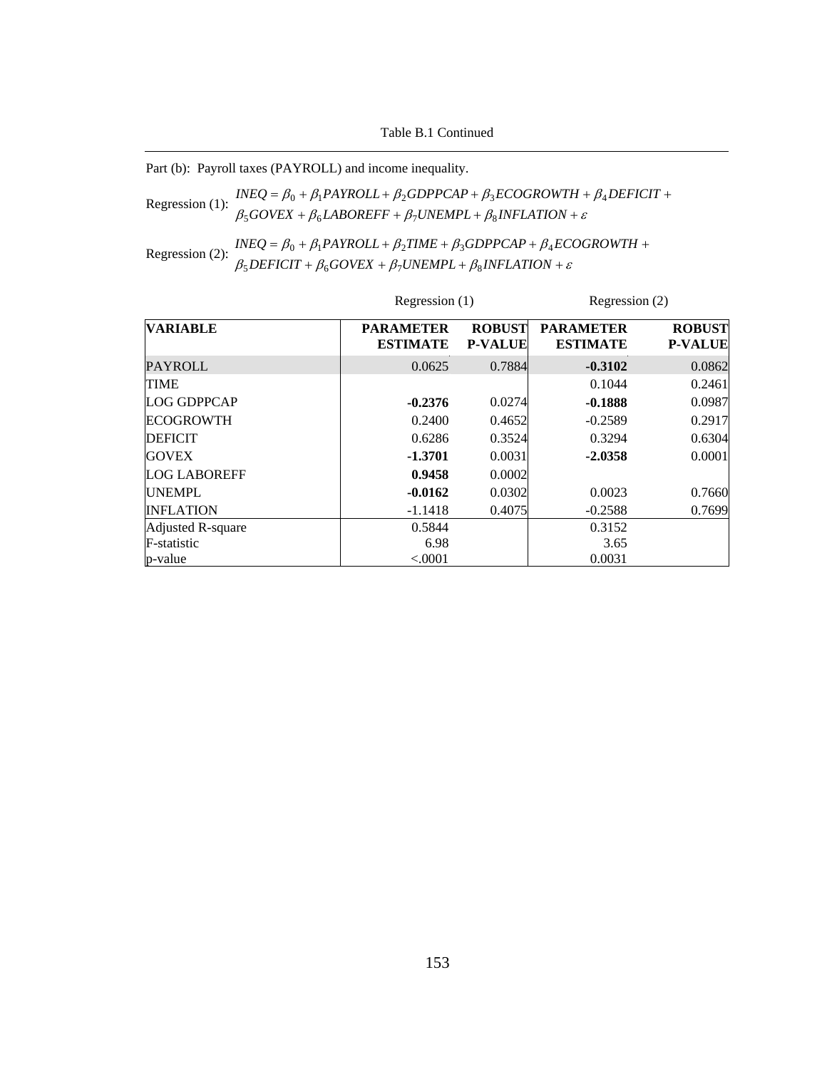Table B.1 Continued

Part (b): Payroll taxes (PAYROLL) and income inequality.

Regression (1): $INEQ = \beta_0 + \beta_1 PAYROLL + \beta_2 GDPPCAP + \beta_3 ECOGROWTH + \beta_4 DEFICIT + \beta_5 GOVEX + \beta_6 LABOREFF + \beta_7 UNEMPL + \beta_8 INFLATION + \varepsilon$

Regression (2): $INEQ = \beta_0 + \beta_1 PAYROLL + \beta_2 TIME + \beta_3 GDPPCAP + \beta_4 ECOGROWTH + \beta_5 DEFICIT + \beta_6 GOVEX + \beta_7 UNEMPL + \beta_8 INFLATION + \varepsilon$

| | Regression (1) | | Regression (2) | |
|---|---|---|---|---|
| **VARIABLE** | **PARAMETER ESTIMATE** | **ROBUST P-VALUE** | **PARAMETER ESTIMATE** | **ROBUST P-VALUE** |
| PAYROLL | 0.0625 | 0.7884 | **-0.3102** | 0.0862 |
| TIME | | | 0.1044 | 0.2461 |
| LOG GDPPCAP | **-0.2376** | 0.0274 | **-0.1888** | 0.0987 |
| ECOGROWTH | 0.2400 | 0.4652 | -0.2589 | 0.2917 |
| DEFICIT | 0.6286 | 0.3524 | 0.3294 | 0.6304 |
| GOVEX | **-1.3701** | 0.0031 | **-2.0358** | 0.0001 |
| LOG LABOREFF | **0.9458** | 0.0002 | | |
| UNEMPL | **-0.0162** | 0.0302 | 0.0023 | 0.7660 |
| INFLATION | -1.1418 | 0.4075 | -0.2588 | 0.7699 |
| Adjusted R-square | 0.5844 | | 0.3152 | |
| F-statistic | 6.98 | | 3.65 | |
| p-value | <.0001 | | 0.0031 | |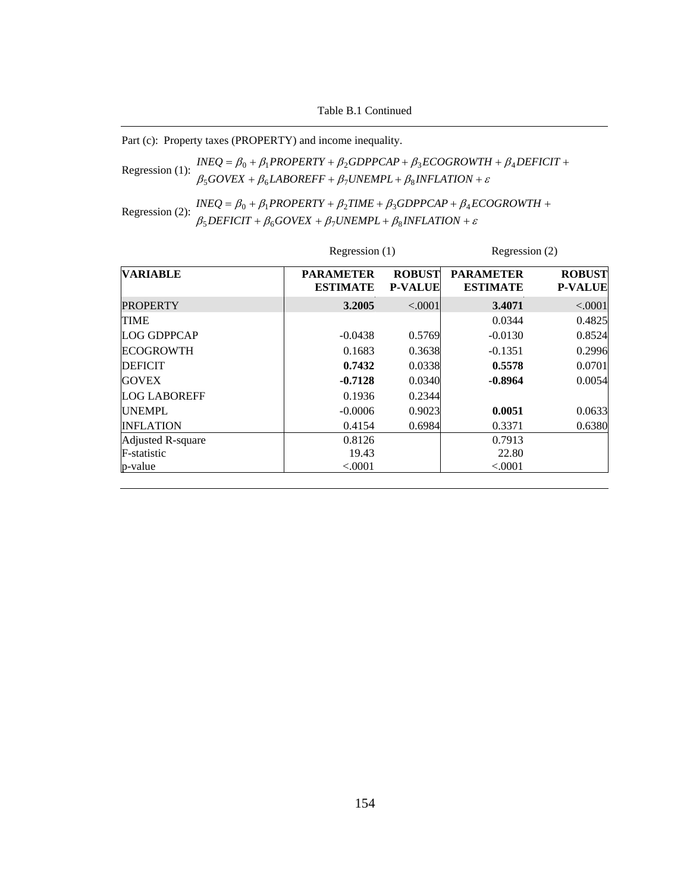Table B.1 Continued

Part (c): Property taxes (PROPERTY) and income inequality.

Regression (1):
$$INEQ = \beta_0 + \beta_1 PROPERTY + \beta_2 GDPPCAP + \beta_3 ECOGROWTH + \beta_4 DEFICIT + \beta_5 GOVEX + \beta_6 LABOREFF + \beta_7 UNEMPL + \beta_8 INFLATION + \varepsilon$$

Regression (2):
$$INEQ = \beta_0 + \beta_1 PROPERTY + \beta_2 TIME + \beta_3 GDPPCAP + \beta_4 ECOGROWTH + \beta_5 DEFICIT + \beta_6 GOVEX + \beta_7 UNEMPL + \beta_8 INFLATION + \varepsilon$$

| | Regression (1) | | Regression (2) | |
|---|---|---|---|---|
| **VARIABLE** | **PARAMETER ESTIMATE** | **ROBUST P-VALUE** | **PARAMETER ESTIMATE** | **ROBUST P-VALUE** |
| PROPERTY | **3.2005** | <.0001 | **3.4071** | <.0001 |
| TIME | | | 0.0344 | 0.4825 |
| LOG GDPPCAP | -0.0438 | 0.5769 | -0.0130 | 0.8524 |
| ECOGROWTH | 0.1683 | 0.3638 | -0.1351 | 0.2996 |
| DEFICIT | **0.7432** | 0.0338 | **0.5578** | 0.0701 |
| GOVEX | **-0.7128** | 0.0340 | **-0.8964** | 0.0054 |
| LOG LABOREFF | 0.1936 | 0.2344 | | |
| UNEMPL | -0.0006 | 0.9023 | **0.0051** | 0.0633 |
| INFLATION | 0.4154 | 0.6984 | 0.3371 | 0.6380 |
| Adjusted R-square | 0.8126 | | 0.7913 | |
| F-statistic | 19.43 | | 22.80 | |
| p-value | <.0001 | | <.0001 | |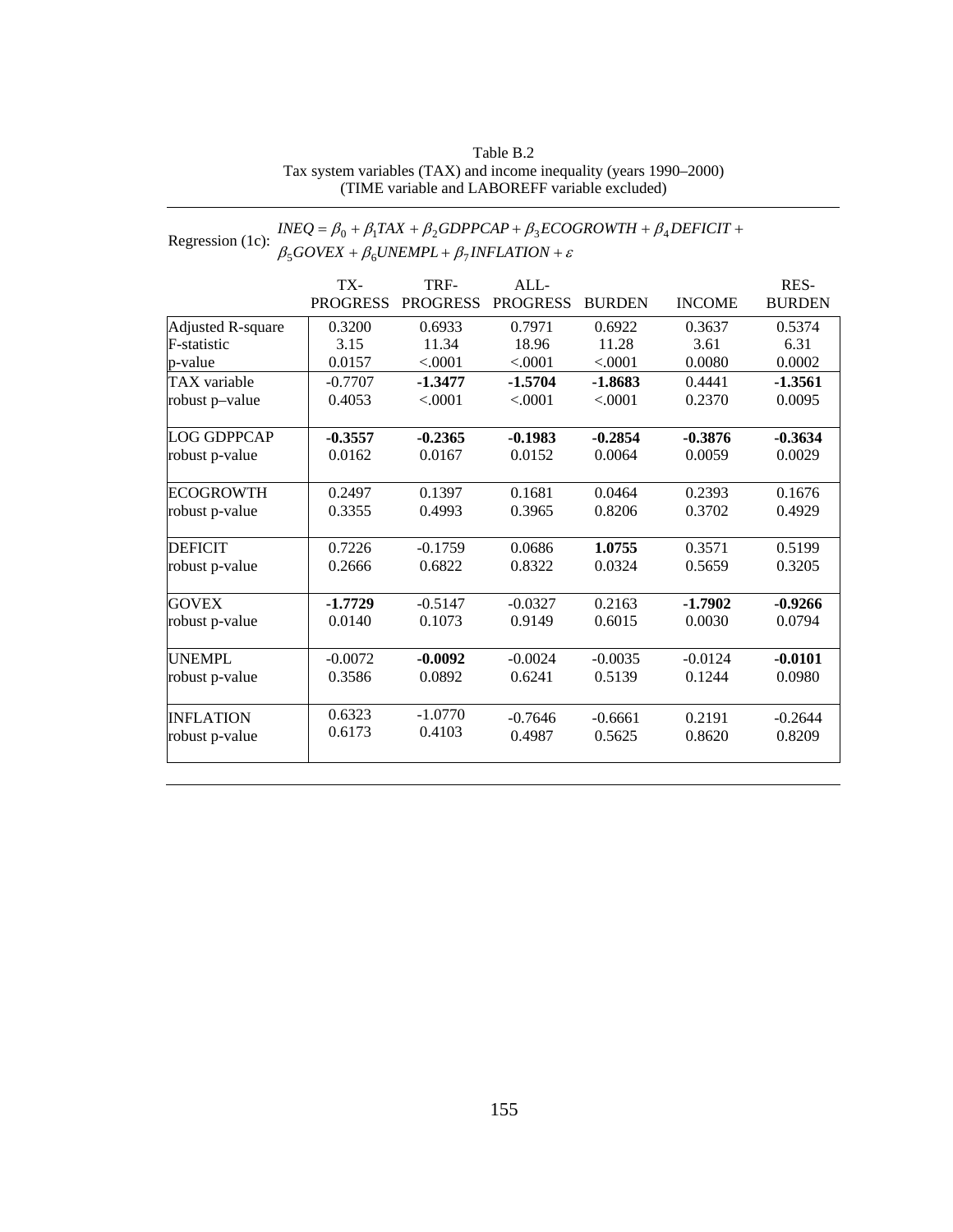Table B.2
Tax system variables (TAX) and income inequality (years 1990–2000)
(TIME variable and LABOREFF variable excluded)

Regression (1c): $INEQ = \beta_0 + \beta_1 TAX + \beta_2 GDPPCAP + \beta_3 ECOGROWTH + \beta_4 DEFICIT + \beta_5 GOVEX + \beta_6 UNEMPL + \beta_7 INFLATION + \varepsilon$

| | TX-PROGRESS | TRF-PROGRESS | ALL-PROGRESS | BURDEN | INCOME | RES-BURDEN |
|---|---|---|---|---|---|---|
| Adjusted R-square | 0.3200 | 0.6933 | 0.7971 | 0.6922 | 0.3637 | 0.5374 |
| F-statistic | 3.15 | 11.34 | 18.96 | 11.28 | 3.61 | 6.31 |
| p-value | 0.0157 | <.0001 | <.0001 | <.0001 | 0.0080 | 0.0002 |
| TAX variable | -0.7707 | **-1.3477** | **-1.5704** | **-1.8683** | 0.4441 | **-1.3561** |
| robust p–value | 0.4053 | <.0001 | <.0001 | <.0001 | 0.2370 | 0.0095 |
| LOG GDPPCAP | **-0.3557** | **-0.2365** | **-0.1983** | **-0.2854** | **-0.3876** | **-0.3634** |
| robust p-value | 0.0162 | 0.0167 | 0.0152 | 0.0064 | 0.0059 | 0.0029 |
| ECOGROWTH | 0.2497 | 0.1397 | 0.1681 | 0.0464 | 0.2393 | 0.1676 |
| robust p-value | 0.3355 | 0.4993 | 0.3965 | 0.8206 | 0.3702 | 0.4929 |
| DEFICIT | 0.7226 | -0.1759 | 0.0686 | **1.0755** | 0.3571 | 0.5199 |
| robust p-value | 0.2666 | 0.6822 | 0.8322 | 0.0324 | 0.5659 | 0.3205 |
| GOVEX | **-1.7729** | -0.5147 | -0.0327 | 0.2163 | **-1.7902** | **-0.9266** |
| robust p-value | 0.0140 | 0.1073 | 0.9149 | 0.6015 | 0.0030 | 0.0794 |
| UNEMPL | -0.0072 | **-0.0092** | -0.0024 | -0.0035 | -0.0124 | **-0.0101** |
| robust p-value | 0.3586 | 0.0892 | 0.6241 | 0.5139 | 0.1244 | 0.0980 |
| INFLATION | 0.6323 | -1.0770 | -0.7646 | -0.6661 | 0.2191 | -0.2644 |
| robust p-value | 0.6173 | 0.4103 | 0.4987 | 0.5625 | 0.8620 | 0.8209 |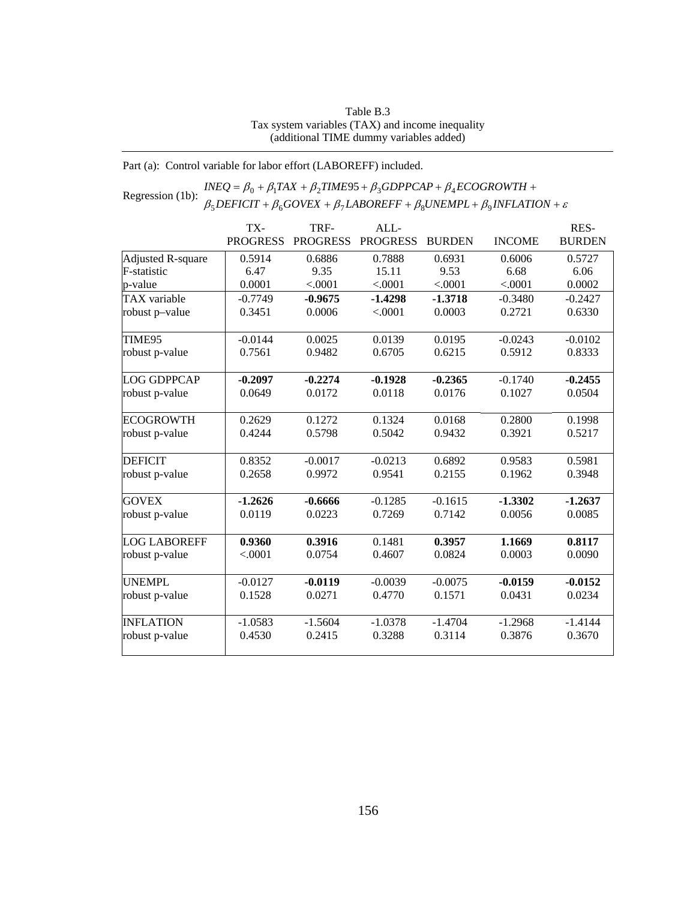Table B.3
Tax system variables (TAX) and income inequality
(additional TIME dummy variables added)

Part (a): Control variable for labor effort (LABOREFF) included.

Regression (1b):
$$INEQ = \beta_0 + \beta_1 TAX + \beta_2 TIME95 + \beta_3 GDPPCAP + \beta_4 ECOGROWTH + \beta_5 DEFICIT + \beta_6 GOVEX + \beta_7 LABOREFF + \beta_8 UNEMPL + \beta_9 INFLATION + \varepsilon$$

| | TX-PROGRESS | TRF-PROGRESS | ALL-PROGRESS | BURDEN | INCOME | RES-BURDEN |
|---|---|---|---|---|---|---|
| Adjusted R-square | 0.5914 | 0.6886 | 0.7888 | 0.6931 | 0.6006 | 0.5727 |
| F-statistic | 6.47 | 9.35 | 15.11 | 9.53 | 6.68 | 6.06 |
| p-value | 0.0001 | <.0001 | <.0001 | <.0001 | <.0001 | 0.0002 |
| TAX variable | -0.7749 | **-0.9675** | **-1.4298** | **-1.3718** | -0.3480 | -0.2427 |
| robust p–value | 0.3451 | 0.0006 | <.0001 | 0.0003 | 0.2721 | 0.6330 |
| TIME95 | -0.0144 | 0.0025 | 0.0139 | 0.0195 | -0.0243 | -0.0102 |
| robust p-value | 0.7561 | 0.9482 | 0.6705 | 0.6215 | 0.5912 | 0.8333 |
| LOG GDPPCAP | **-0.2097** | **-0.2274** | **-0.1928** | **-0.2365** | -0.1740 | **-0.2455** |
| robust p-value | 0.0649 | 0.0172 | 0.0118 | 0.0176 | 0.1027 | 0.0504 |
| ECOGROWTH | 0.2629 | 0.1272 | 0.1324 | 0.0168 | 0.2800 | 0.1998 |
| robust p-value | 0.4244 | 0.5798 | 0.5042 | 0.9432 | 0.3921 | 0.5217 |
| DEFICIT | 0.8352 | -0.0017 | -0.0213 | 0.6892 | 0.9583 | 0.5981 |
| robust p-value | 0.2658 | 0.9972 | 0.9541 | 0.2155 | 0.1962 | 0.3948 |
| GOVEX | **-1.2626** | **-0.6666** | -0.1285 | -0.1615 | **-1.3302** | **-1.2637** |
| robust p-value | 0.0119 | 0.0223 | 0.7269 | 0.7142 | 0.0056 | 0.0085 |
| LOG LABOREFF | **0.9360** | **0.3916** | 0.1481 | **0.3957** | **1.1669** | **0.8117** |
| robust p-value | <.0001 | 0.0754 | 0.4607 | 0.0824 | 0.0003 | 0.0090 |
| UNEMPL | -0.0127 | **-0.0119** | -0.0039 | -0.0075 | **-0.0159** | **-0.0152** |
| robust p-value | 0.1528 | 0.0271 | 0.4770 | 0.1571 | 0.0431 | 0.0234 |
| INFLATION | -1.0583 | -1.5604 | -1.0378 | -1.4704 | -1.2968 | -1.4144 |
| robust p-value | 0.4530 | 0.2415 | 0.3288 | 0.3114 | 0.3876 | 0.3670 |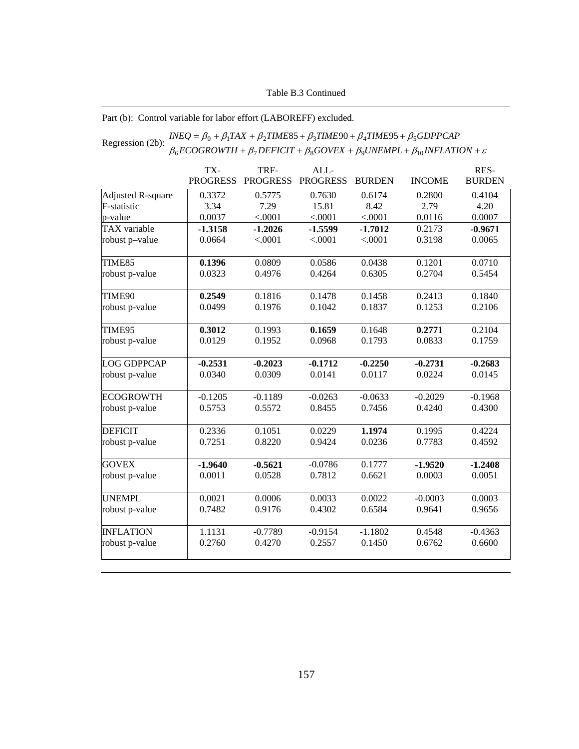Table B.3 Continued

Part (b): Control variable for labor effort (LABOREFF) excluded.

Regression (2b):
$$INEQ = \beta_0 + \beta_1 TAX + \beta_2 TIME85 + \beta_3 TIME90 + \beta_4 TIME95 + \beta_5 GDPPCAP$$
$$\beta_6 ECOGROWTH + \beta_7 DEFICIT + \beta_8 GOVEX + \beta_9 UNEMPL + \beta_{10} INFLATION + \varepsilon$$

| | TX-PROGRESS | TRF-PROGRESS | ALL-PROGRESS | BURDEN | INCOME | RES-BURDEN |
|---|---|---|---|---|---|---|
| Adjusted R-square | 0.3372 | 0.5775 | 0.7630 | 0.6174 | 0.2800 | 0.4104 |
| F-statistic | 3.34 | 7.29 | 15.81 | 8.42 | 2.79 | 4.20 |
| p-value | 0.0037 | <.0001 | <.0001 | <.0001 | 0.0116 | 0.0007 |
| TAX variable | **-1.3158** | **-1.2026** | **-1.5599** | **-1.7012** | 0.2173 | **-0.9671** |
| robust p–value | 0.0664 | <.0001 | <.0001 | <.0001 | 0.3198 | 0.0065 |
| TIME85 | **0.1396** | 0.0809 | 0.0586 | 0.0438 | 0.1201 | 0.0710 |
| robust p-value | 0.0323 | 0.4976 | 0.4264 | 0.6305 | 0.2704 | 0.5454 |
| TIME90 | **0.2549** | 0.1816 | 0.1478 | 0.1458 | 0.2413 | 0.1840 |
| robust p-value | 0.0499 | 0.1976 | 0.1042 | 0.1837 | 0.1253 | 0.2106 |
| TIME95 | **0.3012** | 0.1993 | **0.1659** | 0.1648 | **0.2771** | 0.2104 |
| robust p-value | 0.0129 | 0.1952 | 0.0968 | 0.1793 | 0.0833 | 0.1759 |
| LOG GDPPCAP | **-0.2531** | **-0.2023** | **-0.1712** | **-0.2250** | **-0.2731** | **-0.2683** |
| robust p-value | 0.0340 | 0.0309 | 0.0141 | 0.0117 | 0.0224 | 0.0145 |
| ECOGROWTH | -0.1205 | -0.1189 | -0.0263 | -0.0633 | -0.2029 | -0.1968 |
| robust p-value | 0.5753 | 0.5572 | 0.8455 | 0.7456 | 0.4240 | 0.4300 |
| DEFICIT | 0.2336 | 0.1051 | 0.0229 | **1.1974** | 0.1995 | 0.4224 |
| robust p-value | 0.7251 | 0.8220 | 0.9424 | 0.0236 | 0.7783 | 0.4592 |
| GOVEX | **-1.9640** | **-0.5621** | -0.0786 | 0.1777 | **-1.9520** | **-1.2408** |
| robust p-value | 0.0011 | 0.0528 | 0.7812 | 0.6621 | 0.0003 | 0.0051 |
| UNEMPL | 0.0021 | 0.0006 | 0.0033 | 0.0022 | -0.0003 | 0.0003 |
| robust p-value | 0.7482 | 0.9176 | 0.4302 | 0.6584 | 0.9641 | 0.9656 |
| INFLATION | 1.1131 | -0.7789 | -0.9154 | -1.1802 | 0.4548 | -0.4363 |
| robust p-value | 0.2760 | 0.4270 | 0.2557 | 0.1450 | 0.6762 | 0.6600 |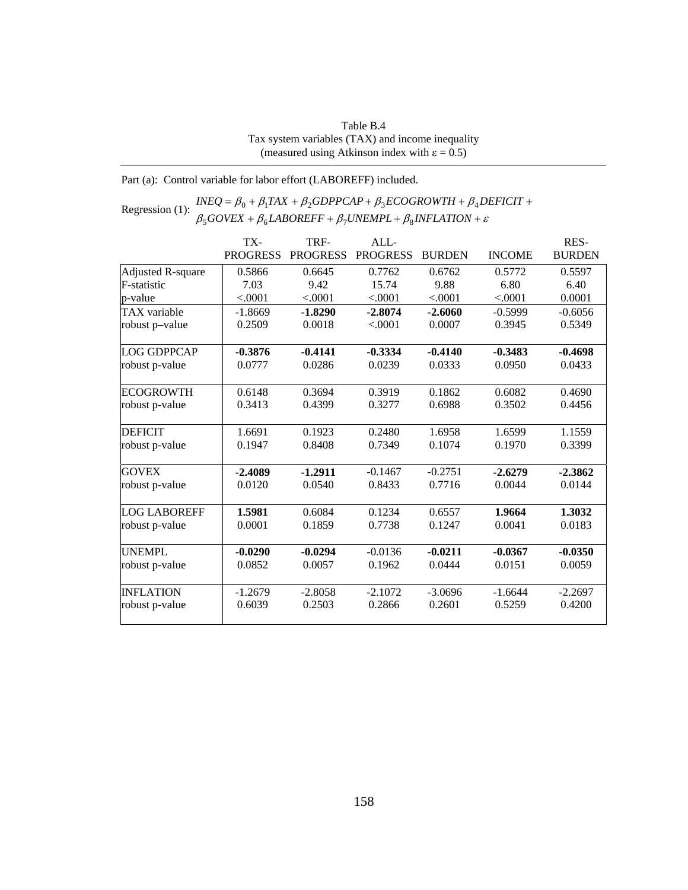Table B.4
Tax system variables (TAX) and income inequality
(measured using Atkinson index with ε = 0.5)

Part (a): Control variable for labor effort (LABOREFF) included.

Regression (1): $INEQ = \beta_0 + \beta_1 TAX + \beta_2 GDPPCAP + \beta_3 ECOGROWTH + \beta_4 DEFICIT + \beta_5 GOVEX + \beta_6 LABOREFF + \beta_7 UNEMPL + \beta_8 INFLATION + \varepsilon$

| | TX-PROGRESS | TRF-PROGRESS | ALL-PROGRESS | BURDEN | INCOME | RES-BURDEN |
|---|---|---|---|---|---|---|
| Adjusted R-square | 0.5866 | 0.6645 | 0.7762 | 0.6762 | 0.5772 | 0.5597 |
| F-statistic | 7.03 | 9.42 | 15.74 | 9.88 | 6.80 | 6.40 |
| p-value | <.0001 | <.0001 | <.0001 | <.0001 | <.0001 | 0.0001 |
| TAX variable | -1.8669 | **-1.8290** | **-2.8074** | **-2.6060** | -0.5999 | -0.6056 |
| robust p–value | 0.2509 | 0.0018 | <.0001 | 0.0007 | 0.3945 | 0.5349 |
| LOG GDPPCAP | **-0.3876** | **-0.4141** | **-0.3334** | **-0.4140** | **-0.3483** | **-0.4698** |
| robust p-value | 0.0777 | 0.0286 | 0.0239 | 0.0333 | 0.0950 | 0.0433 |
| ECOGROWTH | 0.6148 | 0.3694 | 0.3919 | 0.1862 | 0.6082 | 0.4690 |
| robust p-value | 0.3413 | 0.4399 | 0.3277 | 0.6988 | 0.3502 | 0.4456 |
| DEFICIT | 1.6691 | 0.1923 | 0.2480 | 1.6958 | 1.6599 | 1.1559 |
| robust p-value | 0.1947 | 0.8408 | 0.7349 | 0.1074 | 0.1970 | 0.3399 |
| GOVEX | **-2.4089** | **-1.2911** | -0.1467 | -0.2751 | **-2.6279** | **-2.3862** |
| robust p-value | 0.0120 | 0.0540 | 0.8433 | 0.7716 | 0.0044 | 0.0144 |
| LOG LABOREFF | **1.5981** | 0.6084 | 0.1234 | 0.6557 | **1.9664** | **1.3032** |
| robust p-value | 0.0001 | 0.1859 | 0.7738 | 0.1247 | 0.0041 | 0.0183 |
| UNEMPL | **-0.0290** | **-0.0294** | -0.0136 | **-0.0211** | **-0.0367** | **-0.0350** |
| robust p-value | 0.0852 | 0.0057 | 0.1962 | 0.0444 | 0.0151 | 0.0059 |
| INFLATION | -1.2679 | -2.8058 | -2.1072 | -3.0696 | -1.6644 | -2.2697 |
| robust p-value | 0.6039 | 0.2503 | 0.2866 | 0.2601 | 0.5259 | 0.4200 |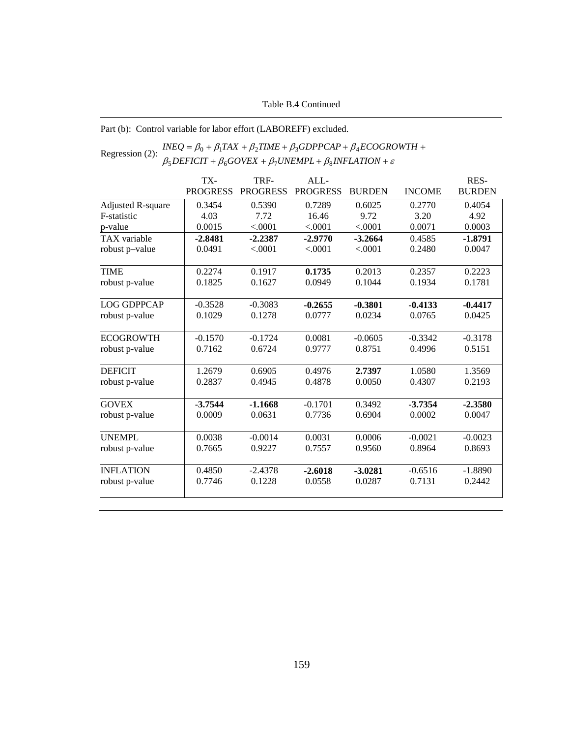Table B.4 Continued

Part (b): Control variable for labor effort (LABOREFF) excluded.

Regression (2): $INEQ = \beta_0 + \beta_1 TAX + \beta_2 TIME + \beta_3 GDPPCAP + \beta_4 ECOGROWTH + \beta_5 DEFICIT + \beta_6 GOVEX + \beta_7 UNEMPL + \beta_8 INFLATION + \varepsilon$

| | TX-PROGRESS | TRF-PROGRESS | ALL-PROGRESS | BURDEN | INCOME | RES-BURDEN |
|---|---|---|---|---|---|---|
| Adjusted R-square | 0.3454 | 0.5390 | 0.7289 | 0.6025 | 0.2770 | 0.4054 |
| F-statistic | 4.03 | 7.72 | 16.46 | 9.72 | 3.20 | 4.92 |
| p-value | 0.0015 | <.0001 | <.0001 | <.0001 | 0.0071 | 0.0003 |
| TAX variable | **-2.8481** | **-2.2387** | **-2.9770** | **-3.2664** | 0.4585 | **-1.8791** |
| robust p–value | 0.0491 | <.0001 | <.0001 | <.0001 | 0.2480 | 0.0047 |
| TIME | 0.2274 | 0.1917 | **0.1735** | 0.2013 | 0.2357 | 0.2223 |
| robust p-value | 0.1825 | 0.1627 | 0.0949 | 0.1044 | 0.1934 | 0.1781 |
| LOG GDPPCAP | -0.3528 | -0.3083 | **-0.2655** | **-0.3801** | **-0.4133** | **-0.4417** |
| robust p-value | 0.1029 | 0.1278 | 0.0777 | 0.0234 | 0.0765 | 0.0425 |
| ECOGROWTH | -0.1570 | -0.1724 | 0.0081 | -0.0605 | -0.3342 | -0.3178 |
| robust p-value | 0.7162 | 0.6724 | 0.9777 | 0.8751 | 0.4996 | 0.5151 |
| DEFICIT | 1.2679 | 0.6905 | 0.4976 | **2.7397** | 1.0580 | 1.3569 |
| robust p-value | 0.2837 | 0.4945 | 0.4878 | 0.0050 | 0.4307 | 0.2193 |
| GOVEX | **-3.7544** | **-1.1668** | -0.1701 | 0.3492 | **-3.7354** | **-2.3580** |
| robust p-value | 0.0009 | 0.0631 | 0.7736 | 0.6904 | 0.0002 | 0.0047 |
| UNEMPL | 0.0038 | -0.0014 | 0.0031 | 0.0006 | -0.0021 | -0.0023 |
| robust p-value | 0.7665 | 0.9227 | 0.7557 | 0.9560 | 0.8964 | 0.8693 |
| INFLATION | 0.4850 | -2.4378 | **-2.6018** | **-3.0281** | -0.6516 | -1.8890 |
| robust p-value | 0.7746 | 0.1228 | 0.0558 | 0.0287 | 0.7131 | 0.2442 |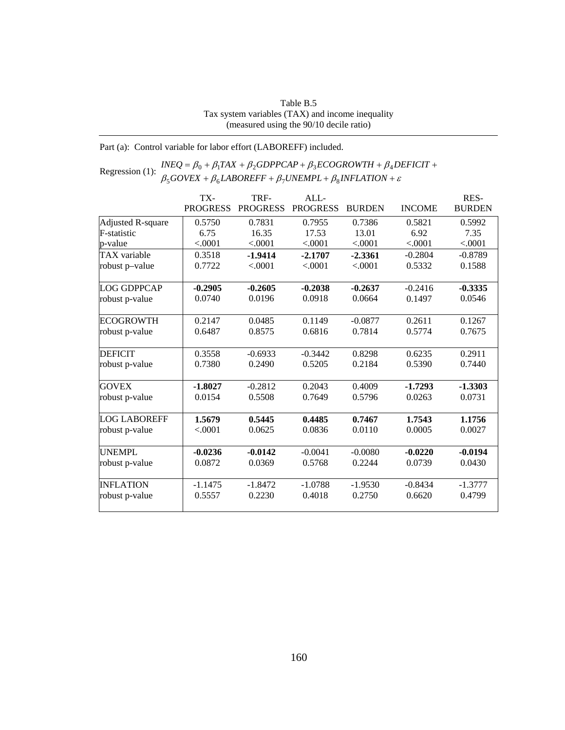Table B.5
Tax system variables (TAX) and income inequality
(measured using the 90/10 decile ratio)

Part (a): Control variable for labor effort (LABOREFF) included.

Regression (1): $INEQ = \beta_0 + \beta_1 TAX + \beta_2 GDPPCAP + \beta_3 ECOGROWTH + \beta_4 DEFICIT + \beta_5 GOVEX + \beta_6 LABOREFF + \beta_7 UNEMPL + \beta_8 INFLATION + \varepsilon$

| | TX-PROGRESS | TRF-PROGRESS | ALL-PROGRESS | BURDEN | INCOME | RES-BURDEN |
|---|---|---|---|---|---|---|
| Adjusted R-square | 0.5750 | 0.7831 | 0.7955 | 0.7386 | 0.5821 | 0.5992 |
| F-statistic | 6.75 | 16.35 | 17.53 | 13.01 | 6.92 | 7.35 |
| p-value | <.0001 | <.0001 | <.0001 | <.0001 | <.0001 | <.0001 |
| TAX variable | 0.3518 | **-1.9414** | **-2.1707** | **-2.3361** | -0.2804 | -0.8789 |
| robust p–value | 0.7722 | <.0001 | <.0001 | <.0001 | 0.5332 | 0.1588 |
| LOG GDPPCAP | **-0.2905** | **-0.2605** | **-0.2038** | **-0.2637** | -0.2416 | **-0.3335** |
| robust p-value | 0.0740 | 0.0196 | 0.0918 | 0.0664 | 0.1497 | 0.0546 |
| ECOGROWTH | 0.2147 | 0.0485 | 0.1149 | -0.0877 | 0.2611 | 0.1267 |
| robust p-value | 0.6487 | 0.8575 | 0.6816 | 0.7814 | 0.5774 | 0.7675 |
| DEFICIT | 0.3558 | -0.6933 | -0.3442 | 0.8298 | 0.6235 | 0.2911 |
| robust p-value | 0.7380 | 0.2490 | 0.5205 | 0.2184 | 0.5390 | 0.7440 |
| GOVEX | **-1.8027** | -0.2812 | 0.2043 | 0.4009 | **-1.7293** | **-1.3303** |
| robust p-value | 0.0154 | 0.5508 | 0.7649 | 0.5796 | 0.0263 | 0.0731 |
| LOG LABOREFF | **1.5679** | **0.5445** | **0.4485** | **0.7467** | **1.7543** | **1.1756** |
| robust p-value | <.0001 | 0.0625 | 0.0836 | 0.0110 | 0.0005 | 0.0027 |
| UNEMPL | **-0.0236** | **-0.0142** | -0.0041 | -0.0080 | **-0.0220** | **-0.0194** |
| robust p-value | 0.0872 | 0.0369 | 0.5768 | 0.2244 | 0.0739 | 0.0430 |
| INFLATION | -1.1475 | -1.8472 | -1.0788 | -1.9530 | -0.8434 | -1.3777 |
| robust p-value | 0.5557 | 0.2230 | 0.4018 | 0.2750 | 0.6620 | 0.4799 |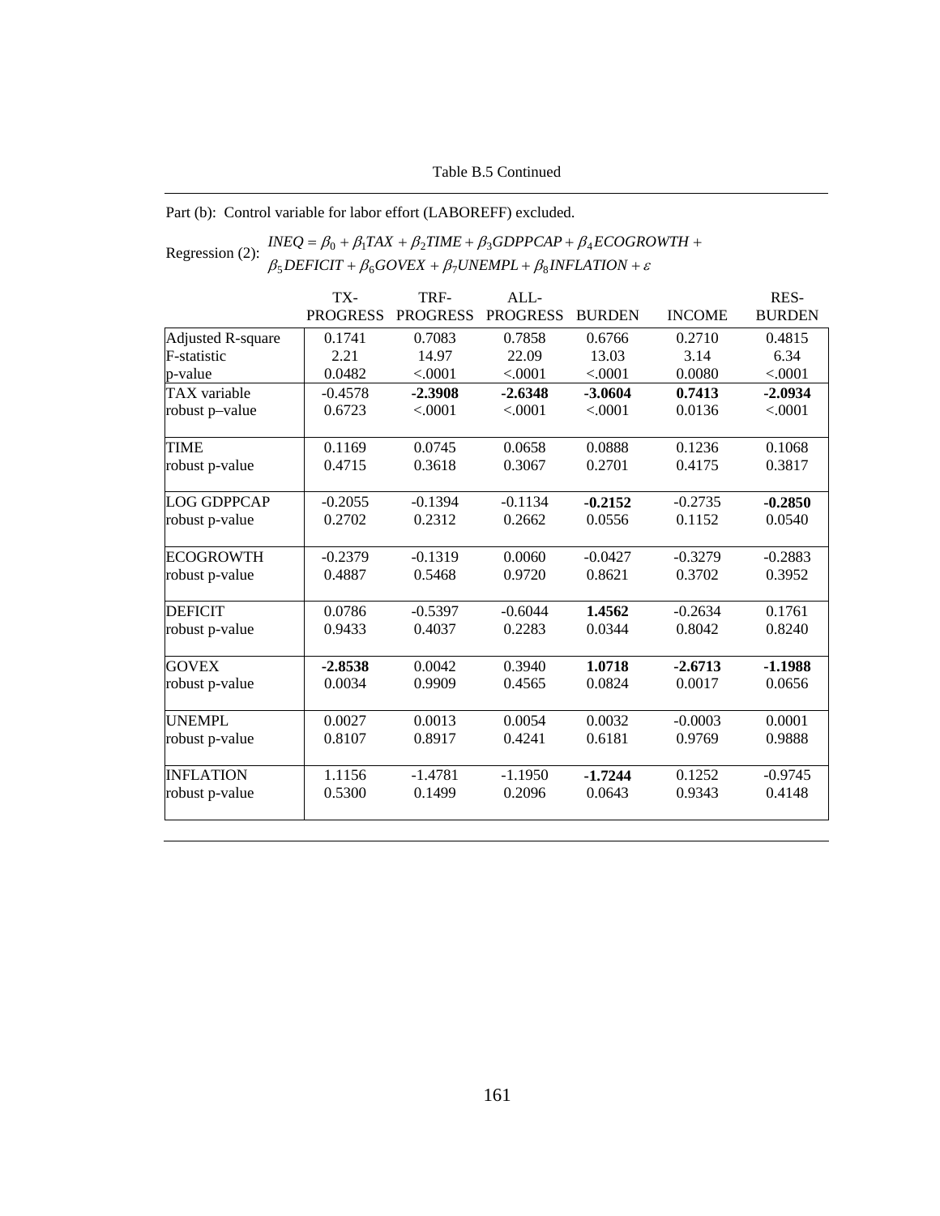Table B.5 Continued

Part (b): Control variable for labor effort (LABOREFF) excluded.

Regression (2): $INEQ = \beta_0 + \beta_1 TAX + \beta_2 TIME + \beta_3 GDPPCAP + \beta_4 ECOGROWTH + \beta_5 DEFICIT + \beta_6 GOVEX + \beta_7 UNEMPL + \beta_8 INFLATION + \varepsilon$

| | TX-PROGRESS | TRF-PROGRESS | ALL-PROGRESS | BURDEN | INCOME | RES-BURDEN |
|---|---|---|---|---|---|---|
| Adjusted R-square | 0.1741 | 0.7083 | 0.7858 | 0.6766 | 0.2710 | 0.4815 |
| F-statistic | 2.21 | 14.97 | 22.09 | 13.03 | 3.14 | 6.34 |
| p-value | 0.0482 | <.0001 | <.0001 | <.0001 | 0.0080 | <.0001 |
| TAX variable | -0.4578 | **-2.3908** | **-2.6348** | **-3.0604** | **0.7413** | **-2.0934** |
| robust p–value | 0.6723 | <.0001 | <.0001 | <.0001 | 0.0136 | <.0001 |
| TIME | 0.1169 | 0.0745 | 0.0658 | 0.0888 | 0.1236 | 0.1068 |
| robust p-value | 0.4715 | 0.3618 | 0.3067 | 0.2701 | 0.4175 | 0.3817 |
| LOG GDPPCAP | -0.2055 | -0.1394 | -0.1134 | **-0.2152** | -0.2735 | **-0.2850** |
| robust p-value | 0.2702 | 0.2312 | 0.2662 | 0.0556 | 0.1152 | 0.0540 |
| ECOGROWTH | -0.2379 | -0.1319 | 0.0060 | -0.0427 | -0.3279 | -0.2883 |
| robust p-value | 0.4887 | 0.5468 | 0.9720 | 0.8621 | 0.3702 | 0.3952 |
| DEFICIT | 0.0786 | -0.5397 | -0.6044 | **1.4562** | -0.2634 | 0.1761 |
| robust p-value | 0.9433 | 0.4037 | 0.2283 | 0.0344 | 0.8042 | 0.8240 |
| GOVEX | **-2.8538** | 0.0042 | 0.3940 | **1.0718** | **-2.6713** | **-1.1988** |
| robust p-value | 0.0034 | 0.9909 | 0.4565 | 0.0824 | 0.0017 | 0.0656 |
| UNEMPL | 0.0027 | 0.0013 | 0.0054 | 0.0032 | -0.0003 | 0.0001 |
| robust p-value | 0.8107 | 0.8917 | 0.4241 | 0.6181 | 0.9769 | 0.9888 |
| INFLATION | 1.1156 | -1.4781 | -1.1950 | **-1.7244** | 0.1252 | -0.9745 |
| robust p-value | 0.5300 | 0.1499 | 0.2096 | 0.0643 | 0.9343 | 0.4148 |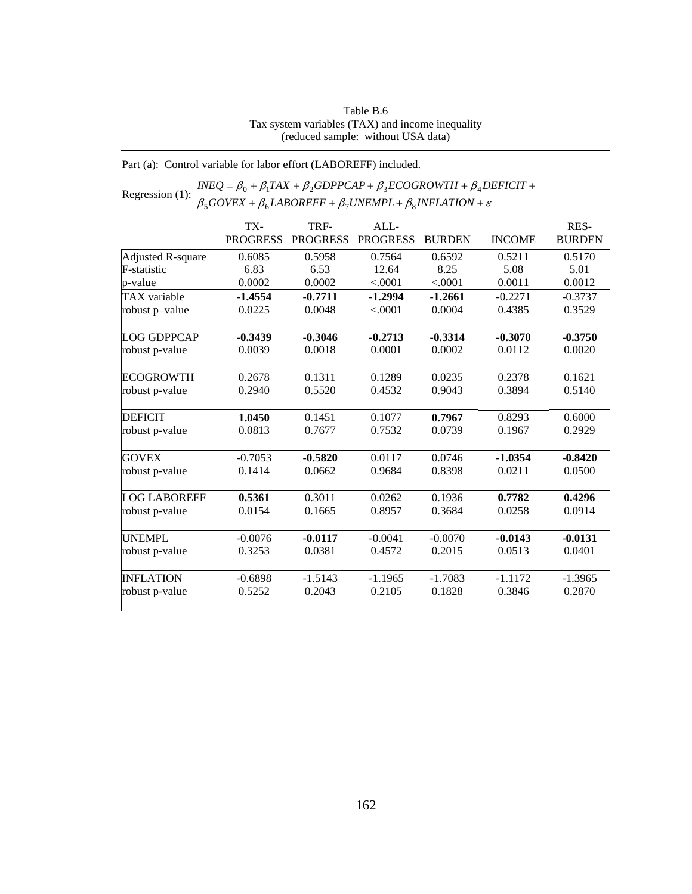Table B.6
Tax system variables (TAX) and income inequality
(reduced sample: without USA data)

Part (a): Control variable for labor effort (LABOREFF) included.

Regression (1):
$$INEQ = \beta_0 + \beta_1 TAX + \beta_2 GDPPCAP + \beta_3 ECOGROWTH + \beta_4 DEFICIT + \beta_5 GOVEX + \beta_6 LABOREFF + \beta_7 UNEMPL + \beta_8 INFLATION + \varepsilon$$

| | TX-PROGRESS | TRF-PROGRESS | ALL-PROGRESS | BURDEN | INCOME | RES-BURDEN |
|---|---|---|---|---|---|---|
| Adjusted R-square | 0.6085 | 0.5958 | 0.7564 | 0.6592 | 0.5211 | 0.5170 |
| F-statistic | 6.83 | 6.53 | 12.64 | 8.25 | 5.08 | 5.01 |
| p-value | 0.0002 | 0.0002 | <.0001 | <.0001 | 0.0011 | 0.0012 |
| TAX variable | **-1.4554** | **-0.7711** | **-1.2994** | **-1.2661** | -0.2271 | -0.3737 |
| robust p–value | 0.0225 | 0.0048 | <.0001 | 0.0004 | 0.4385 | 0.3529 |
| LOG GDPPCAP | **-0.3439** | **-0.3046** | **-0.2713** | **-0.3314** | **-0.3070** | **-0.3750** |
| robust p-value | 0.0039 | 0.0018 | 0.0001 | 0.0002 | 0.0112 | 0.0020 |
| ECOGROWTH | 0.2678 | 0.1311 | 0.1289 | 0.0235 | 0.2378 | 0.1621 |
| robust p-value | 0.2940 | 0.5520 | 0.4532 | 0.9043 | 0.3894 | 0.5140 |
| DEFICIT | **1.0450** | 0.1451 | 0.1077 | **0.7967** | 0.8293 | 0.6000 |
| robust p-value | 0.0813 | 0.7677 | 0.7532 | 0.0739 | 0.1967 | 0.2929 |
| GOVEX | -0.7053 | **-0.5820** | 0.0117 | 0.0746 | **-1.0354** | **-0.8420** |
| robust p-value | 0.1414 | 0.0662 | 0.9684 | 0.8398 | 0.0211 | 0.0500 |
| LOG LABOREFF | **0.5361** | 0.3011 | 0.0262 | 0.1936 | **0.7782** | **0.4296** |
| robust p-value | 0.0154 | 0.1665 | 0.8957 | 0.3684 | 0.0258 | 0.0914 |
| UNEMPL | -0.0076 | **-0.0117** | -0.0041 | -0.0070 | **-0.0143** | **-0.0131** |
| robust p-value | 0.3253 | 0.0381 | 0.4572 | 0.2015 | 0.0513 | 0.0401 |
| INFLATION | -0.6898 | -1.5143 | -1.1965 | -1.7083 | -1.1172 | -1.3965 |
| robust p-value | 0.5252 | 0.2043 | 0.2105 | 0.1828 | 0.3846 | 0.2870 |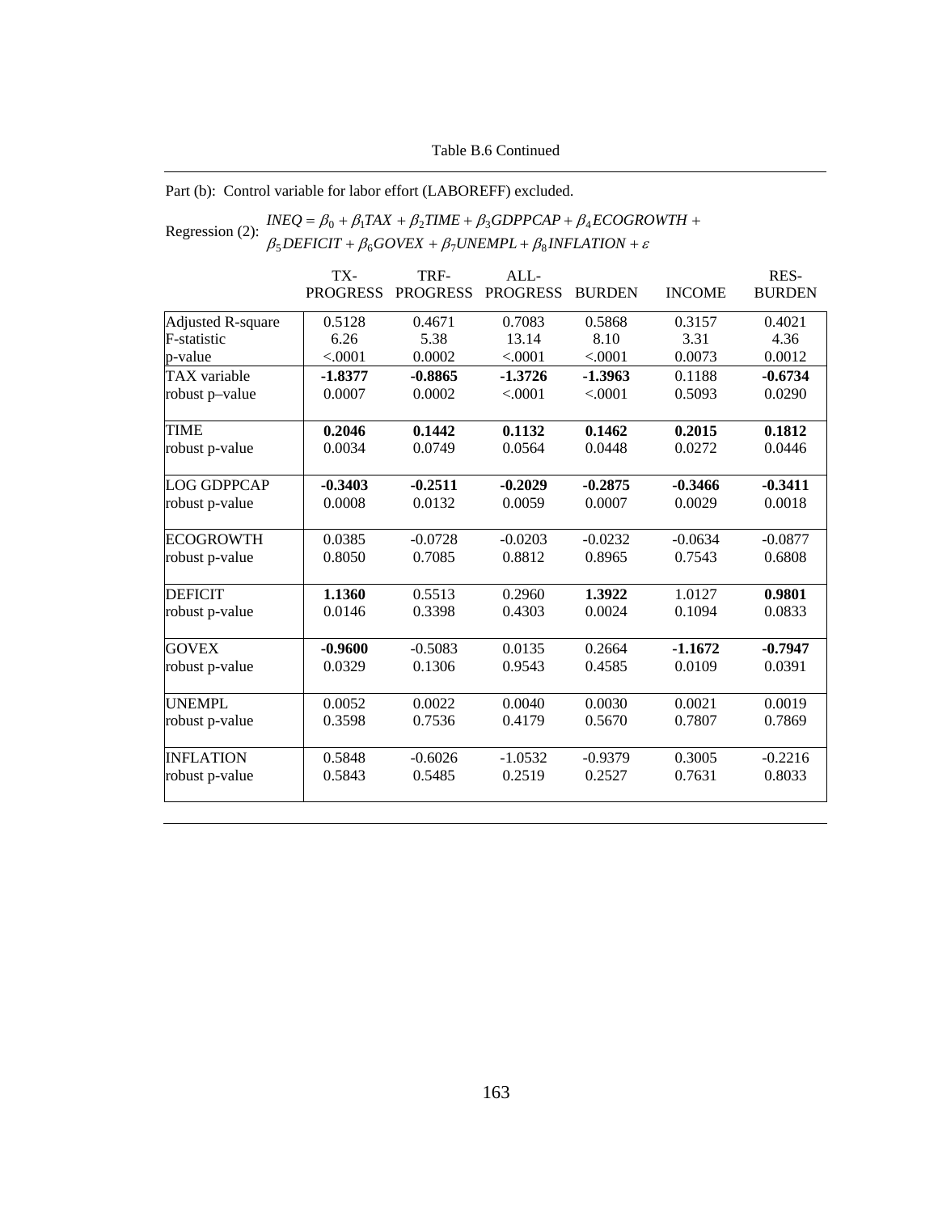Table B.6 Continued

Part (b): Control variable for labor effort (LABOREFF) excluded.

Regression (2): $INEQ = \beta_0 + \beta_1 TAX + \beta_2 TIME + \beta_3 GDPPCAP + \beta_4 ECOGROWTH + \beta_5 DEFICIT + \beta_6 GOVEX + \beta_7 UNEMPL + \beta_8 INFLATION + \varepsilon$

| | TX-PROGRESS | TRF-PROGRESS | ALL-PROGRESS | BURDEN | INCOME | RES-BURDEN |
|---|---|---|---|---|---|---|
| Adjusted R-square | 0.5128 | 0.4671 | 0.7083 | 0.5868 | 0.3157 | 0.4021 |
| F-statistic | 6.26 | 5.38 | 13.14 | 8.10 | 3.31 | 4.36 |
| p-value | <.0001 | 0.0002 | <.0001 | <.0001 | 0.0073 | 0.0012 |
| TAX variable | **-1.8377** | **-0.8865** | **-1.3726** | **-1.3963** | 0.1188 | **-0.6734** |
| robust p–value | 0.0007 | 0.0002 | <.0001 | <.0001 | 0.5093 | 0.0290 |
| TIME | **0.2046** | **0.1442** | **0.1132** | **0.1462** | **0.2015** | **0.1812** |
| robust p-value | 0.0034 | 0.0749 | 0.0564 | 0.0448 | 0.0272 | 0.0446 |
| LOG GDPPCAP | **-0.3403** | **-0.2511** | **-0.2029** | **-0.2875** | **-0.3466** | **-0.3411** |
| robust p-value | 0.0008 | 0.0132 | 0.0059 | 0.0007 | 0.0029 | 0.0018 |
| ECOGROWTH | 0.0385 | -0.0728 | -0.0203 | -0.0232 | -0.0634 | -0.0877 |
| robust p-value | 0.8050 | 0.7085 | 0.8812 | 0.8965 | 0.7543 | 0.6808 |
| DEFICIT | **1.1360** | 0.5513 | 0.2960 | **1.3922** | 1.0127 | **0.9801** |
| robust p-value | 0.0146 | 0.3398 | 0.4303 | 0.0024 | 0.1094 | 0.0833 |
| GOVEX | **-0.9600** | -0.5083 | 0.0135 | 0.2664 | **-1.1672** | **-0.7947** |
| robust p-value | 0.0329 | 0.1306 | 0.9543 | 0.4585 | 0.0109 | 0.0391 |
| UNEMPL | 0.0052 | 0.0022 | 0.0040 | 0.0030 | 0.0021 | 0.0019 |
| robust p-value | 0.3598 | 0.7536 | 0.4179 | 0.5670 | 0.7807 | 0.7869 |
| INFLATION | 0.5848 | -0.6026 | -1.0532 | -0.9379 | 0.3005 | -0.2216 |
| robust p-value | 0.5843 | 0.5485 | 0.2519 | 0.2527 | 0.7631 | 0.8033 |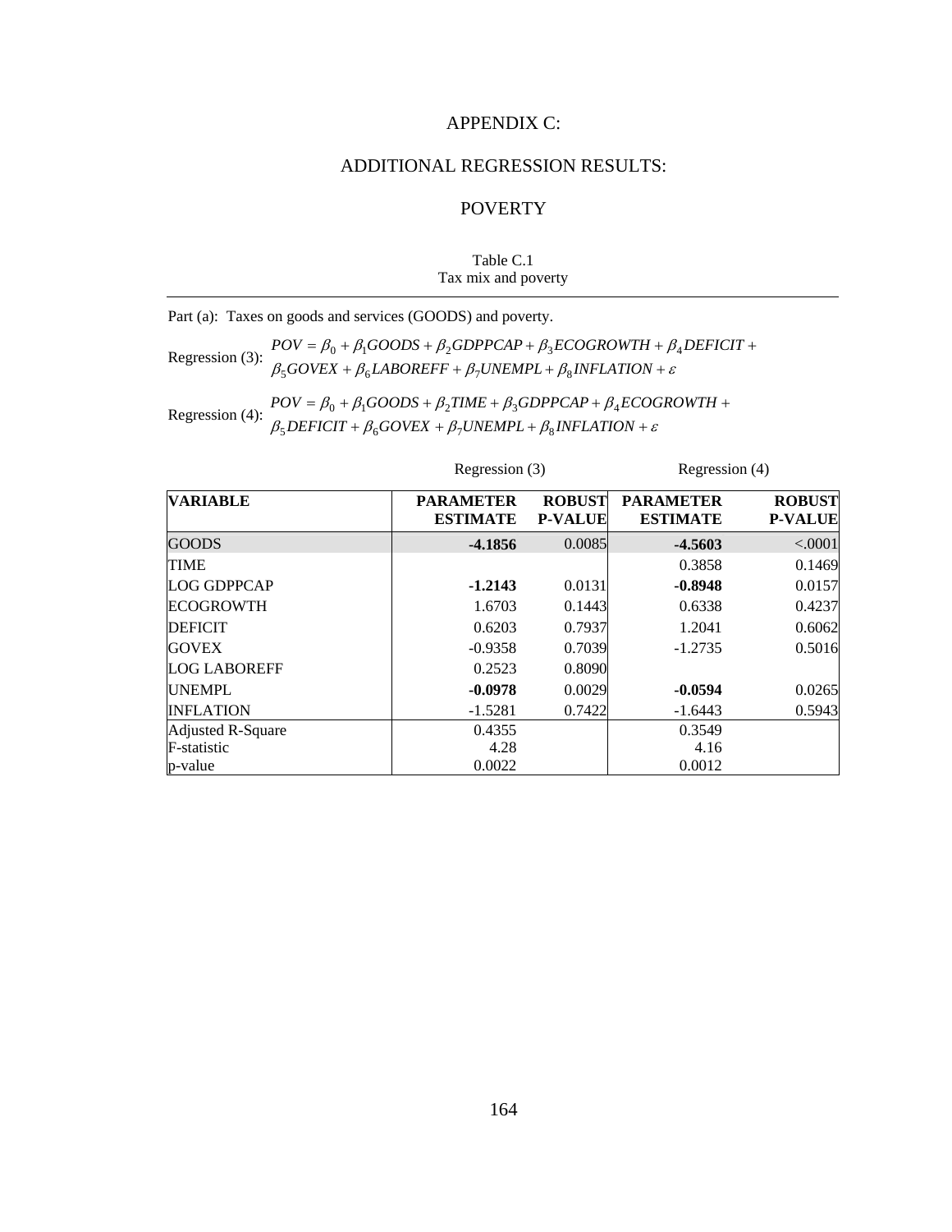# APPENDIX C:

## ADDITIONAL REGRESSION RESULTS:

## POVERTY

Table C.1
Tax mix and poverty

Part (a): Taxes on goods and services (GOODS) and poverty.

Regression (3):
$$POV = \beta_0 + \beta_1 GOODS + \beta_2 GDPPCAP + \beta_3 ECOGROWTH + \beta_4 DEFICIT + \beta_5 GOVEX + \beta_6 LABOREFF + \beta_7 UNEMPL + \beta_8 INFLATION + \varepsilon$$

Regression (4):
$$POV = \beta_0 + \beta_1 GOODS + \beta_2 TIME + \beta_3 GDPPCAP + \beta_4 ECOGROWTH + \beta_5 DEFICIT + \beta_6 GOVEX + \beta_7 UNEMPL + \beta_8 INFLATION + \varepsilon$$

| | Regression (3) | | Regression (4) | |
|---|---|---|---|---|
| **VARIABLE** | **PARAMETER ESTIMATE** | **ROBUST P-VALUE** | **PARAMETER ESTIMATE** | **ROBUST P-VALUE** |
| GOODS | **-4.1856** | 0.0085 | **-4.5603** | <.0001 |
| TIME | | | 0.3858 | 0.1469 |
| LOG GDPPCAP | **-1.2143** | 0.0131 | **-0.8948** | 0.0157 |
| ECOGROWTH | 1.6703 | 0.1443 | 0.6338 | 0.4237 |
| DEFICIT | 0.6203 | 0.7937 | 1.2041 | 0.6062 |
| GOVEX | -0.9358 | 0.7039 | -1.2735 | 0.5016 |
| LOG LABOREFF | 0.2523 | 0.8090 | | |
| UNEMPL | **-0.0978** | 0.0029 | **-0.0594** | 0.0265 |
| INFLATION | -1.5281 | 0.7422 | -1.6443 | 0.5943 |
| Adjusted R-Square | 0.4355 | | 0.3549 | |
| F-statistic | 4.28 | | 4.16 | |
| p-value | 0.0022 | | 0.0012 | |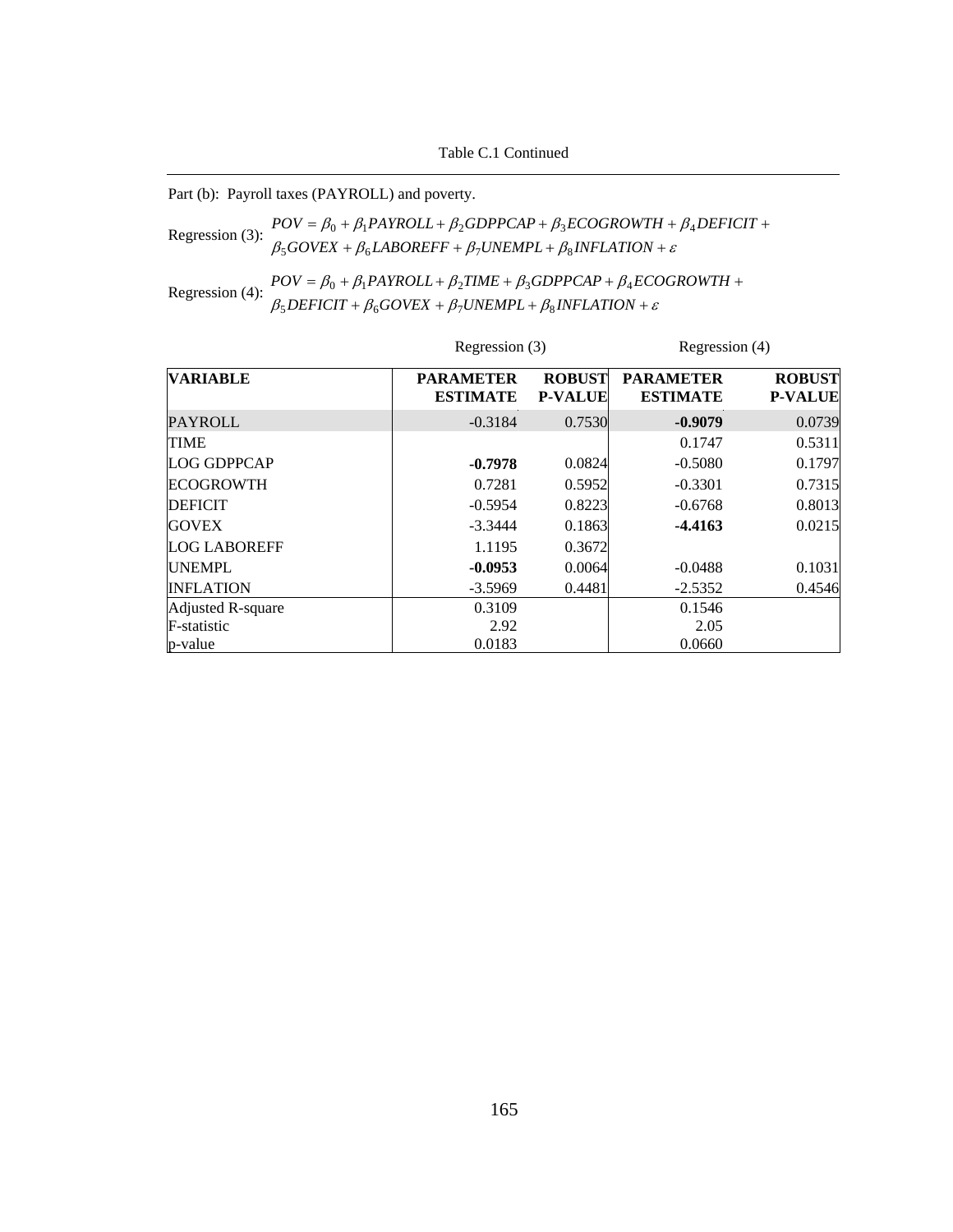Table C.1 Continued

Part (b): Payroll taxes (PAYROLL) and poverty.

Regression (3):
$$POV = \beta_0 + \beta_1 PAYROLL + \beta_2 GDPPCAP + \beta_3 ECOGROWTH + \beta_4 DEFICIT + \beta_5 GOVEX + \beta_6 LABOREFF + \beta_7 UNEMPL + \beta_8 INFLATION + \varepsilon$$

Regression (4):
$$POV = \beta_0 + \beta_1 PAYROLL + \beta_2 TIME + \beta_3 GDPPCAP + \beta_4 ECOGROWTH + \beta_5 DEFICIT + \beta_6 GOVEX + \beta_7 UNEMPL + \beta_8 INFLATION + \varepsilon$$

| | Regression (3) | | Regression (4) | |
|---|---|---|---|---|
| **VARIABLE** | **PARAMETER ESTIMATE** | **ROBUST P-VALUE** | **PARAMETER ESTIMATE** | **ROBUST P-VALUE** |
| PAYROLL | -0.3184 | 0.7530 | **-0.9079** | 0.0739 |
| TIME | | | 0.1747 | 0.5311 |
| LOG GDPPCAP | **-0.7978** | 0.0824 | -0.5080 | 0.1797 |
| ECOGROWTH | 0.7281 | 0.5952 | -0.3301 | 0.7315 |
| DEFICIT | -0.5954 | 0.8223 | -0.6768 | 0.8013 |
| GOVEX | -3.3444 | 0.1863 | **-4.4163** | 0.0215 |
| LOG LABOREFF | 1.1195 | 0.3672 | | |
| UNEMPL | **-0.0953** | 0.0064 | -0.0488 | 0.1031 |
| INFLATION | -3.5969 | 0.4481 | -2.5352 | 0.4546 |
| Adjusted R-square | 0.3109 | | 0.1546 | |
| F-statistic | 2.92 | | 2.05 | |
| p-value | 0.0183 | | 0.0660 | |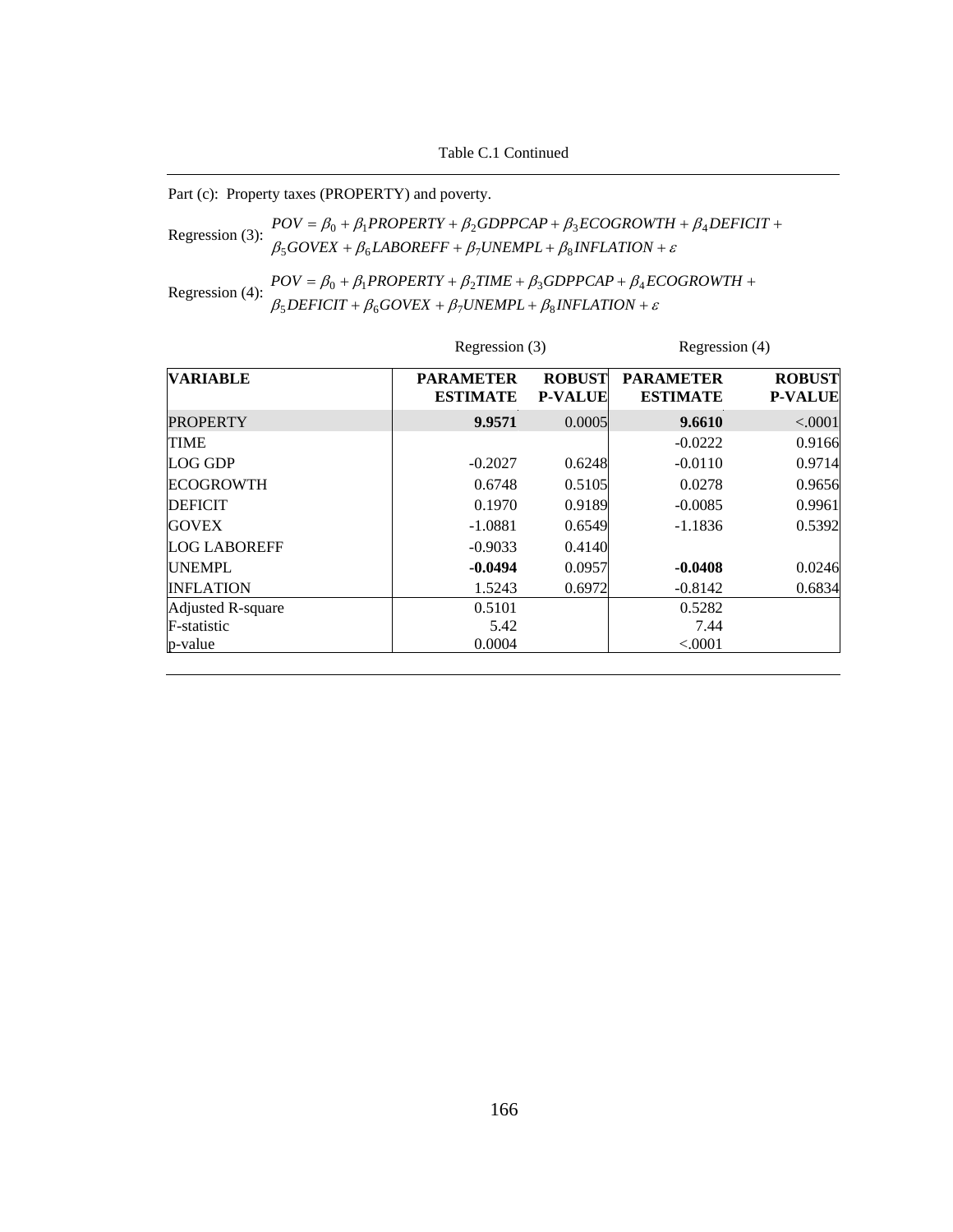Table C.1 Continued

Part (c): Property taxes (PROPERTY) and poverty.

Regression (3): $POV = \beta_0 + \beta_1 PROPERTY + \beta_2 GDPPCAP + \beta_3 ECOGROWTH + \beta_4 DEFICIT + \beta_5 GOVEX + \beta_6 LABOREFF + \beta_7 UNEMPL + \beta_8 INFLATION + \varepsilon$

Regression (4): $POV = \beta_0 + \beta_1 PROPERTY + \beta_2 TIME + \beta_3 GDPPCAP + \beta_4 ECOGROWTH + \beta_5 DEFICIT + \beta_6 GOVEX + \beta_7 UNEMPL + \beta_8 INFLATION + \varepsilon$

| | Regression (3) | | Regression (4) | |
|---|---|---|---|---|
| **VARIABLE** | **PARAMETER ESTIMATE** | **ROBUST P-VALUE** | **PARAMETER ESTIMATE** | **ROBUST P-VALUE** |
| PROPERTY | **9.9571** | 0.0005 | **9.6610** | <.0001 |
| TIME | | | -0.0222 | 0.9166 |
| LOG GDP | -0.2027 | 0.6248 | -0.0110 | 0.9714 |
| ECOGROWTH | 0.6748 | 0.5105 | 0.0278 | 0.9656 |
| DEFICIT | 0.1970 | 0.9189 | -0.0085 | 0.9961 |
| GOVEX | -1.0881 | 0.6549 | -1.1836 | 0.5392 |
| LOG LABOREFF | -0.9033 | 0.4140 | | |
| UNEMPL | **-0.0494** | 0.0957 | **-0.0408** | 0.0246 |
| INFLATION | 1.5243 | 0.6972 | -0.8142 | 0.6834 |
| Adjusted R-square | 0.5101 | | 0.5282 | |
| F-statistic | 5.42 | | 7.44 | |
| p-value | 0.0004 | | <.0001 | |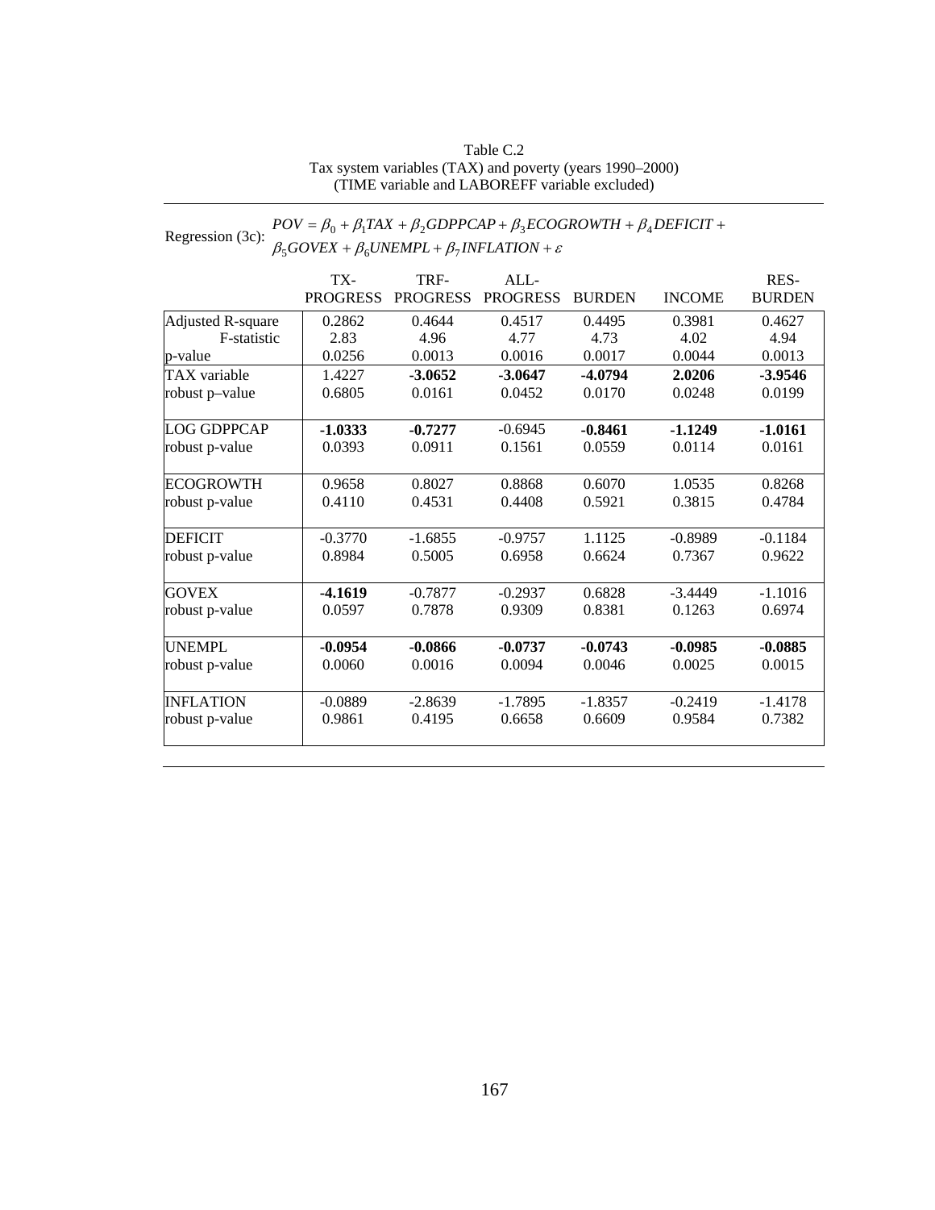Table C.2
Tax system variables (TAX) and poverty (years 1990–2000)
(TIME variable and LABOREFF variable excluded)

Regression (3c): $POV = \beta_0 + \beta_1 TAX + \beta_2 GDPPCAP + \beta_3 ECOGROWTH + \beta_4 DEFICIT + \beta_5 GOVEX + \beta_6 UNEMPL + \beta_7 INFLATION + \varepsilon$

| | TX-PROGRESS | TRF-PROGRESS | ALL-PROGRESS | BURDEN | INCOME | RES-BURDEN |
|---|---|---|---|---|---|---|
| Adjusted R-square | 0.2862 | 0.4644 | 0.4517 | 0.4495 | 0.3981 | 0.4627 |
| F-statistic | 2.83 | 4.96 | 4.77 | 4.73 | 4.02 | 4.94 |
| p-value | 0.0256 | 0.0013 | 0.0016 | 0.0017 | 0.0044 | 0.0013 |
| TAX variable | 1.4227 | **-3.0652** | **-3.0647** | **-4.0794** | **2.0206** | **-3.9546** |
| robust p–value | 0.6805 | 0.0161 | 0.0452 | 0.0170 | 0.0248 | 0.0199 |
| LOG GDPPCAP | **-1.0333** | **-0.7277** | -0.6945 | **-0.8461** | **-1.1249** | **-1.0161** |
| robust p-value | 0.0393 | 0.0911 | 0.1561 | 0.0559 | 0.0114 | 0.0161 |
| ECOGROWTH | 0.9658 | 0.8027 | 0.8868 | 0.6070 | 1.0535 | 0.8268 |
| robust p-value | 0.4110 | 0.4531 | 0.4408 | 0.5921 | 0.3815 | 0.4784 |
| DEFICIT | -0.3770 | -1.6855 | -0.9757 | 1.1125 | -0.8989 | -0.1184 |
| robust p-value | 0.8984 | 0.5005 | 0.6958 | 0.6624 | 0.7367 | 0.9622 |
| GOVEX | **-4.1619** | -0.7877 | -0.2937 | 0.6828 | -3.4449 | -1.1016 |
| robust p-value | 0.0597 | 0.7878 | 0.9309 | 0.8381 | 0.1263 | 0.6974 |
| UNEMPL | **-0.0954** | **-0.0866** | **-0.0737** | **-0.0743** | **-0.0985** | **-0.0885** |
| robust p-value | 0.0060 | 0.0016 | 0.0094 | 0.0046 | 0.0025 | 0.0015 |
| INFLATION | -0.0889 | -2.8639 | -1.7895 | -1.8357 | -0.2419 | -1.4178 |
| robust p-value | 0.9861 | 0.4195 | 0.6658 | 0.6609 | 0.9584 | 0.7382 |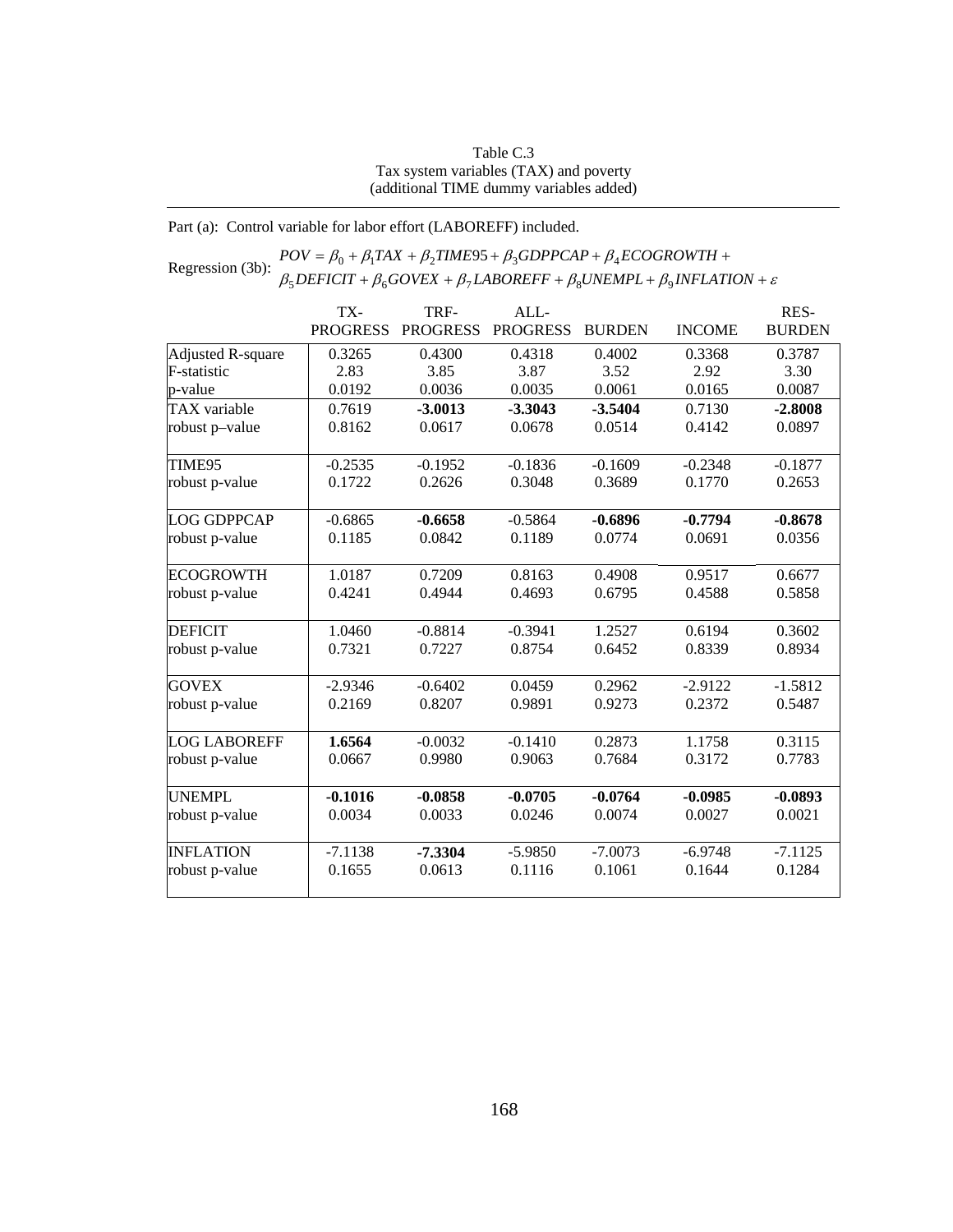Table C.3
Tax system variables (TAX) and poverty
(additional TIME dummy variables added)

Part (a): Control variable for labor effort (LABOREFF) included.

Regression (3b): $POV = \beta_0 + \beta_1 TAX + \beta_2 TIME95 + \beta_3 GDPPCAP + \beta_4 ECOGROWTH + \beta_5 DEFICIT + \beta_6 GOVEX + \beta_7 LABOREFF + \beta_8 UNEMPL + \beta_9 INFLATION + \varepsilon$

| | TX-PROGRESS | TRF-PROGRESS | ALL-PROGRESS | BURDEN | INCOME | RES-BURDEN |
|---|---|---|---|---|---|---|
| Adjusted R-square | 0.3265 | 0.4300 | 0.4318 | 0.4002 | 0.3368 | 0.3787 |
| F-statistic | 2.83 | 3.85 | 3.87 | 3.52 | 2.92 | 3.30 |
| p-value | 0.0192 | 0.0036 | 0.0035 | 0.0061 | 0.0165 | 0.0087 |
| TAX variable | 0.7619 | **-3.0013** | **-3.3043** | **-3.5404** | 0.7130 | **-2.8008** |
| robust p–value | 0.8162 | 0.0617 | 0.0678 | 0.0514 | 0.4142 | 0.0897 |
| TIME95 | -0.2535 | -0.1952 | -0.1836 | -0.1609 | -0.2348 | -0.1877 |
| robust p-value | 0.1722 | 0.2626 | 0.3048 | 0.3689 | 0.1770 | 0.2653 |
| LOG GDPPCAP | -0.6865 | **-0.6658** | -0.5864 | **-0.6896** | **-0.7794** | **-0.8678** |
| robust p-value | 0.1185 | 0.0842 | 0.1189 | 0.0774 | 0.0691 | 0.0356 |
| ECOGROWTH | 1.0187 | 0.7209 | 0.8163 | 0.4908 | 0.9517 | 0.6677 |
| robust p-value | 0.4241 | 0.4944 | 0.4693 | 0.6795 | 0.4588 | 0.5858 |
| DEFICIT | 1.0460 | -0.8814 | -0.3941 | 1.2527 | 0.6194 | 0.3602 |
| robust p-value | 0.7321 | 0.7227 | 0.8754 | 0.6452 | 0.8339 | 0.8934 |
| GOVEX | -2.9346 | -0.6402 | 0.0459 | 0.2962 | -2.9122 | -1.5812 |
| robust p-value | 0.2169 | 0.8207 | 0.9891 | 0.9273 | 0.2372 | 0.5487 |
| LOG LABOREFF | **1.6564** | -0.0032 | -0.1410 | 0.2873 | 1.1758 | 0.3115 |
| robust p-value | 0.0667 | 0.9980 | 0.9063 | 0.7684 | 0.3172 | 0.7783 |
| UNEMPL | **-0.1016** | **-0.0858** | **-0.0705** | **-0.0764** | **-0.0985** | **-0.0893** |
| robust p-value | 0.0034 | 0.0033 | 0.0246 | 0.0074 | 0.0027 | 0.0021 |
| INFLATION | -7.1138 | **-7.3304** | -5.9850 | -7.0073 | -6.9748 | -7.1125 |
| robust p-value | 0.1655 | 0.0613 | 0.1116 | 0.1061 | 0.1644 | 0.1284 |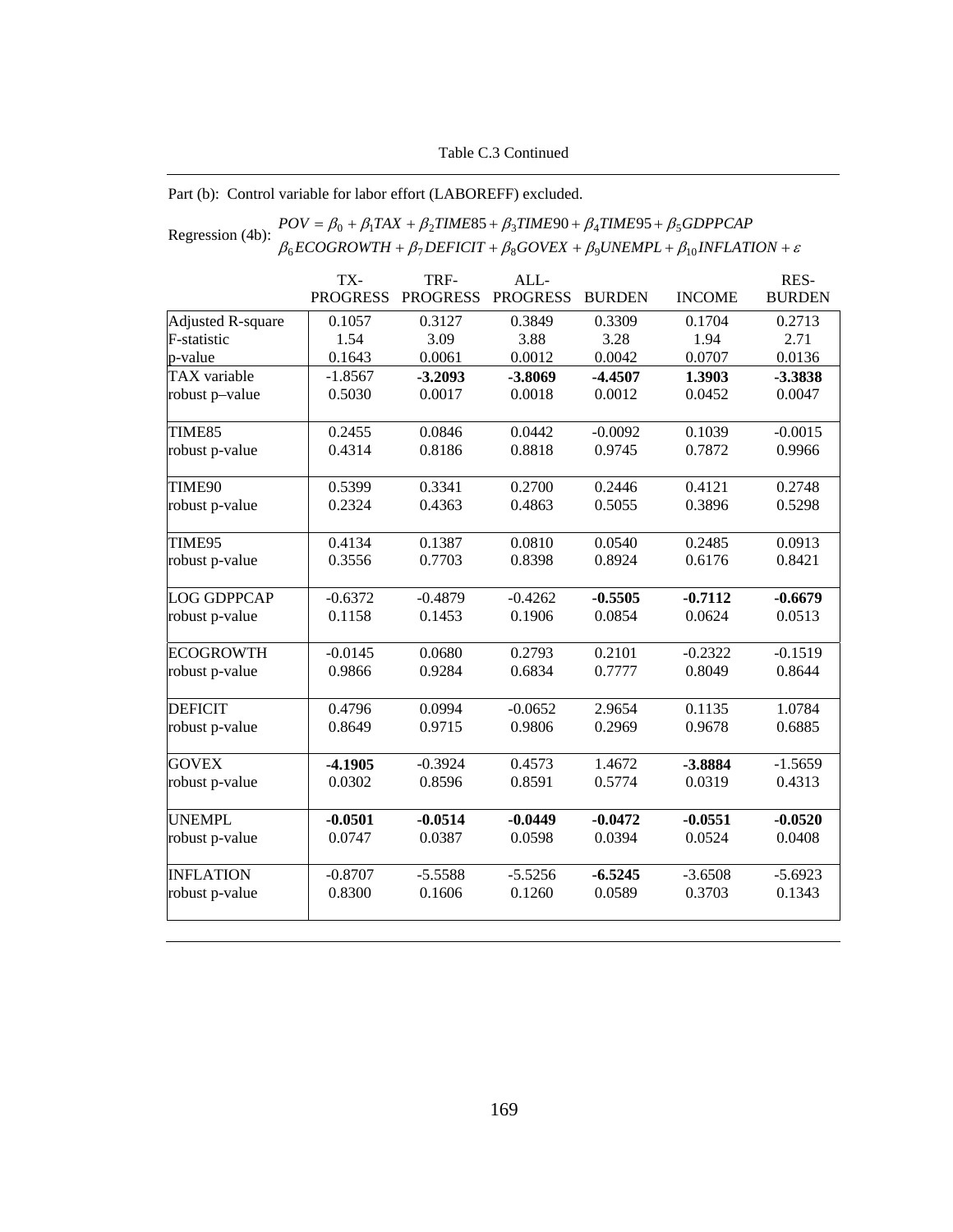Table C.3 Continued

Part (b): Control variable for labor effort (LABOREFF) excluded.

Regression (4b): $POV = \beta_0 + \beta_1 TAX + \beta_2 TIME85 + \beta_3 TIME90 + \beta_4 TIME95 + \beta_5 GDPPCAP$
$\beta_6 ECOGROWTH + \beta_7 DEFICIT + \beta_8 GOVEX + \beta_9 UNEMPL + \beta_{10} INFLATION + \varepsilon$

| | TX-PROGRESS | TRF-PROGRESS | ALL-PROGRESS | BURDEN | INCOME | RES-BURDEN |
|---|---|---|---|---|---|---|
| Adjusted R-square | 0.1057 | 0.3127 | 0.3849 | 0.3309 | 0.1704 | 0.2713 |
| F-statistic | 1.54 | 3.09 | 3.88 | 3.28 | 1.94 | 2.71 |
| p-value | 0.1643 | 0.0061 | 0.0012 | 0.0042 | 0.0707 | 0.0136 |
| TAX variable | -1.8567 | **-3.2093** | **-3.8069** | **-4.4507** | **1.3903** | **-3.3838** |
| robust p–value | 0.5030 | 0.0017 | 0.0018 | 0.0012 | 0.0452 | 0.0047 |
| TIME85 | 0.2455 | 0.0846 | 0.0442 | -0.0092 | 0.1039 | -0.0015 |
| robust p-value | 0.4314 | 0.8186 | 0.8818 | 0.9745 | 0.7872 | 0.9966 |
| TIME90 | 0.5399 | 0.3341 | 0.2700 | 0.2446 | 0.4121 | 0.2748 |
| robust p-value | 0.2324 | 0.4363 | 0.4863 | 0.5055 | 0.3896 | 0.5298 |
| TIME95 | 0.4134 | 0.1387 | 0.0810 | 0.0540 | 0.2485 | 0.0913 |
| robust p-value | 0.3556 | 0.7703 | 0.8398 | 0.8924 | 0.6176 | 0.8421 |
| LOG GDPPCAP | -0.6372 | -0.4879 | -0.4262 | **-0.5505** | **-0.7112** | **-0.6679** |
| robust p-value | 0.1158 | 0.1453 | 0.1906 | 0.0854 | 0.0624 | 0.0513 |
| ECOGROWTH | -0.0145 | 0.0680 | 0.2793 | 0.2101 | -0.2322 | -0.1519 |
| robust p-value | 0.9866 | 0.9284 | 0.6834 | 0.7777 | 0.8049 | 0.8644 |
| DEFICIT | 0.4796 | 0.0994 | -0.0652 | 2.9654 | 0.1135 | 1.0784 |
| robust p-value | 0.8649 | 0.9715 | 0.9806 | 0.2969 | 0.9678 | 0.6885 |
| GOVEX | **-4.1905** | -0.3924 | 0.4573 | 1.4672 | **-3.8884** | -1.5659 |
| robust p-value | 0.0302 | 0.8596 | 0.8591 | 0.5774 | 0.0319 | 0.4313 |
| UNEMPL | **-0.0501** | **-0.0514** | **-0.0449** | **-0.0472** | **-0.0551** | **-0.0520** |
| robust p-value | 0.0747 | 0.0387 | 0.0598 | 0.0394 | 0.0524 | 0.0408 |
| INFLATION | -0.8707 | -5.5588 | -5.5256 | **-6.5245** | -3.6508 | -5.6923 |
| robust p-value | 0.8300 | 0.1606 | 0.1260 | 0.0589 | 0.3703 | 0.1343 |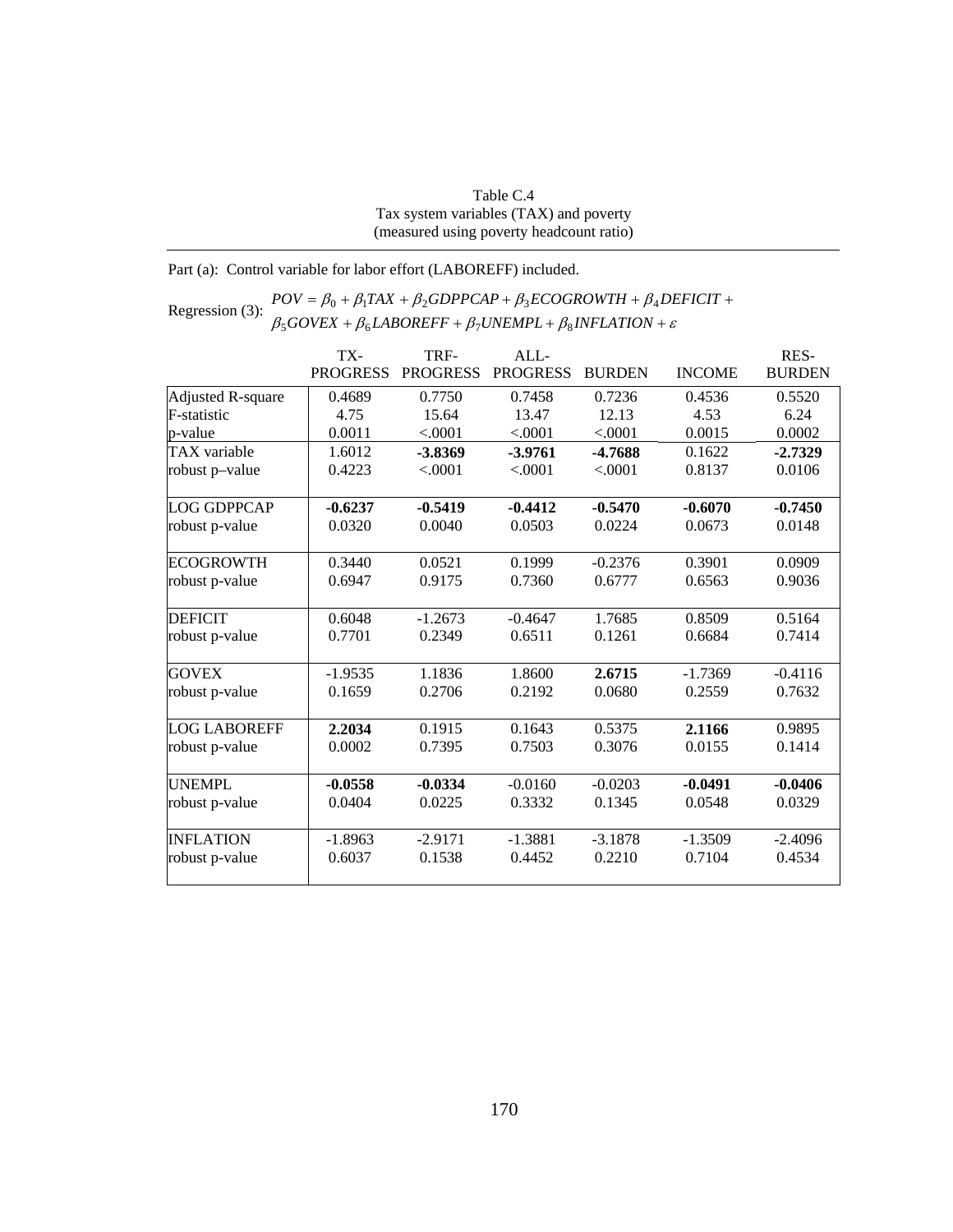Table C.4
Tax system variables (TAX) and poverty
(measured using poverty headcount ratio)

Part (a): Control variable for labor effort (LABOREFF) included.

Regression (3): $POV = \beta_0 + \beta_1 TAX + \beta_2 GDPPCAP + \beta_3 ECOGROWTH + \beta_4 DEFICIT + \beta_5 GOVEX + \beta_6 LABOREFF + \beta_7 UNEMPL + \beta_8 INFLATION + \varepsilon$

| | TX-PROGRESS | TRF-PROGRESS | ALL-PROGRESS | BURDEN | INCOME | RES-BURDEN |
|---|---|---|---|---|---|---|
| Adjusted R-square | 0.4689 | 0.7750 | 0.7458 | 0.7236 | 0.4536 | 0.5520 |
| F-statistic | 4.75 | 15.64 | 13.47 | 12.13 | 4.53 | 6.24 |
| p-value | 0.0011 | <.0001 | <.0001 | <.0001 | 0.0015 | 0.0002 |
| TAX variable | 1.6012 | **-3.8369** | **-3.9761** | **-4.7688** | 0.1622 | **-2.7329** |
| robust p–value | 0.4223 | <.0001 | <.0001 | <.0001 | 0.8137 | 0.0106 |
| LOG GDPPCAP | **-0.6237** | **-0.5419** | **-0.4412** | **-0.5470** | **-0.6070** | **-0.7450** |
| robust p-value | 0.0320 | 0.0040 | 0.0503 | 0.0224 | 0.0673 | 0.0148 |
| ECOGROWTH | 0.3440 | 0.0521 | 0.1999 | -0.2376 | 0.3901 | 0.0909 |
| robust p-value | 0.6947 | 0.9175 | 0.7360 | 0.6777 | 0.6563 | 0.9036 |
| DEFICIT | 0.6048 | -1.2673 | -0.4647 | 1.7685 | 0.8509 | 0.5164 |
| robust p-value | 0.7701 | 0.2349 | 0.6511 | 0.1261 | 0.6684 | 0.7414 |
| GOVEX | -1.9535 | 1.1836 | 1.8600 | **2.6715** | -1.7369 | -0.4116 |
| robust p-value | 0.1659 | 0.2706 | 0.2192 | 0.0680 | 0.2559 | 0.7632 |
| LOG LABOREFF | **2.2034** | 0.1915 | 0.1643 | 0.5375 | **2.1166** | 0.9895 |
| robust p-value | 0.0002 | 0.7395 | 0.7503 | 0.3076 | 0.0155 | 0.1414 |
| UNEMPL | **-0.0558** | **-0.0334** | -0.0160 | -0.0203 | **-0.0491** | **-0.0406** |
| robust p-value | 0.0404 | 0.0225 | 0.3332 | 0.1345 | 0.0548 | 0.0329 |
| INFLATION | -1.8963 | -2.9171 | -1.3881 | -3.1878 | -1.3509 | -2.4096 |
| robust p-value | 0.6037 | 0.1538 | 0.4452 | 0.2210 | 0.7104 | 0.4534 |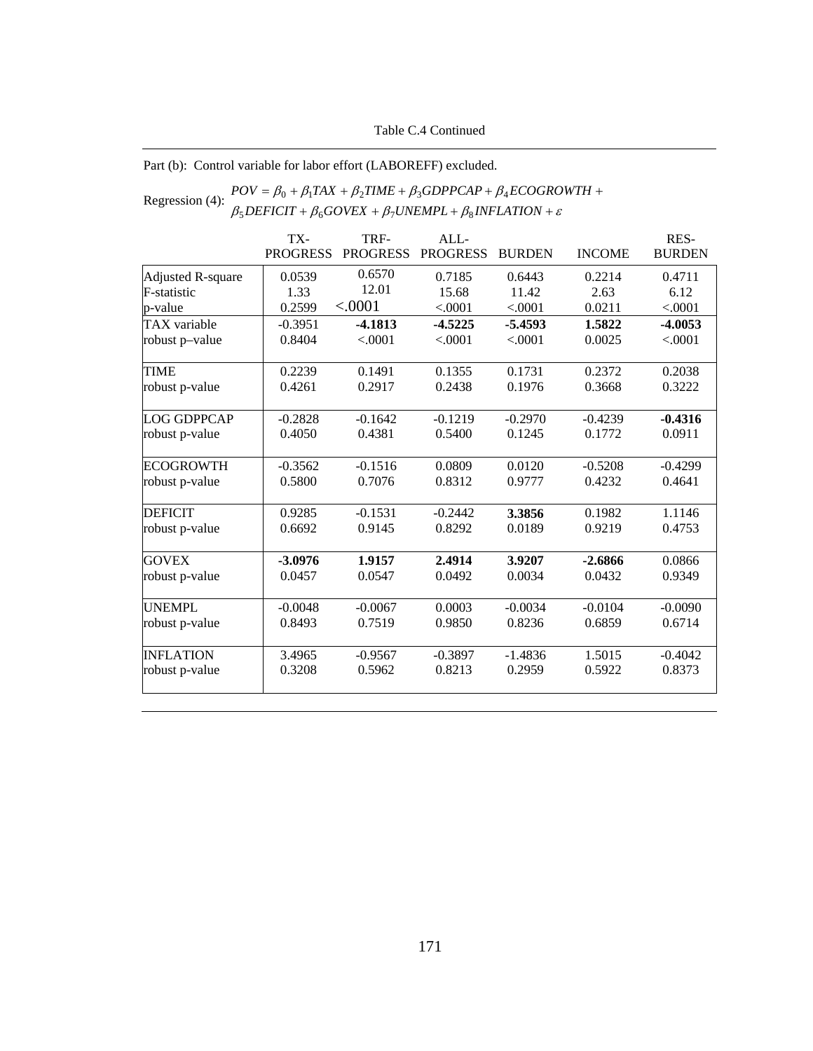Table C.4 Continued

Part (b): Control variable for labor effort (LABOREFF) excluded.

Regression (4):
$$POV = \beta_0 + \beta_1 TAX + \beta_2 TIME + \beta_3 GDPPCAP + \beta_4 ECOGROWTH + \beta_5 DEFICIT + \beta_6 GOVEX + \beta_7 UNEMPL + \beta_8 INFLATION + \varepsilon$$

| | TX-PROGRESS | TRF-PROGRESS | ALL-PROGRESS | BURDEN | INCOME | RES-BURDEN |
|---|---|---|---|---|---|---|
| Adjusted R-square | 0.0539 | 0.6570 | 0.7185 | 0.6443 | 0.2214 | 0.4711 |
| F-statistic | 1.33 | 12.01 | 15.68 | 11.42 | 2.63 | 6.12 |
| p-value | 0.2599 | <.0001 | <.0001 | <.0001 | 0.0211 | <.0001 |
| TAX variable | -0.3951 | **-4.1813** | **-4.5225** | **-5.4593** | **1.5822** | **-4.0053** |
| robust p–value | 0.8404 | <.0001 | <.0001 | <.0001 | 0.0025 | <.0001 |
| TIME | 0.2239 | 0.1491 | 0.1355 | 0.1731 | 0.2372 | 0.2038 |
| robust p-value | 0.4261 | 0.2917 | 0.2438 | 0.1976 | 0.3668 | 0.3222 |
| LOG GDPPCAP | -0.2828 | -0.1642 | -0.1219 | -0.2970 | -0.4239 | **-0.4316** |
| robust p-value | 0.4050 | 0.4381 | 0.5400 | 0.1245 | 0.1772 | 0.0911 |
| ECOGROWTH | -0.3562 | -0.1516 | 0.0809 | 0.0120 | -0.5208 | -0.4299 |
| robust p-value | 0.5800 | 0.7076 | 0.8312 | 0.9777 | 0.4232 | 0.4641 |
| DEFICIT | 0.9285 | -0.1531 | -0.2442 | **3.3856** | 0.1982 | 1.1146 |
| robust p-value | 0.6692 | 0.9145 | 0.8292 | 0.0189 | 0.9219 | 0.4753 |
| GOVEX | **-3.0976** | **1.9157** | **2.4914** | **3.9207** | **-2.6866** | 0.0866 |
| robust p-value | 0.0457 | 0.0547 | 0.0492 | 0.0034 | 0.0432 | 0.9349 |
| UNEMPL | -0.0048 | -0.0067 | 0.0003 | -0.0034 | -0.0104 | -0.0090 |
| robust p-value | 0.8493 | 0.7519 | 0.9850 | 0.8236 | 0.6859 | 0.6714 |
| INFLATION | 3.4965 | -0.9567 | -0.3897 | -1.4836 | 1.5015 | -0.4042 |
| robust p-value | 0.3208 | 0.5962 | 0.8213 | 0.2959 | 0.5922 | 0.8373 |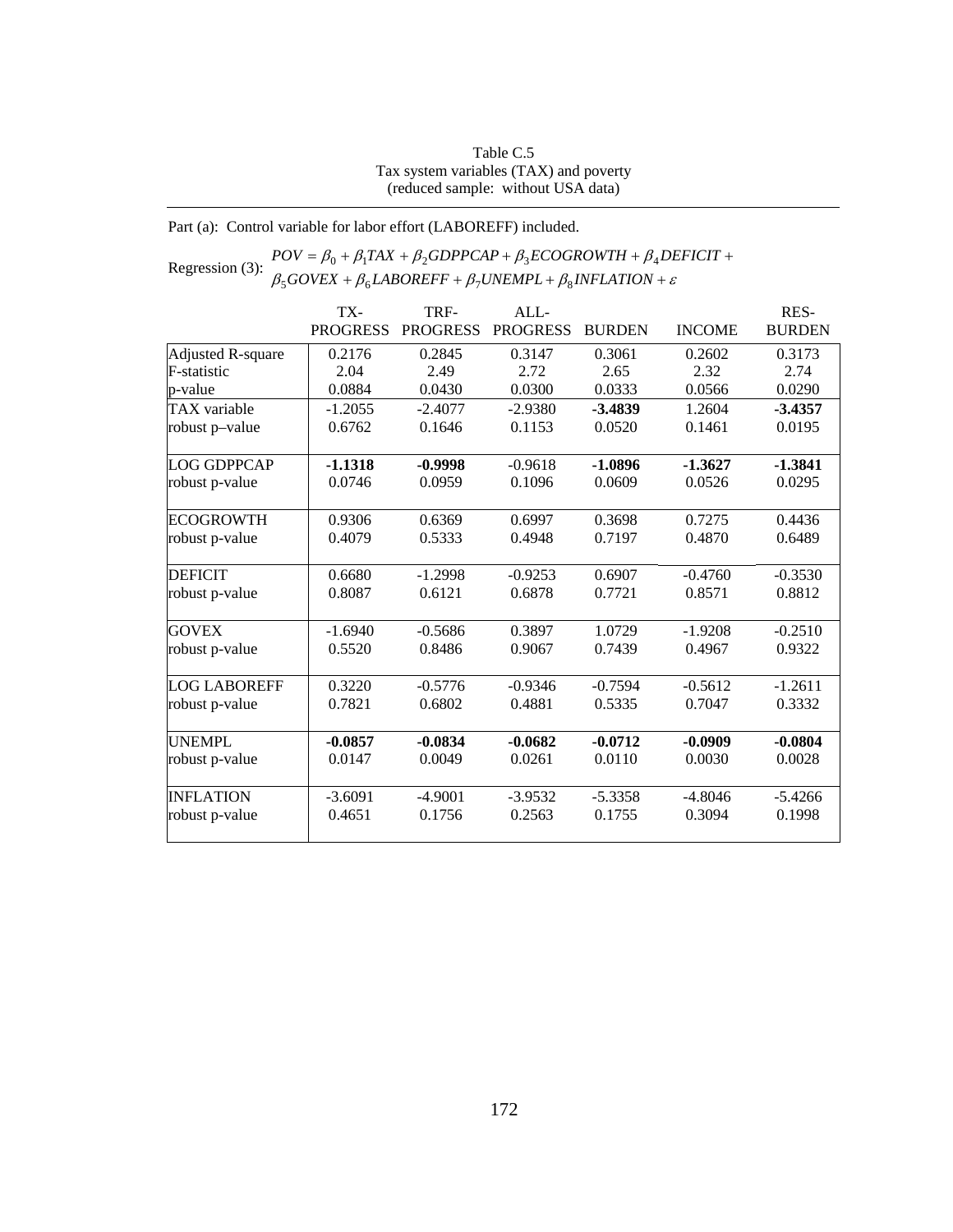Table C.5
Tax system variables (TAX) and poverty
(reduced sample: without USA data)

Part (a): Control variable for labor effort (LABOREFF) included.

Regression (3): $$POV = \beta_0 + \beta_1 TAX + \beta_2 GDPPCAP + \beta_3 ECOGROWTH + \beta_4 DEFICIT + \beta_5 GOVEX + \beta_6 LABOREFF + \beta_7 UNEMPL + \beta_8 INFLATION + \varepsilon$$

| | TX-PROGRESS | TRF-PROGRESS | ALL-PROGRESS | BURDEN | INCOME | RES-BURDEN |
|---|---|---|---|---|---|---|
| Adjusted R-square | 0.2176 | 0.2845 | 0.3147 | 0.3061 | 0.2602 | 0.3173 |
| F-statistic | 2.04 | 2.49 | 2.72 | 2.65 | 2.32 | 2.74 |
| p-value | 0.0884 | 0.0430 | 0.0300 | 0.0333 | 0.0566 | 0.0290 |
| TAX variable | -1.2055 | -2.4077 | -2.9380 | **-3.4839** | 1.2604 | **-3.4357** |
| robust p–value | 0.6762 | 0.1646 | 0.1153 | 0.0520 | 0.1461 | 0.0195 |
| LOG GDPPCAP | **-1.1318** | **-0.9998** | -0.9618 | **-1.0896** | **-1.3627** | **-1.3841** |
| robust p-value | 0.0746 | 0.0959 | 0.1096 | 0.0609 | 0.0526 | 0.0295 |
| ECOGROWTH | 0.9306 | 0.6369 | 0.6997 | 0.3698 | 0.7275 | 0.4436 |
| robust p-value | 0.4079 | 0.5333 | 0.4948 | 0.7197 | 0.4870 | 0.6489 |
| DEFICIT | 0.6680 | -1.2998 | -0.9253 | 0.6907 | -0.4760 | -0.3530 |
| robust p-value | 0.8087 | 0.6121 | 0.6878 | 0.7721 | 0.8571 | 0.8812 |
| GOVEX | -1.6940 | -0.5686 | 0.3897 | 1.0729 | -1.9208 | -0.2510 |
| robust p-value | 0.5520 | 0.8486 | 0.9067 | 0.7439 | 0.4967 | 0.9322 |
| LOG LABOREFF | 0.3220 | -0.5776 | -0.9346 | -0.7594 | -0.5612 | -1.2611 |
| robust p-value | 0.7821 | 0.6802 | 0.4881 | 0.5335 | 0.7047 | 0.3332 |
| UNEMPL | **-0.0857** | **-0.0834** | **-0.0682** | **-0.0712** | **-0.0909** | **-0.0804** |
| robust p-value | 0.0147 | 0.0049 | 0.0261 | 0.0110 | 0.0030 | 0.0028 |
| INFLATION | -3.6091 | -4.9001 | -3.9532 | -5.3358 | -4.8046 | -5.4266 |
| robust p-value | 0.4651 | 0.1756 | 0.2563 | 0.1755 | 0.3094 | 0.1998 |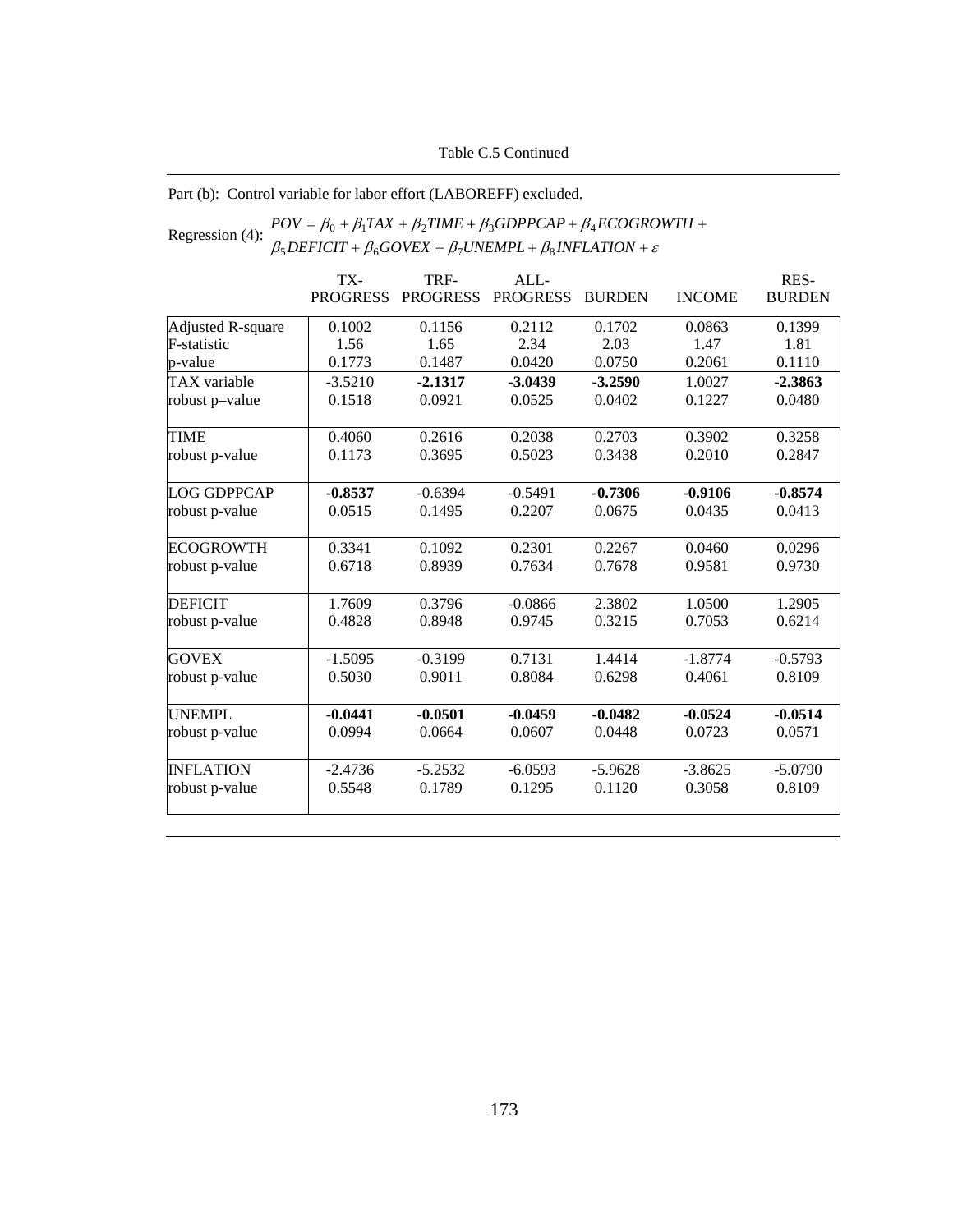Table C.5 Continued

Part (b): Control variable for labor effort (LABOREFF) excluded.

Regression (4):
$$POV = \beta_0 + \beta_1 TAX + \beta_2 TIME + \beta_3 GDPPCAP + \beta_4 ECOGROWTH + \beta_5 DEFICIT + \beta_6 GOVEX + \beta_7 UNEMPL + \beta_8 INFLATION + \varepsilon$$

| | TX-PROGRESS | TRF-PROGRESS | ALL-PROGRESS | BURDEN | INCOME | RES-BURDEN |
|---|---|---|---|---|---|---|
| Adjusted R-square | 0.1002 | 0.1156 | 0.2112 | 0.1702 | 0.0863 | 0.1399 |
| F-statistic | 1.56 | 1.65 | 2.34 | 2.03 | 1.47 | 1.81 |
| p-value | 0.1773 | 0.1487 | 0.0420 | 0.0750 | 0.2061 | 0.1110 |
| TAX variable | -3.5210 | **-2.1317** | **-3.0439** | **-3.2590** | 1.0027 | **-2.3863** |
| robust p–value | 0.1518 | 0.0921 | 0.0525 | 0.0402 | 0.1227 | 0.0480 |
| TIME | 0.4060 | 0.2616 | 0.2038 | 0.2703 | 0.3902 | 0.3258 |
| robust p-value | 0.1173 | 0.3695 | 0.5023 | 0.3438 | 0.2010 | 0.2847 |
| LOG GDPPCAP | **-0.8537** | -0.6394 | -0.5491 | **-0.7306** | **-0.9106** | **-0.8574** |
| robust p-value | 0.0515 | 0.1495 | 0.2207 | 0.0675 | 0.0435 | 0.0413 |
| ECOGROWTH | 0.3341 | 0.1092 | 0.2301 | 0.2267 | 0.0460 | 0.0296 |
| robust p-value | 0.6718 | 0.8939 | 0.7634 | 0.7678 | 0.9581 | 0.9730 |
| DEFICIT | 1.7609 | 0.3796 | -0.0866 | 2.3802 | 1.0500 | 1.2905 |
| robust p-value | 0.4828 | 0.8948 | 0.9745 | 0.3215 | 0.7053 | 0.6214 |
| GOVEX | -1.5095 | -0.3199 | 0.7131 | 1.4414 | -1.8774 | -0.5793 |
| robust p-value | 0.5030 | 0.9011 | 0.8084 | 0.6298 | 0.4061 | 0.8109 |
| UNEMPL | **-0.0441** | **-0.0501** | **-0.0459** | **-0.0482** | **-0.0524** | **-0.0514** |
| robust p-value | 0.0994 | 0.0664 | 0.0607 | 0.0448 | 0.0723 | 0.0571 |
| INFLATION | -2.4736 | -5.2532 | -6.0593 | -5.9628 | -3.8625 | -5.0790 |
| robust p-value | 0.5548 | 0.1789 | 0.1295 | 0.1120 | 0.3058 | 0.8109 |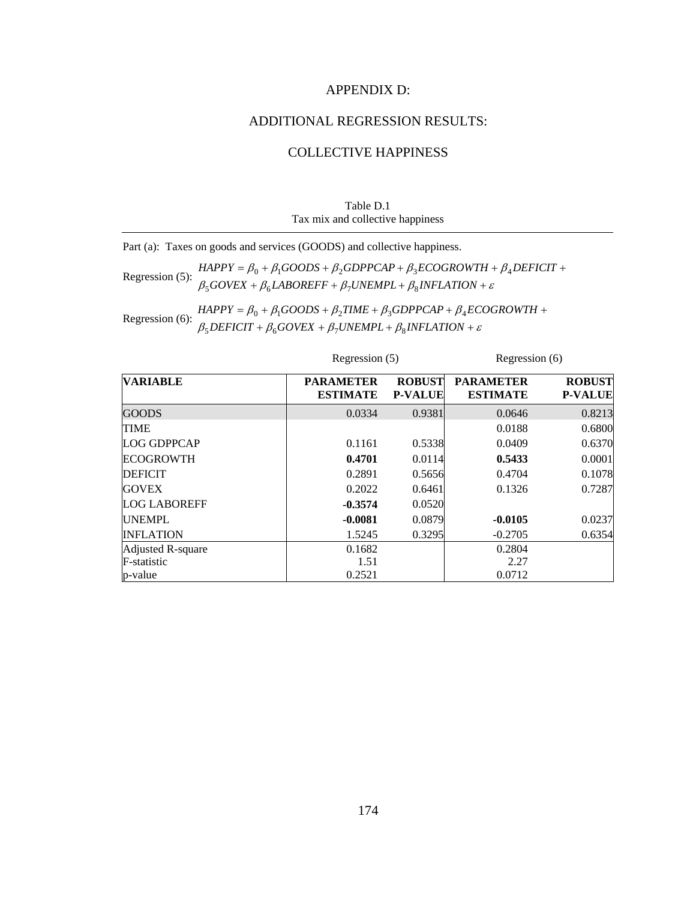# APPENDIX D:

## ADDITIONAL REGRESSION RESULTS:

## COLLECTIVE HAPPINESS

Table D.1
Tax mix and collective happiness

Part (a): Taxes on goods and services (GOODS) and collective happiness.

Regression (5):
$$HAPPY = \beta_0 + \beta_1 GOODS + \beta_2 GDPPCAP + \beta_3 ECOGROWTH + \beta_4 DEFICIT + \beta_5 GOVEX + \beta_6 LABOREFF + \beta_7 UNEMPL + \beta_8 INFLATION + \varepsilon$$

Regression (6):
$$HAPPY = \beta_0 + \beta_1 GOODS + \beta_2 TIME + \beta_3 GDPPCAP + \beta_4 ECOGROWTH + \beta_5 DEFICIT + \beta_6 GOVEX + \beta_7 UNEMPL + \beta_8 INFLATION + \varepsilon$$

| | Regression (5) | | Regression (6) | |
|---|---|---|---|---|
| **VARIABLE** | **PARAMETER ESTIMATE** | **ROBUST P-VALUE** | **PARAMETER ESTIMATE** | **ROBUST P-VALUE** |
| GOODS | 0.0334 | 0.9381 | 0.0646 | 0.8213 |
| TIME | | | 0.0188 | 0.6800 |
| LOG GDPPCAP | 0.1161 | 0.5338 | 0.0409 | 0.6370 |
| ECOGROWTH | **0.4701** | 0.0114 | **0.5433** | 0.0001 |
| DEFICIT | 0.2891 | 0.5656 | 0.4704 | 0.1078 |
| GOVEX | 0.2022 | 0.6461 | 0.1326 | 0.7287 |
| LOG LABOREFF | **-0.3574** | 0.0520 | | |
| UNEMPL | **-0.0081** | 0.0879 | **-0.0105** | 0.0237 |
| INFLATION | 1.5245 | 0.3295 | -0.2705 | 0.6354 |
| Adjusted R-square | 0.1682 | | 0.2804 | |
| F-statistic | 1.51 | | 2.27 | |
| p-value | 0.2521 | | 0.0712 | |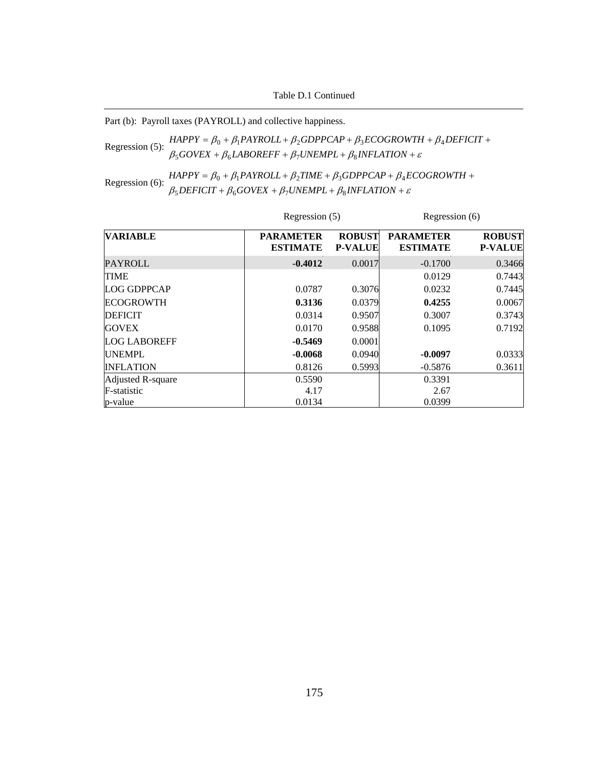Table D.1 Continued

Part (b): Payroll taxes (PAYROLL) and collective happiness.

Regression (5): $HAPPY = \beta_0 + \beta_1 PAYROLL + \beta_2 GDPPCAP + \beta_3 ECOGROWTH + \beta_4 DEFICIT + \beta_5 GOVEX + \beta_6 LABOREFF + \beta_7 UNEMPL + \beta_8 INFLATION + \varepsilon$

Regression (6): $HAPPY = \beta_0 + \beta_1 PAYROLL + \beta_2 TIME + \beta_3 GDPPCAP + \beta_4 ECOGROWTH + \beta_5 DEFICIT + \beta_6 GOVEX + \beta_7 UNEMPL + \beta_8 INFLATION + \varepsilon$

| | Regression (5) | | Regression (6) | |
|---|---|---|---|---|
| **VARIABLE** | **PARAMETER ESTIMATE** | **ROBUST P-VALUE** | **PARAMETER ESTIMATE** | **ROBUST P-VALUE** |
| PAYROLL | **-0.4012** | 0.0017 | -0.1700 | 0.3466 |
| TIME | | | 0.0129 | 0.7443 |
| LOG GDPPCAP | 0.0787 | 0.3076 | 0.0232 | 0.7445 |
| ECOGROWTH | **0.3136** | 0.0379 | **0.4255** | 0.0067 |
| DEFICIT | 0.0314 | 0.9507 | 0.3007 | 0.3743 |
| GOVEX | 0.0170 | 0.9588 | 0.1095 | 0.7192 |
| LOG LABOREFF | **-0.5469** | 0.0001 | | |
| UNEMPL | **-0.0068** | 0.0940 | **-0.0097** | 0.0333 |
| INFLATION | 0.8126 | 0.5993 | -0.5876 | 0.3611 |
| Adjusted R-square | 0.5590 | | 0.3391 | |
| F-statistic | 4.17 | | 2.67 | |
| p-value | 0.0134 | | 0.0399 | |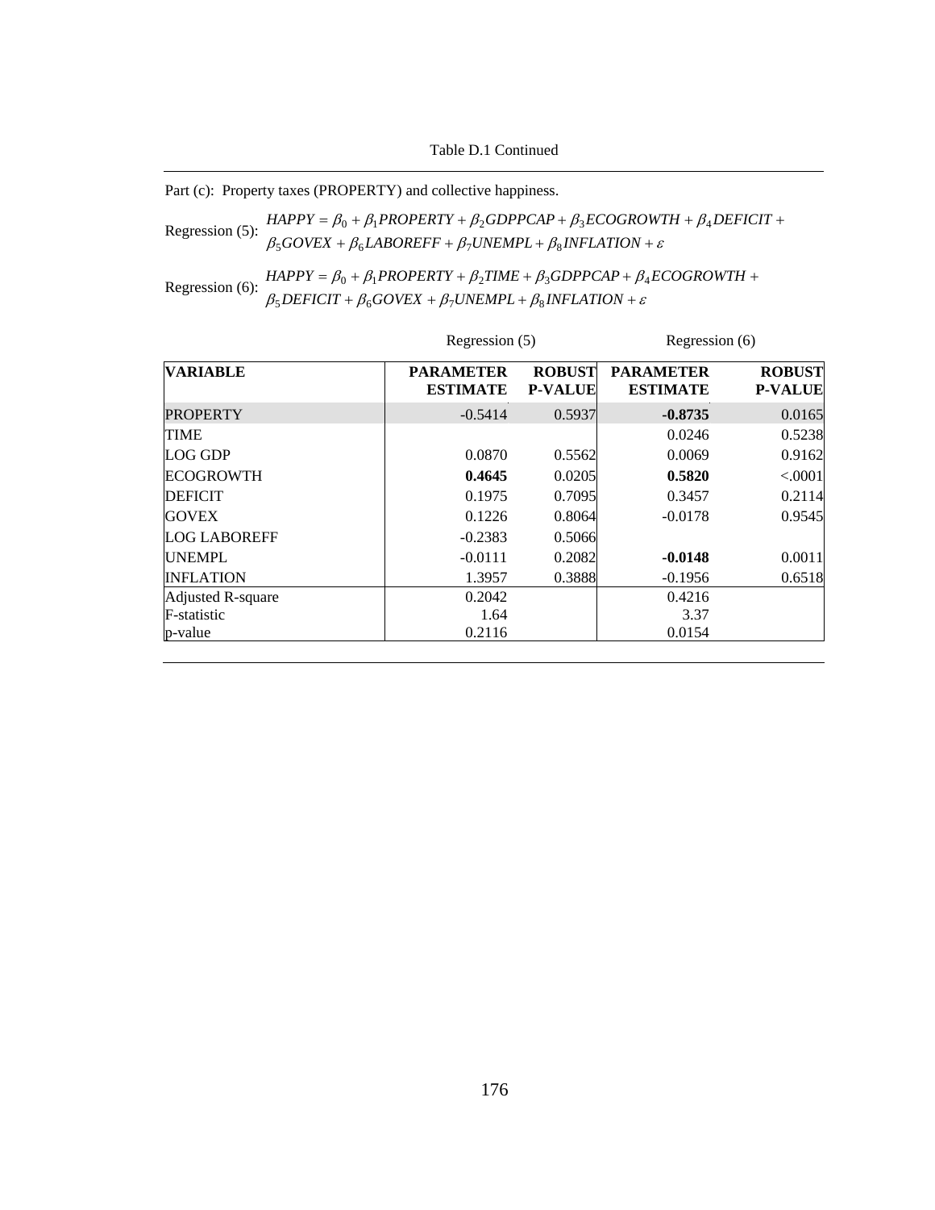Table D.1 Continued

Part (c): Property taxes (PROPERTY) and collective happiness.

Regression (5): $HAPPY = \beta_0 + \beta_1 PROPERTY + \beta_2 GDPPCAP + \beta_3 ECOGROWTH + \beta_4 DEFICIT + \beta_5 GOVEX + \beta_6 LABOREFF + \beta_7 UNEMPL + \beta_8 INFLATION + \varepsilon$

Regression (6): $HAPPY = \beta_0 + \beta_1 PROPERTY + \beta_2 TIME + \beta_3 GDPPCAP + \beta_4 ECOGROWTH + \beta_5 DEFICIT + \beta_6 GOVEX + \beta_7 UNEMPL + \beta_8 INFLATION + \varepsilon$

| | Regression (5) | | Regression (6) | |
|---|---|---|---|---|
| **VARIABLE** | **PARAMETER ESTIMATE** | **ROBUST P-VALUE** | **PARAMETER ESTIMATE** | **ROBUST P-VALUE** |
| PROPERTY | -0.5414 | 0.5937 | **-0.8735** | 0.0165 |
| TIME | | | 0.0246 | 0.5238 |
| LOG GDP | 0.0870 | 0.5562 | 0.0069 | 0.9162 |
| ECOGROWTH | **0.4645** | 0.0205 | **0.5820** | <.0001 |
| DEFICIT | 0.1975 | 0.7095 | 0.3457 | 0.2114 |
| GOVEX | 0.1226 | 0.8064 | -0.0178 | 0.9545 |
| LOG LABOREFF | -0.2383 | 0.5066 | | |
| UNEMPL | -0.0111 | 0.2082 | **-0.0148** | 0.0011 |
| INFLATION | 1.3957 | 0.3888 | -0.1956 | 0.6518 |
| Adjusted R-square | 0.2042 | | 0.4216 | |
| F-statistic | 1.64 | | 3.37 | |
| p-value | 0.2116 | | 0.0154 | |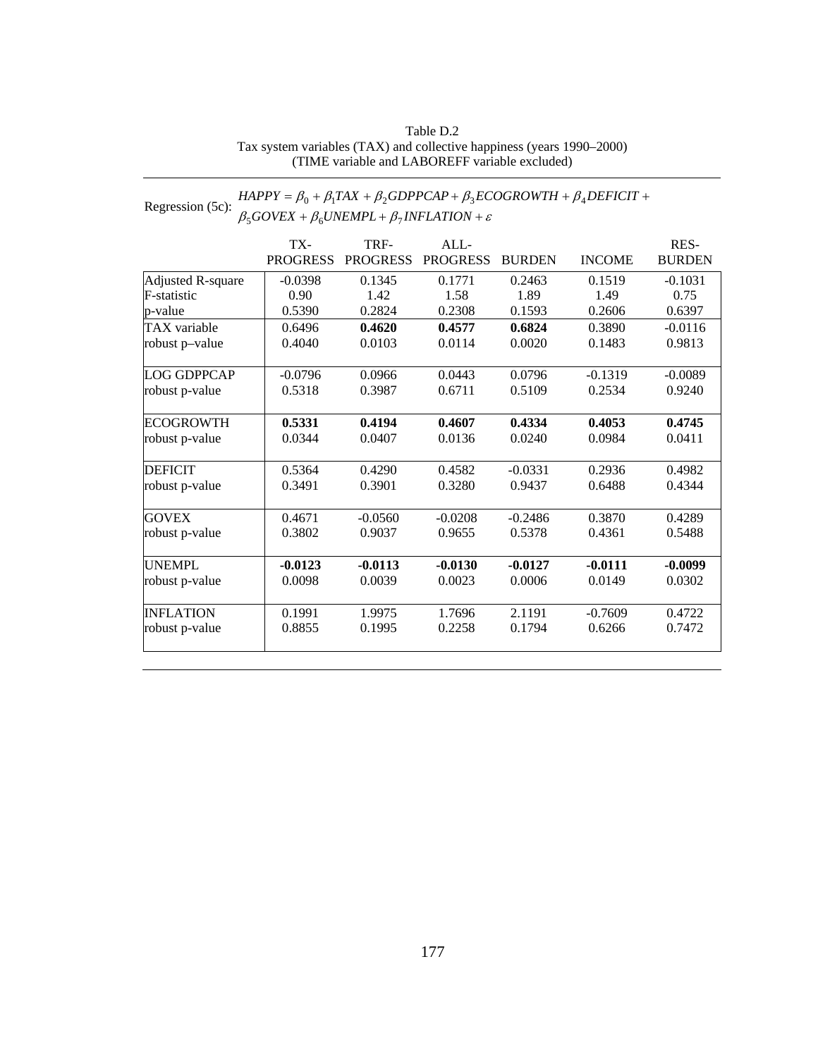Table D.2
Tax system variables (TAX) and collective happiness (years 1990–2000)
(TIME variable and LABOREFF variable excluded)

Regression (5c): $HAPPY = \beta_0 + \beta_1 TAX + \beta_2 GDPPCAP + \beta_3 ECOGROWTH + \beta_4 DEFICIT + \beta_5 GOVEX + \beta_6 UNEMPL + \beta_7 INFLATION + \varepsilon$

| | TX-PROGRESS | TRF-PROGRESS | ALL-PROGRESS | BURDEN | INCOME | RES-BURDEN |
|---|---|---|---|---|---|---|
| Adjusted R-square | -0.0398 | 0.1345 | 0.1771 | 0.2463 | 0.1519 | -0.1031 |
| F-statistic | 0.90 | 1.42 | 1.58 | 1.89 | 1.49 | 0.75 |
| p-value | 0.5390 | 0.2824 | 0.2308 | 0.1593 | 0.2606 | 0.6397 |
| TAX variable | 0.6496 | **0.4620** | **0.4577** | **0.6824** | 0.3890 | -0.0116 |
| robust p–value | 0.4040 | 0.0103 | 0.0114 | 0.0020 | 0.1483 | 0.9813 |
| LOG GDPPCAP | -0.0796 | 0.0966 | 0.0443 | 0.0796 | -0.1319 | -0.0089 |
| robust p-value | 0.5318 | 0.3987 | 0.6711 | 0.5109 | 0.2534 | 0.9240 |
| ECOGROWTH | **0.5331** | **0.4194** | **0.4607** | **0.4334** | **0.4053** | **0.4745** |
| robust p-value | 0.0344 | 0.0407 | 0.0136 | 0.0240 | 0.0984 | 0.0411 |
| DEFICIT | 0.5364 | 0.4290 | 0.4582 | -0.0331 | 0.2936 | 0.4982 |
| robust p-value | 0.3491 | 0.3901 | 0.3280 | 0.9437 | 0.6488 | 0.4344 |
| GOVEX | 0.4671 | -0.0560 | -0.0208 | -0.2486 | 0.3870 | 0.4289 |
| robust p-value | 0.3802 | 0.9037 | 0.9655 | 0.5378 | 0.4361 | 0.5488 |
| UNEMPL | **-0.0123** | **-0.0113** | **-0.0130** | **-0.0127** | **-0.0111** | **-0.0099** |
| robust p-value | 0.0098 | 0.0039 | 0.0023 | 0.0006 | 0.0149 | 0.0302 |
| INFLATION | 0.1991 | 1.9975 | 1.7696 | 2.1191 | -0.7609 | 0.4722 |
| robust p-value | 0.8855 | 0.1995 | 0.2258 | 0.1794 | 0.6266 | 0.7472 |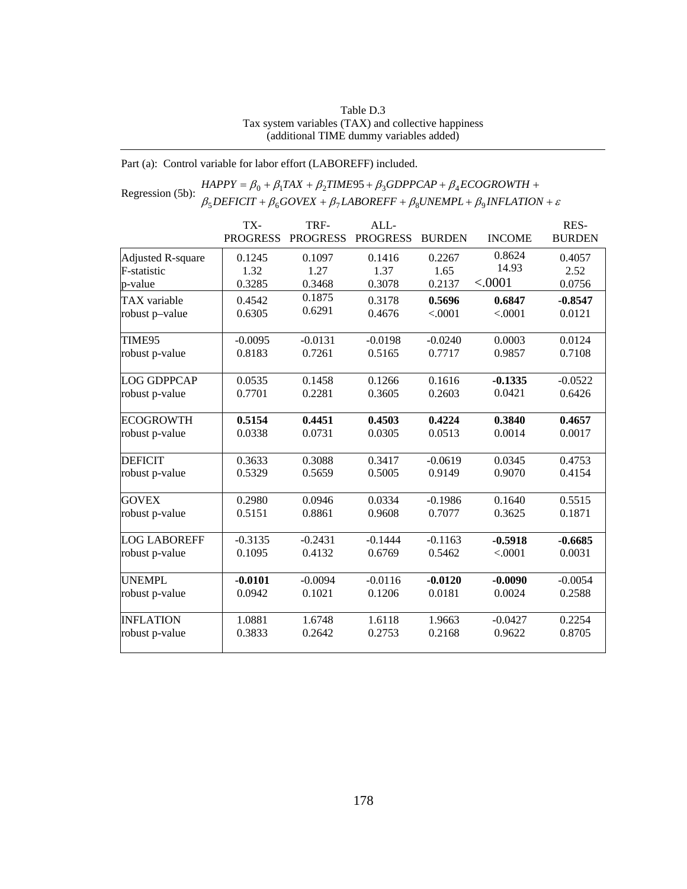Table D.3
Tax system variables (TAX) and collective happiness
(additional TIME dummy variables added)

Part (a): Control variable for labor effort (LABOREFF) included.

Regression (5b):

$$HAPPY = \beta_0 + \beta_1 TAX + \beta_2 TIME95 + \beta_3 GDPPCAP + \beta_4 ECOGROWTH + \beta_5 DEFICIT + \beta_6 GOVEX + \beta_7 LABOREFF + \beta_8 UNEMPL + \beta_9 INFLATION + \varepsilon$$

| | TX-PROGRESS | TRF-PROGRESS | ALL-PROGRESS | BURDEN | INCOME | RES-BURDEN |
|---|---|---|---|---|---|---|
| Adjusted R-square | 0.1245 | 0.1097 | 0.1416 | 0.2267 | 0.8624 | 0.4057 |
| F-statistic | 1.32 | 1.27 | 1.37 | 1.65 | 14.93 | 2.52 |
| p-value | 0.3285 | 0.3468 | 0.3078 | 0.2137 | <.0001 | 0.0756 |
| TAX variable | 0.4542 | 0.1875 | 0.3178 | **0.5696** | **0.6847** | **-0.8547** |
| robust p–value | 0.6305 | 0.6291 | 0.4676 | <.0001 | <.0001 | 0.0121 |
| TIME95 | -0.0095 | -0.0131 | -0.0198 | -0.0240 | 0.0003 | 0.0124 |
| robust p-value | 0.8183 | 0.7261 | 0.5165 | 0.7717 | 0.9857 | 0.7108 |
| LOG GDPPCAP | 0.0535 | 0.1458 | 0.1266 | 0.1616 | **-0.1335** | -0.0522 |
| robust p-value | 0.7701 | 0.2281 | 0.3605 | 0.2603 | 0.0421 | 0.6426 |
| ECOGROWTH | **0.5154** | **0.4451** | **0.4503** | **0.4224** | **0.3840** | **0.4657** |
| robust p-value | 0.0338 | 0.0731 | 0.0305 | 0.0513 | 0.0014 | 0.0017 |
| DEFICIT | 0.3633 | 0.3088 | 0.3417 | -0.0619 | 0.0345 | 0.4753 |
| robust p-value | 0.5329 | 0.5659 | 0.5005 | 0.9149 | 0.9070 | 0.4154 |
| GOVEX | 0.2980 | 0.0946 | 0.0334 | -0.1986 | 0.1640 | 0.5515 |
| robust p-value | 0.5151 | 0.8861 | 0.9608 | 0.7077 | 0.3625 | 0.1871 |
| LOG LABOREFF | -0.3135 | -0.2431 | -0.1444 | -0.1163 | **-0.5918** | **-0.6685** |
| robust p-value | 0.1095 | 0.4132 | 0.6769 | 0.5462 | <.0001 | 0.0031 |
| UNEMPL | **-0.0101** | -0.0094 | -0.0116 | **-0.0120** | **-0.0090** | -0.0054 |
| robust p-value | 0.0942 | 0.1021 | 0.1206 | 0.0181 | 0.0024 | 0.2588 |
| INFLATION | 1.0881 | 1.6748 | 1.6118 | 1.9663 | -0.0427 | 0.2254 |
| robust p-value | 0.3833 | 0.2642 | 0.2753 | 0.2168 | 0.9622 | 0.8705 |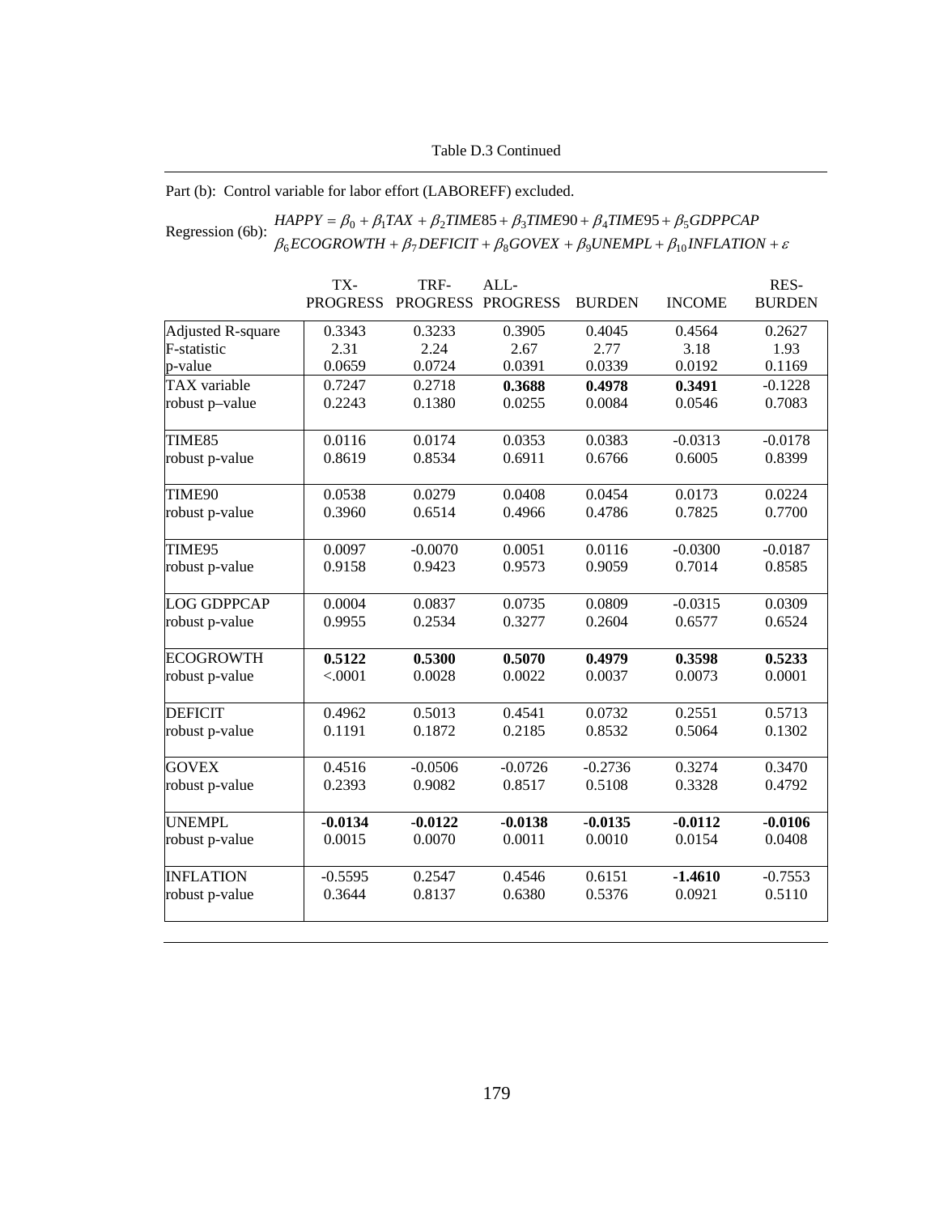Table D.3 Continued

Part (b): Control variable for labor effort (LABOREFF) excluded.

Regression (6b): $HAPPY = \beta_0 + \beta_1 TAX + \beta_2 TIME85 + \beta_3 TIME90 + \beta_4 TIME95 + \beta_5 GDPPCAP$
$\beta_6 ECOGROWTH + \beta_7 DEFICIT + \beta_8 GOVEX + \beta_9 UNEMPL + \beta_{10} INFLATION + \varepsilon$

| | TX-PROGRESS | TRF-PROGRESS | ALL-PROGRESS | BURDEN | INCOME | RES-BURDEN |
|---|---|---|---|---|---|---|
| Adjusted R-square | 0.3343 | 0.3233 | 0.3905 | 0.4045 | 0.4564 | 0.2627 |
| F-statistic | 2.31 | 2.24 | 2.67 | 2.77 | 3.18 | 1.93 |
| p-value | 0.0659 | 0.0724 | 0.0391 | 0.0339 | 0.0192 | 0.1169 |
| TAX variable | 0.7247 | 0.2718 | **0.3688** | **0.4978** | **0.3491** | -0.1228 |
| robust p–value | 0.2243 | 0.1380 | 0.0255 | 0.0084 | 0.0546 | 0.7083 |
| TIME85 | 0.0116 | 0.0174 | 0.0353 | 0.0383 | -0.0313 | -0.0178 |
| robust p-value | 0.8619 | 0.8534 | 0.6911 | 0.6766 | 0.6005 | 0.8399 |
| TIME90 | 0.0538 | 0.0279 | 0.0408 | 0.0454 | 0.0173 | 0.0224 |
| robust p-value | 0.3960 | 0.6514 | 0.4966 | 0.4786 | 0.7825 | 0.7700 |
| TIME95 | 0.0097 | -0.0070 | 0.0051 | 0.0116 | -0.0300 | -0.0187 |
| robust p-value | 0.9158 | 0.9423 | 0.9573 | 0.9059 | 0.7014 | 0.8585 |
| LOG GDPPCAP | 0.0004 | 0.0837 | 0.0735 | 0.0809 | -0.0315 | 0.0309 |
| robust p-value | 0.9955 | 0.2534 | 0.3277 | 0.2604 | 0.6577 | 0.6524 |
| ECOGROWTH | **0.5122** | **0.5300** | **0.5070** | **0.4979** | **0.3598** | **0.5233** |
| robust p-value | <.0001 | 0.0028 | 0.0022 | 0.0037 | 0.0073 | 0.0001 |
| DEFICIT | 0.4962 | 0.5013 | 0.4541 | 0.0732 | 0.2551 | 0.5713 |
| robust p-value | 0.1191 | 0.1872 | 0.2185 | 0.8532 | 0.5064 | 0.1302 |
| GOVEX | 0.4516 | -0.0506 | -0.0726 | -0.2736 | 0.3274 | 0.3470 |
| robust p-value | 0.2393 | 0.9082 | 0.8517 | 0.5108 | 0.3328 | 0.4792 |
| UNEMPL | **-0.0134** | **-0.0122** | **-0.0138** | **-0.0135** | **-0.0112** | **-0.0106** |
| robust p-value | 0.0015 | 0.0070 | 0.0011 | 0.0010 | 0.0154 | 0.0408 |
| INFLATION | -0.5595 | 0.2547 | 0.4546 | 0.6151 | **-1.4610** | -0.7553 |
| robust p-value | 0.3644 | 0.8137 | 0.6380 | 0.5376 | 0.0921 | 0.5110 |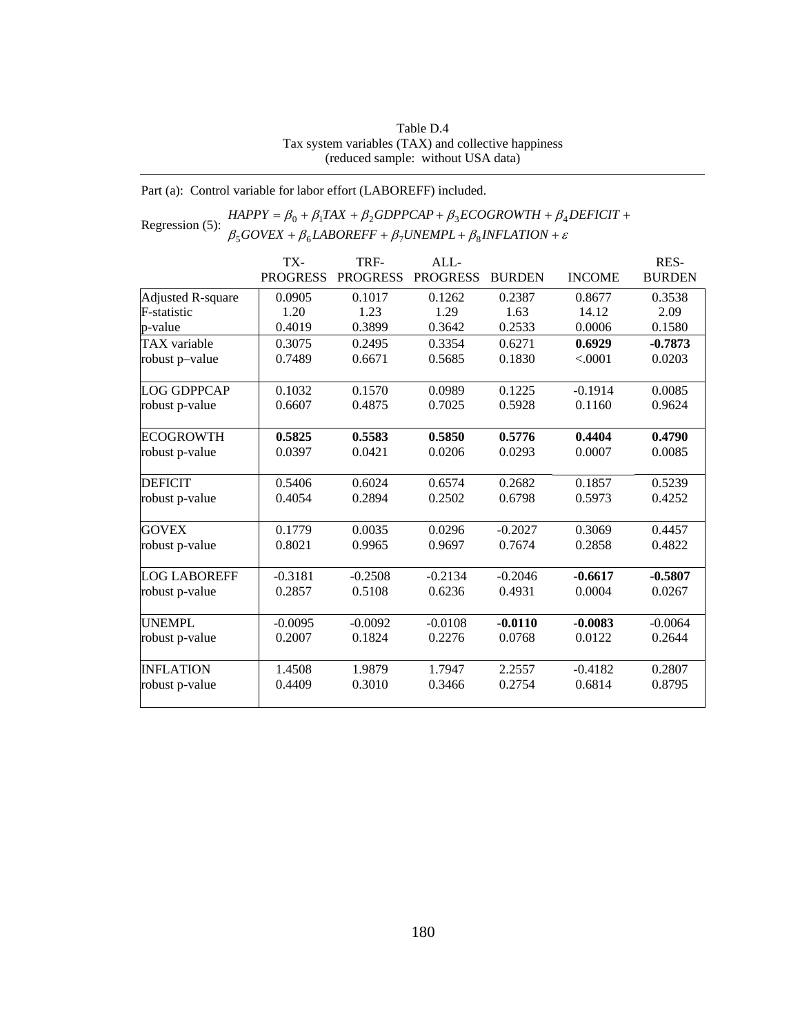Table D.4
Tax system variables (TAX) and collective happiness
(reduced sample: without USA data)

Part (a): Control variable for labor effort (LABOREFF) included.

Regression (5): $HAPPY = \beta_0 + \beta_1 TAX + \beta_2 GDPPCAP + \beta_3 ECOGROWTH + \beta_4 DEFICIT + \beta_5 GOVEX + \beta_6 LABOREFF + \beta_7 UNEMPL + \beta_8 INFLATION + \varepsilon$

| | TX-PROGRESS | TRF-PROGRESS | ALL-PROGRESS | BURDEN | INCOME | RES-BURDEN |
|---|---|---|---|---|---|---|
| Adjusted R-square | 0.0905 | 0.1017 | 0.1262 | 0.2387 | 0.8677 | 0.3538 |
| F-statistic | 1.20 | 1.23 | 1.29 | 1.63 | 14.12 | 2.09 |
| p-value | 0.4019 | 0.3899 | 0.3642 | 0.2533 | 0.0006 | 0.1580 |
| TAX variable | 0.3075 | 0.2495 | 0.3354 | 0.6271 | **0.6929** | **-0.7873** |
| robust p–value | 0.7489 | 0.6671 | 0.5685 | 0.1830 | <.0001 | 0.0203 |
| LOG GDPPCAP | 0.1032 | 0.1570 | 0.0989 | 0.1225 | -0.1914 | 0.0085 |
| robust p-value | 0.6607 | 0.4875 | 0.7025 | 0.5928 | 0.1160 | 0.9624 |
| ECOGROWTH | **0.5825** | **0.5583** | **0.5850** | **0.5776** | **0.4404** | **0.4790** |
| robust p-value | 0.0397 | 0.0421 | 0.0206 | 0.0293 | 0.0007 | 0.0085 |
| DEFICIT | 0.5406 | 0.6024 | 0.6574 | 0.2682 | 0.1857 | 0.5239 |
| robust p-value | 0.4054 | 0.2894 | 0.2502 | 0.6798 | 0.5973 | 0.4252 |
| GOVEX | 0.1779 | 0.0035 | 0.0296 | -0.2027 | 0.3069 | 0.4457 |
| robust p-value | 0.8021 | 0.9965 | 0.9697 | 0.7674 | 0.2858 | 0.4822 |
| LOG LABOREFF | -0.3181 | -0.2508 | -0.2134 | -0.2046 | **-0.6617** | **-0.5807** |
| robust p-value | 0.2857 | 0.5108 | 0.6236 | 0.4931 | 0.0004 | 0.0267 |
| UNEMPL | -0.0095 | -0.0092 | -0.0108 | **-0.0110** | **-0.0083** | -0.0064 |
| robust p-value | 0.2007 | 0.1824 | 0.2276 | 0.0768 | 0.0122 | 0.2644 |
| INFLATION | 1.4508 | 1.9879 | 1.7947 | 2.2557 | -0.4182 | 0.2807 |
| robust p-value | 0.4409 | 0.3010 | 0.3466 | 0.2754 | 0.6814 | 0.8795 |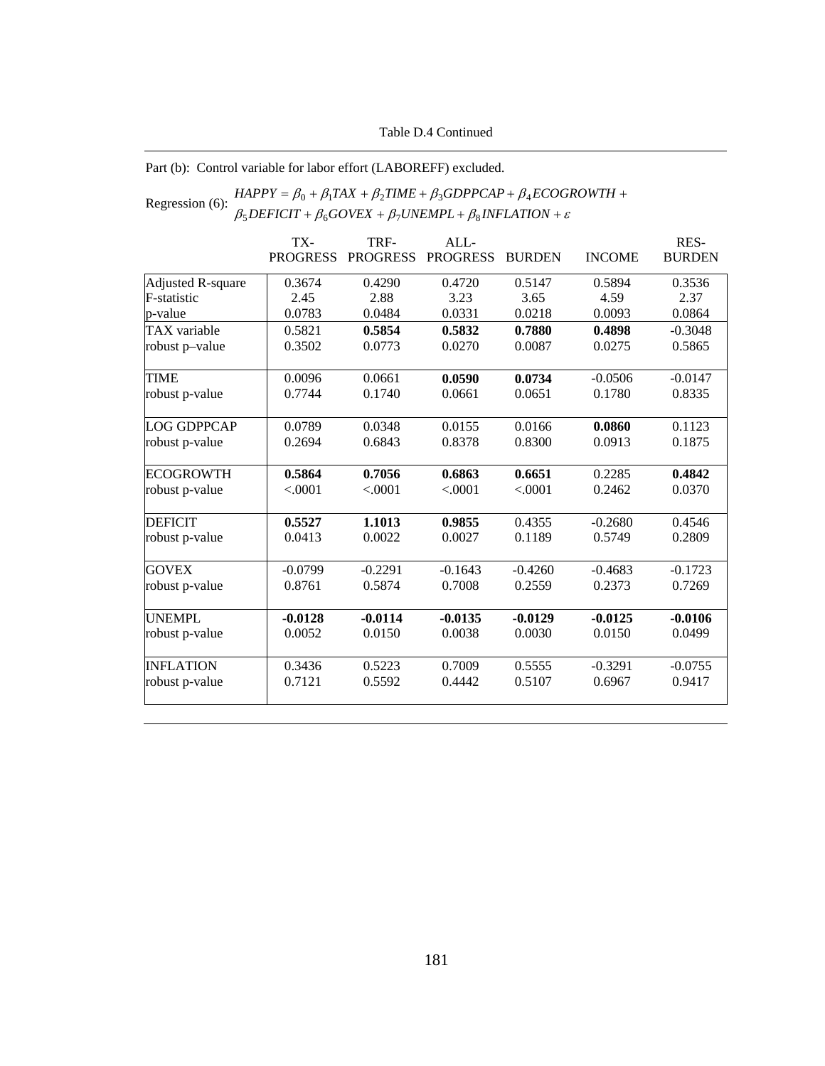Table D.4 Continued

Part (b): Control variable for labor effort (LABOREFF) excluded.

Regression (6):
$$HAPPY = \beta_0 + \beta_1 TAX + \beta_2 TIME + \beta_3 GDPPCAP + \beta_4 ECOGROWTH + \beta_5 DEFICIT + \beta_6 GOVEX + \beta_7 UNEMPL + \beta_8 INFLATION + \varepsilon$$

| | TX-PROGRESS | TRF-PROGRESS | ALL-PROGRESS | BURDEN | INCOME | RES-BURDEN |
|---|---|---|---|---|---|---|
| Adjusted R-square | 0.3674 | 0.4290 | 0.4720 | 0.5147 | 0.5894 | 0.3536 |
| F-statistic | 2.45 | 2.88 | 3.23 | 3.65 | 4.59 | 2.37 |
| p-value | 0.0783 | 0.0484 | 0.0331 | 0.0218 | 0.0093 | 0.0864 |
| TAX variable | 0.5821 | **0.5854** | **0.5832** | **0.7880** | **0.4898** | -0.3048 |
| robust p–value | 0.3502 | 0.0773 | 0.0270 | 0.0087 | 0.0275 | 0.5865 |
| TIME | 0.0096 | 0.0661 | **0.0590** | **0.0734** | -0.0506 | -0.0147 |
| robust p-value | 0.7744 | 0.1740 | 0.0661 | 0.0651 | 0.1780 | 0.8335 |
| LOG GDPPCAP | 0.0789 | 0.0348 | 0.0155 | 0.0166 | **0.0860** | 0.1123 |
| robust p-value | 0.2694 | 0.6843 | 0.8378 | 0.8300 | 0.0913 | 0.1875 |
| ECOGROWTH | **0.5864** | **0.7056** | **0.6863** | **0.6651** | 0.2285 | **0.4842** |
| robust p-value | <.0001 | <.0001 | <.0001 | <.0001 | 0.2462 | 0.0370 |
| DEFICIT | **0.5527** | **1.1013** | **0.9855** | 0.4355 | -0.2680 | 0.4546 |
| robust p-value | 0.0413 | 0.0022 | 0.0027 | 0.1189 | 0.5749 | 0.2809 |
| GOVEX | -0.0799 | -0.2291 | -0.1643 | -0.4260 | -0.4683 | -0.1723 |
| robust p-value | 0.8761 | 0.5874 | 0.7008 | 0.2559 | 0.2373 | 0.7269 |
| UNEMPL | **-0.0128** | **-0.0114** | **-0.0135** | **-0.0129** | **-0.0125** | **-0.0106** |
| robust p-value | 0.0052 | 0.0150 | 0.0038 | 0.0030 | 0.0150 | 0.0499 |
| INFLATION | 0.3436 | 0.5223 | 0.7009 | 0.5555 | -0.3291 | -0.0755 |
| robust p-value | 0.7121 | 0.5592 | 0.4442 | 0.5107 | 0.6967 | 0.9417 |